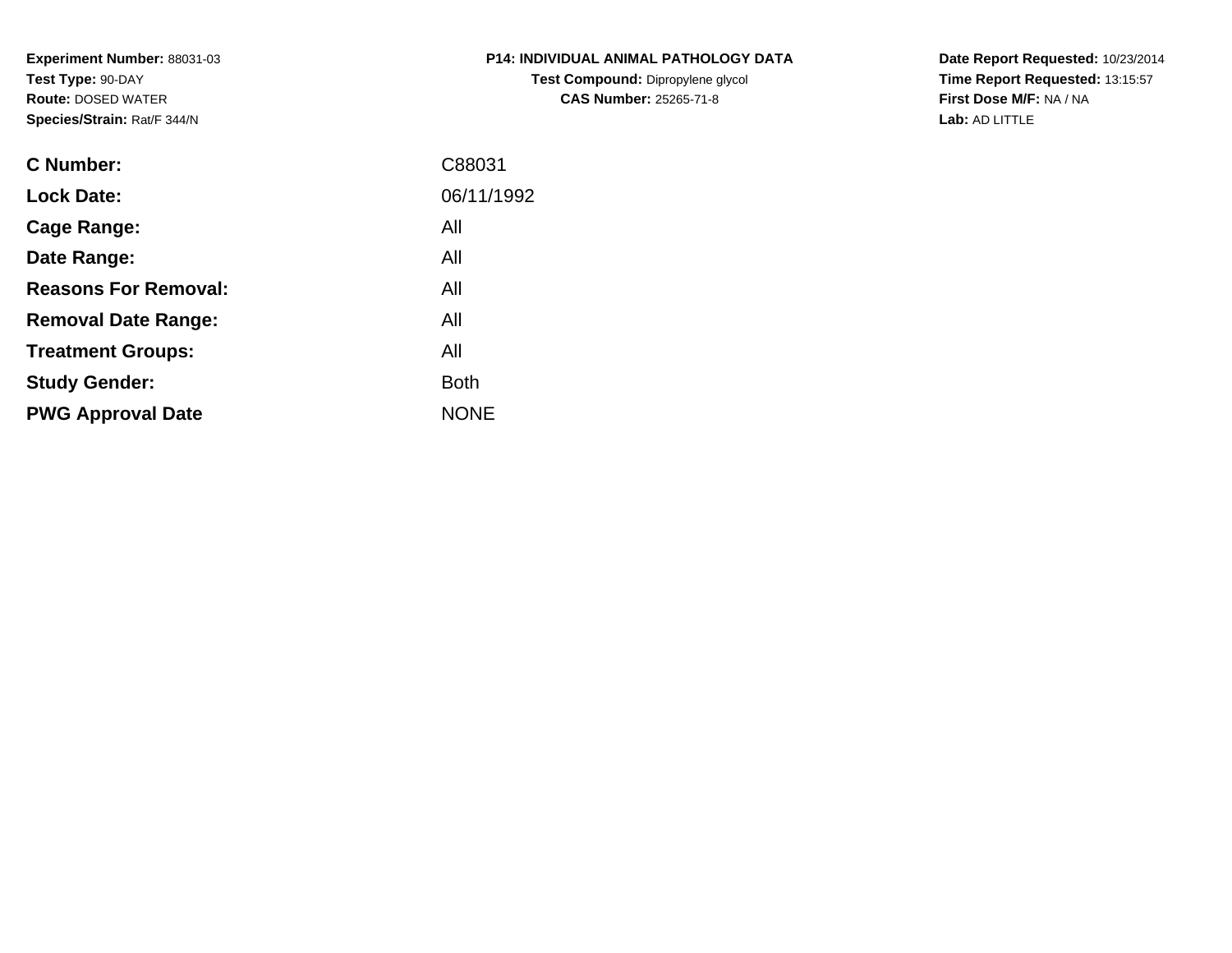**Experiment Number:** 88031-03
**Test Type:** 90-DAY
**Route:** DOSED WATER
**Species/Strain:** Rat/F 344/N

**P14: INDIVIDUAL ANIMAL PATHOLOGY DATA**
**Test Compound:** Dipropylene glycol
**CAS Number:** 25265-71-8

**Date Report Requested:** 10/23/2014
**Time Report Requested:** 13:15:57
**First Dose M/F:** NA / NA
**Lab:** AD LITTLE

| | |
|---|---|
| **C Number:** | C88031 |
| **Lock Date:** | 06/11/1992 |
| **Cage Range:** | All |
| **Date Range:** | All |
| **Reasons For Removal:** | All |
| **Removal Date Range:** | All |
| **Treatment Groups:** | All |
| **Study Gender:** | Both |
| **PWG Approval Date** | NONE |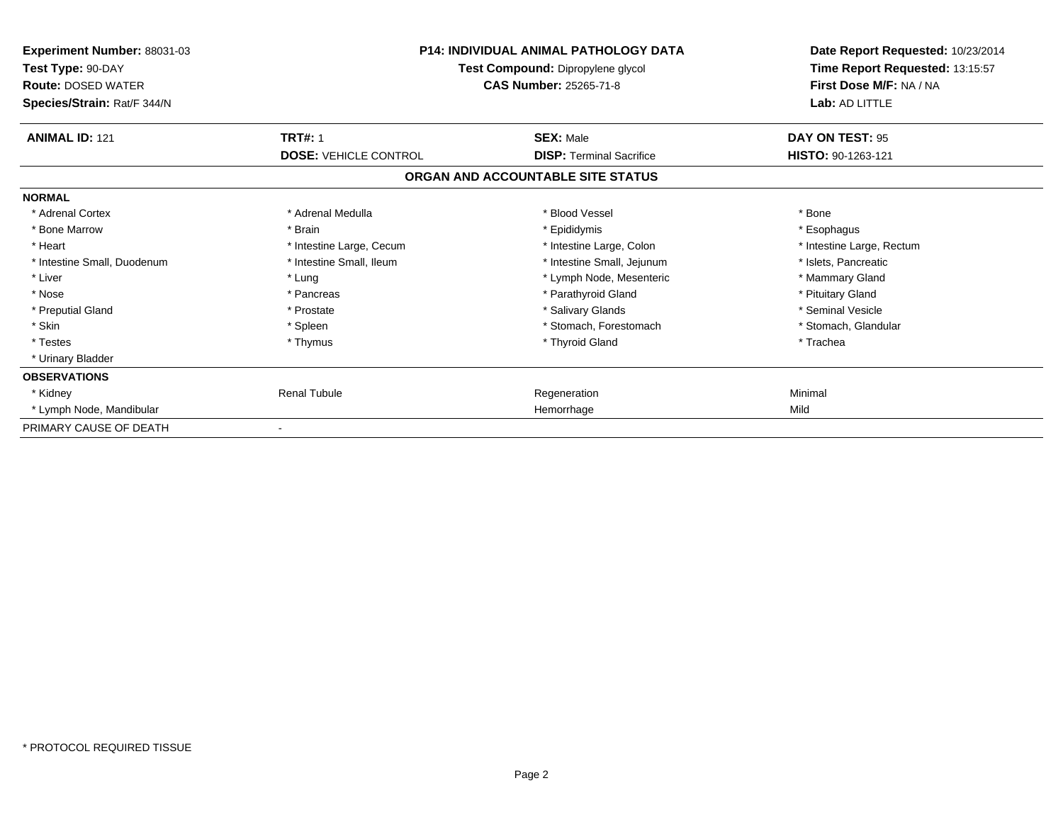**Experiment Number:** 88031-03
**Test Type:** 90-DAY
**Route:** DOSED WATER
**Species/Strain:** Rat/F 344/N

**P14: INDIVIDUAL ANIMAL PATHOLOGY DATA**
**Test Compound:** Dipropylene glycol
**CAS Number:** 25265-71-8

**Date Report Requested:** 10/23/2014
**Time Report Requested:** 13:15:57
**First Dose M/F:** NA / NA
**Lab:** AD LITTLE

| **ANIMAL ID:** 121 | **TRT#:** 1 | **SEX:** Male | **DAY ON TEST:** 95 |
|---|---|---|---|
| | **DOSE:** VEHICLE CONTROL | **DISP:** Terminal Sacrifice | **HISTO:** 90-1263-121 |

## ORGAN AND ACCOUNTABLE SITE STATUS

| | | | |
|---|---|---|---|
| **NORMAL** | | | |
| * Adrenal Cortex | * Adrenal Medulla | * Blood Vessel | * Bone |
| * Bone Marrow | * Brain | * Epididymis | * Esophagus |
| * Heart | * Intestine Large, Cecum | * Intestine Large, Colon | * Intestine Large, Rectum |
| * Intestine Small, Duodenum | * Intestine Small, Ileum | * Intestine Small, Jejunum | * Islets, Pancreatic |
| * Liver | * Lung | * Lymph Node, Mesenteric | * Mammary Gland |
| * Nose | * Pancreas | * Parathyroid Gland | * Pituitary Gland |
| * Preputial Gland | * Prostate | * Salivary Glands | * Seminal Vesicle |
| * Skin | * Spleen | * Stomach, Forestomach | * Stomach, Glandular |
| * Testes | * Thymus | * Thyroid Gland | * Trachea |
| * Urinary Bladder | | | |
| **OBSERVATIONS** | | | |
| * Kidney | Renal Tubule | Regeneration | Minimal |
| * Lymph Node, Mandibular | | Hemorrhage | Mild |
| PRIMARY CAUSE OF DEATH | - | | |

* PROTOCOL REQUIRED TISSUE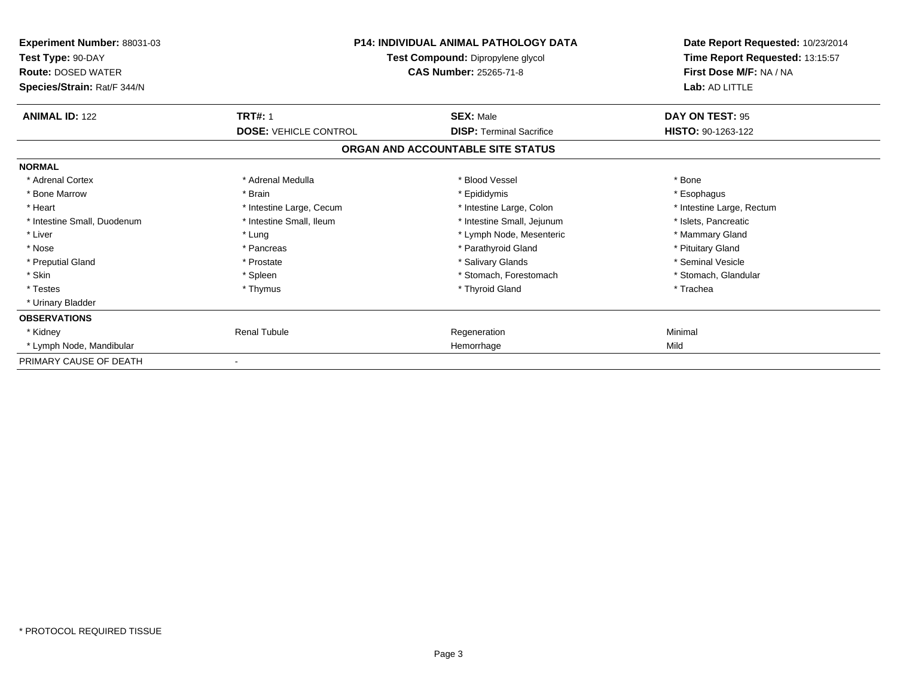**Experiment Number:** 88031-03
**Test Type:** 90-DAY
**Route:** DOSED WATER
**Species/Strain:** Rat/F 344/N

**P14: INDIVIDUAL ANIMAL PATHOLOGY DATA**
**Test Compound:** Dipropylene glycol
**CAS Number:** 25265-71-8

**Date Report Requested:** 10/23/2014
**Time Report Requested:** 13:15:57
**First Dose M/F:** NA / NA
**Lab:** AD LITTLE

| **ANIMAL ID:** 122 | **TRT#:** 1 | **SEX:** Male | **DAY ON TEST:** 95 |
|---|---|---|---|
| | **DOSE:** VEHICLE CONTROL | **DISP:** Terminal Sacrifice | **HISTO:** 90-1263-122 |

## ORGAN AND ACCOUNTABLE SITE STATUS

| | | | |
|---|---|---|---|
| **NORMAL** | | | |
| * Adrenal Cortex | * Adrenal Medulla | * Blood Vessel | * Bone |
| * Bone Marrow | * Brain | * Epididymis | * Esophagus |
| * Heart | * Intestine Large, Cecum | * Intestine Large, Colon | * Intestine Large, Rectum |
| * Intestine Small, Duodenum | * Intestine Small, Ileum | * Intestine Small, Jejunum | * Islets, Pancreatic |
| * Liver | * Lung | * Lymph Node, Mesenteric | * Mammary Gland |
| * Nose | * Pancreas | * Parathyroid Gland | * Pituitary Gland |
| * Preputial Gland | * Prostate | * Salivary Glands | * Seminal Vesicle |
| * Skin | * Spleen | * Stomach, Forestomach | * Stomach, Glandular |
| * Testes | * Thymus | * Thyroid Gland | * Trachea |
| * Urinary Bladder | | | |
| **OBSERVATIONS** | | | |
| * Kidney | Renal Tubule | Regeneration | Minimal |
| * Lymph Node, Mandibular | | Hemorrhage | Mild |
| PRIMARY CAUSE OF DEATH | - | | |

* PROTOCOL REQUIRED TISSUE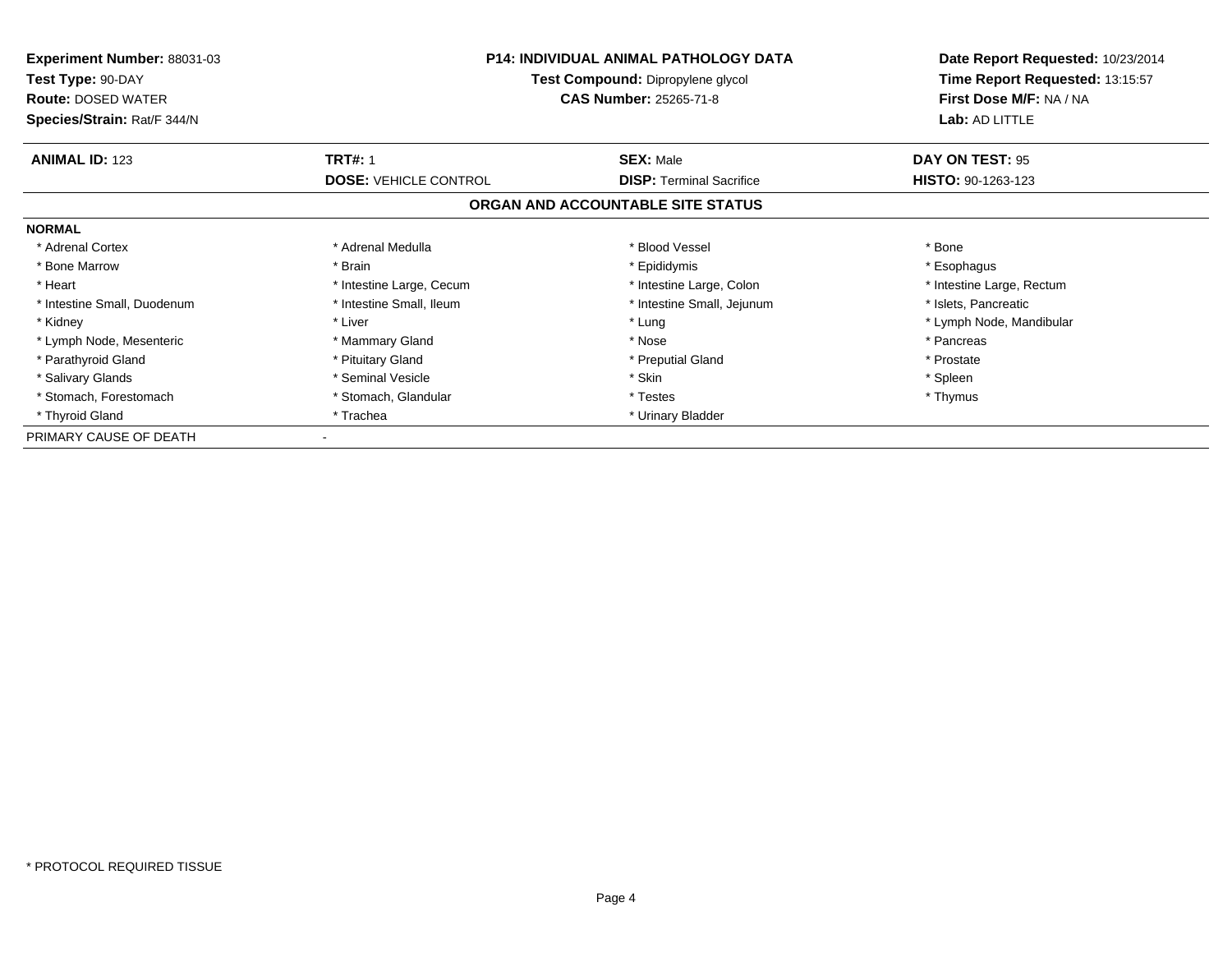**Experiment Number:** 88031-03
**Test Type:** 90-DAY
**Route:** DOSED WATER
**Species/Strain:** Rat/F 344/N

**P14: INDIVIDUAL ANIMAL PATHOLOGY DATA**
**Test Compound:** Dipropylene glycol
**CAS Number:** 25265-71-8

**Date Report Requested:** 10/23/2014
**Time Report Requested:** 13:15:57
**First Dose M/F:** NA / NA
**Lab:** AD LITTLE

| **ANIMAL ID:** 123 | **TRT#:** 1 | **SEX:** Male | **DAY ON TEST:** 95 |
|---|---|---|---|
| | **DOSE:** VEHICLE CONTROL | **DISP:** Terminal Sacrifice | **HISTO:** 90-1263-123 |

## ORGAN AND ACCOUNTABLE SITE STATUS

**NORMAL**

| | | | |
|---|---|---|---|
| * Adrenal Cortex | * Adrenal Medulla | * Blood Vessel | * Bone |
| * Bone Marrow | * Brain | * Epididymis | * Esophagus |
| * Heart | * Intestine Large, Cecum | * Intestine Large, Colon | * Intestine Large, Rectum |
| * Intestine Small, Duodenum | * Intestine Small, Ileum | * Intestine Small, Jejunum | * Islets, Pancreatic |
| * Kidney | * Liver | * Lung | * Lymph Node, Mandibular |
| * Lymph Node, Mesenteric | * Mammary Gland | * Nose | * Pancreas |
| * Parathyroid Gland | * Pituitary Gland | * Preputial Gland | * Prostate |
| * Salivary Glands | * Seminal Vesicle | * Skin | * Spleen |
| * Stomach, Forestomach | * Stomach, Glandular | * Testes | * Thymus |
| * Thyroid Gland | * Trachea | * Urinary Bladder | |

PRIMARY CAUSE OF DEATH -

* PROTOCOL REQUIRED TISSUE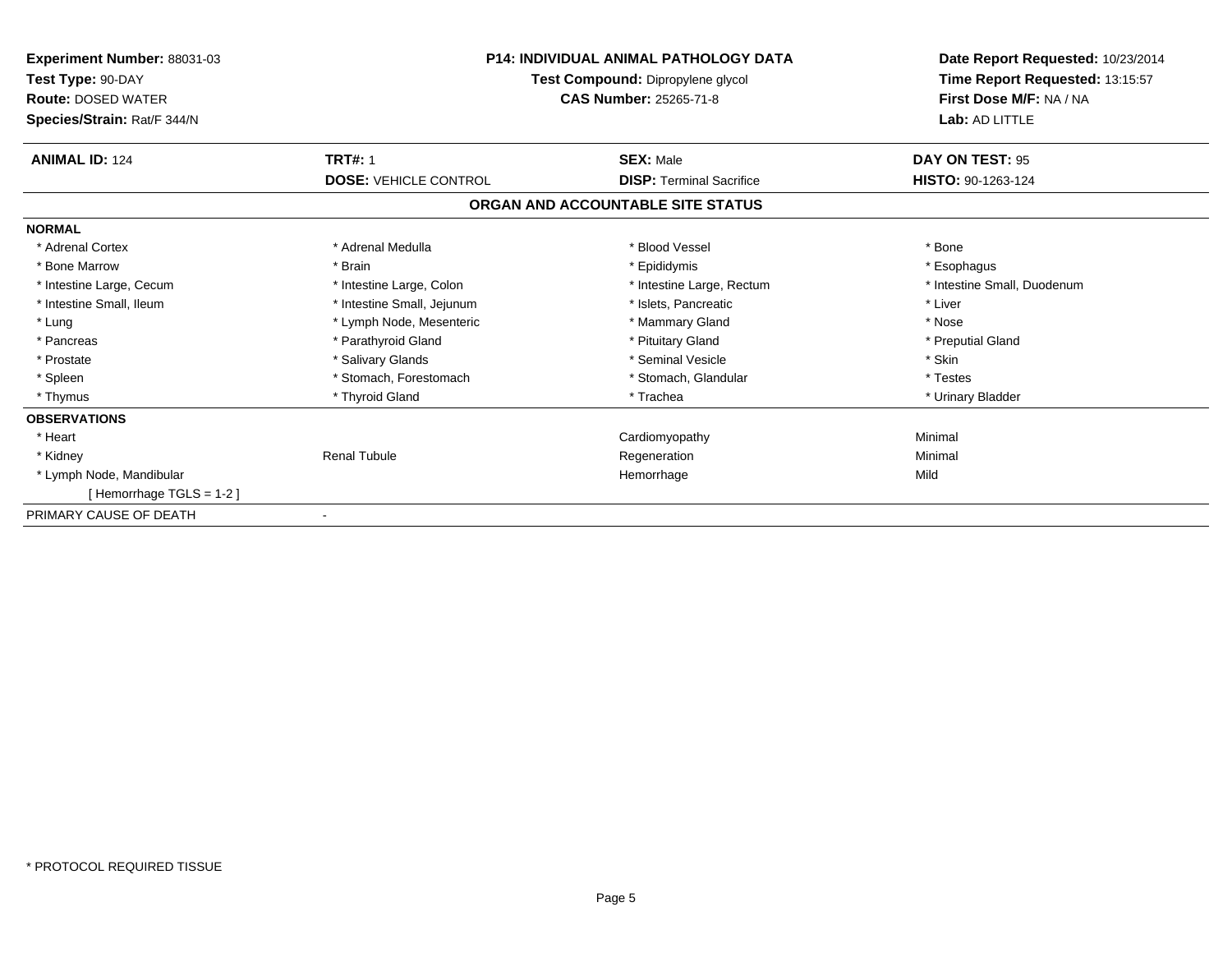**Experiment Number:** 88031-03
**Test Type:** 90-DAY
**Route:** DOSED WATER
**Species/Strain:** Rat/F 344/N

**P14: INDIVIDUAL ANIMAL PATHOLOGY DATA**
**Test Compound:** Dipropylene glycol
**CAS Number:** 25265-71-8

**Date Report Requested:** 10/23/2014
**Time Report Requested:** 13:15:57
**First Dose M/F:** NA / NA
**Lab:** AD LITTLE

| **ANIMAL ID:** 124 | **TRT#:** 1 | **SEX:** Male | **DAY ON TEST:** 95 |
|---|---|---|---|
| | **DOSE:** VEHICLE CONTROL | **DISP:** Terminal Sacrifice | **HISTO:** 90-1263-124 |

**ORGAN AND ACCOUNTABLE SITE STATUS**

| | | | |
|---|---|---|---|
| **NORMAL** | | | |
| * Adrenal Cortex | * Adrenal Medulla | * Blood Vessel | * Bone |
| * Bone Marrow | * Brain | * Epididymis | * Esophagus |
| * Intestine Large, Cecum | * Intestine Large, Colon | * Intestine Large, Rectum | * Intestine Small, Duodenum |
| * Intestine Small, Ileum | * Intestine Small, Jejunum | * Islets, Pancreatic | * Liver |
| * Lung | * Lymph Node, Mesenteric | * Mammary Gland | * Nose |
| * Pancreas | * Parathyroid Gland | * Pituitary Gland | * Preputial Gland |
| * Prostate | * Salivary Glands | * Seminal Vesicle | * Skin |
| * Spleen | * Stomach, Forestomach | * Stomach, Glandular | * Testes |
| * Thymus | * Thyroid Gland | * Trachea | * Urinary Bladder |
| **OBSERVATIONS** | | | |
| * Heart | | Cardiomyopathy | Minimal |
| * Kidney | Renal Tubule | Regeneration | Minimal |
| * Lymph Node, Mandibular | | Hemorrhage | Mild |
| [ Hemorrhage TGLS = 1-2 ] | | | |
| PRIMARY CAUSE OF DEATH | - | | |

* PROTOCOL REQUIRED TISSUE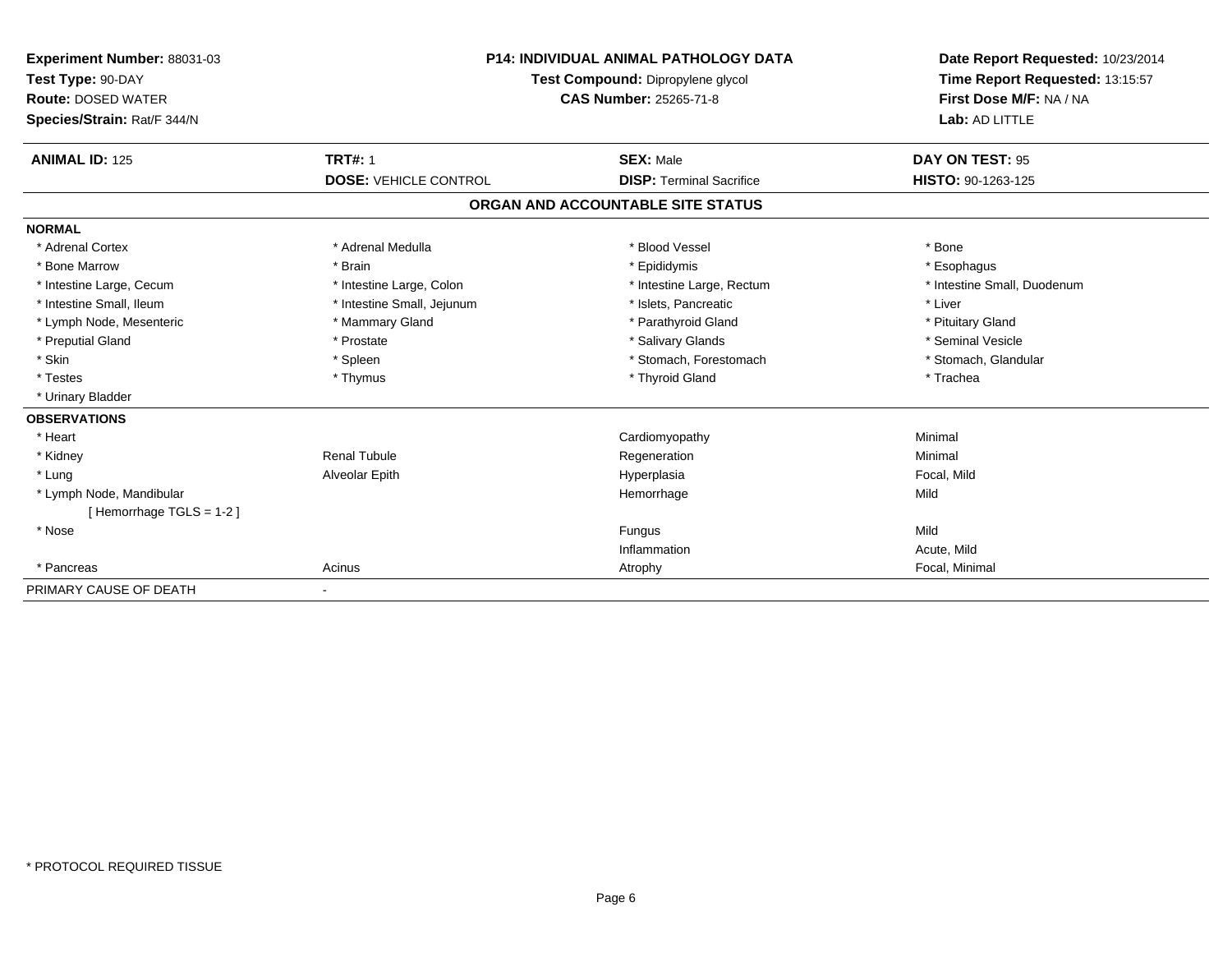**Experiment Number:** 88031-03
**Test Type:** 90-DAY
**Route:** DOSED WATER
**Species/Strain:** Rat/F 344/N

**P14: INDIVIDUAL ANIMAL PATHOLOGY DATA**
**Test Compound:** Dipropylene glycol
**CAS Number:** 25265-71-8

**Date Report Requested:** 10/23/2014
**Time Report Requested:** 13:15:57
**First Dose M/F:** NA / NA
**Lab:** AD LITTLE

| **ANIMAL ID:** 125 | **TRT#:** 1 | **SEX:** Male | **DAY ON TEST:** 95 |
|---|---|---|---|
| | **DOSE:** VEHICLE CONTROL | **DISP:** Terminal Sacrifice | **HISTO:** 90-1263-125 |

## ORGAN AND ACCOUNTABLE SITE STATUS

| | | | |
|---|---|---|---|
| **NORMAL** | | | |
| * Adrenal Cortex | * Adrenal Medulla | * Blood Vessel | * Bone |
| * Bone Marrow | * Brain | * Epididymis | * Esophagus |
| * Intestine Large, Cecum | * Intestine Large, Colon | * Intestine Large, Rectum | * Intestine Small, Duodenum |
| * Intestine Small, Ileum | * Intestine Small, Jejunum | * Islets, Pancreatic | * Liver |
| * Lymph Node, Mesenteric | * Mammary Gland | * Parathyroid Gland | * Pituitary Gland |
| * Preputial Gland | * Prostate | * Salivary Glands | * Seminal Vesicle |
| * Skin | * Spleen | * Stomach, Forestomach | * Stomach, Glandular |
| * Testes | * Thymus | * Thyroid Gland | * Trachea |
| * Urinary Bladder | | | |
| **OBSERVATIONS** | | | |
| * Heart | | Cardiomyopathy | Minimal |
| * Kidney | Renal Tubule | Regeneration | Minimal |
| * Lung | Alveolar Epith | Hyperplasia | Focal, Mild |
| * Lymph Node, Mandibular | | Hemorrhage | Mild |
| [ Hemorrhage TGLS = 1-2 ] | | | |
| * Nose | | Fungus | Mild |
| | | Inflammation | Acute, Mild |
| * Pancreas | Acinus | Atrophy | Focal, Minimal |
| PRIMARY CAUSE OF DEATH | - | | |

* PROTOCOL REQUIRED TISSUE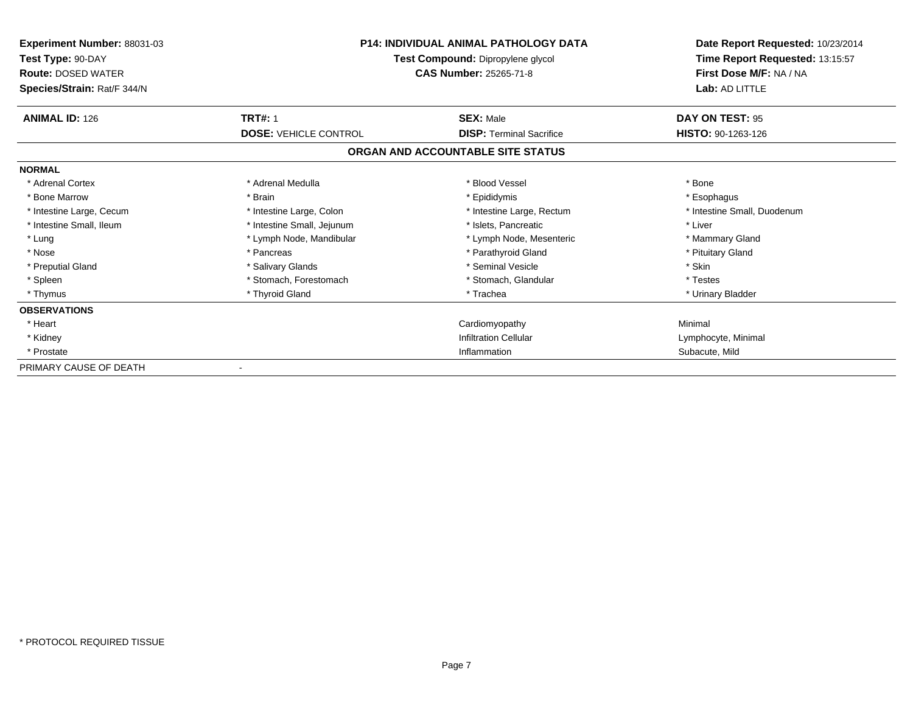**Experiment Number:** 88031-03
**Test Type:** 90-DAY
**Route:** DOSED WATER
**Species/Strain:** Rat/F 344/N

**P14: INDIVIDUAL ANIMAL PATHOLOGY DATA**
**Test Compound:** Dipropylene glycol
**CAS Number:** 25265-71-8

**Date Report Requested:** 10/23/2014
**Time Report Requested:** 13:15:57
**First Dose M/F:** NA / NA
**Lab:** AD LITTLE

| **ANIMAL ID:** 126 | **TRT#:** 1 | **SEX:** Male | **DAY ON TEST:** 95 |
|---|---|---|---|
| | **DOSE:** VEHICLE CONTROL | **DISP:** Terminal Sacrifice | **HISTO:** 90-1263-126 |

## ORGAN AND ACCOUNTABLE SITE STATUS

| | | | |
|---|---|---|---|
| **NORMAL** | | | |
| * Adrenal Cortex | * Adrenal Medulla | * Blood Vessel | * Bone |
| * Bone Marrow | * Brain | * Epididymis | * Esophagus |
| * Intestine Large, Cecum | * Intestine Large, Colon | * Intestine Large, Rectum | * Intestine Small, Duodenum |
| * Intestine Small, Ileum | * Intestine Small, Jejunum | * Islets, Pancreatic | * Liver |
| * Lung | * Lymph Node, Mandibular | * Lymph Node, Mesenteric | * Mammary Gland |
| * Nose | * Pancreas | * Parathyroid Gland | * Pituitary Gland |
| * Preputial Gland | * Salivary Glands | * Seminal Vesicle | * Skin |
| * Spleen | * Stomach, Forestomach | * Stomach, Glandular | * Testes |
| * Thymus | * Thyroid Gland | * Trachea | * Urinary Bladder |
| **OBSERVATIONS** | | | |
| * Heart | | Cardiomyopathy | Minimal |
| * Kidney | | Infiltration Cellular | Lymphocyte, Minimal |
| * Prostate | | Inflammation | Subacute, Mild |
| PRIMARY CAUSE OF DEATH | - | | |

* PROTOCOL REQUIRED TISSUE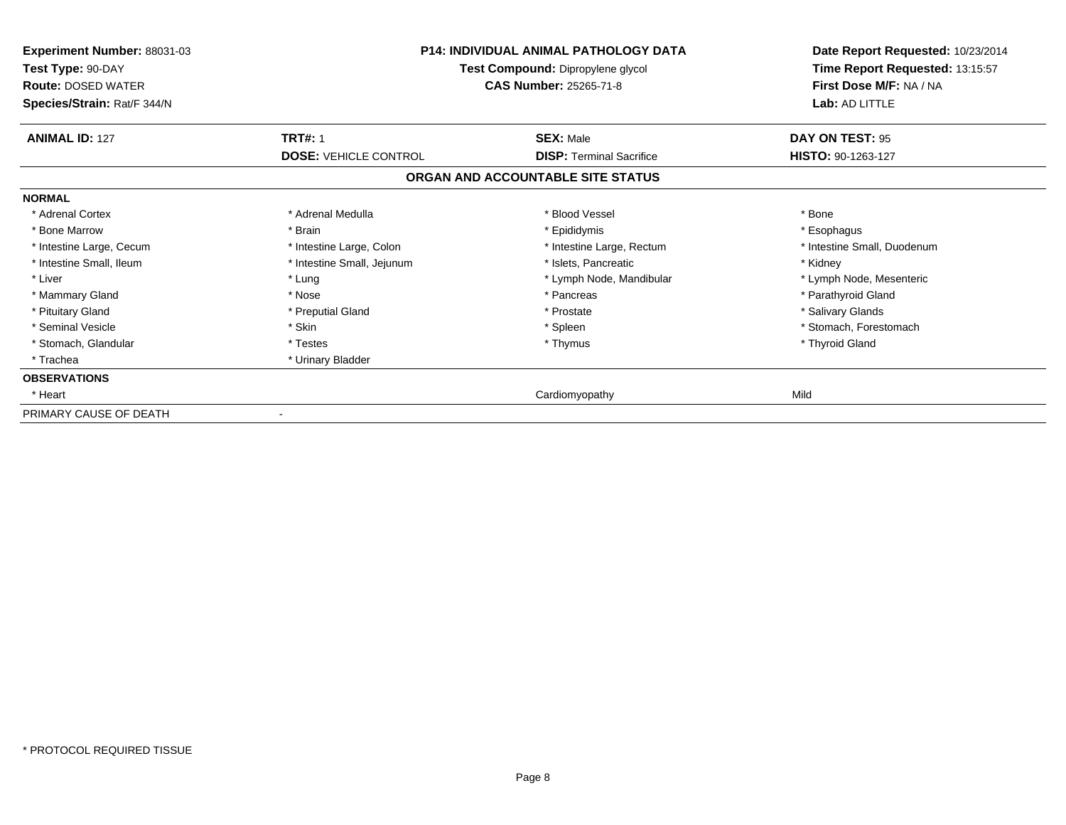**Experiment Number:** 88031-03
**Test Type:** 90-DAY
**Route:** DOSED WATER
**Species/Strain:** Rat/F 344/N

**P14: INDIVIDUAL ANIMAL PATHOLOGY DATA**
**Test Compound:** Dipropylene glycol
**CAS Number:** 25265-71-8

**Date Report Requested:** 10/23/2014
**Time Report Requested:** 13:15:57
**First Dose M/F:** NA / NA
**Lab:** AD LITTLE

| **ANIMAL ID:** 127 | **TRT#:** 1 | **SEX:** Male | **DAY ON TEST:** 95 |
|---|---|---|---|
| | **DOSE:** VEHICLE CONTROL | **DISP:** Terminal Sacrifice | **HISTO:** 90-1263-127 |

## ORGAN AND ACCOUNTABLE SITE STATUS

| | | | |
|---|---|---|---|
| **NORMAL** | | | |
| * Adrenal Cortex | * Adrenal Medulla | * Blood Vessel | * Bone |
| * Bone Marrow | * Brain | * Epididymis | * Esophagus |
| * Intestine Large, Cecum | * Intestine Large, Colon | * Intestine Large, Rectum | * Intestine Small, Duodenum |
| * Intestine Small, Ileum | * Intestine Small, Jejunum | * Islets, Pancreatic | * Kidney |
| * Liver | * Lung | * Lymph Node, Mandibular | * Lymph Node, Mesenteric |
| * Mammary Gland | * Nose | * Pancreas | * Parathyroid Gland |
| * Pituitary Gland | * Preputial Gland | * Prostate | * Salivary Glands |
| * Seminal Vesicle | * Skin | * Spleen | * Stomach, Forestomach |
| * Stomach, Glandular | * Testes | * Thymus | * Thyroid Gland |
| * Trachea | * Urinary Bladder | | |
| **OBSERVATIONS** | | | |
| * Heart | | Cardiomyopathy | Mild |
| PRIMARY CAUSE OF DEATH | - | | |

* PROTOCOL REQUIRED TISSUE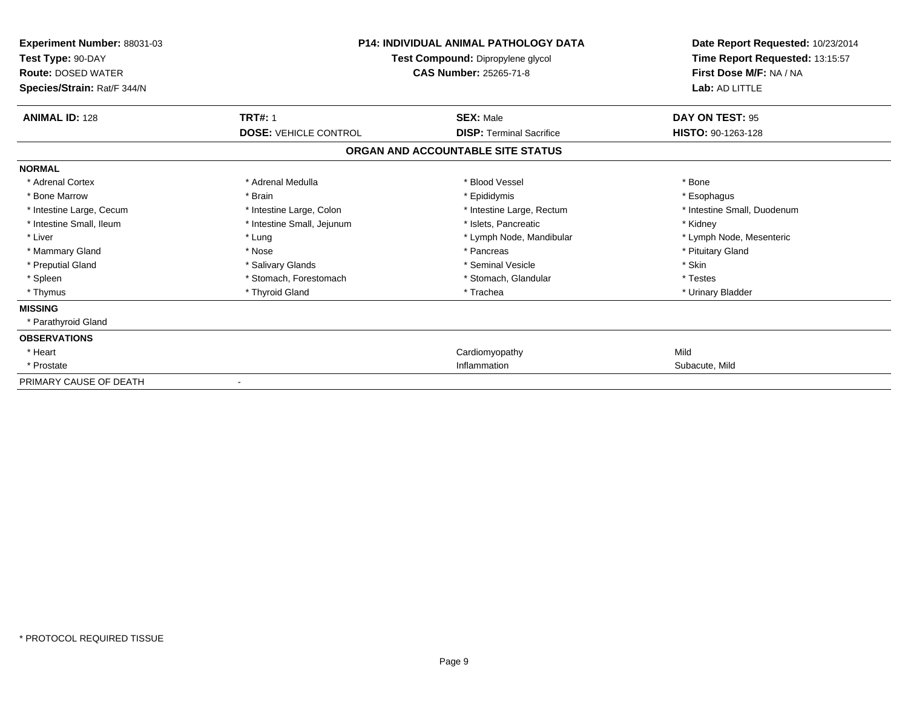**Experiment Number:** 88031-03
**Test Type:** 90-DAY
**Route:** DOSED WATER
**Species/Strain:** Rat/F 344/N

**P14: INDIVIDUAL ANIMAL PATHOLOGY DATA**
**Test Compound:** Dipropylene glycol
**CAS Number:** 25265-71-8

**Date Report Requested:** 10/23/2014
**Time Report Requested:** 13:15:57
**First Dose M/F:** NA / NA
**Lab:** AD LITTLE

| **ANIMAL ID:** 128 | **TRT#:** 1 | **SEX:** Male | **DAY ON TEST:** 95 |
|---|---|---|---|
| | **DOSE:** VEHICLE CONTROL | **DISP:** Terminal Sacrifice | **HISTO:** 90-1263-128 |

**ORGAN AND ACCOUNTABLE SITE STATUS**

| | | | |
|---|---|---|---|
| **NORMAL** | | | |
| * Adrenal Cortex | * Adrenal Medulla | * Blood Vessel | * Bone |
| * Bone Marrow | * Brain | * Epididymis | * Esophagus |
| * Intestine Large, Cecum | * Intestine Large, Colon | * Intestine Large, Rectum | * Intestine Small, Duodenum |
| * Intestine Small, Ileum | * Intestine Small, Jejunum | * Islets, Pancreatic | * Kidney |
| * Liver | * Lung | * Lymph Node, Mandibular | * Lymph Node, Mesenteric |
| * Mammary Gland | * Nose | * Pancreas | * Pituitary Gland |
| * Preputial Gland | * Salivary Glands | * Seminal Vesicle | * Skin |
| * Spleen | * Stomach, Forestomach | * Stomach, Glandular | * Testes |
| * Thymus | * Thyroid Gland | * Trachea | * Urinary Bladder |
| **MISSING** | | | |
| * Parathyroid Gland | | | |
| **OBSERVATIONS** | | | |
| * Heart | | Cardiomyopathy | Mild |
| * Prostate | | Inflammation | Subacute, Mild |
| PRIMARY CAUSE OF DEATH | - | | |

* PROTOCOL REQUIRED TISSUE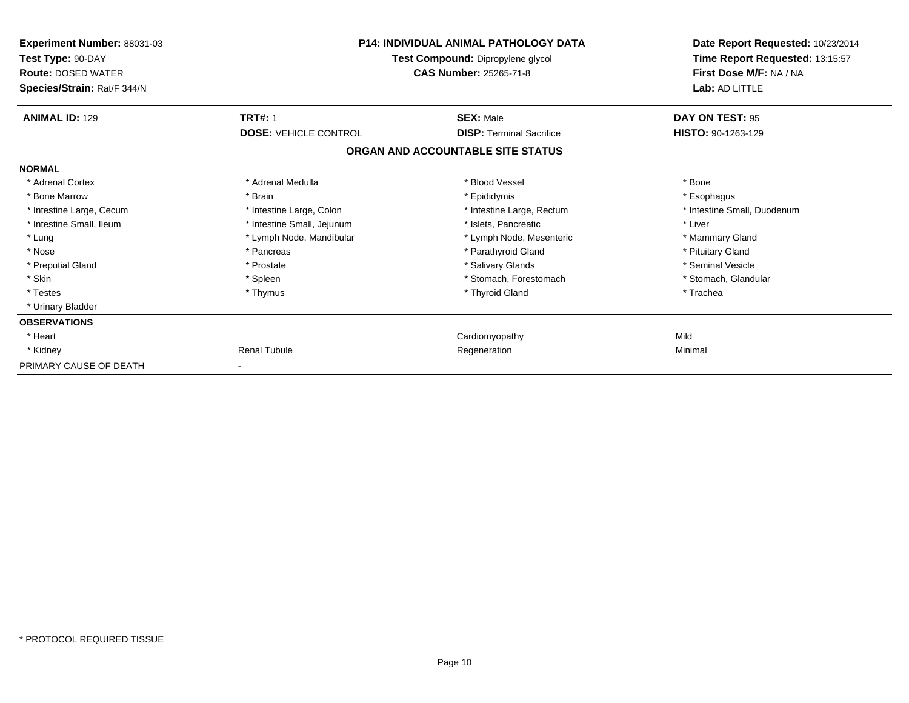**Experiment Number:** 88031-03
**Test Type:** 90-DAY
**Route:** DOSED WATER
**Species/Strain:** Rat/F 344/N

**P14: INDIVIDUAL ANIMAL PATHOLOGY DATA**
**Test Compound:** Dipropylene glycol
**CAS Number:** 25265-71-8

**Date Report Requested:** 10/23/2014
**Time Report Requested:** 13:15:57
**First Dose M/F:** NA / NA
**Lab:** AD LITTLE

| **ANIMAL ID:** 129 | **TRT#:** 1 | **SEX:** Male | **DAY ON TEST:** 95 |
|---|---|---|---|
| | **DOSE:** VEHICLE CONTROL | **DISP:** Terminal Sacrifice | **HISTO:** 90-1263-129 |

## ORGAN AND ACCOUNTABLE SITE STATUS

| | | | |
|---|---|---|---|
| **NORMAL** | | | |
| * Adrenal Cortex | * Adrenal Medulla | * Blood Vessel | * Bone |
| * Bone Marrow | * Brain | * Epididymis | * Esophagus |
| * Intestine Large, Cecum | * Intestine Large, Colon | * Intestine Large, Rectum | * Intestine Small, Duodenum |
| * Intestine Small, Ileum | * Intestine Small, Jejunum | * Islets, Pancreatic | * Liver |
| * Lung | * Lymph Node, Mandibular | * Lymph Node, Mesenteric | * Mammary Gland |
| * Nose | * Pancreas | * Parathyroid Gland | * Pituitary Gland |
| * Preputial Gland | * Prostate | * Salivary Glands | * Seminal Vesicle |
| * Skin | * Spleen | * Stomach, Forestomach | * Stomach, Glandular |
| * Testes | * Thymus | * Thyroid Gland | * Trachea |
| * Urinary Bladder | | | |
| **OBSERVATIONS** | | | |
| * Heart | | Cardiomyopathy | Mild |
| * Kidney | Renal Tubule | Regeneration | Minimal |
| PRIMARY CAUSE OF DEATH | - | | |

* PROTOCOL REQUIRED TISSUE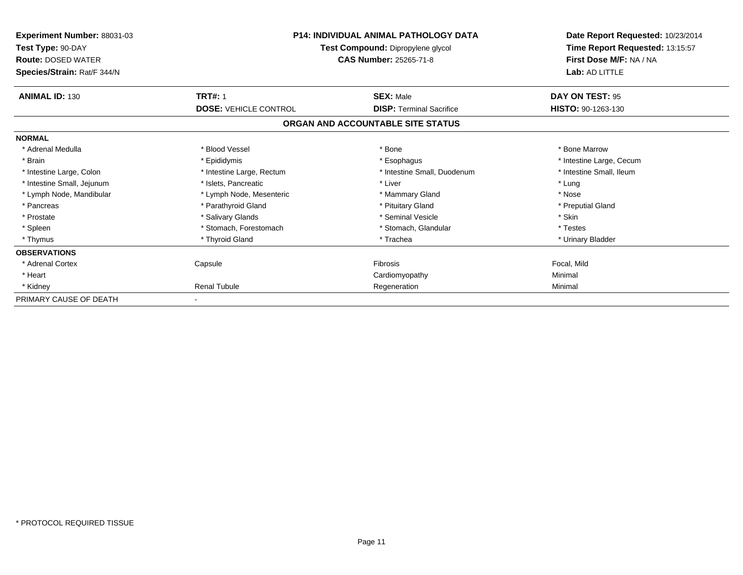**Experiment Number:** 88031-03
**Test Type:** 90-DAY
**Route:** DOSED WATER
**Species/Strain:** Rat/F 344/N

**P14: INDIVIDUAL ANIMAL PATHOLOGY DATA**
**Test Compound:** Dipropylene glycol
**CAS Number:** 25265-71-8

**Date Report Requested:** 10/23/2014
**Time Report Requested:** 13:15:57
**First Dose M/F:** NA / NA
**Lab:** AD LITTLE

| **ANIMAL ID:** 130 | **TRT#:** 1 | **SEX:** Male | **DAY ON TEST:** 95 |
|---|---|---|---|
| | **DOSE:** VEHICLE CONTROL | **DISP:** Terminal Sacrifice | **HISTO:** 90-1263-130 |

## ORGAN AND ACCOUNTABLE SITE STATUS

| | | | |
|---|---|---|---|
| **NORMAL** | | | |
| * Adrenal Medulla | * Blood Vessel | * Bone | * Bone Marrow |
| * Brain | * Epididymis | * Esophagus | * Intestine Large, Cecum |
| * Intestine Large, Colon | * Intestine Large, Rectum | * Intestine Small, Duodenum | * Intestine Small, Ileum |
| * Intestine Small, Jejunum | * Islets, Pancreatic | * Liver | * Lung |
| * Lymph Node, Mandibular | * Lymph Node, Mesenteric | * Mammary Gland | * Nose |
| * Pancreas | * Parathyroid Gland | * Pituitary Gland | * Preputial Gland |
| * Prostate | * Salivary Glands | * Seminal Vesicle | * Skin |
| * Spleen | * Stomach, Forestomach | * Stomach, Glandular | * Testes |
| * Thymus | * Thyroid Gland | * Trachea | * Urinary Bladder |
| **OBSERVATIONS** | | | |
| * Adrenal Cortex | Capsule | Fibrosis | Focal, Mild |
| * Heart | | Cardiomyopathy | Minimal |
| * Kidney | Renal Tubule | Regeneration | Minimal |
| PRIMARY CAUSE OF DEATH | - | | |

* PROTOCOL REQUIRED TISSUE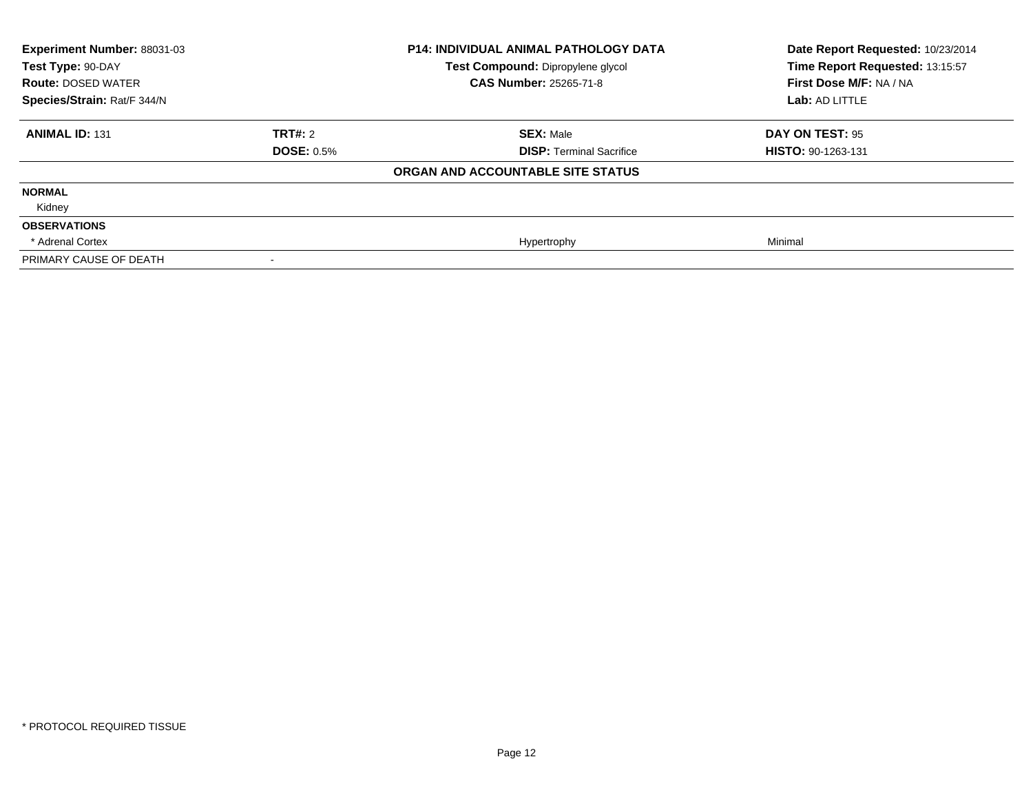**Experiment Number:** 88031-03
**Test Type:** 90-DAY
**Route:** DOSED WATER
**Species/Strain:** Rat/F 344/N

**P14: INDIVIDUAL ANIMAL PATHOLOGY DATA**
**Test Compound:** Dipropylene glycol
**CAS Number:** 25265-71-8

**Date Report Requested:** 10/23/2014
**Time Report Requested:** 13:15:57
**First Dose M/F:** NA / NA
**Lab:** AD LITTLE

| **ANIMAL ID:** 131 | **TRT#:** 2 | **SEX:** Male | **DAY ON TEST:** 95 |
|---|---|---|---|
| | **DOSE:** 0.5% | **DISP:** Terminal Sacrifice | **HISTO:** 90-1263-131 |

**ORGAN AND ACCOUNTABLE SITE STATUS**

| | | | |
|---|---|---|---|
| **NORMAL** | | | |
| Kidney | | | |
| **OBSERVATIONS** | | | |
| * Adrenal Cortex | | Hypertrophy | Minimal |
| PRIMARY CAUSE OF DEATH | - | | |

* PROTOCOL REQUIRED TISSUE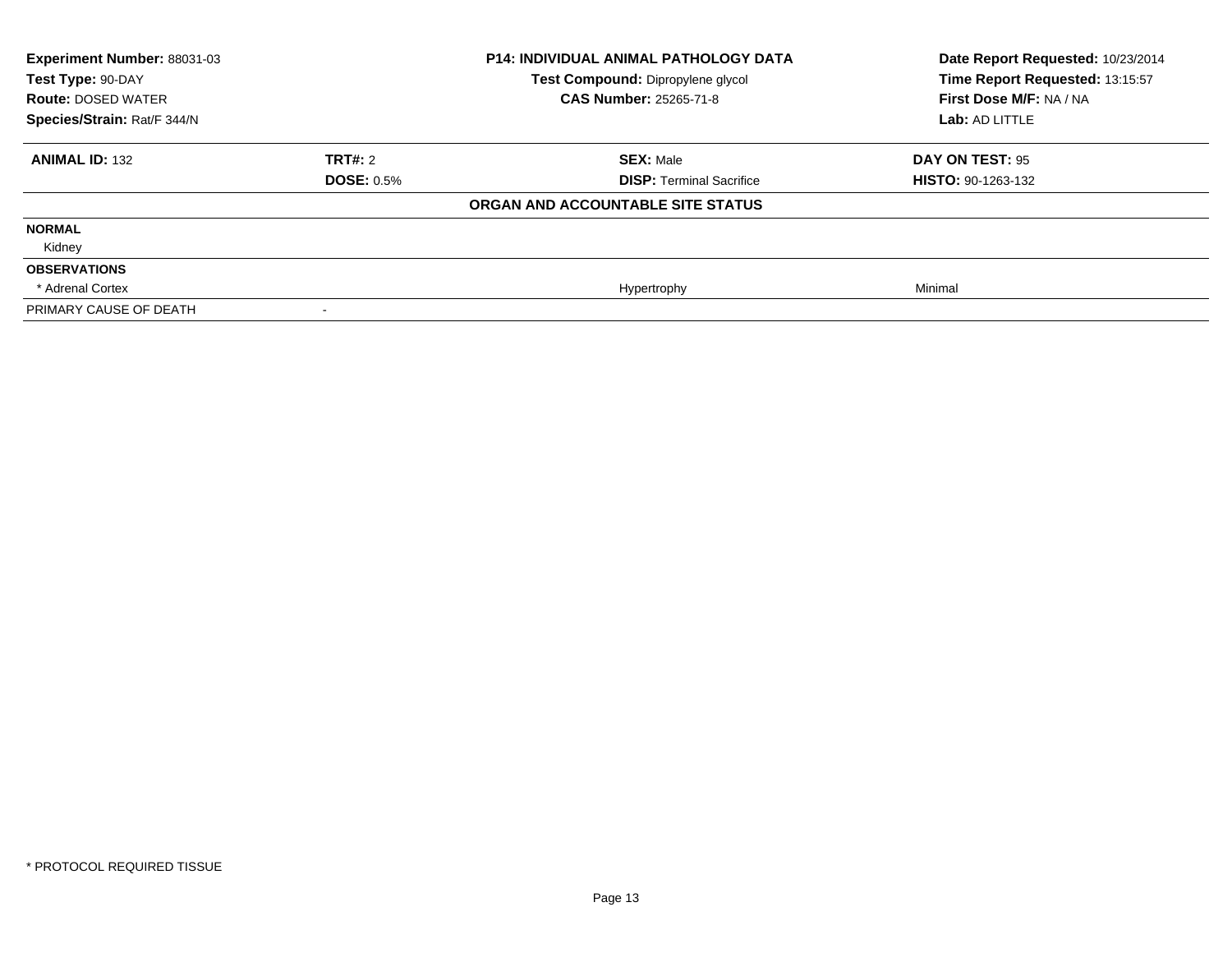**Experiment Number:** 88031-03
**Test Type:** 90-DAY
**Route:** DOSED WATER
**Species/Strain:** Rat/F 344/N

**P14: INDIVIDUAL ANIMAL PATHOLOGY DATA**
**Test Compound:** Dipropylene glycol
**CAS Number:** 25265-71-8

**Date Report Requested:** 10/23/2014
**Time Report Requested:** 13:15:57
**First Dose M/F:** NA / NA
**Lab:** AD LITTLE

| **ANIMAL ID:** 132 | **TRT#:** 2 | **SEX:** Male | **DAY ON TEST:** 95 |
|---|---|---|---|
| | **DOSE:** 0.5% | **DISP:** Terminal Sacrifice | **HISTO:** 90-1263-132 |

**ORGAN AND ACCOUNTABLE SITE STATUS**

| | | | |
|---|---|---|---|
| **NORMAL** | | | |
| Kidney | | | |
| **OBSERVATIONS** | | | |
| * Adrenal Cortex | | Hypertrophy | Minimal |
| PRIMARY CAUSE OF DEATH | - | | |

* PROTOCOL REQUIRED TISSUE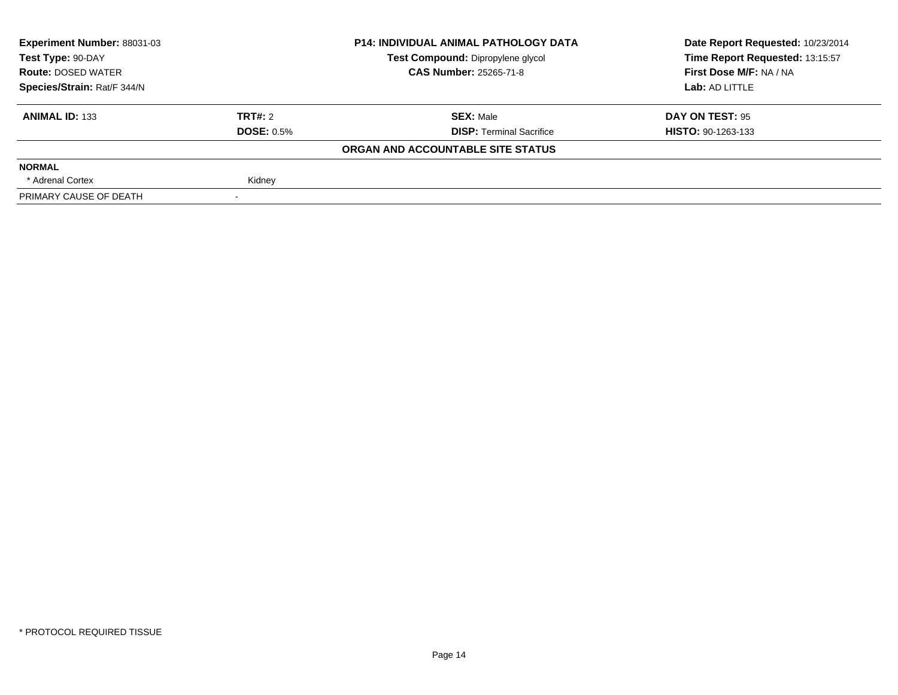| Experiment Number: 88031-03 | P14: INDIVIDUAL ANIMAL PATHOLOGY DATA | Date Report Requested: 10/23/2014 |
|---|---|---|
| Test Type: 90-DAY | Test Compound: Dipropylene glycol | Time Report Requested: 13:15:57 |
| Route: DOSED WATER | CAS Number: 25265-71-8 | First Dose M/F: NA / NA |
| Species/Strain: Rat/F 344/N | | Lab: AD LITTLE |

| ANIMAL ID: 133 | TRT#: 2 | SEX: Male | DAY ON TEST: 95 |
|---|---|---|---|
| | DOSE: 0.5% | DISP: Terminal Sacrifice | HISTO: 90-1263-133 |

**ORGAN AND ACCOUNTABLE SITE STATUS**

| NORMAL | |
|---|---|
| * Adrenal Cortex | Kidney |
| PRIMARY CAUSE OF DEATH | - |

* PROTOCOL REQUIRED TISSUE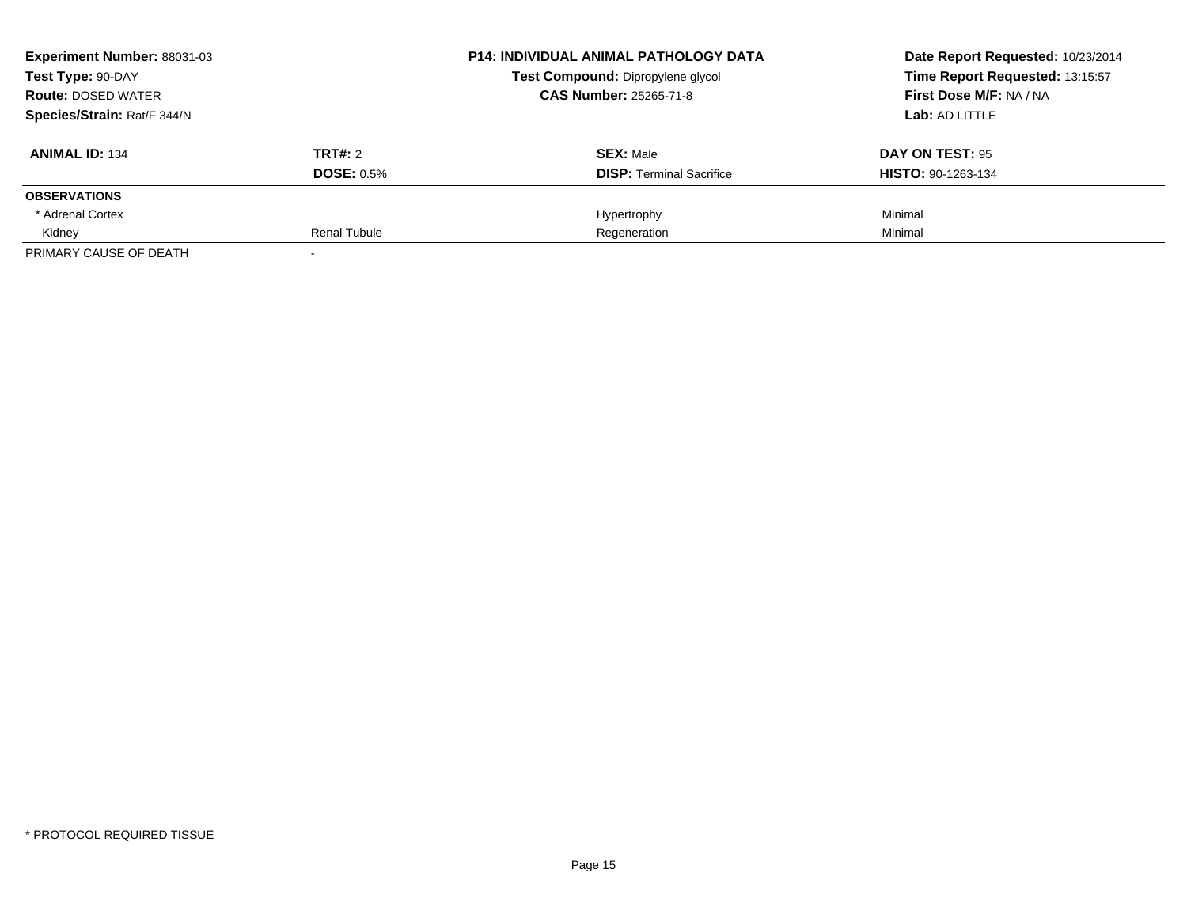**Experiment Number:** 88031-03
**Test Type:** 90-DAY
**Route:** DOSED WATER
**Species/Strain:** Rat/F 344/N

**P14: INDIVIDUAL ANIMAL PATHOLOGY DATA**
**Test Compound:** Dipropylene glycol
**CAS Number:** 25265-71-8

**Date Report Requested:** 10/23/2014
**Time Report Requested:** 13:15:57
**First Dose M/F:** NA / NA
**Lab:** AD LITTLE

| **ANIMAL ID:** 134 | **TRT#:** 2 | **SEX:** Male | **DAY ON TEST:** 95 |
|---|---|---|---|
| | **DOSE:** 0.5% | **DISP:** Terminal Sacrifice | **HISTO:** 90-1263-134 |
| **OBSERVATIONS** | | | |
| * Adrenal Cortex | | Hypertrophy | Minimal |
| Kidney | Renal Tubule | Regeneration | Minimal |
| PRIMARY CAUSE OF DEATH | - | | |

* PROTOCOL REQUIRED TISSUE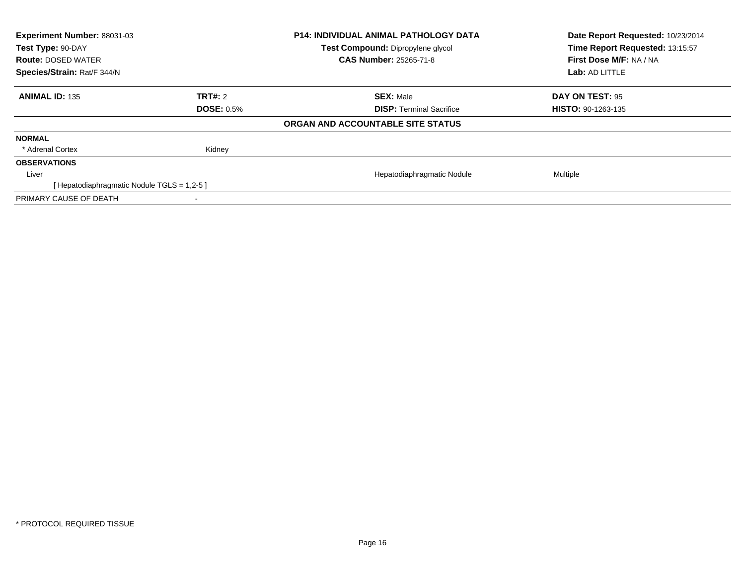**Experiment Number:** 88031-03
**Test Type:** 90-DAY
**Route:** DOSED WATER
**Species/Strain:** Rat/F 344/N

**P14: INDIVIDUAL ANIMAL PATHOLOGY DATA**
**Test Compound:** Dipropylene glycol
**CAS Number:** 25265-71-8

**Date Report Requested:** 10/23/2014
**Time Report Requested:** 13:15:57
**First Dose M/F:** NA / NA
**Lab:** AD LITTLE

| **ANIMAL ID:** 135 | **TRT#:** 2 | **SEX:** Male | **DAY ON TEST:** 95 |
|---|---|---|---|
| | **DOSE:** 0.5% | **DISP:** Terminal Sacrifice | **HISTO:** 90-1263-135 |

**ORGAN AND ACCOUNTABLE SITE STATUS**

| | | | |
|---|---|---|---|
| **NORMAL** | | | |
| * Adrenal Cortex | Kidney | | |
| **OBSERVATIONS** | | | |
| Liver | | Hepatodiaphragmatic Nodule | Multiple |
| [ Hepatodiaphragmatic Nodule TGLS = 1,2-5 ] | | | |
| PRIMARY CAUSE OF DEATH | - | | |

* PROTOCOL REQUIRED TISSUE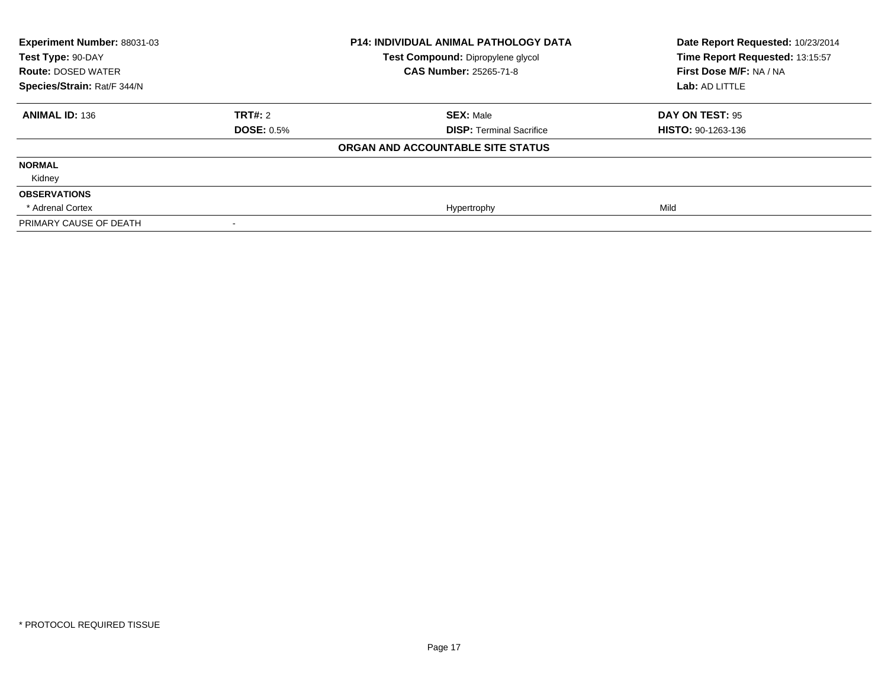| | | | |
|---|---|---|---|
| **Experiment Number:** 88031-03 | | **P14: INDIVIDUAL ANIMAL PATHOLOGY DATA** | **Date Report Requested:** 10/23/2014 |
| **Test Type:** 90-DAY | | **Test Compound:** Dipropylene glycol | **Time Report Requested:** 13:15:57 |
| **Route:** DOSED WATER | | **CAS Number:** 25265-71-8 | **First Dose M/F:** NA / NA |
| **Species/Strain:** Rat/F 344/N | | | **Lab:** AD LITTLE |

| **ANIMAL ID:** 136 | **TRT#:** 2 | **SEX:** Male | **DAY ON TEST:** 95 |
|---|---|---|---|
| | **DOSE:** 0.5% | **DISP:** Terminal Sacrifice | **HISTO:** 90-1263-136 |

**ORGAN AND ACCOUNTABLE SITE STATUS**

| | | | |
|---|---|---|---|
| **NORMAL** | | | |
| Kidney | | | |
| **OBSERVATIONS** | | | |
| * Adrenal Cortex | | Hypertrophy | Mild |
| PRIMARY CAUSE OF DEATH | - | | |

* PROTOCOL REQUIRED TISSUE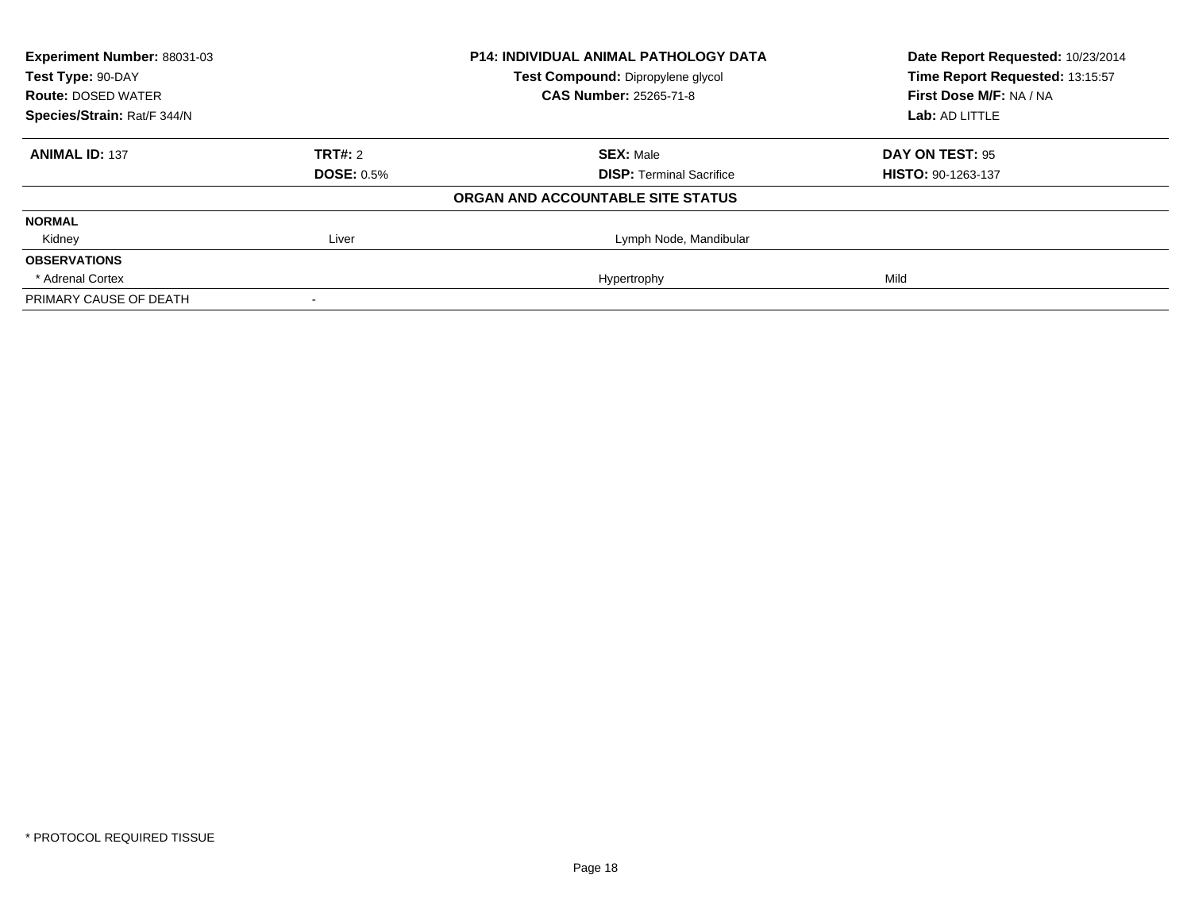| Experiment Number: 88031-03 | P14: INDIVIDUAL ANIMAL PATHOLOGY DATA | Date Report Requested: 10/23/2014 |
|---|---|---|
| Test Type: 90-DAY | Test Compound: Dipropylene glycol | Time Report Requested: 13:15:57 |
| Route: DOSED WATER | CAS Number: 25265-71-8 | First Dose M/F: NA / NA |
| Species/Strain: Rat/F 344/N | | Lab: AD LITTLE |

| **ANIMAL ID:** 137 | **TRT#:** 2 | **SEX:** Male | **DAY ON TEST:** 95 |
|---|---|---|---|
| | **DOSE:** 0.5% | **DISP:** Terminal Sacrifice | **HISTO:** 90-1263-137 |

**ORGAN AND ACCOUNTABLE SITE STATUS**

| | | | |
|---|---|---|---|
| **NORMAL** | | | |
| Kidney | Liver | Lymph Node, Mandibular | |
| **OBSERVATIONS** | | | |
| * Adrenal Cortex | | Hypertrophy | Mild |
| PRIMARY CAUSE OF DEATH | - | | |

* PROTOCOL REQUIRED TISSUE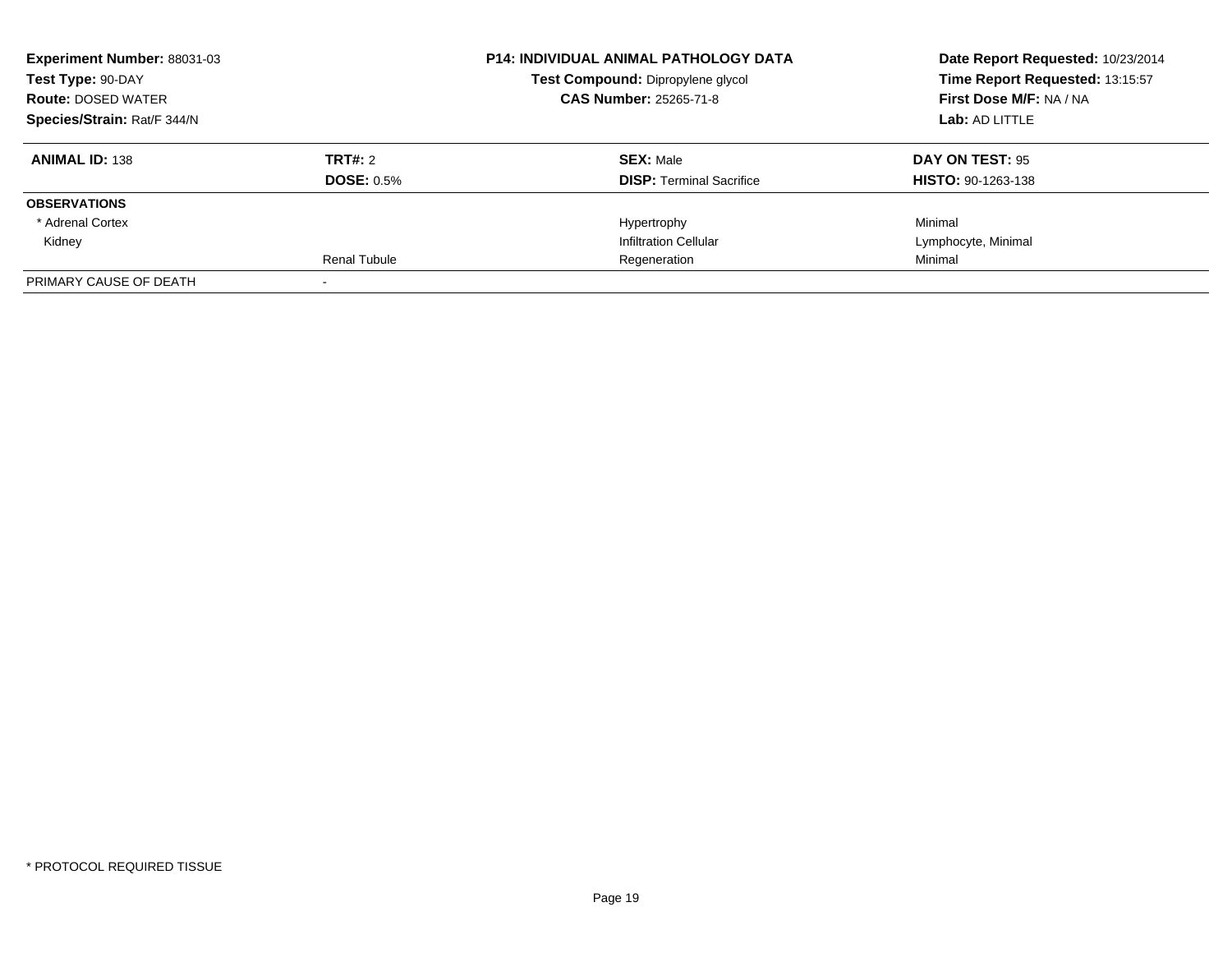**Experiment Number:** 88031-03
**Test Type:** 90-DAY
**Route:** DOSED WATER
**Species/Strain:** Rat/F 344/N

**P14: INDIVIDUAL ANIMAL PATHOLOGY DATA**
**Test Compound:** Dipropylene glycol
**CAS Number:** 25265-71-8

**Date Report Requested:** 10/23/2014
**Time Report Requested:** 13:15:57
**First Dose M/F:** NA / NA
**Lab:** AD LITTLE

| **ANIMAL ID:** 138 | **TRT#:** 2 | **SEX:** Male | **DAY ON TEST:** 95 |
|---|---|---|---|
| | **DOSE:** 0.5% | **DISP:** Terminal Sacrifice | **HISTO:** 90-1263-138 |
| **OBSERVATIONS** | | | |
| * Adrenal Cortex | | Hypertrophy | Minimal |
| Kidney | | Infiltration Cellular | Lymphocyte, Minimal |
| | Renal Tubule | Regeneration | Minimal |
| PRIMARY CAUSE OF DEATH | - | | |

* PROTOCOL REQUIRED TISSUE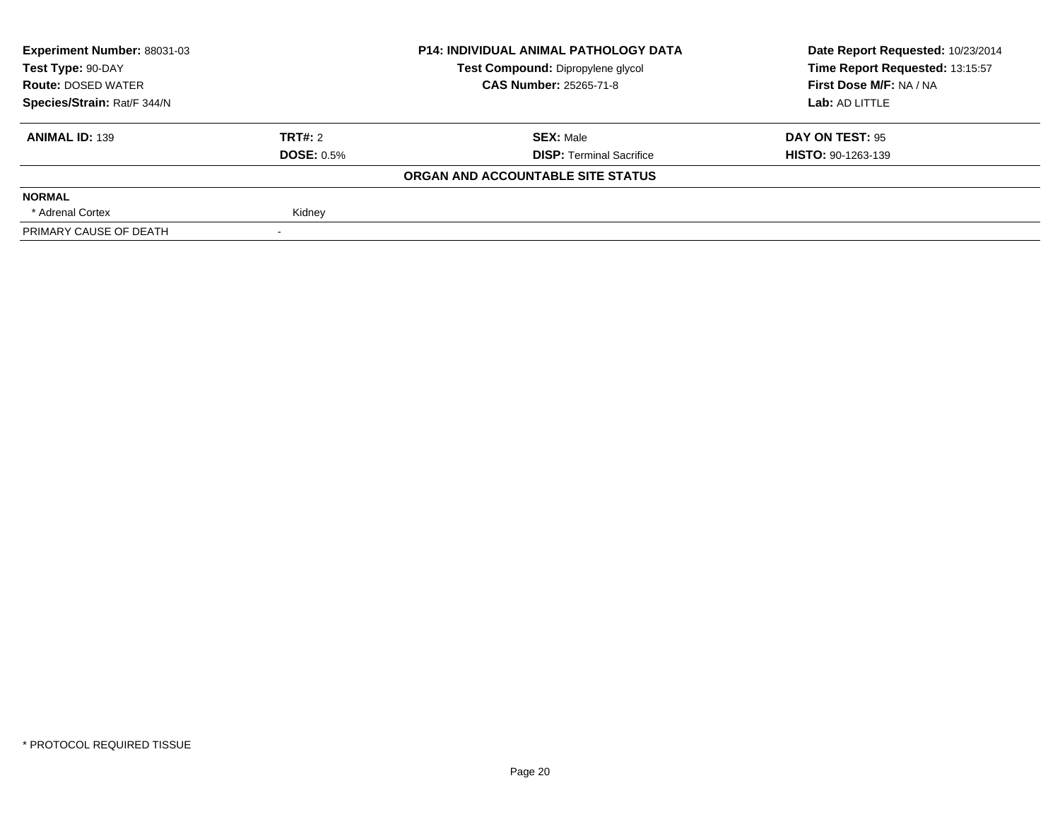**Experiment Number:** 88031-03
**Test Type:** 90-DAY
**Route:** DOSED WATER
**Species/Strain:** Rat/F 344/N

**P14: INDIVIDUAL ANIMAL PATHOLOGY DATA**
**Test Compound:** Dipropylene glycol
**CAS Number:** 25265-71-8

**Date Report Requested:** 10/23/2014
**Time Report Requested:** 13:15:57
**First Dose M/F:** NA / NA
**Lab:** AD LITTLE

| **ANIMAL ID:** 139 | **TRT#:** 2 | **SEX:** Male | **DAY ON TEST:** 95 |
|---|---|---|---|
| | **DOSE:** 0.5% | **DISP:** Terminal Sacrifice | **HISTO:** 90-1263-139 |

**ORGAN AND ACCOUNTABLE SITE STATUS**

| | |
|---|---|
| **NORMAL** | |
| * Adrenal Cortex | Kidney |
| PRIMARY CAUSE OF DEATH | - |

* PROTOCOL REQUIRED TISSUE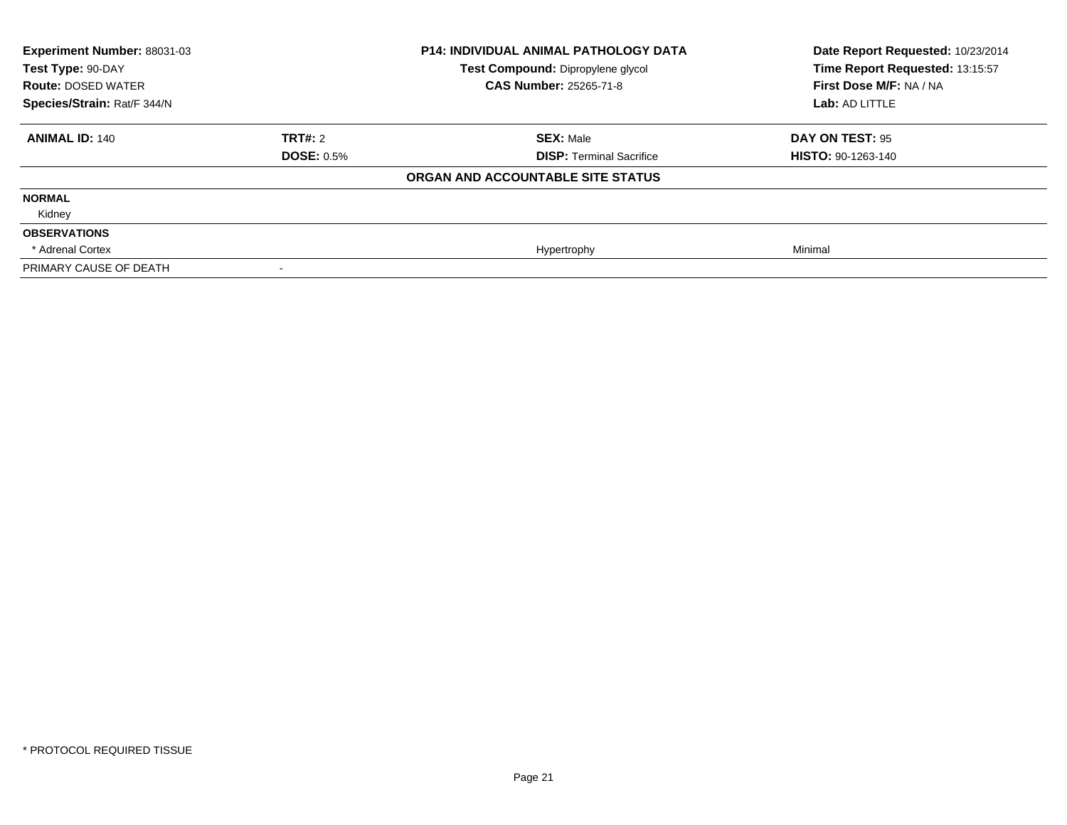| **Experiment Number:** 88031-03 | | **P14: INDIVIDUAL ANIMAL PATHOLOGY DATA** | **Date Report Requested:** 10/23/2014 |
|---|---|---|---|
| **Test Type:** 90-DAY | | **Test Compound:** Dipropylene glycol | **Time Report Requested:** 13:15:57 |
| **Route:** DOSED WATER | | **CAS Number:** 25265-71-8 | **First Dose M/F:** NA / NA |
| **Species/Strain:** Rat/F 344/N | | | **Lab:** AD LITTLE |

| **ANIMAL ID:** 140 | **TRT#:** 2 | **SEX:** Male | **DAY ON TEST:** 95 |
|---|---|---|---|
| | **DOSE:** 0.5% | **DISP:** Terminal Sacrifice | **HISTO:** 90-1263-140 |
| | | **ORGAN AND ACCOUNTABLE SITE STATUS** | |
| **NORMAL** | | | |
| Kidney | | | |
| **OBSERVATIONS** | | | |
| * Adrenal Cortex | | Hypertrophy | Minimal |
| PRIMARY CAUSE OF DEATH | - | | |

* PROTOCOL REQUIRED TISSUE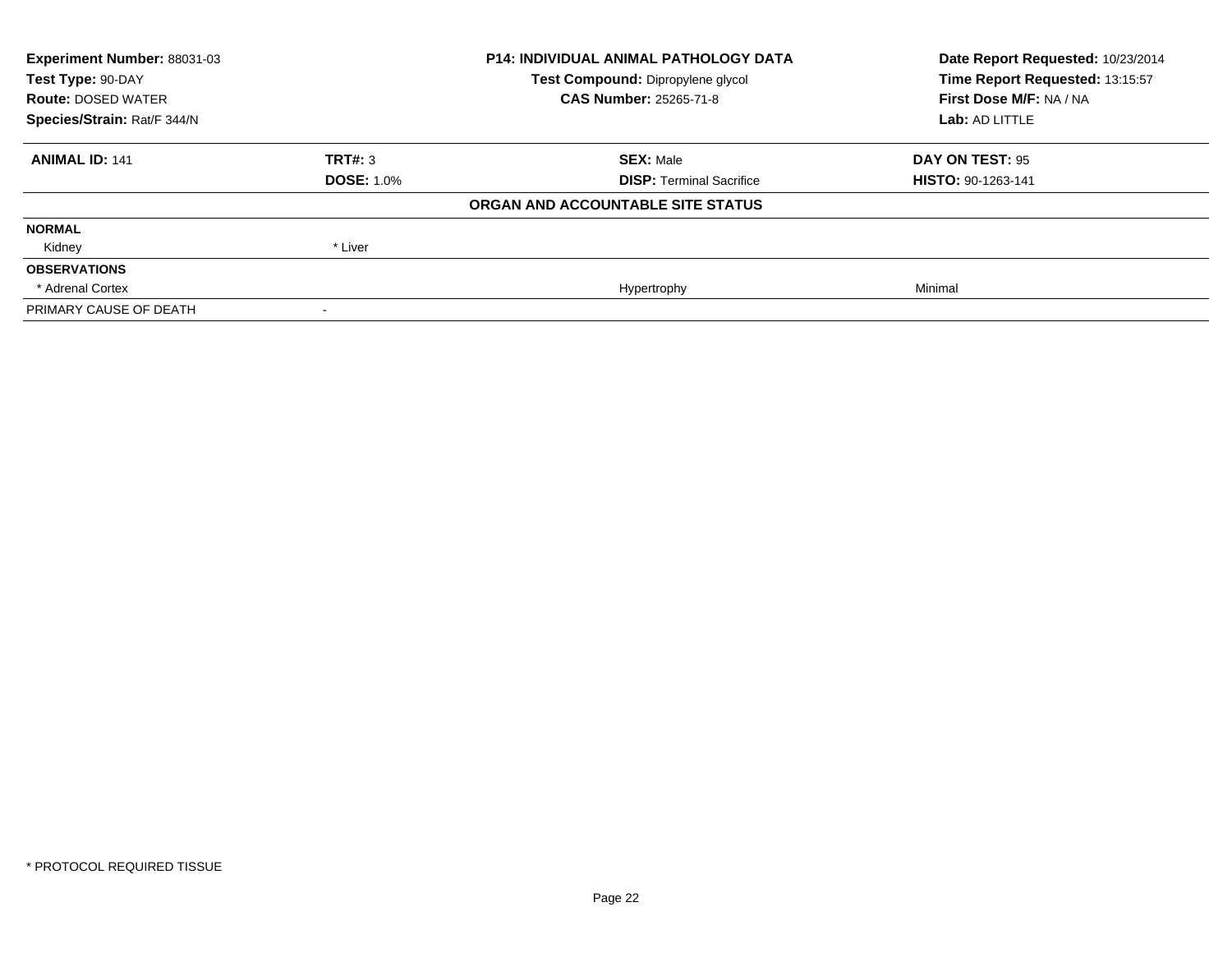| | | | |
|---|---|---|---|
| **Experiment Number:** 88031-03 | | **P14: INDIVIDUAL ANIMAL PATHOLOGY DATA** | **Date Report Requested:** 10/23/2014 |
| **Test Type:** 90-DAY | | **Test Compound:** Dipropylene glycol | **Time Report Requested:** 13:15:57 |
| **Route:** DOSED WATER | | **CAS Number:** 25265-71-8 | **First Dose M/F:** NA / NA |
| **Species/Strain:** Rat/F 344/N | | | **Lab:** AD LITTLE |

| | | | |
|---|---|---|---|
| **ANIMAL ID:** 141 | **TRT#:** 3 | **SEX:** Male | **DAY ON TEST:** 95 |
| | **DOSE:** 1.0% | **DISP:** Terminal Sacrifice | **HISTO:** 90-1263-141 |

**ORGAN AND ACCOUNTABLE SITE STATUS**

| | | | |
|---|---|---|---|
| **NORMAL** | | | |
| Kidney | * Liver | | |
| **OBSERVATIONS** | | | |
| * Adrenal Cortex | | Hypertrophy | Minimal |
| PRIMARY CAUSE OF DEATH | - | | |

* PROTOCOL REQUIRED TISSUE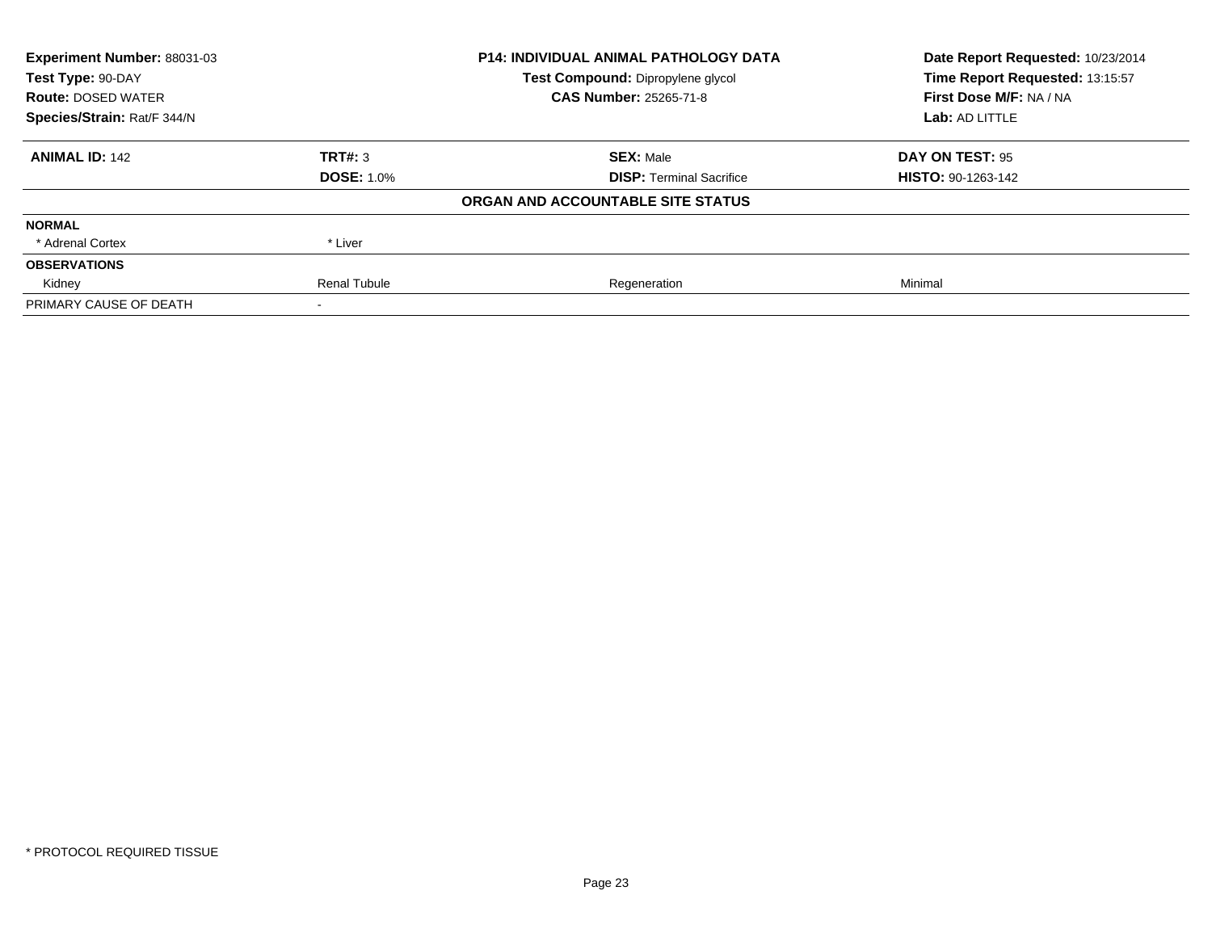**Experiment Number:** 88031-03
**Test Type:** 90-DAY
**Route:** DOSED WATER
**Species/Strain:** Rat/F 344/N

**P14: INDIVIDUAL ANIMAL PATHOLOGY DATA**
**Test Compound:** Dipropylene glycol
**CAS Number:** 25265-71-8

**Date Report Requested:** 10/23/2014
**Time Report Requested:** 13:15:57
**First Dose M/F:** NA / NA
**Lab:** AD LITTLE

| **ANIMAL ID:** 142 | **TRT#:** 3 | **SEX:** Male | **DAY ON TEST:** 95 |
|---|---|---|---|
| | **DOSE:** 1.0% | **DISP:** Terminal Sacrifice | **HISTO:** 90-1263-142 |
| | | **ORGAN AND ACCOUNTABLE SITE STATUS** | |
| **NORMAL** | | | |
| * Adrenal Cortex | * Liver | | |
| **OBSERVATIONS** | | | |
| Kidney | Renal Tubule | Regeneration | Minimal |
| PRIMARY CAUSE OF DEATH | - | | |

* PROTOCOL REQUIRED TISSUE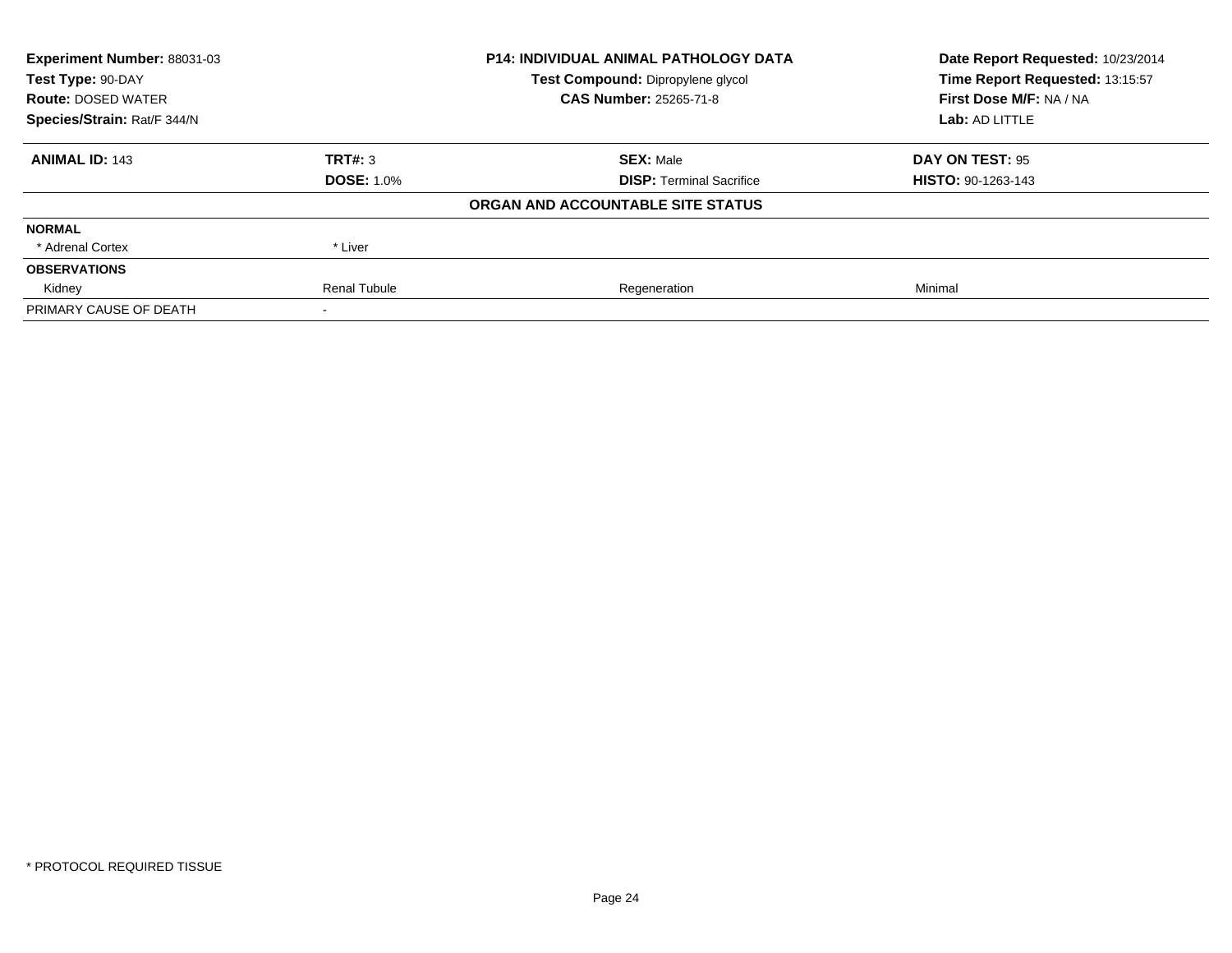| Experiment Number: 88031-03 | P14: INDIVIDUAL ANIMAL PATHOLOGY DATA | Date Report Requested: 10/23/2014 |
|---|---|---|
| Test Type: 90-DAY | Test Compound: Dipropylene glycol | Time Report Requested: 13:15:57 |
| Route: DOSED WATER | CAS Number: 25265-71-8 | First Dose M/F: NA / NA |
| Species/Strain: Rat/F 344/N | | Lab: AD LITTLE |

| ANIMAL ID: 143 | TRT#: 3 | SEX: Male | DAY ON TEST: 95 |
|---|---|---|---|
| | DOSE: 1.0% | DISP: Terminal Sacrifice | HISTO: 90-1263-143 |

**ORGAN AND ACCOUNTABLE SITE STATUS**

| | | | |
|---|---|---|---|
| **NORMAL** | | | |
| * Adrenal Cortex | * Liver | | |
| **OBSERVATIONS** | | | |
| Kidney | Renal Tubule | Regeneration | Minimal |
| PRIMARY CAUSE OF DEATH | - | | |

* PROTOCOL REQUIRED TISSUE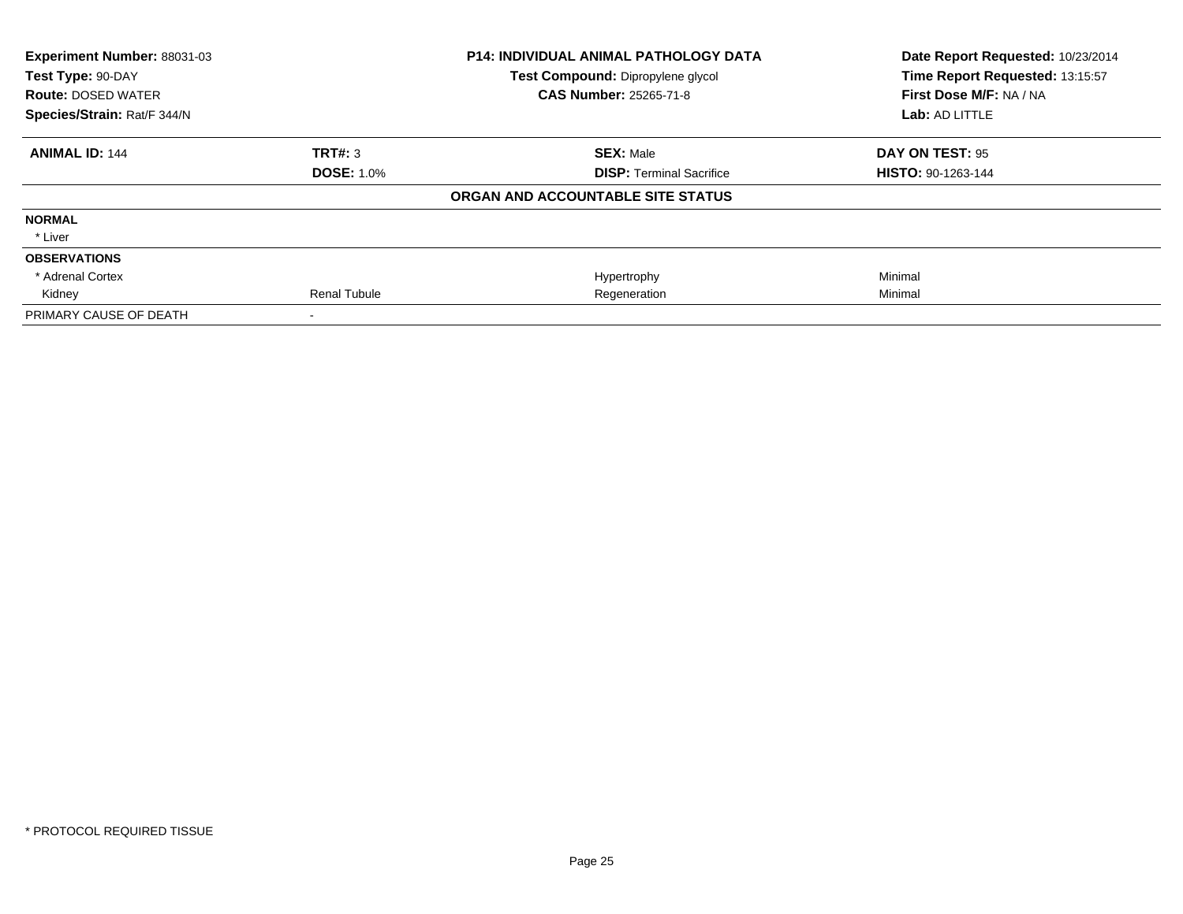| **Experiment Number:** 88031-03 | **P14: INDIVIDUAL ANIMAL PATHOLOGY DATA** | **Date Report Requested:** 10/23/2014 |
|---|---|---|
| **Test Type:** 90-DAY | **Test Compound:** Dipropylene glycol | **Time Report Requested:** 13:15:57 |
| **Route:** DOSED WATER | **CAS Number:** 25265-71-8 | **First Dose M/F:** NA / NA |
| **Species/Strain:** Rat/F 344/N | | **Lab:** AD LITTLE |

| **ANIMAL ID:** 144 | **TRT#:** 3 | **SEX:** Male | **DAY ON TEST:** 95 |
|---|---|---|---|
| | **DOSE:** 1.0% | **DISP:** Terminal Sacrifice | **HISTO:** 90-1263-144 |
| | | **ORGAN AND ACCOUNTABLE SITE STATUS** | |
| **NORMAL** | | | |
| * Liver | | | |
| **OBSERVATIONS** | | | |
| * Adrenal Cortex | | Hypertrophy | Minimal |
| Kidney | Renal Tubule | Regeneration | Minimal |
| PRIMARY CAUSE OF DEATH | - | | |

* PROTOCOL REQUIRED TISSUE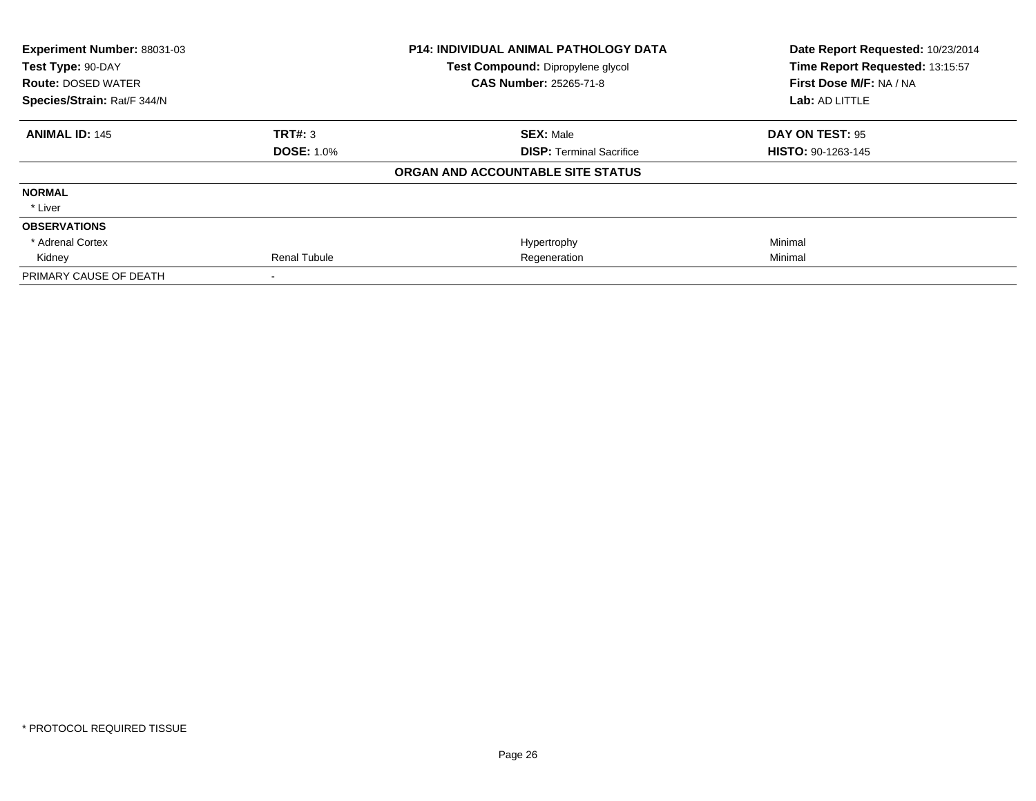| Experiment Number: 88031-03 | P14: INDIVIDUAL ANIMAL PATHOLOGY DATA | Date Report Requested: 10/23/2014 |
|---|---|---|
| Test Type: 90-DAY | Test Compound: Dipropylene glycol | Time Report Requested: 13:15:57 |
| Route: DOSED WATER | CAS Number: 25265-71-8 | First Dose M/F: NA / NA |
| Species/Strain: Rat/F 344/N | | Lab: AD LITTLE |

| ANIMAL ID: 145 | TRT#: 3 | SEX: Male | DAY ON TEST: 95 |
|---|---|---|---|
| | DOSE: 1.0% | DISP: Terminal Sacrifice | HISTO: 90-1263-145 |

**ORGAN AND ACCOUNTABLE SITE STATUS**

| | | | |
|---|---|---|---|
| **NORMAL** | | | |
| * Liver | | | |
| **OBSERVATIONS** | | | |
| * Adrenal Cortex | | Hypertrophy | Minimal |
| Kidney | Renal Tubule | Regeneration | Minimal |
| PRIMARY CAUSE OF DEATH | - | | |

* PROTOCOL REQUIRED TISSUE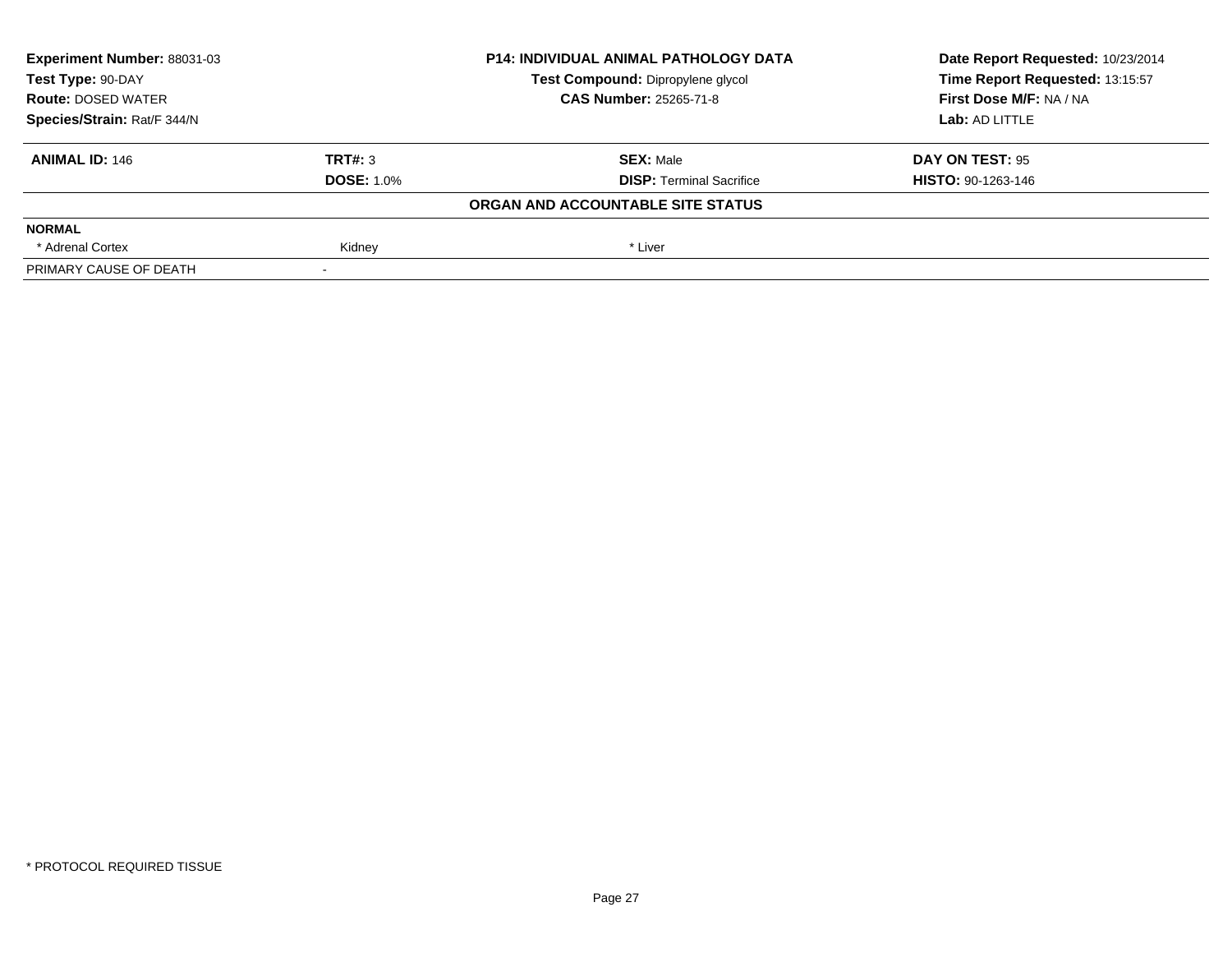| Experiment Number: 88031-03 | P14: INDIVIDUAL ANIMAL PATHOLOGY DATA | Date Report Requested: 10/23/2014 |
|---|---|---|
| Test Type: 90-DAY | Test Compound: Dipropylene glycol | Time Report Requested: 13:15:57 |
| Route: DOSED WATER | CAS Number: 25265-71-8 | First Dose M/F: NA / NA |
| Species/Strain: Rat/F 344/N | | Lab: AD LITTLE |

| ANIMAL ID: 146 | TRT#: 3 | SEX: Male | DAY ON TEST: 95 |
|---|---|---|---|
| | DOSE: 1.0% | DISP: Terminal Sacrifice | HISTO: 90-1263-146 |

**ORGAN AND ACCOUNTABLE SITE STATUS**

| NORMAL | | |
|---|---|---|
| * Adrenal Cortex | Kidney | * Liver |
| PRIMARY CAUSE OF DEATH | - | |

* PROTOCOL REQUIRED TISSUE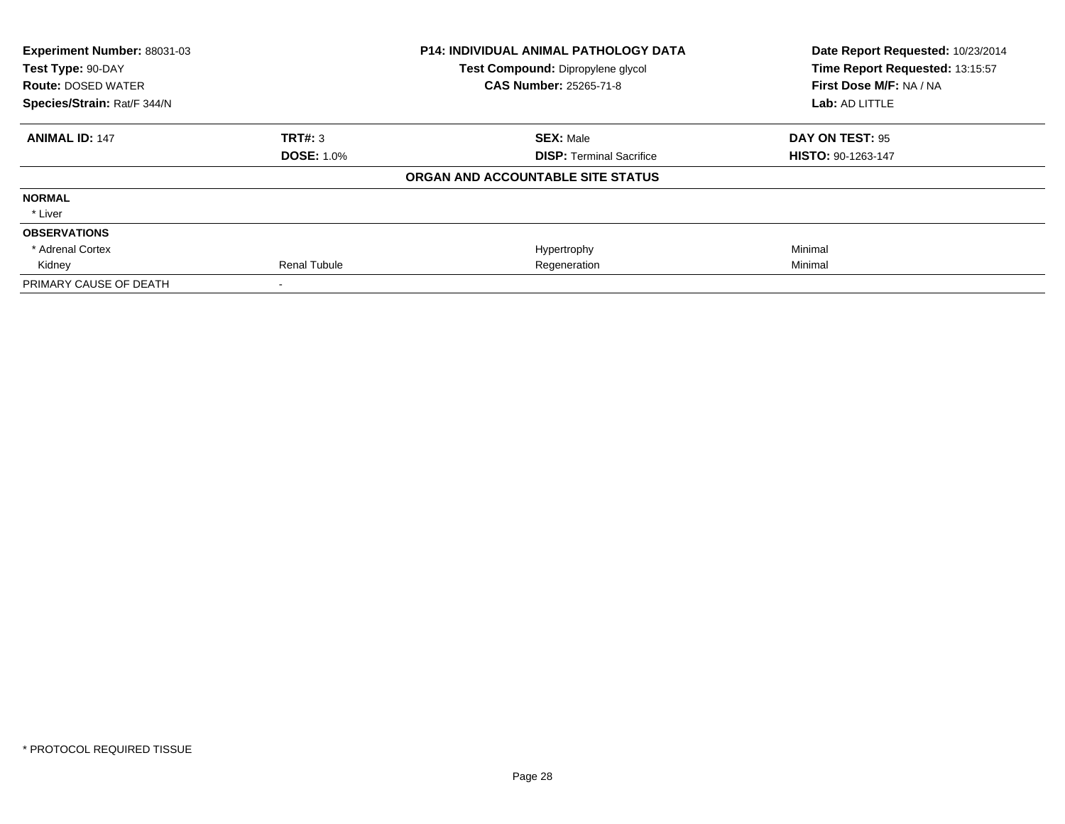**Experiment Number:** 88031-03
**Test Type:** 90-DAY
**Route:** DOSED WATER
**Species/Strain:** Rat/F 344/N

**P14: INDIVIDUAL ANIMAL PATHOLOGY DATA**
**Test Compound:** Dipropylene glycol
**CAS Number:** 25265-71-8

**Date Report Requested:** 10/23/2014
**Time Report Requested:** 13:15:57
**First Dose M/F:** NA / NA
**Lab:** AD LITTLE

| **ANIMAL ID:** 147 | **TRT#:** 3 | **SEX:** Male | **DAY ON TEST:** 95 |
|---|---|---|---|
| | **DOSE:** 1.0% | **DISP:** Terminal Sacrifice | **HISTO:** 90-1263-147 |

**ORGAN AND ACCOUNTABLE SITE STATUS**

| | | | |
|---|---|---|---|
| **NORMAL** | | | |
| * Liver | | | |
| **OBSERVATIONS** | | | |
| * Adrenal Cortex | | Hypertrophy | Minimal |
| Kidney | Renal Tubule | Regeneration | Minimal |
| PRIMARY CAUSE OF DEATH | - | | |

* PROTOCOL REQUIRED TISSUE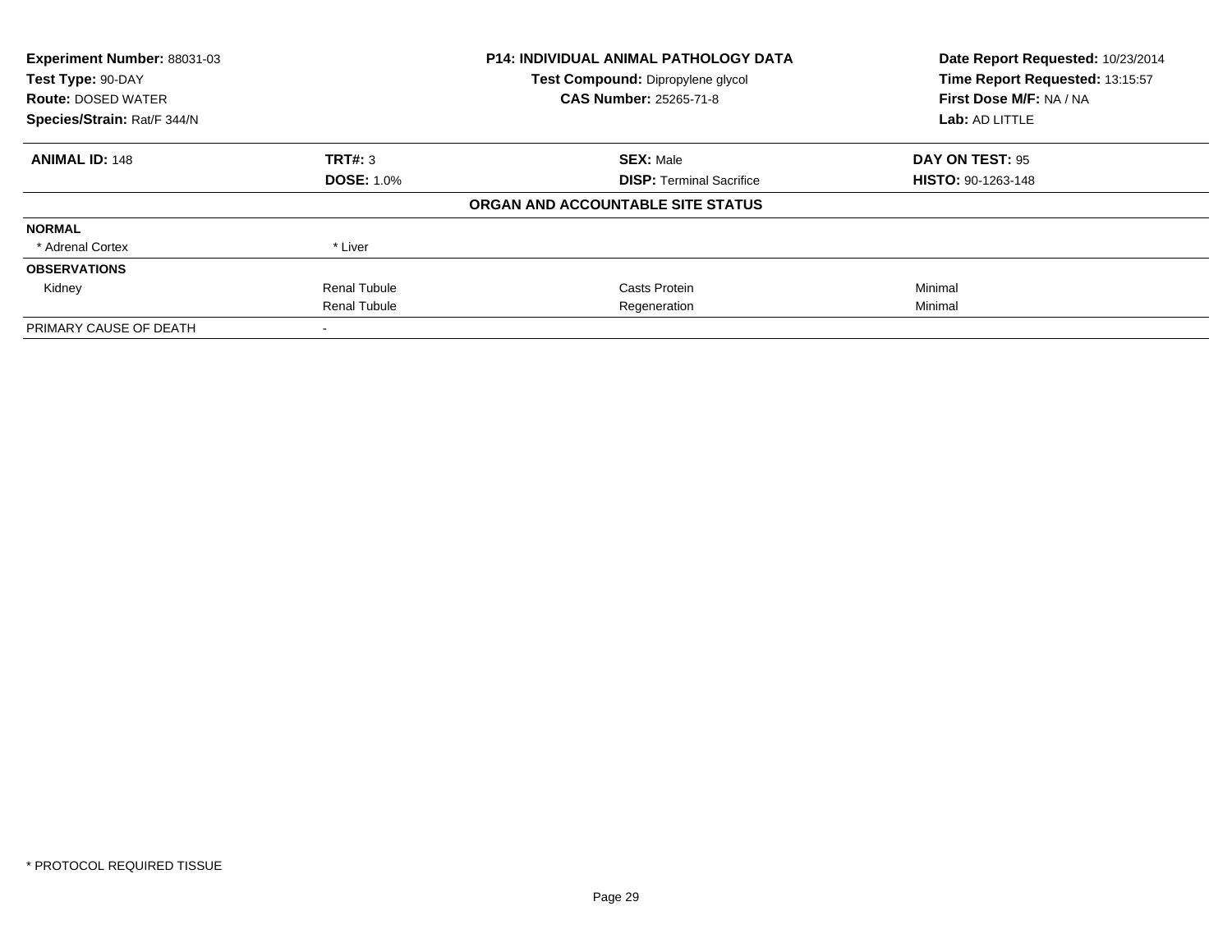**Experiment Number:** 88031-03
**Test Type:** 90-DAY
**Route:** DOSED WATER
**Species/Strain:** Rat/F 344/N

**P14: INDIVIDUAL ANIMAL PATHOLOGY DATA**
**Test Compound:** Dipropylene glycol
**CAS Number:** 25265-71-8

**Date Report Requested:** 10/23/2014
**Time Report Requested:** 13:15:57
**First Dose M/F:** NA / NA
**Lab:** AD LITTLE

| **ANIMAL ID:** 148 | **TRT#:** 3 | **SEX:** Male | **DAY ON TEST:** 95 |
|---|---|---|---|
| | **DOSE:** 1.0% | **DISP:** Terminal Sacrifice | **HISTO:** 90-1263-148 |

**ORGAN AND ACCOUNTABLE SITE STATUS**

| | | | |
|---|---|---|---|
| **NORMAL** | | | |
| * Adrenal Cortex | * Liver | | |
| **OBSERVATIONS** | | | |
| Kidney | Renal Tubule | Casts Protein | Minimal |
| | Renal Tubule | Regeneration | Minimal |
| PRIMARY CAUSE OF DEATH | - | | |

* PROTOCOL REQUIRED TISSUE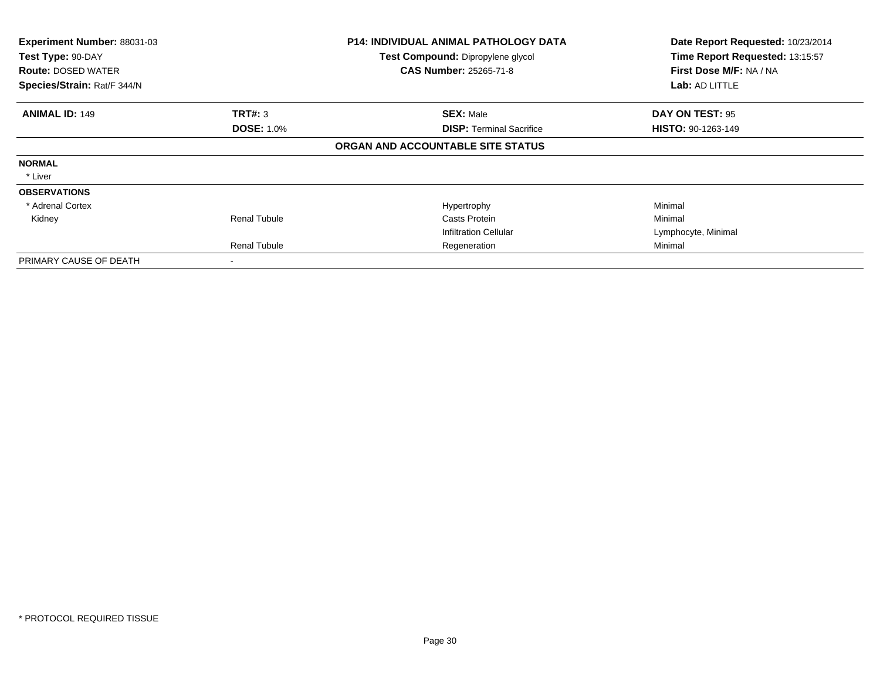**Experiment Number:** 88031-03
**Test Type:** 90-DAY
**Route:** DOSED WATER
**Species/Strain:** Rat/F 344/N

**P14: INDIVIDUAL ANIMAL PATHOLOGY DATA**
**Test Compound:** Dipropylene glycol
**CAS Number:** 25265-71-8

**Date Report Requested:** 10/23/2014
**Time Report Requested:** 13:15:57
**First Dose M/F:** NA / NA
**Lab:** AD LITTLE

| **ANIMAL ID:** 149 | **TRT#:** 3 | **SEX:** Male | **DAY ON TEST:** 95 |
|---|---|---|---|
| | **DOSE:** 1.0% | **DISP:** Terminal Sacrifice | **HISTO:** 90-1263-149 |

**ORGAN AND ACCOUNTABLE SITE STATUS**

| | | | |
|---|---|---|---|
| **NORMAL** | | | |
| * Liver | | | |
| **OBSERVATIONS** | | | |
| * Adrenal Cortex | | Hypertrophy | Minimal |
| Kidney | Renal Tubule | Casts Protein | Minimal |
| | | Infiltration Cellular | Lymphocyte, Minimal |
| | Renal Tubule | Regeneration | Minimal |
| PRIMARY CAUSE OF DEATH | - | | |

* PROTOCOL REQUIRED TISSUE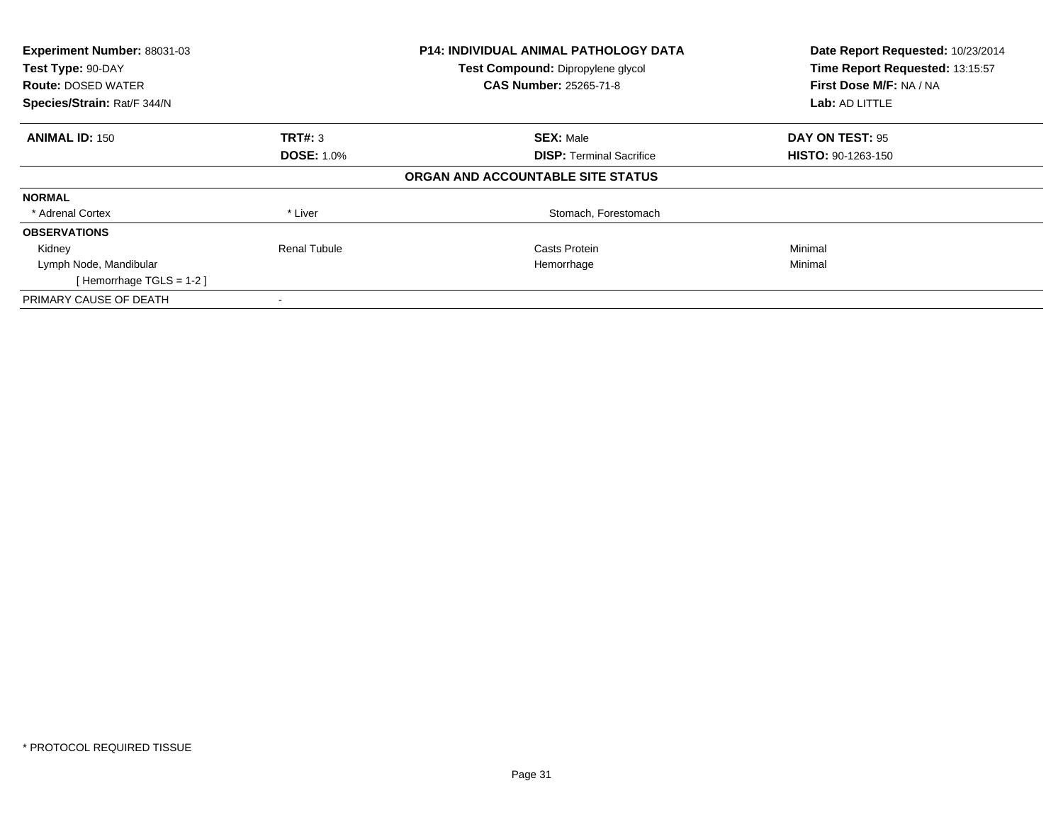**Experiment Number:** 88031-03
**Test Type:** 90-DAY
**Route:** DOSED WATER
**Species/Strain:** Rat/F 344/N

**P14: INDIVIDUAL ANIMAL PATHOLOGY DATA**
**Test Compound:** Dipropylene glycol
**CAS Number:** 25265-71-8

**Date Report Requested:** 10/23/2014
**Time Report Requested:** 13:15:57
**First Dose M/F:** NA / NA
**Lab:** AD LITTLE

| **ANIMAL ID:** 150 | **TRT#:** 3 | **SEX:** Male | **DAY ON TEST:** 95 |
|---|---|---|---|
| | **DOSE:** 1.0% | **DISP:** Terminal Sacrifice | **HISTO:** 90-1263-150 |

**ORGAN AND ACCOUNTABLE SITE STATUS**

| | | | |
|---|---|---|---|
| **NORMAL** | | | |
| * Adrenal Cortex | * Liver | Stomach, Forestomach | |
| **OBSERVATIONS** | | | |
| Kidney | Renal Tubule | Casts Protein | Minimal |
| Lymph Node, Mandibular | | Hemorrhage | Minimal |
| [ Hemorrhage TGLS = 1-2 ] | | | |
| PRIMARY CAUSE OF DEATH | - | | |

* PROTOCOL REQUIRED TISSUE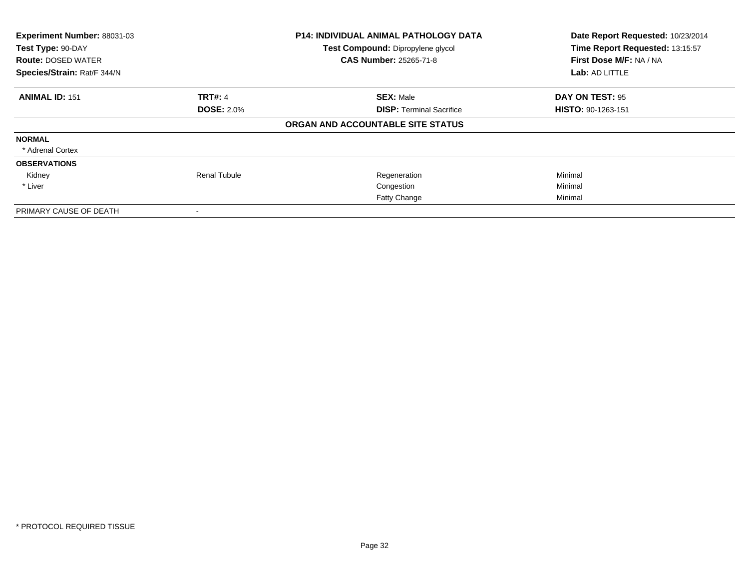| **Experiment Number:** 88031-03 | **P14: INDIVIDUAL ANIMAL PATHOLOGY DATA** | **Date Report Requested:** 10/23/2014 |
|---|---|---|
| **Test Type:** 90-DAY | **Test Compound:** Dipropylene glycol | **Time Report Requested:** 13:15:57 |
| **Route:** DOSED WATER | **CAS Number:** 25265-71-8 | **First Dose M/F:** NA / NA |
| **Species/Strain:** Rat/F 344/N | | **Lab:** AD LITTLE |

| **ANIMAL ID:** 151 | **TRT#:** 4 | **SEX:** Male | **DAY ON TEST:** 95 |
|---|---|---|---|
| | **DOSE:** 2.0% | **DISP:** Terminal Sacrifice | **HISTO:** 90-1263-151 |

**ORGAN AND ACCOUNTABLE SITE STATUS**

| | | | |
|---|---|---|---|
| **NORMAL** | | | |
| * Adrenal Cortex | | | |
| **OBSERVATIONS** | | | |
| Kidney | Renal Tubule | Regeneration | Minimal |
| * Liver | | Congestion | Minimal |
| | | Fatty Change | Minimal |
| PRIMARY CAUSE OF DEATH | - | | |

* PROTOCOL REQUIRED TISSUE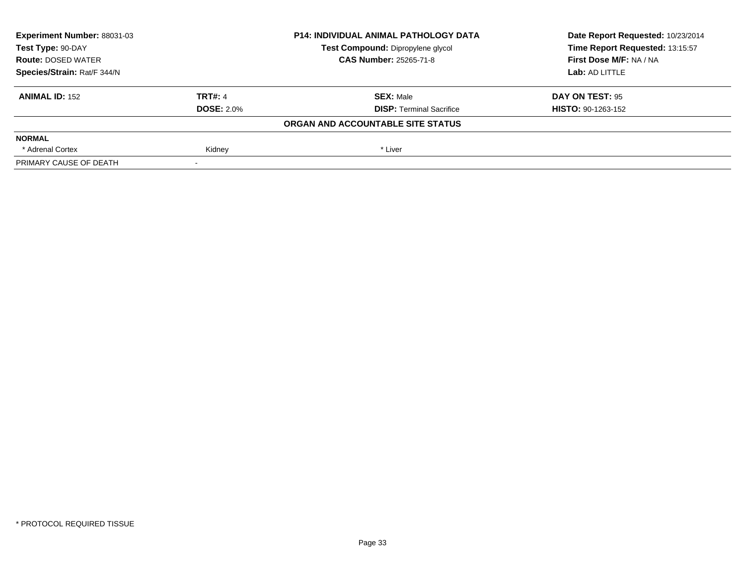| Experiment Number: 88031-03 | P14: INDIVIDUAL ANIMAL PATHOLOGY DATA | Date Report Requested: 10/23/2014 |
|---|---|---|
| Test Type: 90-DAY | Test Compound: Dipropylene glycol | Time Report Requested: 13:15:57 |
| Route: DOSED WATER | CAS Number: 25265-71-8 | First Dose M/F: NA / NA |
| Species/Strain: Rat/F 344/N | | Lab: AD LITTLE |

| ANIMAL ID: 152 | TRT#: 4 | SEX: Male | DAY ON TEST: 95 |
|---|---|---|---|
| | DOSE: 2.0% | DISP: Terminal Sacrifice | HISTO: 90-1263-152 |

**ORGAN AND ACCOUNTABLE SITE STATUS**

| NORMAL | | |
|---|---|---|
| * Adrenal Cortex | Kidney | * Liver |
| PRIMARY CAUSE OF DEATH | - | |

* PROTOCOL REQUIRED TISSUE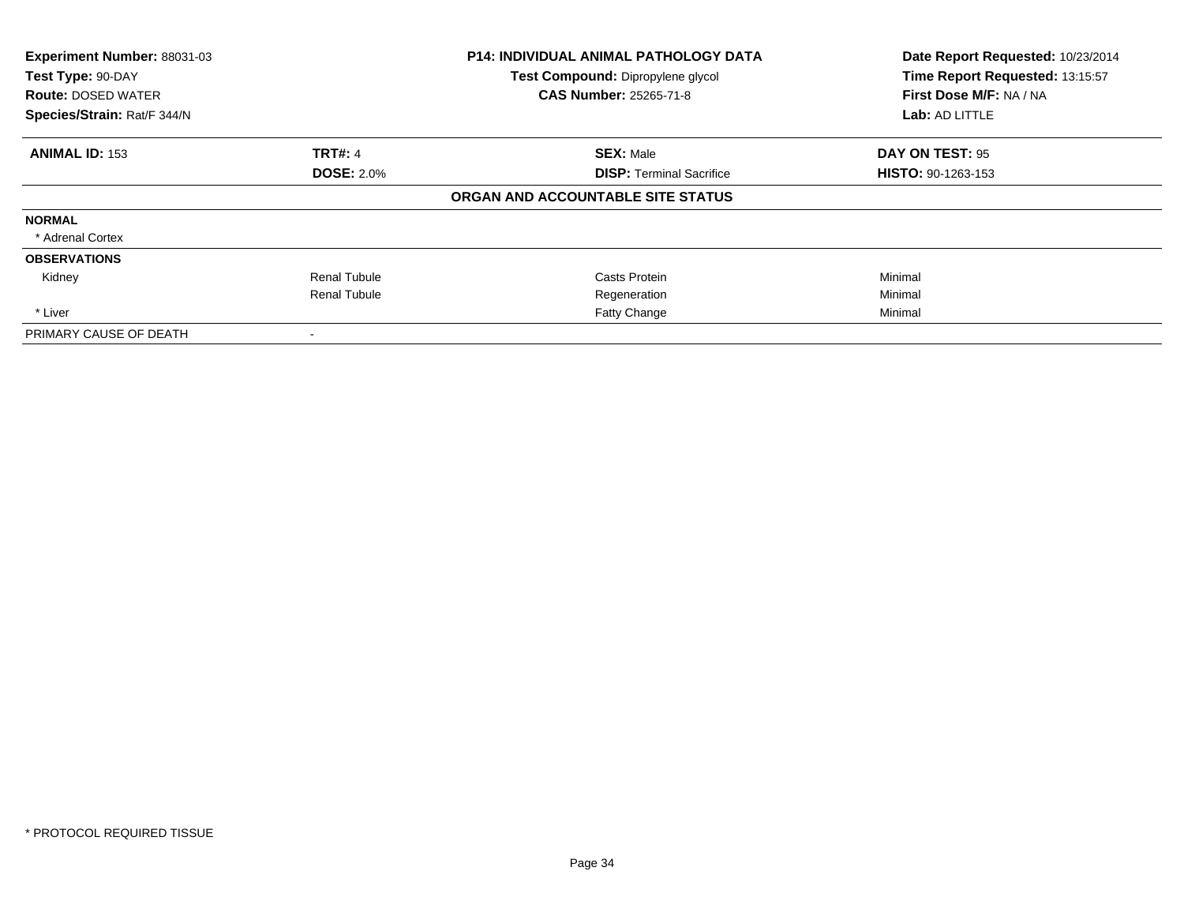**Experiment Number:** 88031-03
**Test Type:** 90-DAY
**Route:** DOSED WATER
**Species/Strain:** Rat/F 344/N

**P14: INDIVIDUAL ANIMAL PATHOLOGY DATA**
**Test Compound:** Dipropylene glycol
**CAS Number:** 25265-71-8

**Date Report Requested:** 10/23/2014
**Time Report Requested:** 13:15:57
**First Dose M/F:** NA / NA
**Lab:** AD LITTLE

| **ANIMAL ID:** 153 | **TRT#:** 4 | **SEX:** Male | **DAY ON TEST:** 95 |
|---|---|---|---|
| | **DOSE:** 2.0% | **DISP:** Terminal Sacrifice | **HISTO:** 90-1263-153 |

**ORGAN AND ACCOUNTABLE SITE STATUS**

| | | | |
|---|---|---|---|
| **NORMAL** | | | |
| * Adrenal Cortex | | | |
| **OBSERVATIONS** | | | |
| Kidney | Renal Tubule | Casts Protein | Minimal |
| | Renal Tubule | Regeneration | Minimal |
| * Liver | | Fatty Change | Minimal |
| PRIMARY CAUSE OF DEATH | - | | |

* PROTOCOL REQUIRED TISSUE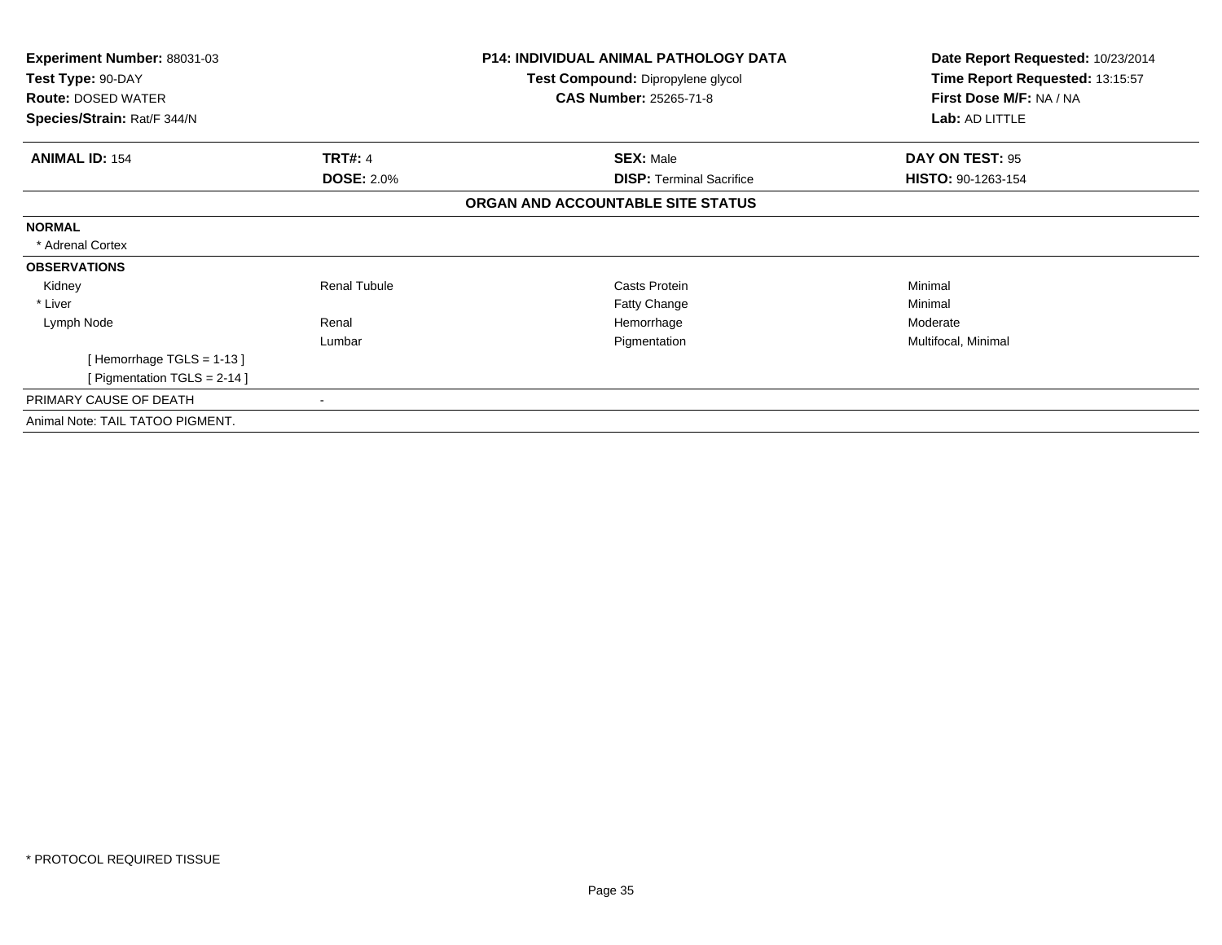**Experiment Number:** 88031-03
**Test Type:** 90-DAY
**Route:** DOSED WATER
**Species/Strain:** Rat/F 344/N

**P14: INDIVIDUAL ANIMAL PATHOLOGY DATA**
**Test Compound:** Dipropylene glycol
**CAS Number:** 25265-71-8

**Date Report Requested:** 10/23/2014
**Time Report Requested:** 13:15:57
**First Dose M/F:** NA / NA
**Lab:** AD LITTLE

| **ANIMAL ID:** 154 | **TRT#:** 4 | **SEX:** Male | **DAY ON TEST:** 95 |
|---|---|---|---|
| | **DOSE:** 2.0% | **DISP:** Terminal Sacrifice | **HISTO:** 90-1263-154 |

## ORGAN AND ACCOUNTABLE SITE STATUS

**NORMAL**

* Adrenal Cortex

**OBSERVATIONS**

| Organ | Site | Observation | Severity |
|---|---|---|---|
| Kidney | Renal Tubule | Casts Protein | Minimal |
| * Liver | | Fatty Change | Minimal |
| Lymph Node | Renal | Hemorrhage | Moderate |
| | Lumbar | Pigmentation | Multifocal, Minimal |
| [ Hemorrhage TGLS = 1-13 ] | | | |
| [ Pigmentation TGLS = 2-14 ] | | | |

PRIMARY CAUSE OF DEATH -

Animal Note: TAIL TATOO PIGMENT.

* PROTOCOL REQUIRED TISSUE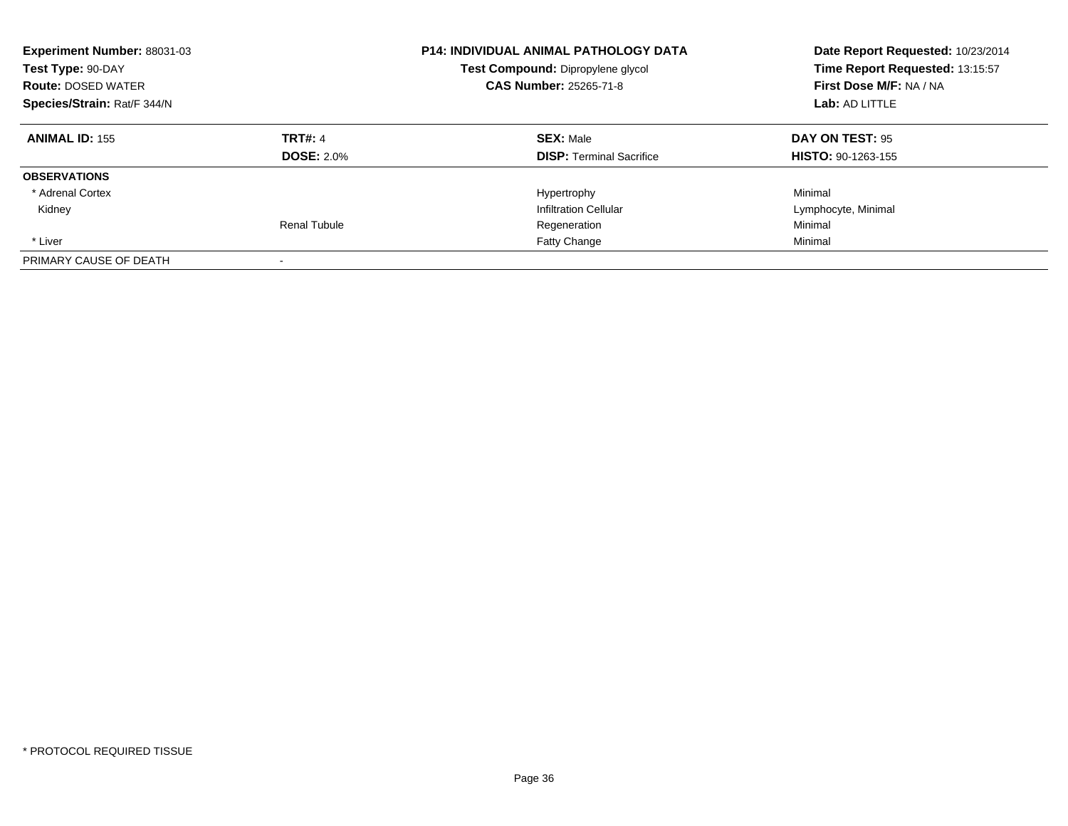**Experiment Number:** 88031-03
**Test Type:** 90-DAY
**Route:** DOSED WATER
**Species/Strain:** Rat/F 344/N

## P14: INDIVIDUAL ANIMAL PATHOLOGY DATA

**Test Compound:** Dipropylene glycol
**CAS Number:** 25265-71-8

**Date Report Requested:** 10/23/2014
**Time Report Requested:** 13:15:57
**First Dose M/F:** NA / NA
**Lab:** AD LITTLE

| **ANIMAL ID:** 155 | **TRT#:** 4 | **SEX:** Male | **DAY ON TEST:** 95 |
|---|---|---|---|
| | **DOSE:** 2.0% | **DISP:** Terminal Sacrifice | **HISTO:** 90-1263-155 |
| **OBSERVATIONS** | | | |
| * Adrenal Cortex | | Hypertrophy | Minimal |
| Kidney | | Infiltration Cellular | Lymphocyte, Minimal |
| | Renal Tubule | Regeneration | Minimal |
| * Liver | | Fatty Change | Minimal |
| PRIMARY CAUSE OF DEATH | - | | |

* PROTOCOL REQUIRED TISSUE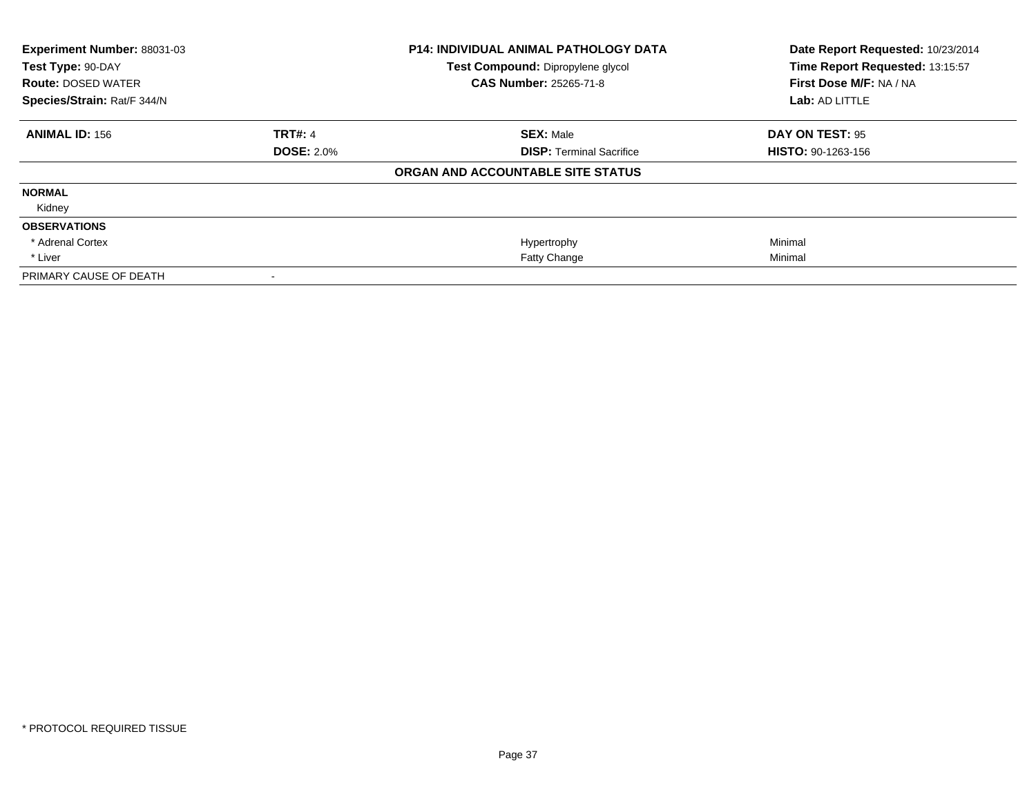**Experiment Number:** 88031-03
**Test Type:** 90-DAY
**Route:** DOSED WATER
**Species/Strain:** Rat/F 344/N

**P14: INDIVIDUAL ANIMAL PATHOLOGY DATA**
**Test Compound:** Dipropylene glycol
**CAS Number:** 25265-71-8

**Date Report Requested:** 10/23/2014
**Time Report Requested:** 13:15:57
**First Dose M/F:** NA / NA
**Lab:** AD LITTLE

| **ANIMAL ID:** 156 | **TRT#:** 4 | **SEX:** Male | **DAY ON TEST:** 95 |
|---|---|---|---|
| | **DOSE:** 2.0% | **DISP:** Terminal Sacrifice | **HISTO:** 90-1263-156 |

**ORGAN AND ACCOUNTABLE SITE STATUS**

| | | | |
|---|---|---|---|
| **NORMAL** | | | |
| Kidney | | | |
| **OBSERVATIONS** | | | |
| * Adrenal Cortex | | Hypertrophy | Minimal |
| * Liver | | Fatty Change | Minimal |
| PRIMARY CAUSE OF DEATH | - | | |

* PROTOCOL REQUIRED TISSUE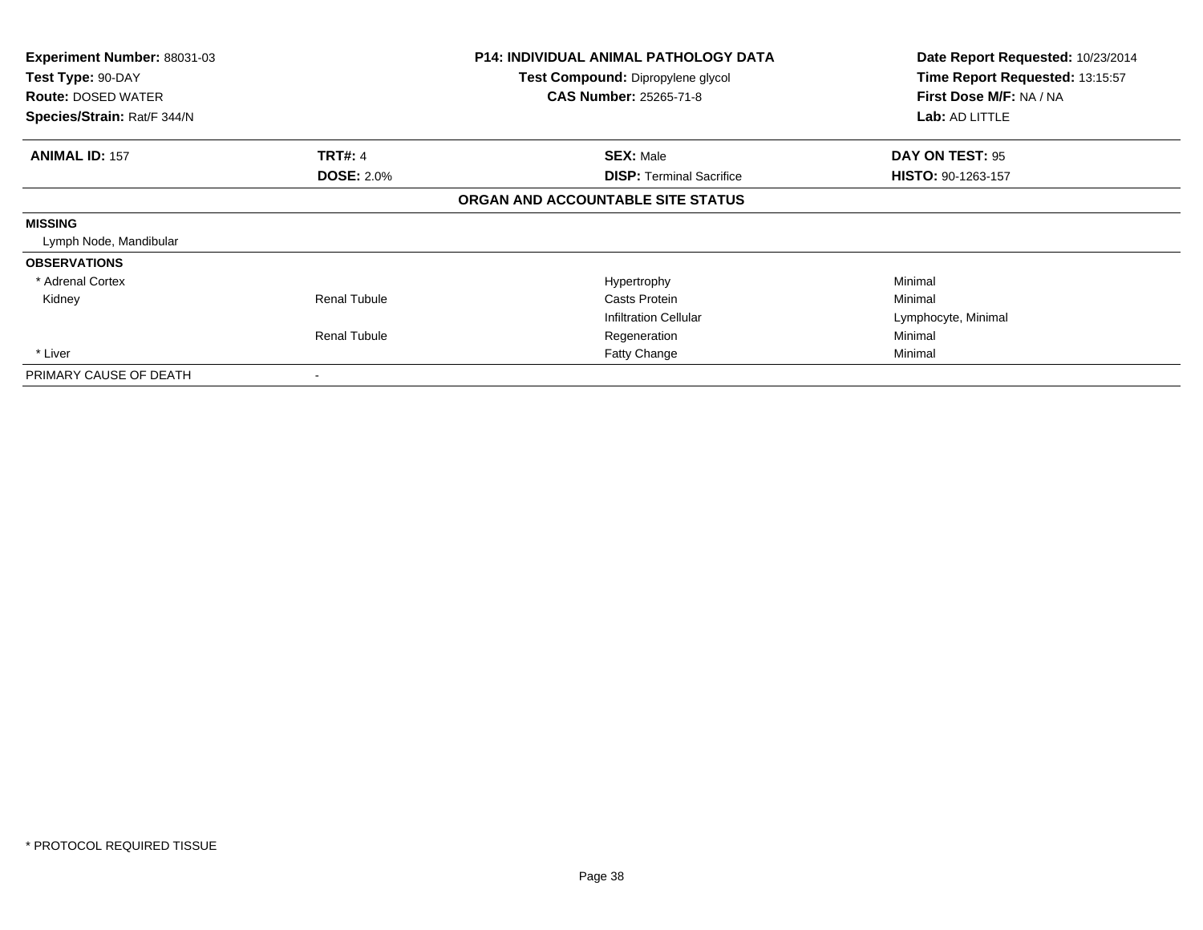| Experiment Number: 88031-03 | P14: INDIVIDUAL ANIMAL PATHOLOGY DATA | Date Report Requested: 10/23/2014 |
|---|---|---|
| Test Type: 90-DAY | Test Compound: Dipropylene glycol | Time Report Requested: 13:15:57 |
| Route: DOSED WATER | CAS Number: 25265-71-8 | First Dose M/F: NA / NA |
| Species/Strain: Rat/F 344/N | | Lab: AD LITTLE |

| ANIMAL ID: 157 | TRT#: 4 | SEX: Male | DAY ON TEST: 95 |
|---|---|---|---|
| | DOSE: 2.0% | DISP: Terminal Sacrifice | HISTO: 90-1263-157 |

## ORGAN AND ACCOUNTABLE SITE STATUS

| | | | |
|---|---|---|---|
| **MISSING** | | | |
| Lymph Node, Mandibular | | | |
| **OBSERVATIONS** | | | |
| * Adrenal Cortex | | Hypertrophy | Minimal |
| Kidney | Renal Tubule | Casts Protein | Minimal |
| | | Infiltration Cellular | Lymphocyte, Minimal |
| | Renal Tubule | Regeneration | Minimal |
| * Liver | | Fatty Change | Minimal |
| PRIMARY CAUSE OF DEATH | - | | |

* PROTOCOL REQUIRED TISSUE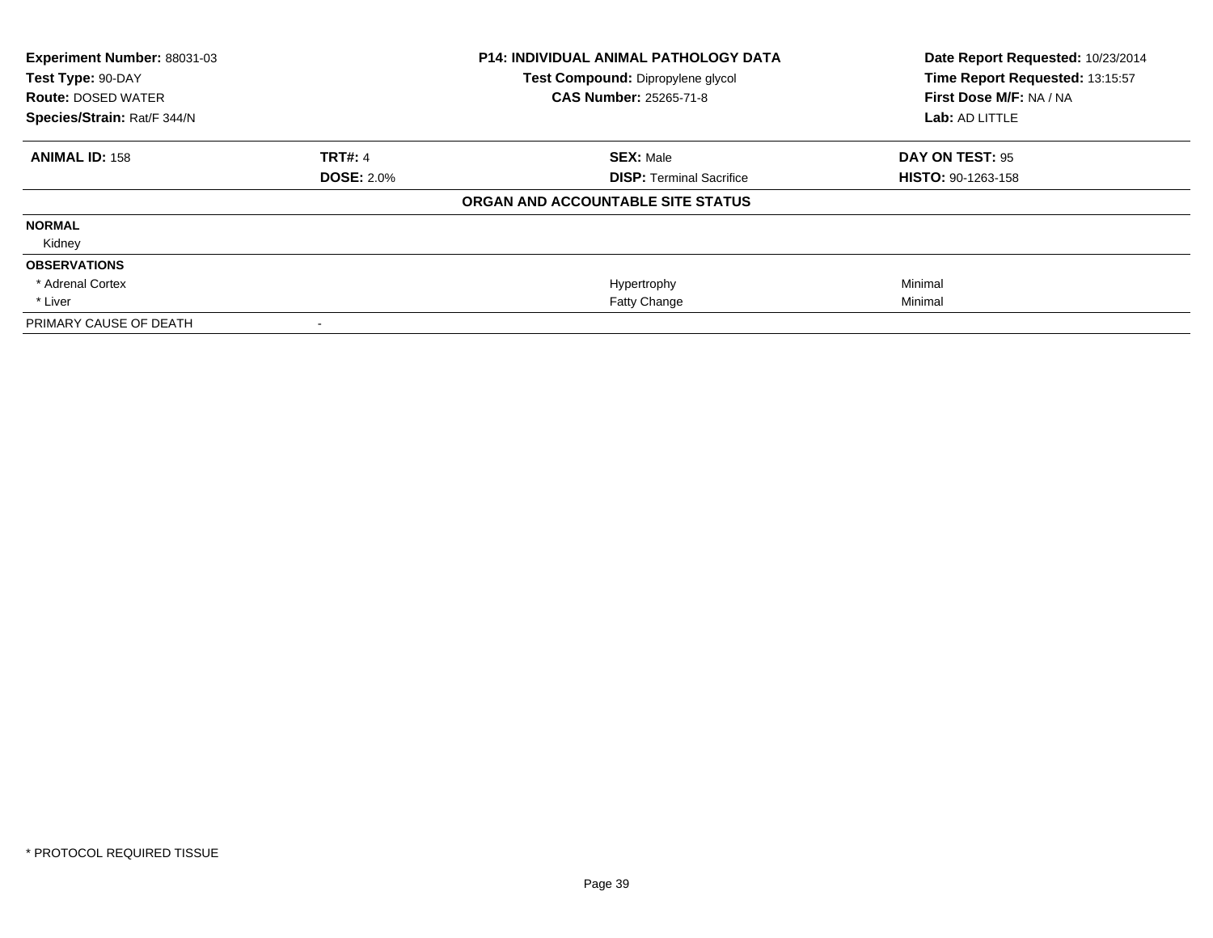| **Experiment Number:** 88031-03 | **P14: INDIVIDUAL ANIMAL PATHOLOGY DATA** | **Date Report Requested:** 10/23/2014 |
|---|---|---|
| **Test Type:** 90-DAY | **Test Compound:** Dipropylene glycol | **Time Report Requested:** 13:15:57 |
| **Route:** DOSED WATER | **CAS Number:** 25265-71-8 | **First Dose M/F:** NA / NA |
| **Species/Strain:** Rat/F 344/N | | **Lab:** AD LITTLE |

| **ANIMAL ID:** 158 | **TRT#:** 4 | **SEX:** Male | **DAY ON TEST:** 95 |
|---|---|---|---|
| | **DOSE:** 2.0% | **DISP:** Terminal Sacrifice | **HISTO:** 90-1263-158 |

**ORGAN AND ACCOUNTABLE SITE STATUS**

| | | | |
|---|---|---|---|
| **NORMAL** | | | |
| Kidney | | | |
| **OBSERVATIONS** | | | |
| * Adrenal Cortex | | Hypertrophy | Minimal |
| * Liver | | Fatty Change | Minimal |
| PRIMARY CAUSE OF DEATH | - | | |

* PROTOCOL REQUIRED TISSUE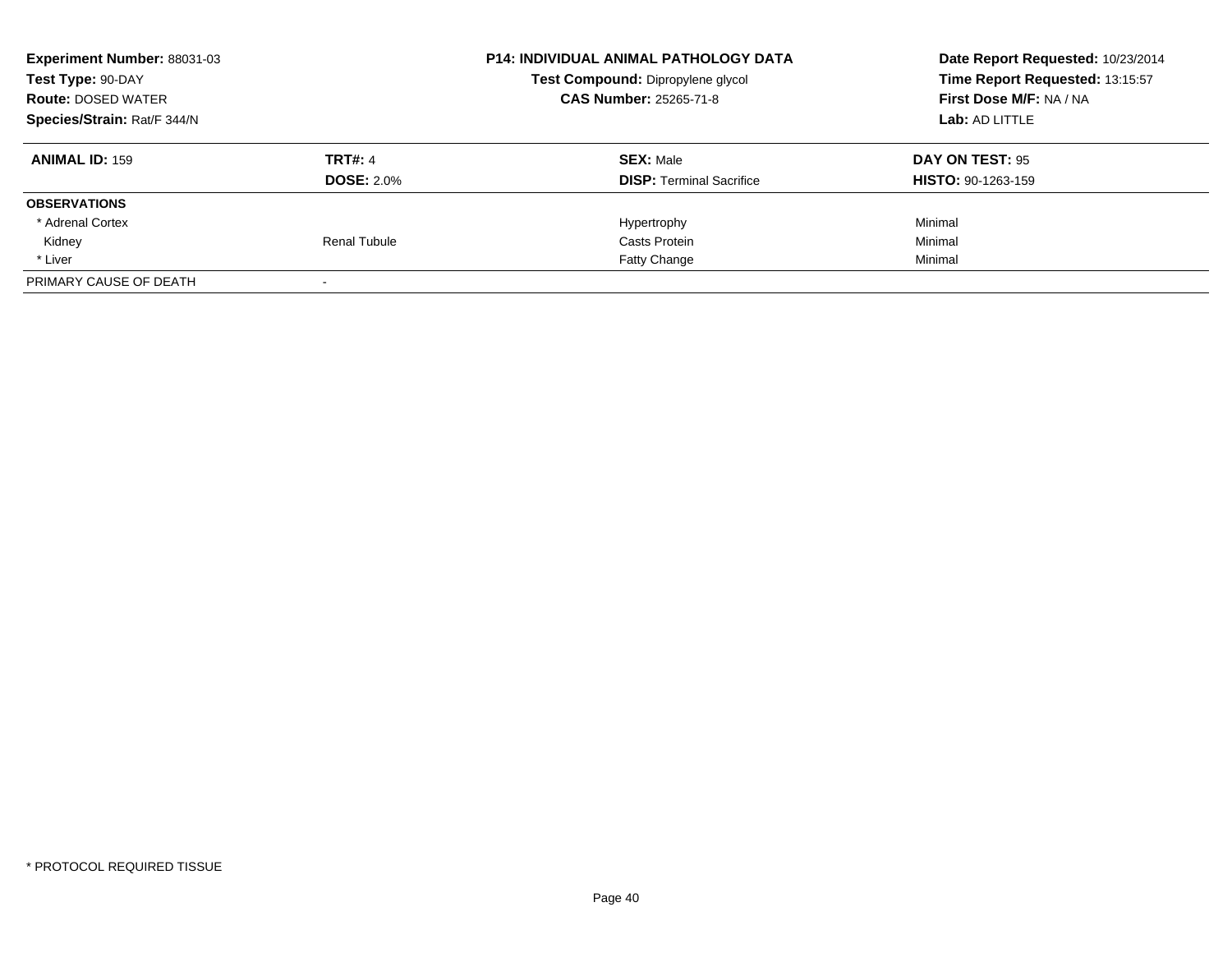**Experiment Number:** 88031-03
**Test Type:** 90-DAY
**Route:** DOSED WATER
**Species/Strain:** Rat/F 344/N

**P14: INDIVIDUAL ANIMAL PATHOLOGY DATA**
**Test Compound:** Dipropylene glycol
**CAS Number:** 25265-71-8

**Date Report Requested:** 10/23/2014
**Time Report Requested:** 13:15:57
**First Dose M/F:** NA / NA
**Lab:** AD LITTLE

| **ANIMAL ID:** 159 | **TRT#:** 4 | **SEX:** Male | **DAY ON TEST:** 95 |
|---|---|---|---|
| | **DOSE:** 2.0% | **DISP:** Terminal Sacrifice | **HISTO:** 90-1263-159 |
| **OBSERVATIONS** | | | |
| * Adrenal Cortex | | Hypertrophy | Minimal |
| Kidney | Renal Tubule | Casts Protein | Minimal |
| * Liver | | Fatty Change | Minimal |
| PRIMARY CAUSE OF DEATH | - | | |

* PROTOCOL REQUIRED TISSUE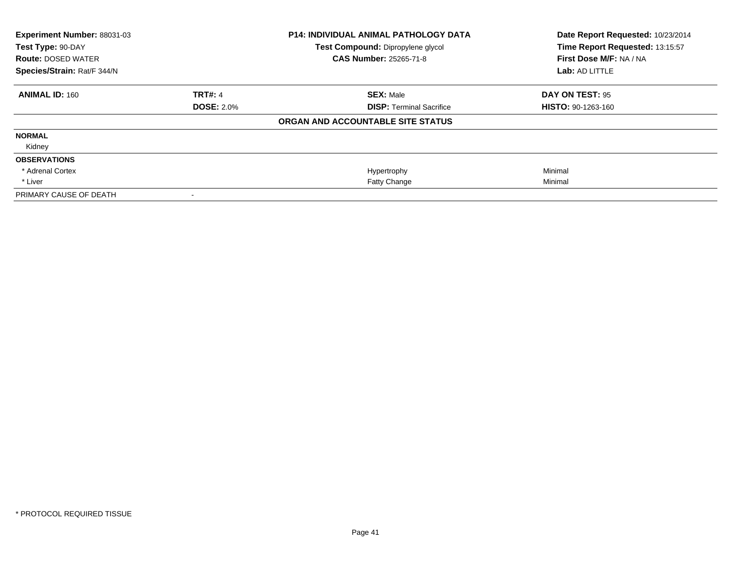| Experiment Number: 88031-03 | P14: INDIVIDUAL ANIMAL PATHOLOGY DATA | Date Report Requested: 10/23/2014 |
|---|---|---|
| Test Type: 90-DAY | Test Compound: Dipropylene glycol | Time Report Requested: 13:15:57 |
| Route: DOSED WATER | CAS Number: 25265-71-8 | First Dose M/F: NA / NA |
| Species/Strain: Rat/F 344/N | | Lab: AD LITTLE |

| ANIMAL ID: 160 | TRT#: 4 | SEX: Male | DAY ON TEST: 95 |
|---|---|---|---|
| | DOSE: 2.0% | DISP: Terminal Sacrifice | HISTO: 90-1263-160 |

**ORGAN AND ACCOUNTABLE SITE STATUS**

| | | | |
|---|---|---|---|
| **NORMAL** | | | |
| Kidney | | | |
| **OBSERVATIONS** | | | |
| * Adrenal Cortex | | Hypertrophy | Minimal |
| * Liver | | Fatty Change | Minimal |
| PRIMARY CAUSE OF DEATH | - | | |

* PROTOCOL REQUIRED TISSUE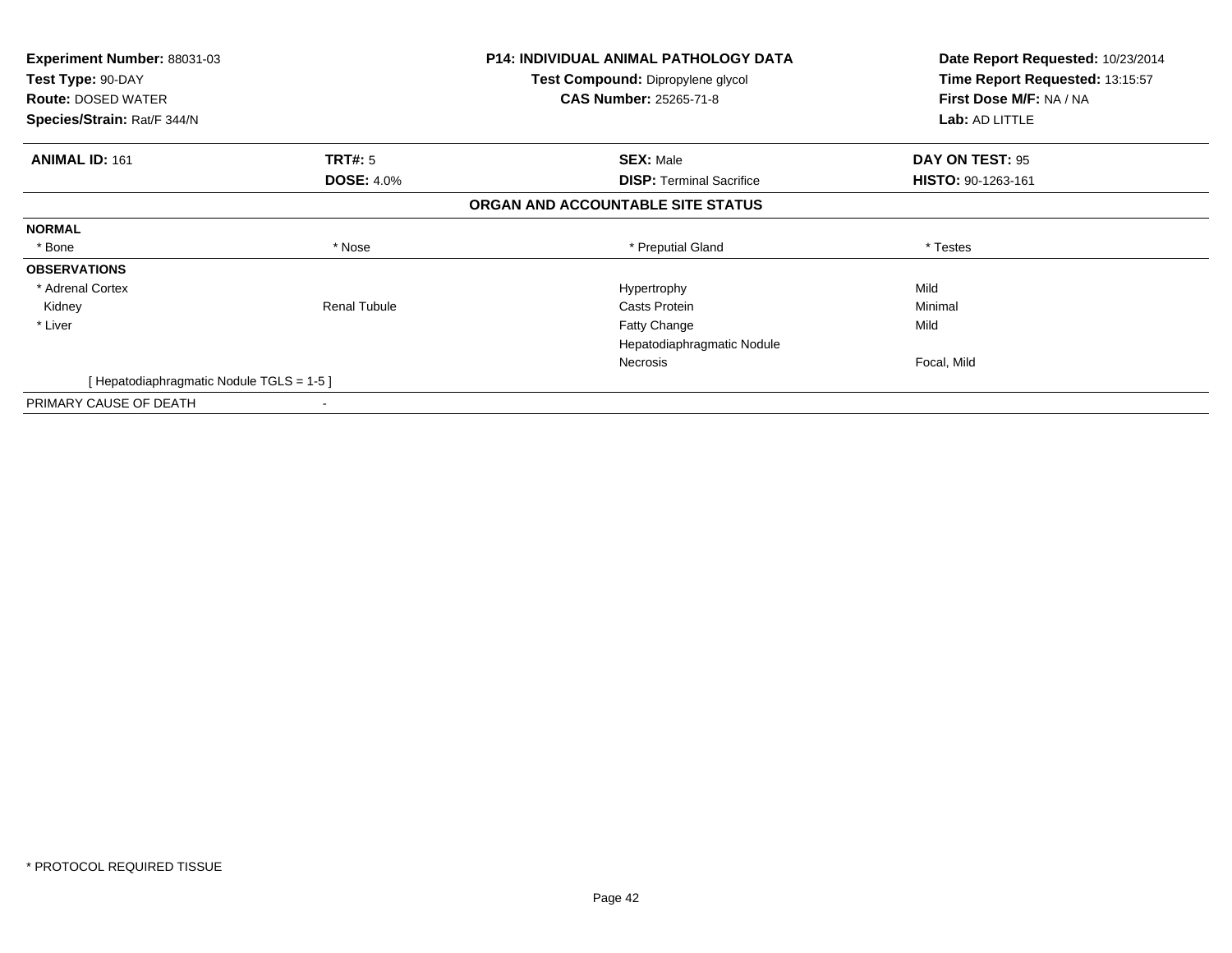**Experiment Number:** 88031-03
**Test Type:** 90-DAY
**Route:** DOSED WATER
**Species/Strain:** Rat/F 344/N

**P14: INDIVIDUAL ANIMAL PATHOLOGY DATA**
**Test Compound:** Dipropylene glycol
**CAS Number:** 25265-71-8

**Date Report Requested:** 10/23/2014
**Time Report Requested:** 13:15:57
**First Dose M/F:** NA / NA
**Lab:** AD LITTLE

| **ANIMAL ID:** 161 | **TRT#:** 5 | **SEX:** Male | **DAY ON TEST:** 95 |
|---|---|---|---|
| | **DOSE:** 4.0% | **DISP:** Terminal Sacrifice | **HISTO:** 90-1263-161 |

**ORGAN AND ACCOUNTABLE SITE STATUS**

| | | | |
|---|---|---|---|
| **NORMAL** | | | |
| * Bone | * Nose | * Preputial Gland | * Testes |
| **OBSERVATIONS** | | | |
| * Adrenal Cortex | | Hypertrophy | Mild |
| Kidney | Renal Tubule | Casts Protein | Minimal |
| * Liver | | Fatty Change | Mild |
| | | Hepatodiaphragmatic Nodule | |
| | | Necrosis | Focal, Mild |
| [ Hepatodiaphragmatic Nodule TGLS = 1-5 ] | | | |
| PRIMARY CAUSE OF DEATH | - | | |

* PROTOCOL REQUIRED TISSUE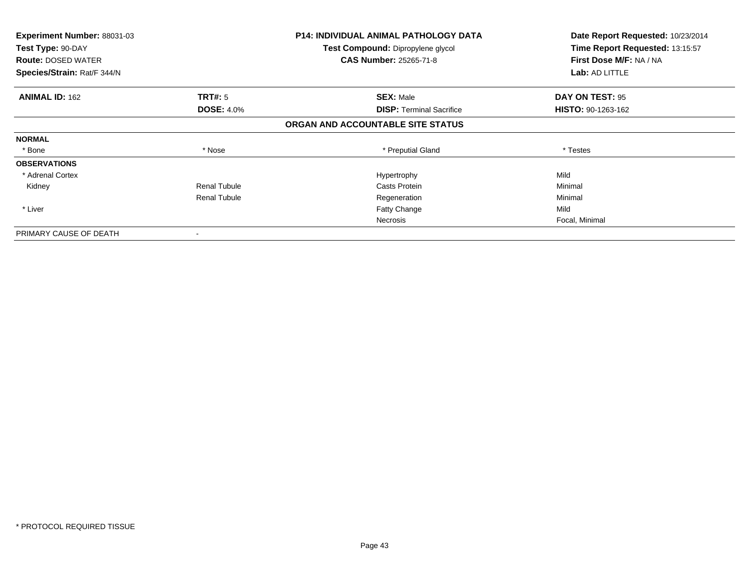**Experiment Number:** 88031-03
**Test Type:** 90-DAY
**Route:** DOSED WATER
**Species/Strain:** Rat/F 344/N

**P14: INDIVIDUAL ANIMAL PATHOLOGY DATA**
**Test Compound:** Dipropylene glycol
**CAS Number:** 25265-71-8

**Date Report Requested:** 10/23/2014
**Time Report Requested:** 13:15:57
**First Dose M/F:** NA / NA
**Lab:** AD LITTLE

| **ANIMAL ID:** 162 | **TRT#:** 5 | **SEX:** Male | **DAY ON TEST:** 95 |
|---|---|---|---|
| | **DOSE:** 4.0% | **DISP:** Terminal Sacrifice | **HISTO:** 90-1263-162 |

**ORGAN AND ACCOUNTABLE SITE STATUS**

| | | | |
|---|---|---|---|
| **NORMAL** | | | |
| * Bone | * Nose | * Preputial Gland | * Testes |
| **OBSERVATIONS** | | | |
| * Adrenal Cortex | | Hypertrophy | Mild |
| Kidney | Renal Tubule | Casts Protein | Minimal |
| | Renal Tubule | Regeneration | Minimal |
| * Liver | | Fatty Change | Mild |
| | | Necrosis | Focal, Minimal |
| PRIMARY CAUSE OF DEATH | - | | |

* PROTOCOL REQUIRED TISSUE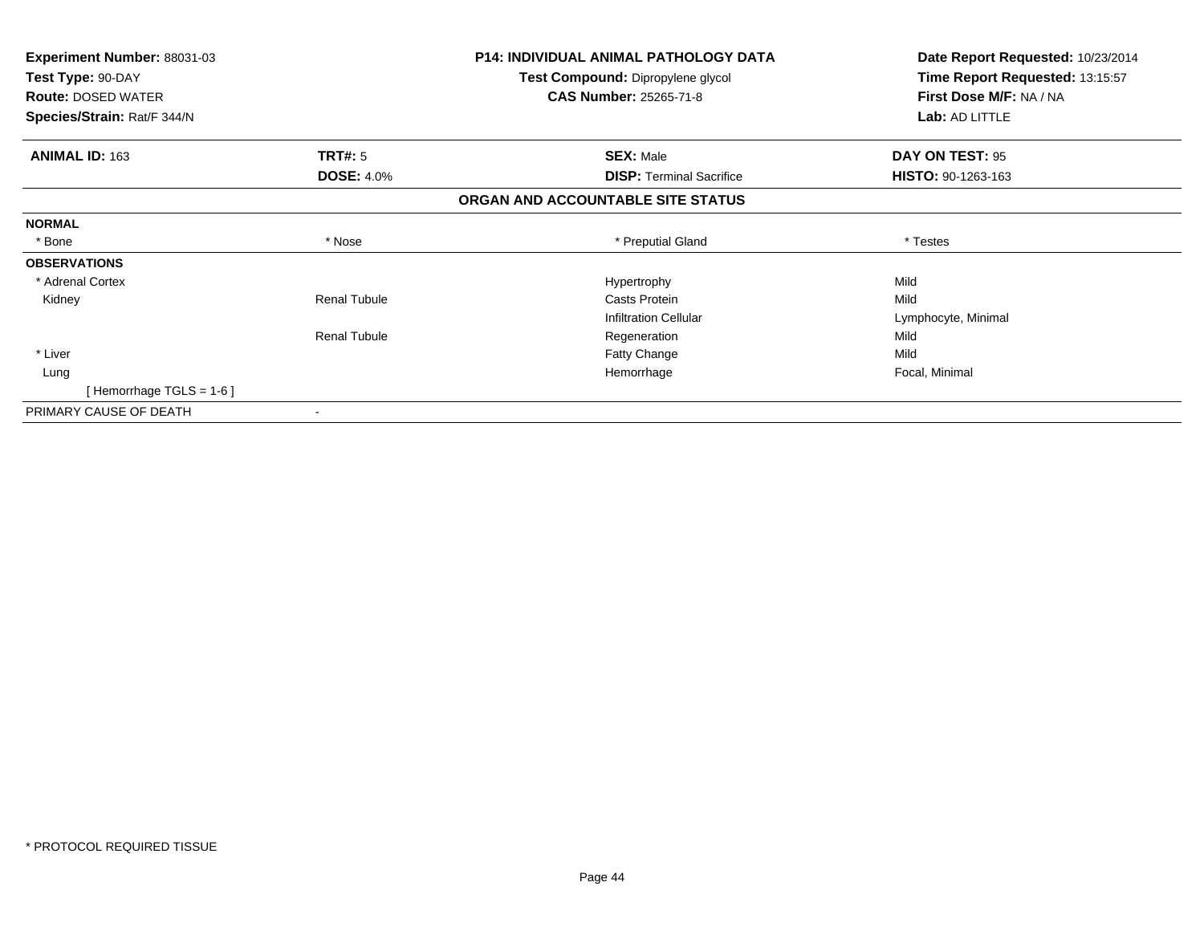**Experiment Number:** 88031-03
**Test Type:** 90-DAY
**Route:** DOSED WATER
**Species/Strain:** Rat/F 344/N

**P14: INDIVIDUAL ANIMAL PATHOLOGY DATA**
**Test Compound:** Dipropylene glycol
**CAS Number:** 25265-71-8

**Date Report Requested:** 10/23/2014
**Time Report Requested:** 13:15:57
**First Dose M/F:** NA / NA
**Lab:** AD LITTLE

| **ANIMAL ID:** 163 | **TRT#:** 5 | **SEX:** Male | **DAY ON TEST:** 95 |
|---|---|---|---|
| | **DOSE:** 4.0% | **DISP:** Terminal Sacrifice | **HISTO:** 90-1263-163 |

**ORGAN AND ACCOUNTABLE SITE STATUS**

| | | | |
|---|---|---|---|
| **NORMAL** | | | |
| * Bone | * Nose | * Preputial Gland | * Testes |
| **OBSERVATIONS** | | | |
| * Adrenal Cortex | | Hypertrophy | Mild |
| Kidney | Renal Tubule | Casts Protein | Mild |
| | | Infiltration Cellular | Lymphocyte, Minimal |
| | Renal Tubule | Regeneration | Mild |
| * Liver | | Fatty Change | Mild |
| Lung | | Hemorrhage | Focal, Minimal |
| [ Hemorrhage TGLS = 1-6 ] | | | |
| PRIMARY CAUSE OF DEATH | - | | |

* PROTOCOL REQUIRED TISSUE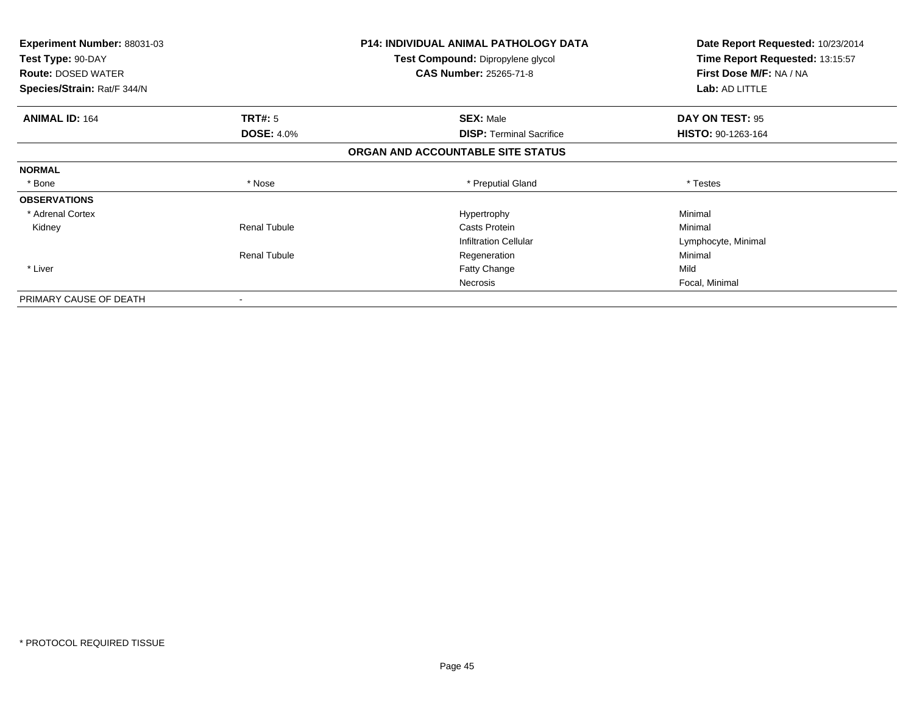| | | | |
|---|---|---|---|
| **Experiment Number:** 88031-03 | | **P14: INDIVIDUAL ANIMAL PATHOLOGY DATA** | **Date Report Requested:** 10/23/2014 |
| **Test Type:** 90-DAY | | **Test Compound:** Dipropylene glycol | **Time Report Requested:** 13:15:57 |
| **Route:** DOSED WATER | | **CAS Number:** 25265-71-8 | **First Dose M/F:** NA / NA |
| **Species/Strain:** Rat/F 344/N | | | **Lab:** AD LITTLE |

| **ANIMAL ID:** 164 | **TRT#:** 5 | **SEX:** Male | **DAY ON TEST:** 95 |
|---|---|---|---|
| | **DOSE:** 4.0% | **DISP:** Terminal Sacrifice | **HISTO:** 90-1263-164 |

**ORGAN AND ACCOUNTABLE SITE STATUS**

| | | | |
|---|---|---|---|
| **NORMAL** | | | |
| * Bone | * Nose | * Preputial Gland | * Testes |
| **OBSERVATIONS** | | | |
| * Adrenal Cortex | | Hypertrophy | Minimal |
| Kidney | Renal Tubule | Casts Protein | Minimal |
| | | Infiltration Cellular | Lymphocyte, Minimal |
| | Renal Tubule | Regeneration | Minimal |
| * Liver | | Fatty Change | Mild |
| | | Necrosis | Focal, Minimal |
| PRIMARY CAUSE OF DEATH | - | | |

* PROTOCOL REQUIRED TISSUE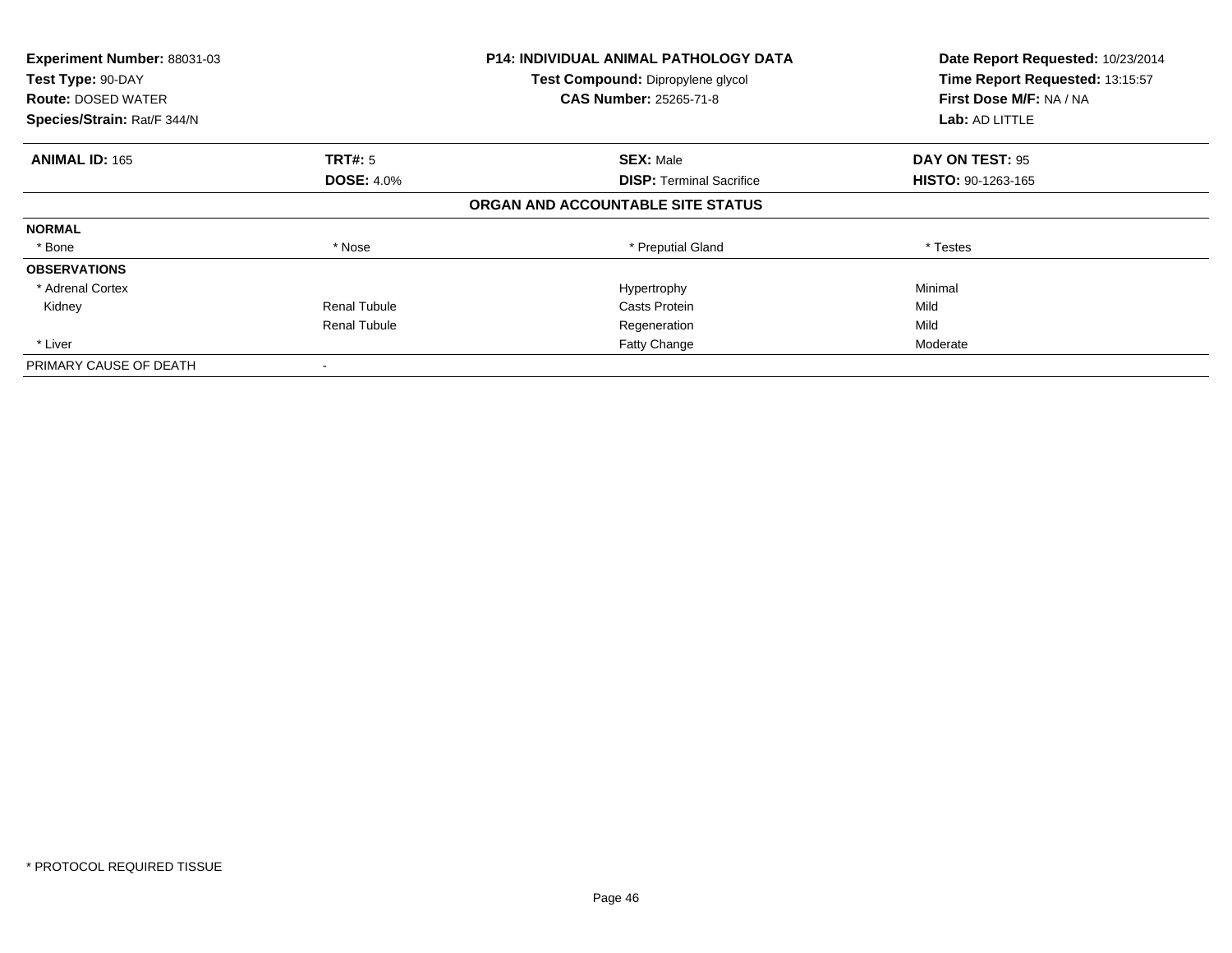**Experiment Number:** 88031-03
**Test Type:** 90-DAY
**Route:** DOSED WATER
**Species/Strain:** Rat/F 344/N

**P14: INDIVIDUAL ANIMAL PATHOLOGY DATA**
**Test Compound:** Dipropylene glycol
**CAS Number:** 25265-71-8

**Date Report Requested:** 10/23/2014
**Time Report Requested:** 13:15:57
**First Dose M/F:** NA / NA
**Lab:** AD LITTLE

| **ANIMAL ID:** 165 | **TRT#:** 5 | **SEX:** Male | **DAY ON TEST:** 95 |
|---|---|---|---|
| | **DOSE:** 4.0% | **DISP:** Terminal Sacrifice | **HISTO:** 90-1263-165 |
| | | **ORGAN AND ACCOUNTABLE SITE STATUS** | |
| **NORMAL** | | | |
| * Bone | * Nose | * Preputial Gland | * Testes |
| **OBSERVATIONS** | | | |
| * Adrenal Cortex | | Hypertrophy | Minimal |
| Kidney | Renal Tubule | Casts Protein | Mild |
| | Renal Tubule | Regeneration | Mild |
| * Liver | | Fatty Change | Moderate |
| PRIMARY CAUSE OF DEATH | - | | |

* PROTOCOL REQUIRED TISSUE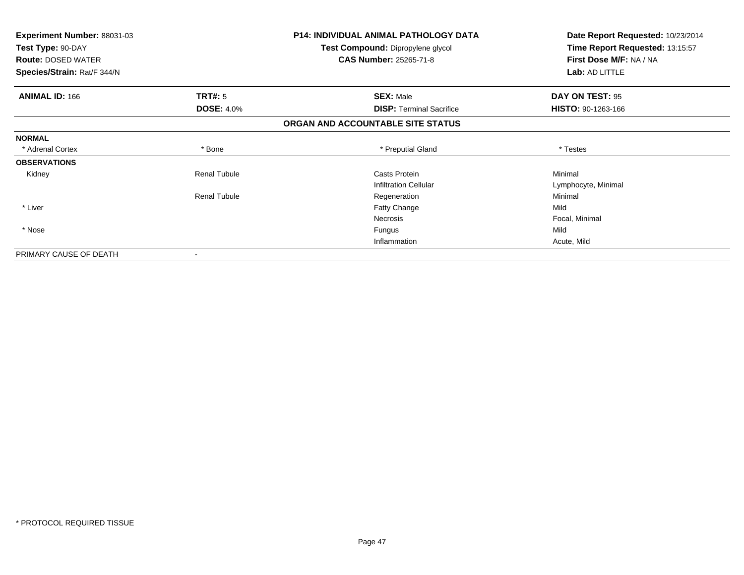**Experiment Number:** 88031-03
**Test Type:** 90-DAY
**Route:** DOSED WATER
**Species/Strain:** Rat/F 344/N

**P14: INDIVIDUAL ANIMAL PATHOLOGY DATA**
**Test Compound:** Dipropylene glycol
**CAS Number:** 25265-71-8

**Date Report Requested:** 10/23/2014
**Time Report Requested:** 13:15:57
**First Dose M/F:** NA / NA
**Lab:** AD LITTLE

| **ANIMAL ID:** 166 | **TRT#:** 5 | **SEX:** Male | **DAY ON TEST:** 95 |
|---|---|---|---|
| | **DOSE:** 4.0% | **DISP:** Terminal Sacrifice | **HISTO:** 90-1263-166 |

**ORGAN AND ACCOUNTABLE SITE STATUS**

| | | | |
|---|---|---|---|
| **NORMAL** | | | |
| * Adrenal Cortex | * Bone | * Preputial Gland | * Testes |
| **OBSERVATIONS** | | | |
| Kidney | Renal Tubule | Casts Protein | Minimal |
| | | Infiltration Cellular | Lymphocyte, Minimal |
| | Renal Tubule | Regeneration | Minimal |
| * Liver | | Fatty Change | Mild |
| | | Necrosis | Focal, Minimal |
| * Nose | | Fungus | Mild |
| | | Inflammation | Acute, Mild |
| PRIMARY CAUSE OF DEATH | - | | |

* PROTOCOL REQUIRED TISSUE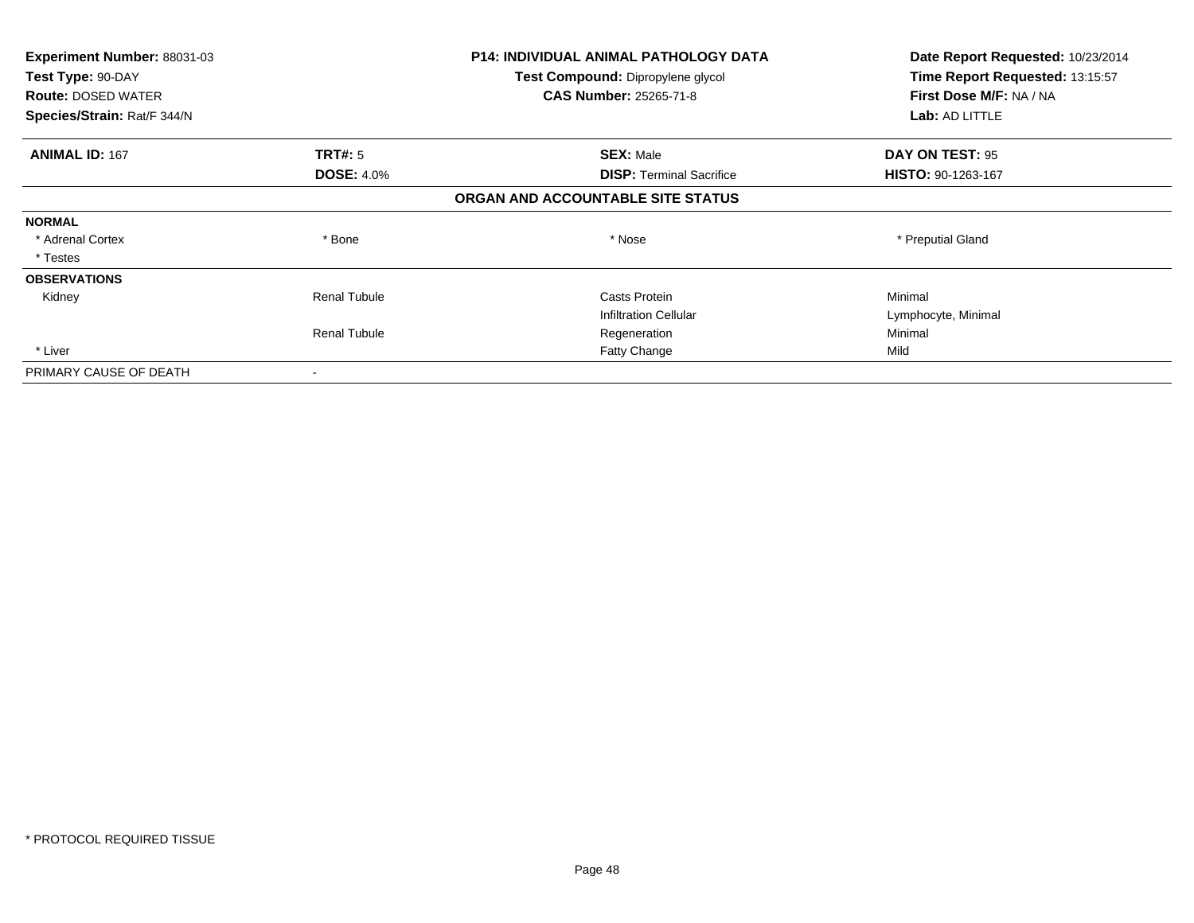**Experiment Number:** 88031-03
**Test Type:** 90-DAY
**Route:** DOSED WATER
**Species/Strain:** Rat/F 344/N

**P14: INDIVIDUAL ANIMAL PATHOLOGY DATA**
**Test Compound:** Dipropylene glycol
**CAS Number:** 25265-71-8

**Date Report Requested:** 10/23/2014
**Time Report Requested:** 13:15:57
**First Dose M/F:** NA / NA
**Lab:** AD LITTLE

| **ANIMAL ID:** 167 | **TRT#:** 5 | **SEX:** Male | **DAY ON TEST:** 95 |
|---|---|---|---|
| | **DOSE:** 4.0% | **DISP:** Terminal Sacrifice | **HISTO:** 90-1263-167 |

**ORGAN AND ACCOUNTABLE SITE STATUS**

| | | | |
|---|---|---|---|
| **NORMAL** | | | |
| * Adrenal Cortex | * Bone | * Nose | * Preputial Gland |
| * Testes | | | |
| **OBSERVATIONS** | | | |
| Kidney | Renal Tubule | Casts Protein | Minimal |
| | | Infiltration Cellular | Lymphocyte, Minimal |
| | Renal Tubule | Regeneration | Minimal |
| * Liver | | Fatty Change | Mild |
| PRIMARY CAUSE OF DEATH | - | | |

* PROTOCOL REQUIRED TISSUE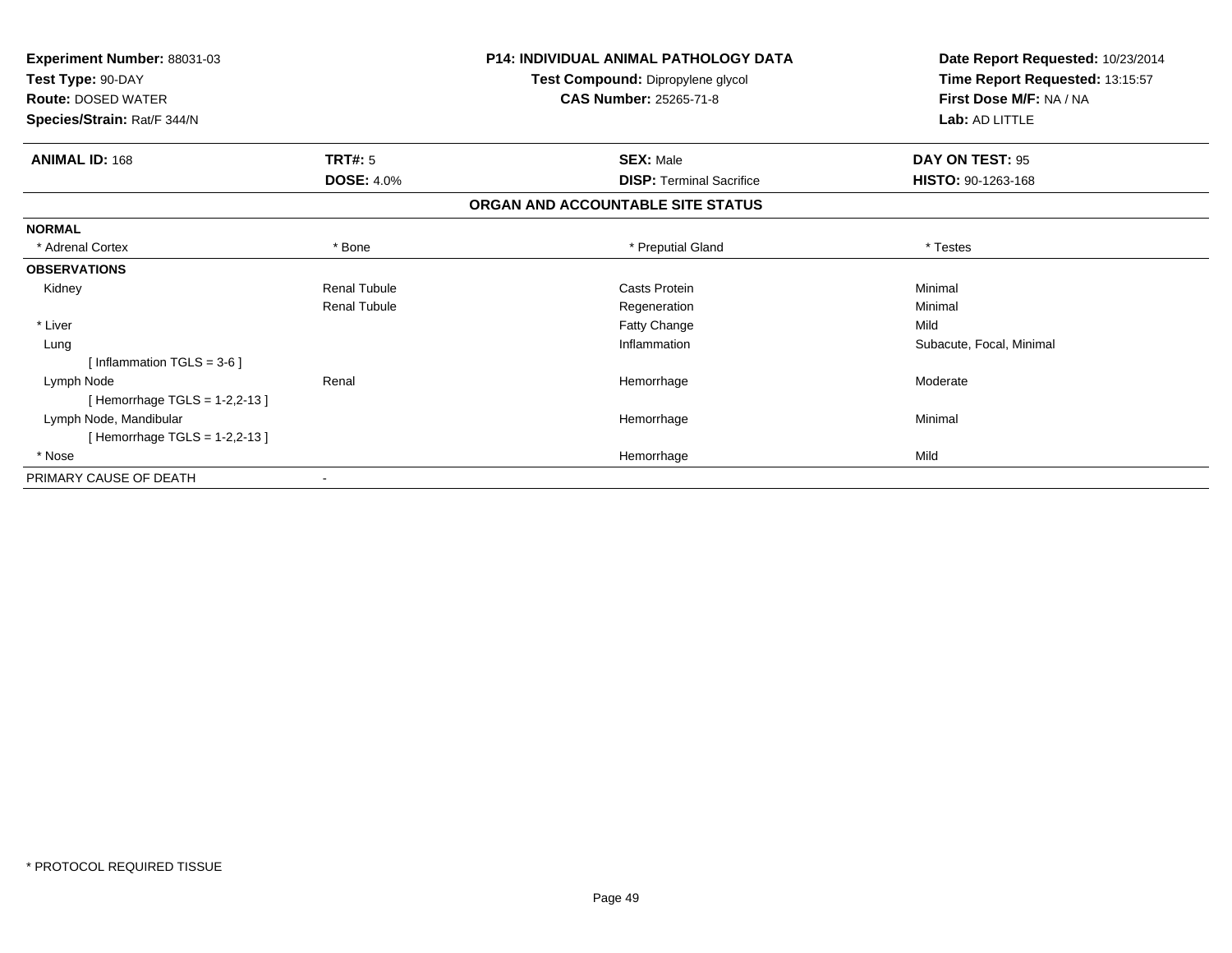**Experiment Number:** 88031-03
**Test Type:** 90-DAY
**Route:** DOSED WATER
**Species/Strain:** Rat/F 344/N

**P14: INDIVIDUAL ANIMAL PATHOLOGY DATA**
**Test Compound:** Dipropylene glycol
**CAS Number:** 25265-71-8

**Date Report Requested:** 10/23/2014
**Time Report Requested:** 13:15:57
**First Dose M/F:** NA / NA
**Lab:** AD LITTLE

| **ANIMAL ID:** 168 | **TRT#:** 5 | **SEX:** Male | **DAY ON TEST:** 95 |
|---|---|---|---|
| | **DOSE:** 4.0% | **DISP:** Terminal Sacrifice | **HISTO:** 90-1263-168 |

## ORGAN AND ACCOUNTABLE SITE STATUS

| | | | |
|---|---|---|---|
| **NORMAL** | | | |
| * Adrenal Cortex | * Bone | * Preputial Gland | * Testes |
| **OBSERVATIONS** | | | |
| Kidney | Renal Tubule | Casts Protein | Minimal |
| | Renal Tubule | Regeneration | Minimal |
| * Liver | | Fatty Change | Mild |
| Lung | | Inflammation | Subacute, Focal, Minimal |
| [ Inflammation TGLS = 3-6 ] | | | |
| Lymph Node | Renal | Hemorrhage | Moderate |
| [ Hemorrhage TGLS = 1-2,2-13 ] | | | |
| Lymph Node, Mandibular | | Hemorrhage | Minimal |
| [ Hemorrhage TGLS = 1-2,2-13 ] | | | |
| * Nose | | Hemorrhage | Mild |
| PRIMARY CAUSE OF DEATH | - | | |

* PROTOCOL REQUIRED TISSUE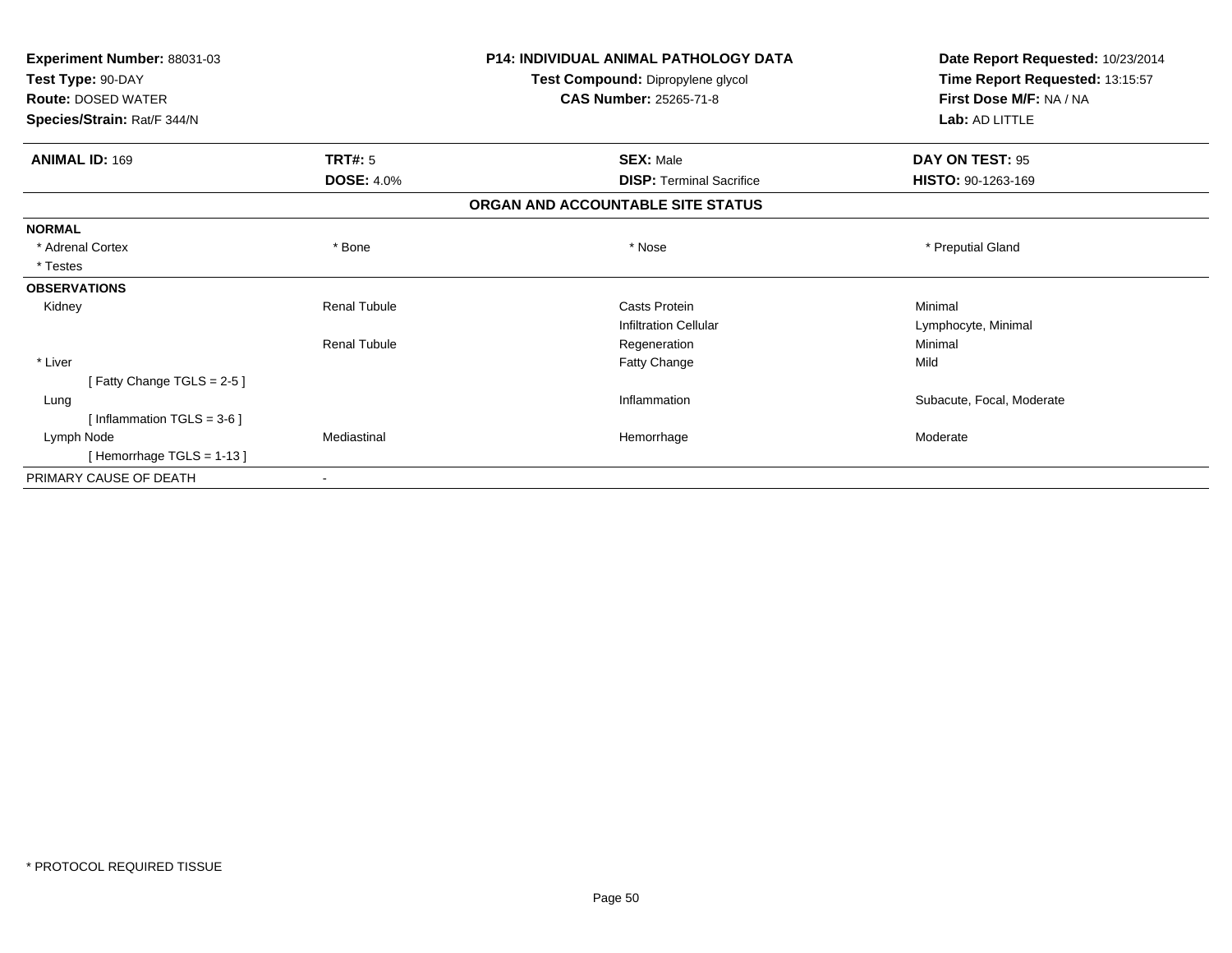**Experiment Number:** 88031-03
**Test Type:** 90-DAY
**Route:** DOSED WATER
**Species/Strain:** Rat/F 344/N

**P14: INDIVIDUAL ANIMAL PATHOLOGY DATA**
**Test Compound:** Dipropylene glycol
**CAS Number:** 25265-71-8

**Date Report Requested:** 10/23/2014
**Time Report Requested:** 13:15:57
**First Dose M/F:** NA / NA
**Lab:** AD LITTLE

| **ANIMAL ID:** 169 | **TRT#:** 5 | **SEX:** Male | **DAY ON TEST:** 95 |
|---|---|---|---|
| | **DOSE:** 4.0% | **DISP:** Terminal Sacrifice | **HISTO:** 90-1263-169 |

## ORGAN AND ACCOUNTABLE SITE STATUS

| | | | |
|---|---|---|---|
| **NORMAL** | | | |
| * Adrenal Cortex | * Bone | * Nose | * Preputial Gland |
| * Testes | | | |
| **OBSERVATIONS** | | | |
| Kidney | Renal Tubule | Casts Protein | Minimal |
| | | Infiltration Cellular | Lymphocyte, Minimal |
| | Renal Tubule | Regeneration | Minimal |
| * Liver | | Fatty Change | Mild |
| [ Fatty Change TGLS = 2-5 ] | | | |
| Lung | | Inflammation | Subacute, Focal, Moderate |
| [ Inflammation TGLS = 3-6 ] | | | |
| Lymph Node | Mediastinal | Hemorrhage | Moderate |
| [ Hemorrhage TGLS = 1-13 ] | | | |
| PRIMARY CAUSE OF DEATH | - | | |

* PROTOCOL REQUIRED TISSUE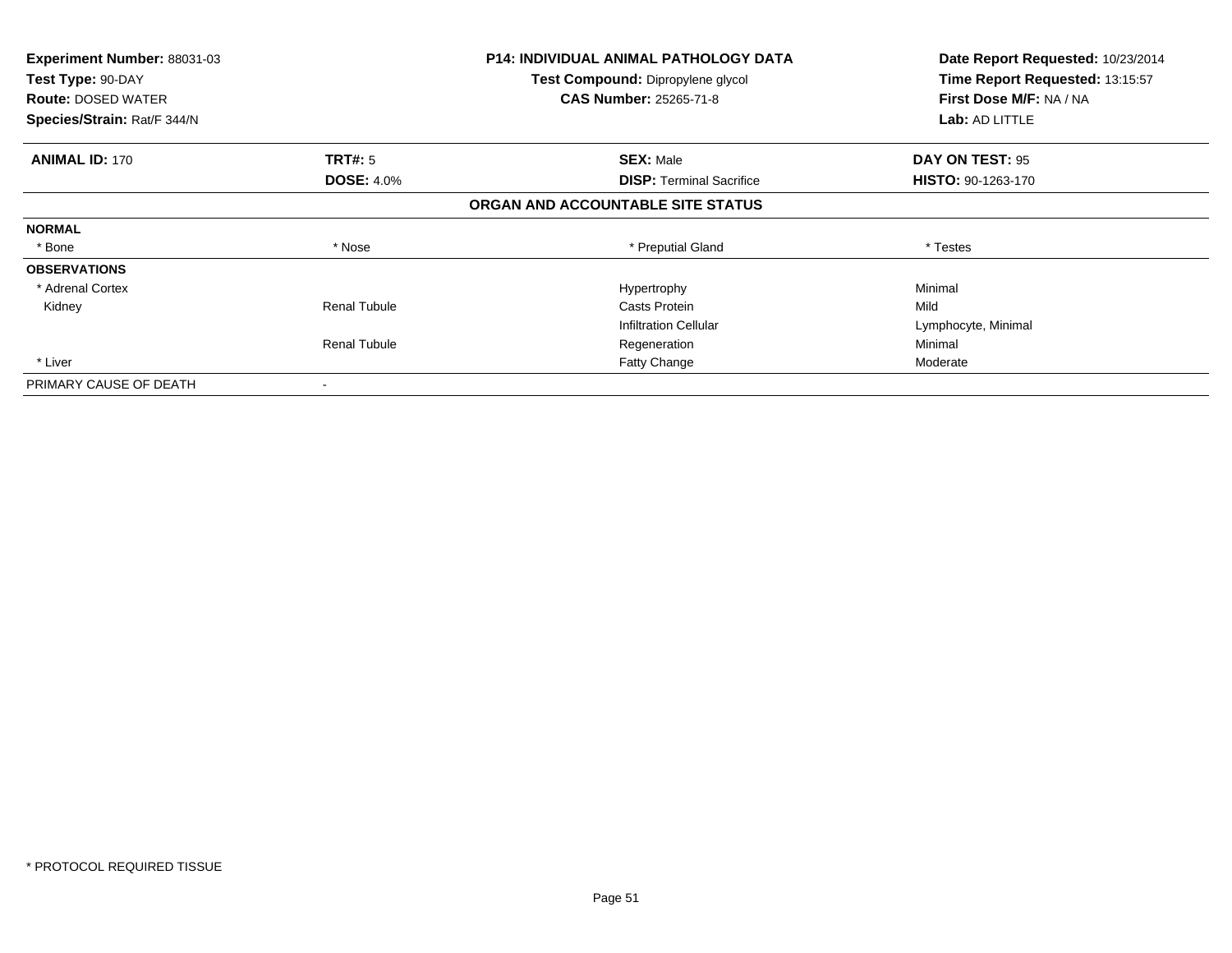**Experiment Number:** 88031-03
**Test Type:** 90-DAY
**Route:** DOSED WATER
**Species/Strain:** Rat/F 344/N

**P14: INDIVIDUAL ANIMAL PATHOLOGY DATA**
**Test Compound:** Dipropylene glycol
**CAS Number:** 25265-71-8

**Date Report Requested:** 10/23/2014
**Time Report Requested:** 13:15:57
**First Dose M/F:** NA / NA
**Lab:** AD LITTLE

| **ANIMAL ID:** 170 | **TRT#:** 5 | **SEX:** Male | **DAY ON TEST:** 95 |
|---|---|---|---|
| | **DOSE:** 4.0% | **DISP:** Terminal Sacrifice | **HISTO:** 90-1263-170 |

**ORGAN AND ACCOUNTABLE SITE STATUS**

| | | | |
|---|---|---|---|
| **NORMAL** | | | |
| * Bone | * Nose | * Preputial Gland | * Testes |
| **OBSERVATIONS** | | | |
| * Adrenal Cortex | | Hypertrophy | Minimal |
| Kidney | Renal Tubule | Casts Protein | Mild |
| | | Infiltration Cellular | Lymphocyte, Minimal |
| | Renal Tubule | Regeneration | Minimal |
| * Liver | | Fatty Change | Moderate |
| PRIMARY CAUSE OF DEATH | - | | |

* PROTOCOL REQUIRED TISSUE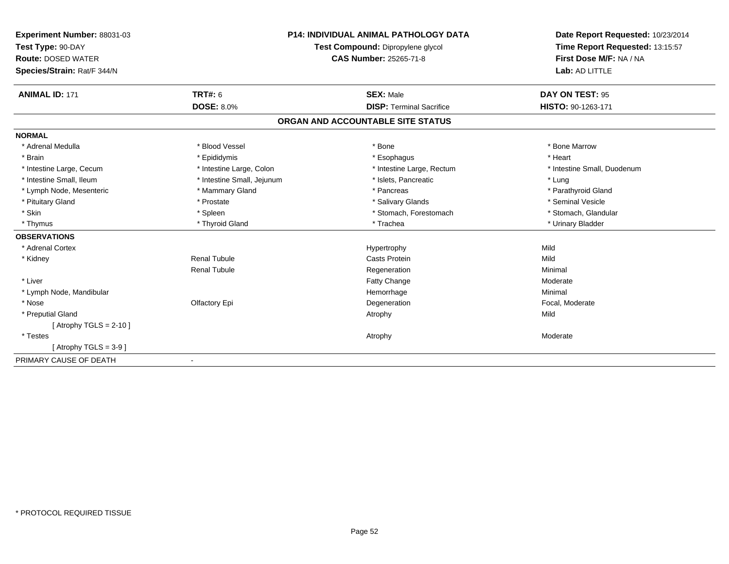**Experiment Number:** 88031-03
**Test Type:** 90-DAY
**Route:** DOSED WATER
**Species/Strain:** Rat/F 344/N

**P14: INDIVIDUAL ANIMAL PATHOLOGY DATA**
**Test Compound:** Dipropylene glycol
**CAS Number:** 25265-71-8

**Date Report Requested:** 10/23/2014
**Time Report Requested:** 13:15:57
**First Dose M/F:** NA / NA
**Lab:** AD LITTLE

| **ANIMAL ID:** 171 | **TRT#:** 6 | **SEX:** Male | **DAY ON TEST:** 95 |
|---|---|---|---|
| | **DOSE:** 8.0% | **DISP:** Terminal Sacrifice | **HISTO:** 90-1263-171 |

## ORGAN AND ACCOUNTABLE SITE STATUS

| | | | |
|---|---|---|---|
| **NORMAL** | | | |
| * Adrenal Medulla | * Blood Vessel | * Bone | * Bone Marrow |
| * Brain | * Epididymis | * Esophagus | * Heart |
| * Intestine Large, Cecum | * Intestine Large, Colon | * Intestine Large, Rectum | * Intestine Small, Duodenum |
| * Intestine Small, Ileum | * Intestine Small, Jejunum | * Islets, Pancreatic | * Lung |
| * Lymph Node, Mesenteric | * Mammary Gland | * Pancreas | * Parathyroid Gland |
| * Pituitary Gland | * Prostate | * Salivary Glands | * Seminal Vesicle |
| * Skin | * Spleen | * Stomach, Forestomach | * Stomach, Glandular |
| * Thymus | * Thyroid Gland | * Trachea | * Urinary Bladder |
| **OBSERVATIONS** | | | |
| * Adrenal Cortex | | Hypertrophy | Mild |
| * Kidney | Renal Tubule | Casts Protein | Mild |
| | Renal Tubule | Regeneration | Minimal |
| * Liver | | Fatty Change | Moderate |
| * Lymph Node, Mandibular | | Hemorrhage | Minimal |
| * Nose | Olfactory Epi | Degeneration | Focal, Moderate |
| * Preputial Gland | | Atrophy | Mild |
| [ Atrophy TGLS = 2-10 ] | | | |
| * Testes | | Atrophy | Moderate |
| [ Atrophy TGLS = 3-9 ] | | | |
| PRIMARY CAUSE OF DEATH | - | | |

* PROTOCOL REQUIRED TISSUE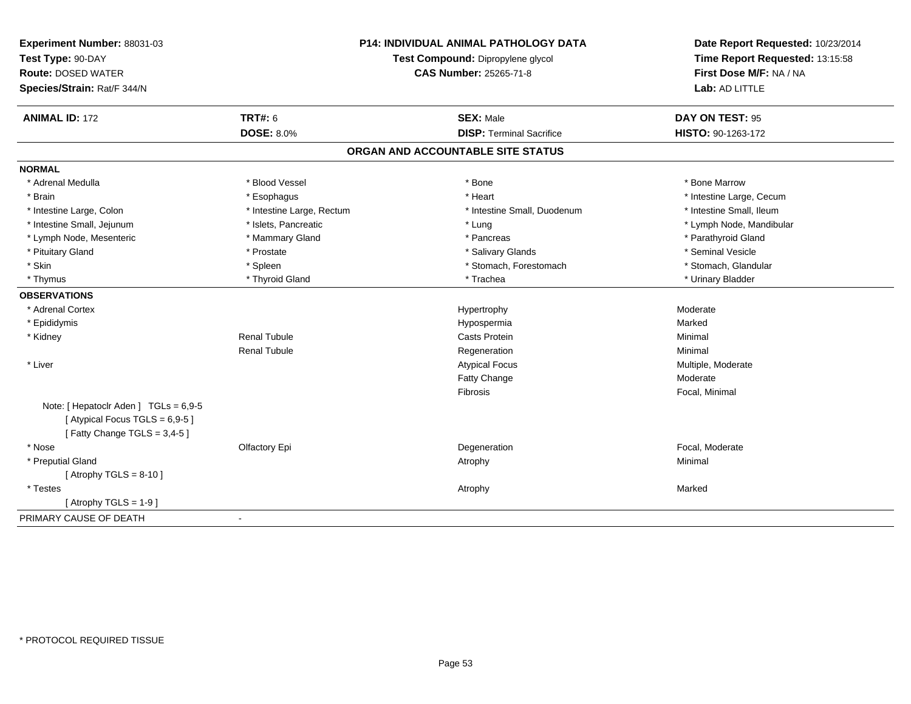**Experiment Number:** 88031-03
**Test Type:** 90-DAY
**Route:** DOSED WATER
**Species/Strain:** Rat/F 344/N

**P14: INDIVIDUAL ANIMAL PATHOLOGY DATA**
**Test Compound:** Dipropylene glycol
**CAS Number:** 25265-71-8

**Date Report Requested:** 10/23/2014
**Time Report Requested:** 13:15:58
**First Dose M/F:** NA / NA
**Lab:** AD LITTLE

| **ANIMAL ID:** 172 | **TRT#:** 6 | **SEX:** Male | **DAY ON TEST:** 95 |
|---|---|---|---|
| | **DOSE:** 8.0% | **DISP:** Terminal Sacrifice | **HISTO:** 90-1263-172 |

## ORGAN AND ACCOUNTABLE SITE STATUS

**NORMAL**

| | | | |
|---|---|---|---|
| * Adrenal Medulla | * Blood Vessel | * Bone | * Bone Marrow |
| * Brain | * Esophagus | * Heart | * Intestine Large, Cecum |
| * Intestine Large, Colon | * Intestine Large, Rectum | * Intestine Small, Duodenum | * Intestine Small, Ileum |
| * Intestine Small, Jejunum | * Islets, Pancreatic | * Lung | * Lymph Node, Mandibular |
| * Lymph Node, Mesenteric | * Mammary Gland | * Pancreas | * Parathyroid Gland |
| * Pituitary Gland | * Prostate | * Salivary Glands | * Seminal Vesicle |
| * Skin | * Spleen | * Stomach, Forestomach | * Stomach, Glandular |
| * Thymus | * Thyroid Gland | * Trachea | * Urinary Bladder |

**OBSERVATIONS**

| | | | |
|---|---|---|---|
| * Adrenal Cortex | | Hypertrophy | Moderate |
| * Epididymis | | Hypospermia | Marked |
| * Kidney | Renal Tubule | Casts Protein | Minimal |
| | Renal Tubule | Regeneration | Minimal |
| * Liver | | Atypical Focus | Multiple, Moderate |
| | | Fatty Change | Moderate |
| | | Fibrosis | Focal, Minimal |
| Note: [ Hepatoclr Aden ] TGLs = 6,9-5<br>[ Atypical Focus TGLS = 6,9-5 ]<br>[ Fatty Change TGLS = 3,4-5 ] | | | |
| * Nose | Olfactory Epi | Degeneration | Focal, Moderate |
| * Preputial Gland<br>[ Atrophy TGLS = 8-10 ] | | Atrophy | Minimal |
| * Testes<br>[ Atrophy TGLS = 1-9 ] | | Atrophy | Marked |

PRIMARY CAUSE OF DEATH -

\* PROTOCOL REQUIRED TISSUE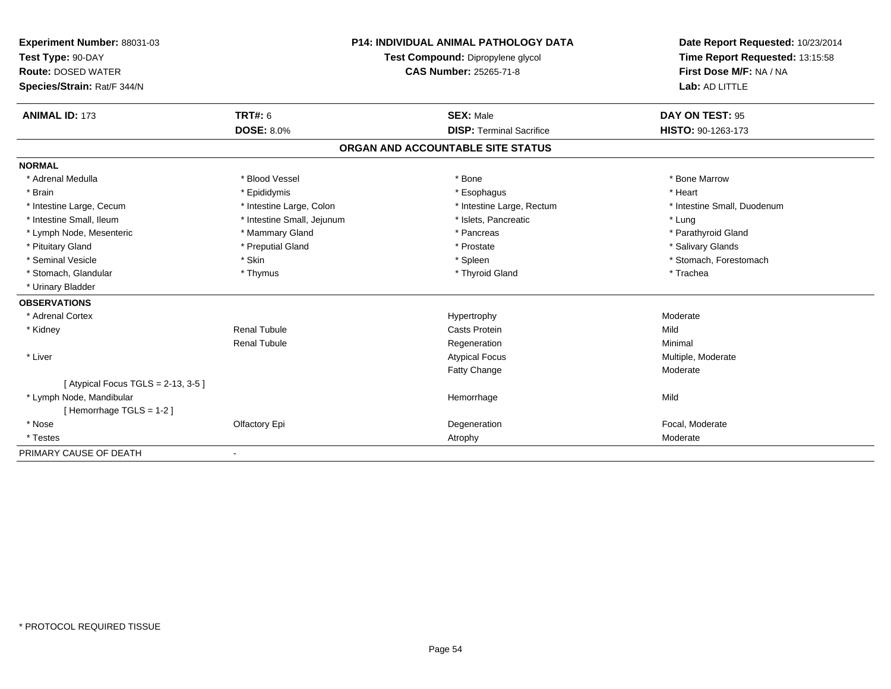**Experiment Number:** 88031-03
**Test Type:** 90-DAY
**Route:** DOSED WATER
**Species/Strain:** Rat/F 344/N

**P14: INDIVIDUAL ANIMAL PATHOLOGY DATA**
**Test Compound:** Dipropylene glycol
**CAS Number:** 25265-71-8

**Date Report Requested:** 10/23/2014
**Time Report Requested:** 13:15:58
**First Dose M/F:** NA / NA
**Lab:** AD LITTLE

| **ANIMAL ID:** 173 | **TRT#:** 6 | **SEX:** Male | **DAY ON TEST:** 95 |
|---|---|---|---|
| | **DOSE:** 8.0% | **DISP:** Terminal Sacrifice | **HISTO:** 90-1263-173 |

## ORGAN AND ACCOUNTABLE SITE STATUS

| | | | |
|---|---|---|---|
| **NORMAL** | | | |
| * Adrenal Medulla | * Blood Vessel | * Bone | * Bone Marrow |
| * Brain | * Epididymis | * Esophagus | * Heart |
| * Intestine Large, Cecum | * Intestine Large, Colon | * Intestine Large, Rectum | * Intestine Small, Duodenum |
| * Intestine Small, Ileum | * Intestine Small, Jejunum | * Islets, Pancreatic | * Lung |
| * Lymph Node, Mesenteric | * Mammary Gland | * Pancreas | * Parathyroid Gland |
| * Pituitary Gland | * Preputial Gland | * Prostate | * Salivary Glands |
| * Seminal Vesicle | * Skin | * Spleen | * Stomach, Forestomach |
| * Stomach, Glandular | * Thymus | * Thyroid Gland | * Trachea |
| * Urinary Bladder | | | |
| **OBSERVATIONS** | | | |
| * Adrenal Cortex | | Hypertrophy | Moderate |
| * Kidney | Renal Tubule | Casts Protein | Mild |
| | Renal Tubule | Regeneration | Minimal |
| * Liver | | Atypical Focus | Multiple, Moderate |
| | | Fatty Change | Moderate |
| [ Atypical Focus TGLS = 2-13, 3-5 ] | | | |
| * Lymph Node, Mandibular | | Hemorrhage | Mild |
| [ Hemorrhage TGLS = 1-2 ] | | | |
| * Nose | Olfactory Epi | Degeneration | Focal, Moderate |
| * Testes | | Atrophy | Moderate |
| PRIMARY CAUSE OF DEATH | - | | |

* PROTOCOL REQUIRED TISSUE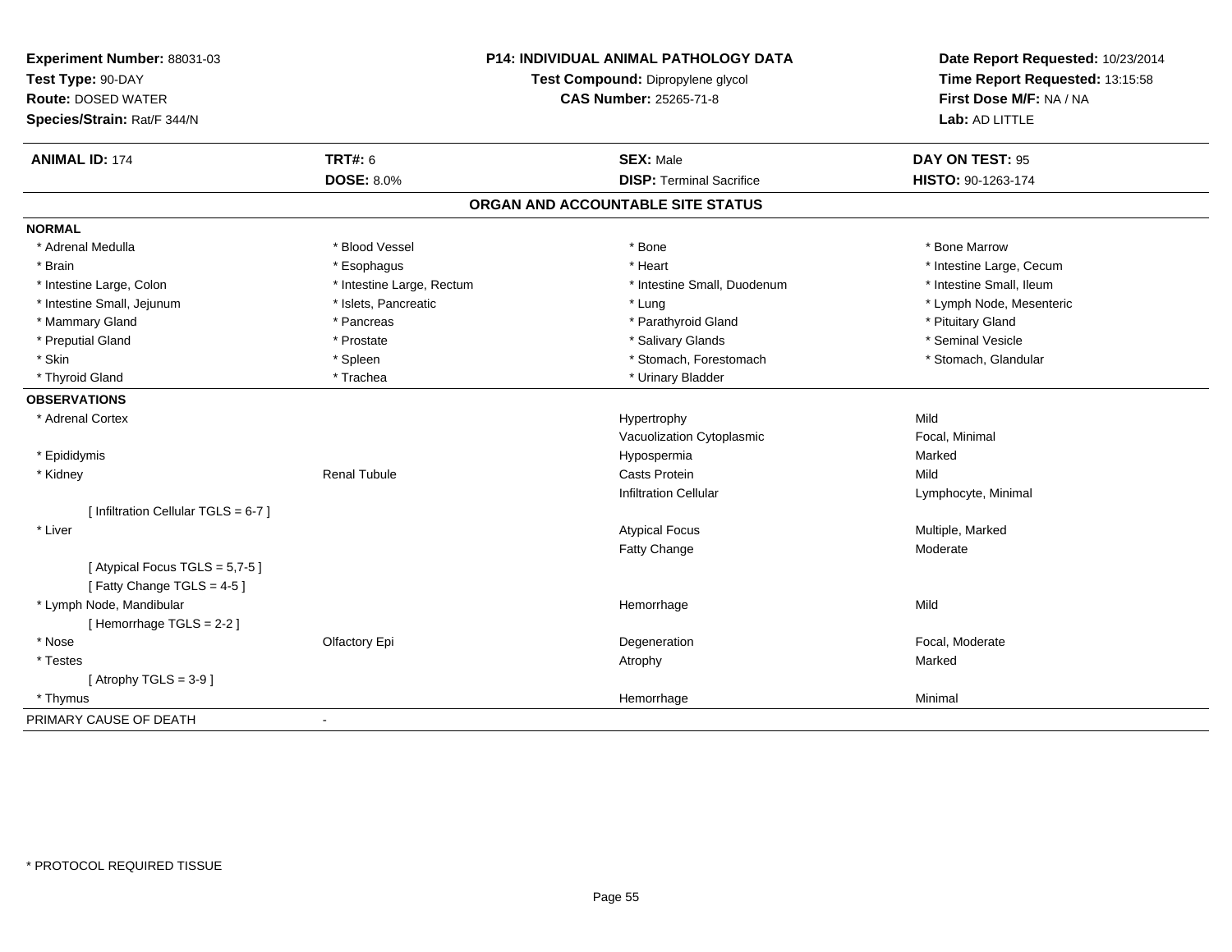**Experiment Number:** 88031-03
**Test Type:** 90-DAY
**Route:** DOSED WATER
**Species/Strain:** Rat/F 344/N

**P14: INDIVIDUAL ANIMAL PATHOLOGY DATA**
**Test Compound:** Dipropylene glycol
**CAS Number:** 25265-71-8

**Date Report Requested:** 10/23/2014
**Time Report Requested:** 13:15:58
**First Dose M/F:** NA / NA
**Lab:** AD LITTLE

| **ANIMAL ID:** 174 | **TRT#:** 6 | **SEX:** Male | **DAY ON TEST:** 95 |
|---|---|---|---|
| | **DOSE:** 8.0% | **DISP:** Terminal Sacrifice | **HISTO:** 90-1263-174 |

## ORGAN AND ACCOUNTABLE SITE STATUS

**NORMAL**

| | | | |
|---|---|---|---|
| * Adrenal Medulla | * Blood Vessel | * Bone | * Bone Marrow |
| * Brain | * Esophagus | * Heart | * Intestine Large, Cecum |
| * Intestine Large, Colon | * Intestine Large, Rectum | * Intestine Small, Duodenum | * Intestine Small, Ileum |
| * Intestine Small, Jejunum | * Islets, Pancreatic | * Lung | * Lymph Node, Mesenteric |
| * Mammary Gland | * Pancreas | * Parathyroid Gland | * Pituitary Gland |
| * Preputial Gland | * Prostate | * Salivary Glands | * Seminal Vesicle |
| * Skin | * Spleen | * Stomach, Forestomach | * Stomach, Glandular |
| * Thyroid Gland | * Trachea | * Urinary Bladder | |

**OBSERVATIONS**

| | | | |
|---|---|---|---|
| * Adrenal Cortex | | Hypertrophy | Mild |
| | | Vacuolization Cytoplasmic | Focal, Minimal |
| * Epididymis | | Hypospermia | Marked |
| * Kidney | Renal Tubule | Casts Protein | Mild |
| | | Infiltration Cellular | Lymphocyte, Minimal |
| [ Infiltration Cellular TGLS = 6-7 ] | | | |
| * Liver | | Atypical Focus | Multiple, Marked |
| | | Fatty Change | Moderate |
| [ Atypical Focus TGLS = 5,7-5 ] | | | |
| [ Fatty Change TGLS = 4-5 ] | | | |
| * Lymph Node, Mandibular | | Hemorrhage | Mild |
| [ Hemorrhage TGLS = 2-2 ] | | | |
| * Nose | Olfactory Epi | Degeneration | Focal, Moderate |
| * Testes | | Atrophy | Marked |
| [ Atrophy TGLS = 3-9 ] | | | |
| * Thymus | | Hemorrhage | Minimal |

PRIMARY CAUSE OF DEATH -

* PROTOCOL REQUIRED TISSUE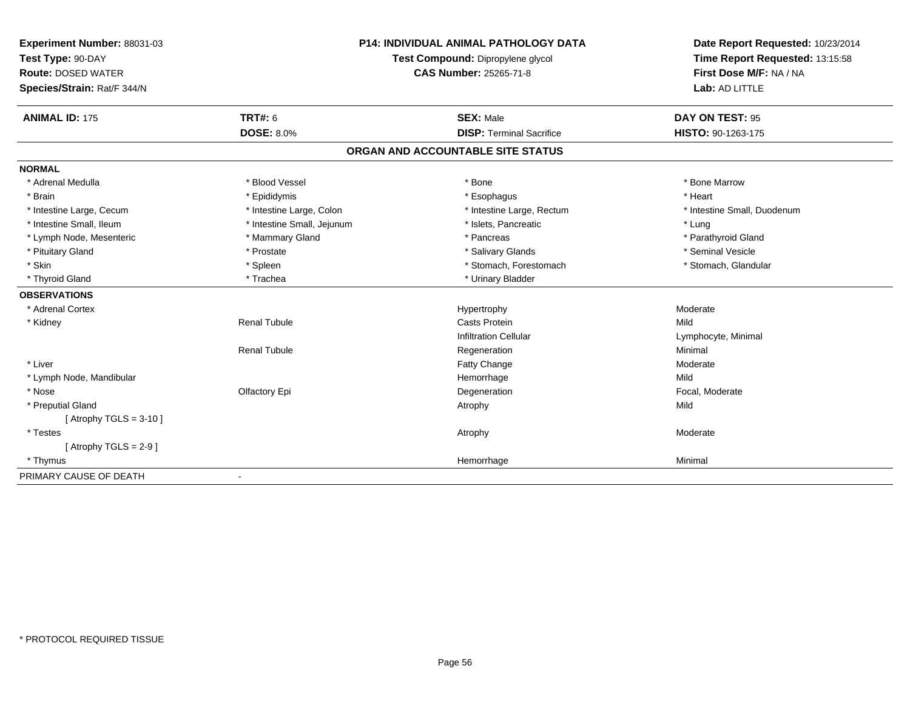**Experiment Number:** 88031-03
**Test Type:** 90-DAY
**Route:** DOSED WATER
**Species/Strain:** Rat/F 344/N

**P14: INDIVIDUAL ANIMAL PATHOLOGY DATA**
**Test Compound:** Dipropylene glycol
**CAS Number:** 25265-71-8

**Date Report Requested:** 10/23/2014
**Time Report Requested:** 13:15:58
**First Dose M/F:** NA / NA
**Lab:** AD LITTLE

| **ANIMAL ID:** 175 | **TRT#:** 6 | **SEX:** Male | **DAY ON TEST:** 95 |
|---|---|---|---|
| | **DOSE:** 8.0% | **DISP:** Terminal Sacrifice | **HISTO:** 90-1263-175 |

## ORGAN AND ACCOUNTABLE SITE STATUS

**NORMAL**

| | | | |
|---|---|---|---|
| * Adrenal Medulla | * Blood Vessel | * Bone | * Bone Marrow |
| * Brain | * Epididymis | * Esophagus | * Heart |
| * Intestine Large, Cecum | * Intestine Large, Colon | * Intestine Large, Rectum | * Intestine Small, Duodenum |
| * Intestine Small, Ileum | * Intestine Small, Jejunum | * Islets, Pancreatic | * Lung |
| * Lymph Node, Mesenteric | * Mammary Gland | * Pancreas | * Parathyroid Gland |
| * Pituitary Gland | * Prostate | * Salivary Glands | * Seminal Vesicle |
| * Skin | * Spleen | * Stomach, Forestomach | * Stomach, Glandular |
| * Thyroid Gland | * Trachea | * Urinary Bladder | |

**OBSERVATIONS**

| | | | |
|---|---|---|---|
| * Adrenal Cortex | | Hypertrophy | Moderate |
| * Kidney | Renal Tubule | Casts Protein | Mild |
| | | Infiltration Cellular | Lymphocyte, Minimal |
| | Renal Tubule | Regeneration | Minimal |
| * Liver | | Fatty Change | Moderate |
| * Lymph Node, Mandibular | | Hemorrhage | Mild |
| * Nose | Olfactory Epi | Degeneration | Focal, Moderate |
| * Preputial Gland | | Atrophy | Mild |
| [ Atrophy TGLS = 3-10 ] | | | |
| * Testes | | Atrophy | Moderate |
| [ Atrophy TGLS = 2-9 ] | | | |
| * Thymus | | Hemorrhage | Minimal |

PRIMARY CAUSE OF DEATH -

* PROTOCOL REQUIRED TISSUE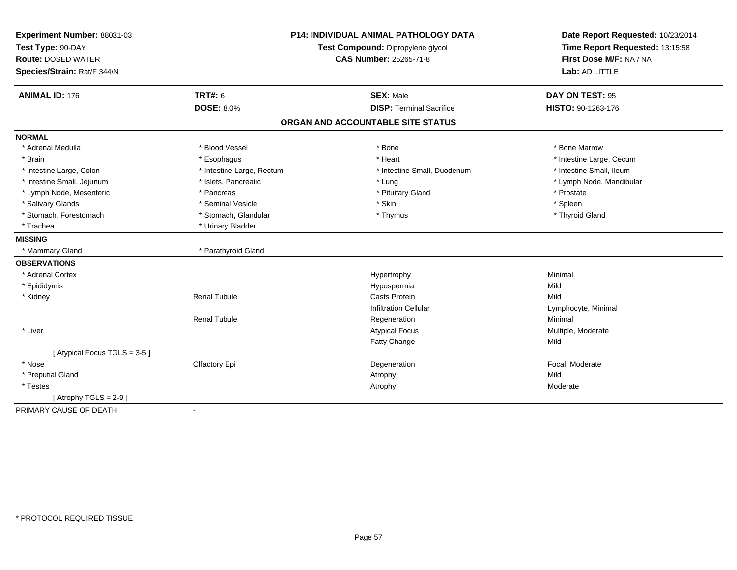**Experiment Number:** 88031-03
**Test Type:** 90-DAY
**Route:** DOSED WATER
**Species/Strain:** Rat/F 344/N

**P14: INDIVIDUAL ANIMAL PATHOLOGY DATA**
**Test Compound:** Dipropylene glycol
**CAS Number:** 25265-71-8

**Date Report Requested:** 10/23/2014
**Time Report Requested:** 13:15:58
**First Dose M/F:** NA / NA
**Lab:** AD LITTLE

| **ANIMAL ID:** 176 | **TRT#:** 6 | **SEX:** Male | **DAY ON TEST:** 95 |
|---|---|---|---|
| | **DOSE:** 8.0% | **DISP:** Terminal Sacrifice | **HISTO:** 90-1263-176 |

## ORGAN AND ACCOUNTABLE SITE STATUS

**NORMAL**

| | | | |
|---|---|---|---|
| * Adrenal Medulla | * Blood Vessel | * Bone | * Bone Marrow |
| * Brain | * Esophagus | * Heart | * Intestine Large, Cecum |
| * Intestine Large, Colon | * Intestine Large, Rectum | * Intestine Small, Duodenum | * Intestine Small, Ileum |
| * Intestine Small, Jejunum | * Islets, Pancreatic | * Lung | * Lymph Node, Mandibular |
| * Lymph Node, Mesenteric | * Pancreas | * Pituitary Gland | * Prostate |
| * Salivary Glands | * Seminal Vesicle | * Skin | * Spleen |
| * Stomach, Forestomach | * Stomach, Glandular | * Thymus | * Thyroid Gland |
| * Trachea | * Urinary Bladder | | |

**MISSING**

| | |
|---|---|
| * Mammary Gland | * Parathyroid Gland |

**OBSERVATIONS**

| | | | |
|---|---|---|---|
| * Adrenal Cortex | | Hypertrophy | Minimal |
| * Epididymis | | Hypospermia | Mild |
| * Kidney | Renal Tubule | Casts Protein | Mild |
| | | Infiltration Cellular | Lymphocyte, Minimal |
| | Renal Tubule | Regeneration | Minimal |
| * Liver | | Atypical Focus | Multiple, Moderate |
| | | Fatty Change | Mild |
| [ Atypical Focus TGLS = 3-5 ] | | | |
| * Nose | Olfactory Epi | Degeneration | Focal, Moderate |
| * Preputial Gland | | Atrophy | Mild |
| * Testes | | Atrophy | Moderate |
| [ Atrophy TGLS = 2-9 ] | | | |

PRIMARY CAUSE OF DEATH -

* PROTOCOL REQUIRED TISSUE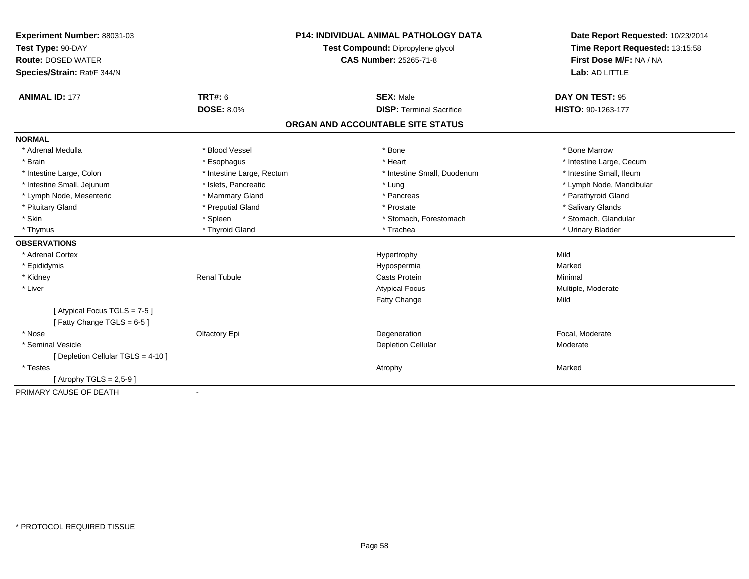**Experiment Number:** 88031-03
**Test Type:** 90-DAY
**Route:** DOSED WATER
**Species/Strain:** Rat/F 344/N

**P14: INDIVIDUAL ANIMAL PATHOLOGY DATA**
**Test Compound:** Dipropylene glycol
**CAS Number:** 25265-71-8

**Date Report Requested:** 10/23/2014
**Time Report Requested:** 13:15:58
**First Dose M/F:** NA / NA
**Lab:** AD LITTLE

| **ANIMAL ID:** 177 | **TRT#:** 6 | **SEX:** Male | **DAY ON TEST:** 95 |
|---|---|---|---|
| | **DOSE:** 8.0% | **DISP:** Terminal Sacrifice | **HISTO:** 90-1263-177 |

## ORGAN AND ACCOUNTABLE SITE STATUS

**NORMAL**

| | | | |
|---|---|---|---|
| * Adrenal Medulla | * Blood Vessel | * Bone | * Bone Marrow |
| * Brain | * Esophagus | * Heart | * Intestine Large, Cecum |
| * Intestine Large, Colon | * Intestine Large, Rectum | * Intestine Small, Duodenum | * Intestine Small, Ileum |
| * Intestine Small, Jejunum | * Islets, Pancreatic | * Lung | * Lymph Node, Mandibular |
| * Lymph Node, Mesenteric | * Mammary Gland | * Pancreas | * Parathyroid Gland |
| * Pituitary Gland | * Preputial Gland | * Prostate | * Salivary Glands |
| * Skin | * Spleen | * Stomach, Forestomach | * Stomach, Glandular |
| * Thymus | * Thyroid Gland | * Trachea | * Urinary Bladder |

**OBSERVATIONS**

| | | | |
|---|---|---|---|
| * Adrenal Cortex | | Hypertrophy | Mild |
| * Epididymis | | Hypospermia | Marked |
| * Kidney | Renal Tubule | Casts Protein | Minimal |
| * Liver | | Atypical Focus | Multiple, Moderate |
| | | Fatty Change | Mild |
| [ Atypical Focus TGLS = 7-5 ] | | | |
| [ Fatty Change TGLS = 6-5 ] | | | |
| * Nose | Olfactory Epi | Degeneration | Focal, Moderate |
| * Seminal Vesicle | | Depletion Cellular | Moderate |
| [ Depletion Cellular TGLS = 4-10 ] | | | |
| * Testes | | Atrophy | Marked |
| [ Atrophy TGLS = 2,5-9 ] | | | |

PRIMARY CAUSE OF DEATH -

* PROTOCOL REQUIRED TISSUE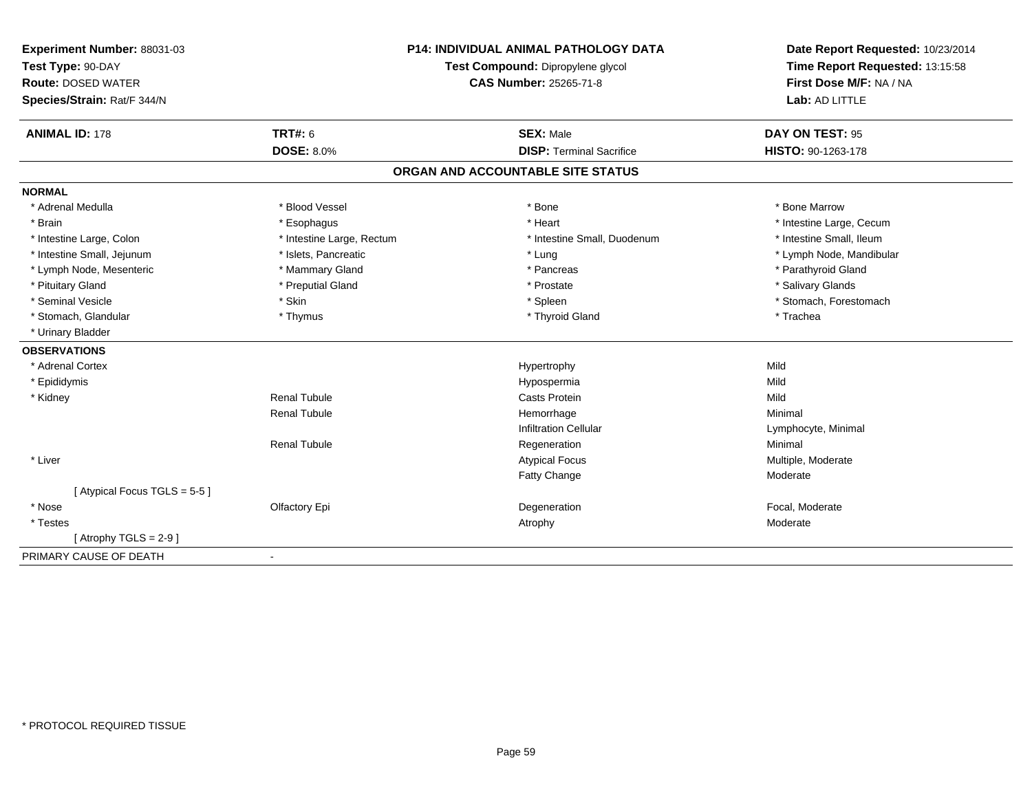**Experiment Number:** 88031-03
**Test Type:** 90-DAY
**Route:** DOSED WATER
**Species/Strain:** Rat/F 344/N

**P14: INDIVIDUAL ANIMAL PATHOLOGY DATA**
**Test Compound:** Dipropylene glycol
**CAS Number:** 25265-71-8

**Date Report Requested:** 10/23/2014
**Time Report Requested:** 13:15:58
**First Dose M/F:** NA / NA
**Lab:** AD LITTLE

| **ANIMAL ID:** 178 | **TRT#:** 6 | **SEX:** Male | **DAY ON TEST:** 95 |
|---|---|---|---|
| | **DOSE:** 8.0% | **DISP:** Terminal Sacrifice | **HISTO:** 90-1263-178 |

## ORGAN AND ACCOUNTABLE SITE STATUS

**NORMAL**

| | | | |
|---|---|---|---|
| * Adrenal Medulla | * Blood Vessel | * Bone | * Bone Marrow |
| * Brain | * Esophagus | * Heart | * Intestine Large, Cecum |
| * Intestine Large, Colon | * Intestine Large, Rectum | * Intestine Small, Duodenum | * Intestine Small, Ileum |
| * Intestine Small, Jejunum | * Islets, Pancreatic | * Lung | * Lymph Node, Mandibular |
| * Lymph Node, Mesenteric | * Mammary Gland | * Pancreas | * Parathyroid Gland |
| * Pituitary Gland | * Preputial Gland | * Prostate | * Salivary Glands |
| * Seminal Vesicle | * Skin | * Spleen | * Stomach, Forestomach |
| * Stomach, Glandular | * Thymus | * Thyroid Gland | * Trachea |
| * Urinary Bladder | | | |

**OBSERVATIONS**

| | | | |
|---|---|---|---|
| * Adrenal Cortex | | Hypertrophy | Mild |
| * Epididymis | | Hypospermia | Mild |
| * Kidney | Renal Tubule | Casts Protein | Mild |
| | Renal Tubule | Hemorrhage | Minimal |
| | | Infiltration Cellular | Lymphocyte, Minimal |
| | Renal Tubule | Regeneration | Minimal |
| * Liver | | Atypical Focus | Multiple, Moderate |
| | | Fatty Change | Moderate |
| [ Atypical Focus TGLS = 5-5 ] | | | |
| * Nose | Olfactory Epi | Degeneration | Focal, Moderate |
| * Testes | | Atrophy | Moderate |
| [ Atrophy TGLS = 2-9 ] | | | |

PRIMARY CAUSE OF DEATH -

* PROTOCOL REQUIRED TISSUE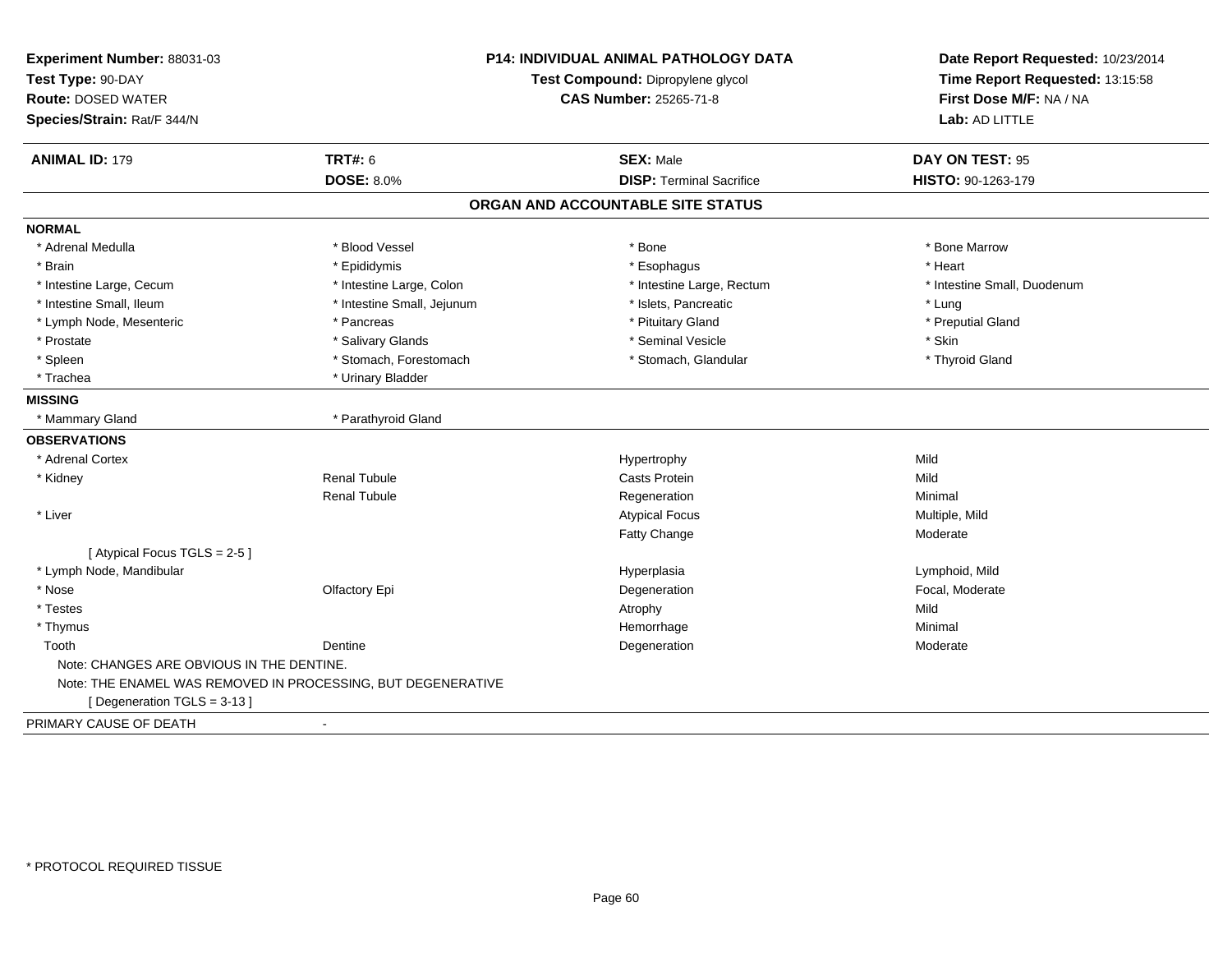**Experiment Number:** 88031-03
**Test Type:** 90-DAY
**Route:** DOSED WATER
**Species/Strain:** Rat/F 344/N

**P14: INDIVIDUAL ANIMAL PATHOLOGY DATA**
**Test Compound:** Dipropylene glycol
**CAS Number:** 25265-71-8

**Date Report Requested:** 10/23/2014
**Time Report Requested:** 13:15:58
**First Dose M/F:** NA / NA
**Lab:** AD LITTLE

| **ANIMAL ID:** 179 | **TRT#:** 6 | **SEX:** Male | **DAY ON TEST:** 95 |
|---|---|---|---|
| | **DOSE:** 8.0% | **DISP:** Terminal Sacrifice | **HISTO:** 90-1263-179 |

## ORGAN AND ACCOUNTABLE SITE STATUS

**NORMAL**

| | | | |
|---|---|---|---|
| * Adrenal Medulla | * Blood Vessel | * Bone | * Bone Marrow |
| * Brain | * Epididymis | * Esophagus | * Heart |
| * Intestine Large, Cecum | * Intestine Large, Colon | * Intestine Large, Rectum | * Intestine Small, Duodenum |
| * Intestine Small, Ileum | * Intestine Small, Jejunum | * Islets, Pancreatic | * Lung |
| * Lymph Node, Mesenteric | * Pancreas | * Pituitary Gland | * Preputial Gland |
| * Prostate | * Salivary Glands | * Seminal Vesicle | * Skin |
| * Spleen | * Stomach, Forestomach | * Stomach, Glandular | * Thyroid Gland |
| * Trachea | * Urinary Bladder | | |

**MISSING**

| | |
|---|---|
| * Mammary Gland | * Parathyroid Gland |

**OBSERVATIONS**

| | | | |
|---|---|---|---|
| * Adrenal Cortex | | Hypertrophy | Mild |
| * Kidney | Renal Tubule | Casts Protein | Mild |
| | Renal Tubule | Regeneration | Minimal |
| * Liver | | Atypical Focus | Multiple, Mild |
| | | Fatty Change | Moderate |
| [ Atypical Focus TGLS = 2-5 ] | | | |
| * Lymph Node, Mandibular | | Hyperplasia | Lymphoid, Mild |
| * Nose | Olfactory Epi | Degeneration | Focal, Moderate |
| * Testes | | Atrophy | Mild |
| * Thymus | | Hemorrhage | Minimal |
| Tooth | Dentine | Degeneration | Moderate |

Note: CHANGES ARE OBVIOUS IN THE DENTINE.
Note: THE ENAMEL WAS REMOVED IN PROCESSING, BUT DEGENERATIVE
[ Degeneration TGLS = 3-13 ]

PRIMARY CAUSE OF DEATH -

* PROTOCOL REQUIRED TISSUE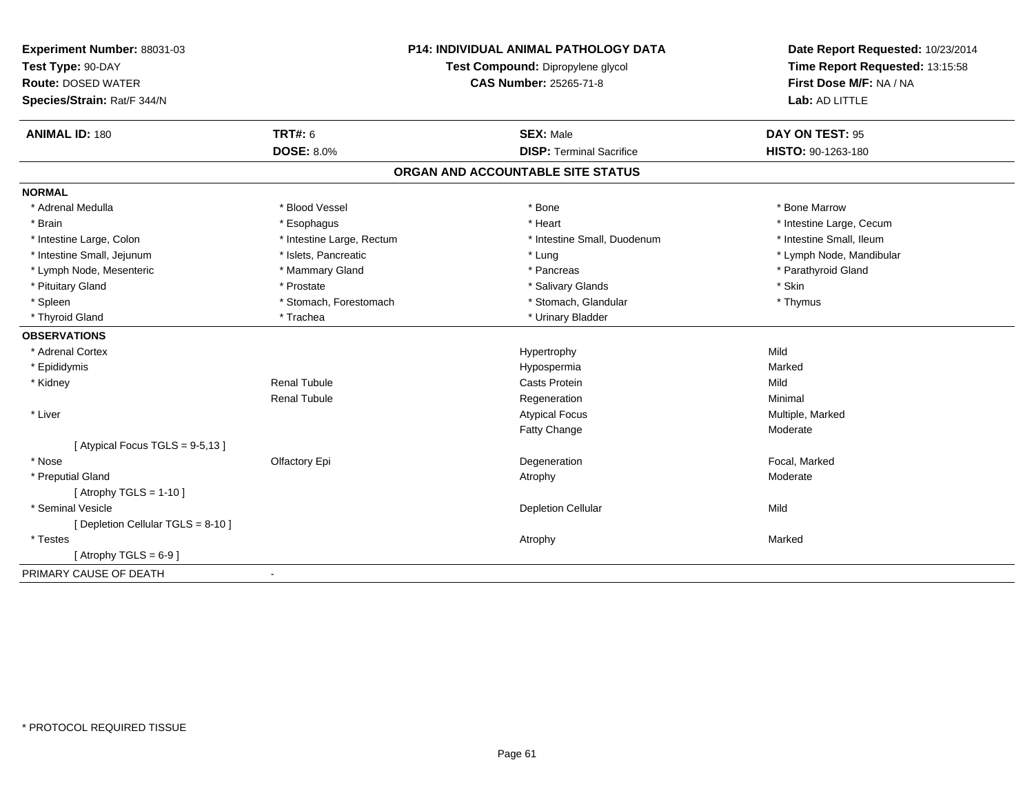**Experiment Number:** 88031-03
**Test Type:** 90-DAY
**Route:** DOSED WATER
**Species/Strain:** Rat/F 344/N

**P14: INDIVIDUAL ANIMAL PATHOLOGY DATA**
**Test Compound:** Dipropylene glycol
**CAS Number:** 25265-71-8

**Date Report Requested:** 10/23/2014
**Time Report Requested:** 13:15:58
**First Dose M/F:** NA / NA
**Lab:** AD LITTLE

| **ANIMAL ID:** 180 | **TRT#:** 6 | **SEX:** Male | **DAY ON TEST:** 95 |
|---|---|---|---|
| | **DOSE:** 8.0% | **DISP:** Terminal Sacrifice | **HISTO:** 90-1263-180 |

## ORGAN AND ACCOUNTABLE SITE STATUS

**NORMAL**

| | | | |
|---|---|---|---|
| * Adrenal Medulla | * Blood Vessel | * Bone | * Bone Marrow |
| * Brain | * Esophagus | * Heart | * Intestine Large, Cecum |
| * Intestine Large, Colon | * Intestine Large, Rectum | * Intestine Small, Duodenum | * Intestine Small, Ileum |
| * Intestine Small, Jejunum | * Islets, Pancreatic | * Lung | * Lymph Node, Mandibular |
| * Lymph Node, Mesenteric | * Mammary Gland | * Pancreas | * Parathyroid Gland |
| * Pituitary Gland | * Prostate | * Salivary Glands | * Skin |
| * Spleen | * Stomach, Forestomach | * Stomach, Glandular | * Thymus |
| * Thyroid Gland | * Trachea | * Urinary Bladder | |

**OBSERVATIONS**

| | | | |
|---|---|---|---|
| * Adrenal Cortex | | Hypertrophy | Mild |
| * Epididymis | | Hypospermia | Marked |
| * Kidney | Renal Tubule | Casts Protein | Mild |
| | Renal Tubule | Regeneration | Minimal |
| * Liver | | Atypical Focus | Multiple, Marked |
| | | Fatty Change | Moderate |
| [ Atypical Focus TGLS = 9-5,13 ] | | | |
| * Nose | Olfactory Epi | Degeneration | Focal, Marked |
| * Preputial Gland | | Atrophy | Moderate |
| [ Atrophy TGLS = 1-10 ] | | | |
| * Seminal Vesicle | | Depletion Cellular | Mild |
| [ Depletion Cellular TGLS = 8-10 ] | | | |
| * Testes | | Atrophy | Marked |
| [ Atrophy TGLS = 6-9 ] | | | |

PRIMARY CAUSE OF DEATH -

* PROTOCOL REQUIRED TISSUE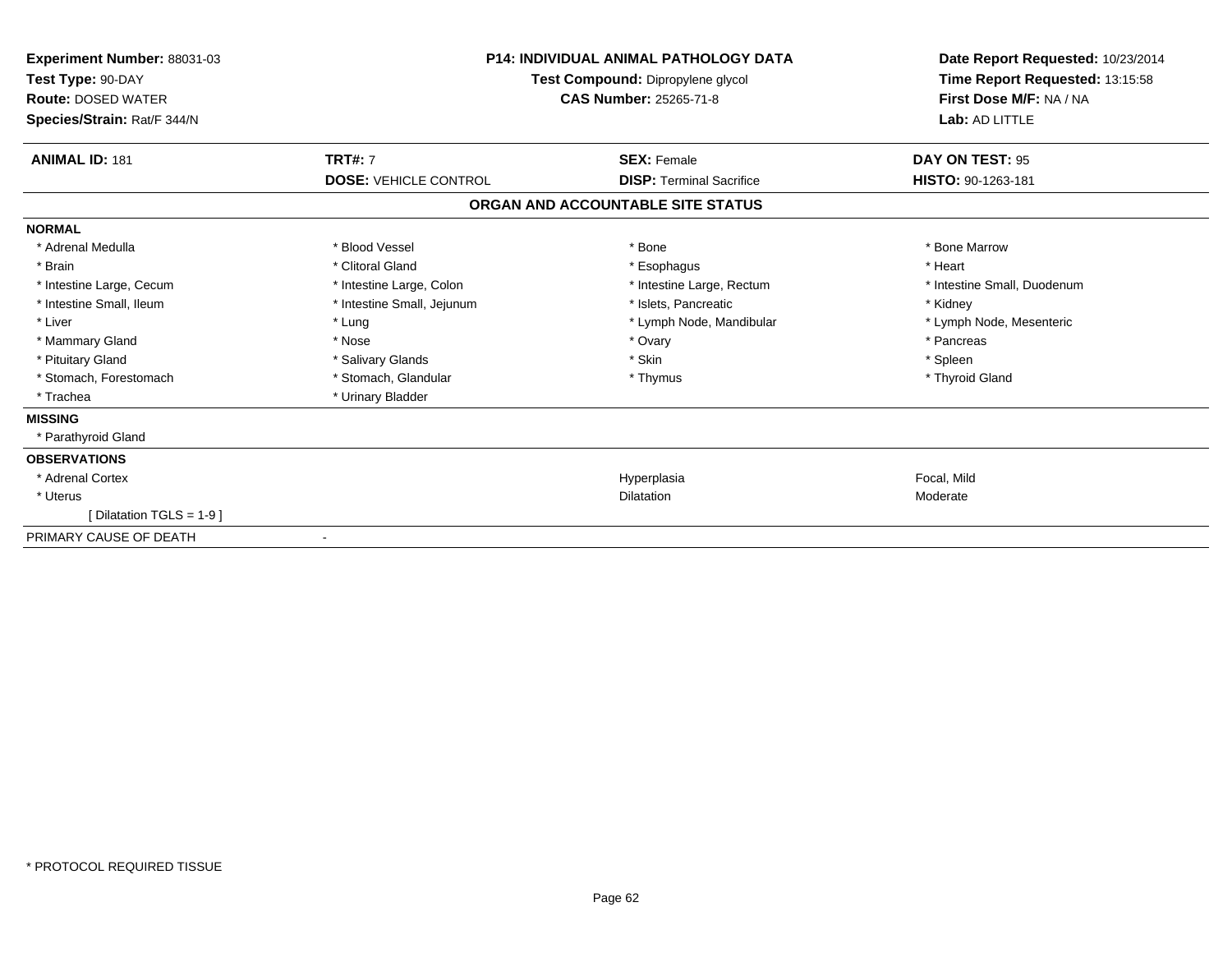**Experiment Number:** 88031-03
**Test Type:** 90-DAY
**Route:** DOSED WATER
**Species/Strain:** Rat/F 344/N

**P14: INDIVIDUAL ANIMAL PATHOLOGY DATA**
**Test Compound:** Dipropylene glycol
**CAS Number:** 25265-71-8

**Date Report Requested:** 10/23/2014
**Time Report Requested:** 13:15:58
**First Dose M/F:** NA / NA
**Lab:** AD LITTLE

| **ANIMAL ID:** 181 | **TRT#:** 7 | **SEX:** Female | **DAY ON TEST:** 95 |
|---|---|---|---|
| | **DOSE:** VEHICLE CONTROL | **DISP:** Terminal Sacrifice | **HISTO:** 90-1263-181 |

## ORGAN AND ACCOUNTABLE SITE STATUS

**NORMAL**

| | | | |
|---|---|---|---|
| * Adrenal Medulla | * Blood Vessel | * Bone | * Bone Marrow |
| * Brain | * Clitoral Gland | * Esophagus | * Heart |
| * Intestine Large, Cecum | * Intestine Large, Colon | * Intestine Large, Rectum | * Intestine Small, Duodenum |
| * Intestine Small, Ileum | * Intestine Small, Jejunum | * Islets, Pancreatic | * Kidney |
| * Liver | * Lung | * Lymph Node, Mandibular | * Lymph Node, Mesenteric |
| * Mammary Gland | * Nose | * Ovary | * Pancreas |
| * Pituitary Gland | * Salivary Glands | * Skin | * Spleen |
| * Stomach, Forestomach | * Stomach, Glandular | * Thymus | * Thyroid Gland |
| * Trachea | * Urinary Bladder | | |

**MISSING**

* Parathyroid Gland

**OBSERVATIONS**

| | | |
|---|---|---|
| * Adrenal Cortex | Hyperplasia | Focal, Mild |
| * Uterus | Dilatation | Moderate |
| [ Dilatation TGLS = 1-9 ] | | |

PRIMARY CAUSE OF DEATH -

* PROTOCOL REQUIRED TISSUE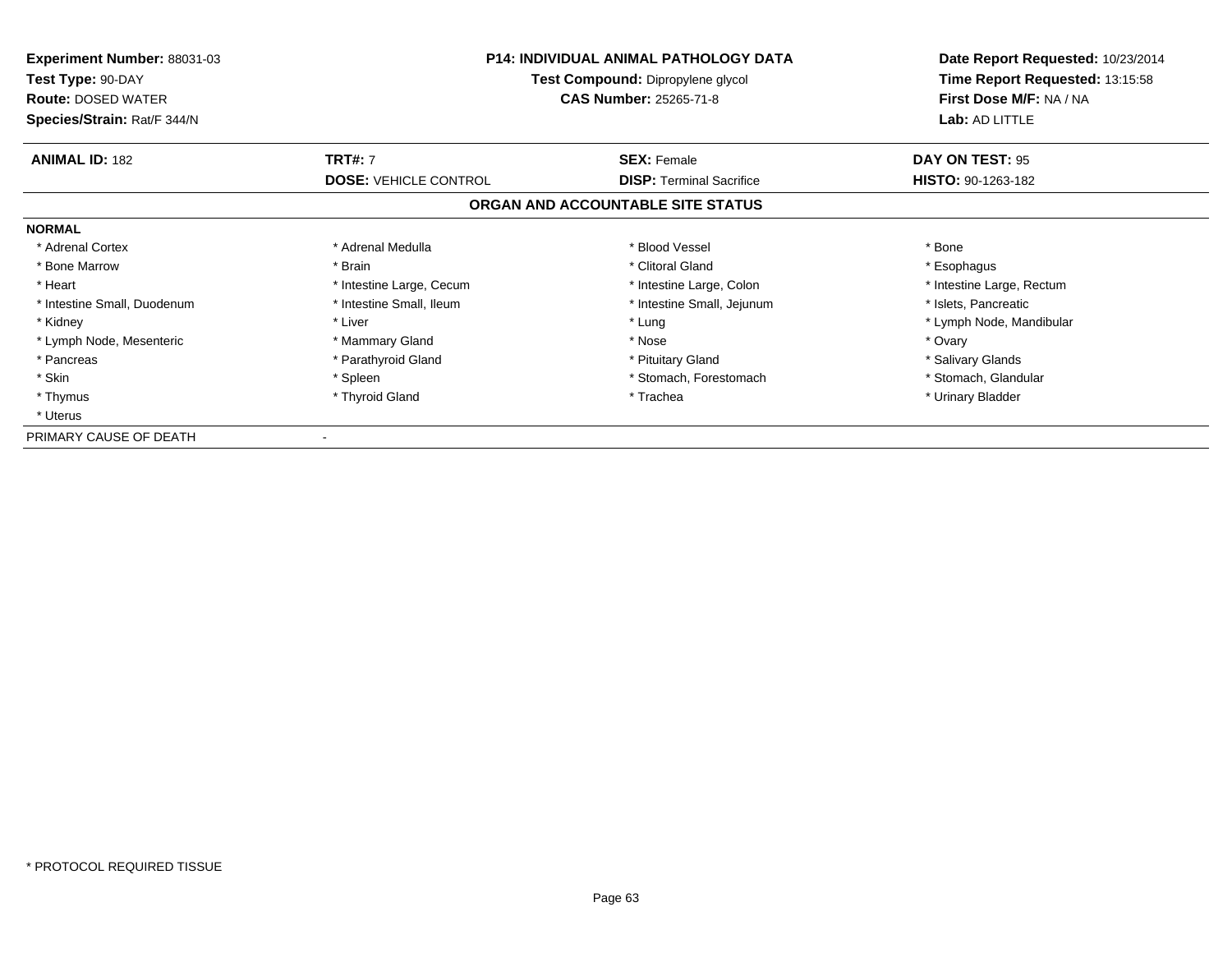**Experiment Number:** 88031-03
**Test Type:** 90-DAY
**Route:** DOSED WATER
**Species/Strain:** Rat/F 344/N

**P14: INDIVIDUAL ANIMAL PATHOLOGY DATA**
**Test Compound:** Dipropylene glycol
**CAS Number:** 25265-71-8

**Date Report Requested:** 10/23/2014
**Time Report Requested:** 13:15:58
**First Dose M/F:** NA / NA
**Lab:** AD LITTLE

| **ANIMAL ID:** 182 | **TRT#:** 7 | **SEX:** Female | **DAY ON TEST:** 95 |
|---|---|---|---|
| | **DOSE:** VEHICLE CONTROL | **DISP:** Terminal Sacrifice | **HISTO:** 90-1263-182 |

## ORGAN AND ACCOUNTABLE SITE STATUS

**NORMAL**

| | | | |
|---|---|---|---|
| * Adrenal Cortex | * Adrenal Medulla | * Blood Vessel | * Bone |
| * Bone Marrow | * Brain | * Clitoral Gland | * Esophagus |
| * Heart | * Intestine Large, Cecum | * Intestine Large, Colon | * Intestine Large, Rectum |
| * Intestine Small, Duodenum | * Intestine Small, Ileum | * Intestine Small, Jejunum | * Islets, Pancreatic |
| * Kidney | * Liver | * Lung | * Lymph Node, Mandibular |
| * Lymph Node, Mesenteric | * Mammary Gland | * Nose | * Ovary |
| * Pancreas | * Parathyroid Gland | * Pituitary Gland | * Salivary Glands |
| * Skin | * Spleen | * Stomach, Forestomach | * Stomach, Glandular |
| * Thymus | * Thyroid Gland | * Trachea | * Urinary Bladder |
| * Uterus | | | |

PRIMARY CAUSE OF DEATH -

* PROTOCOL REQUIRED TISSUE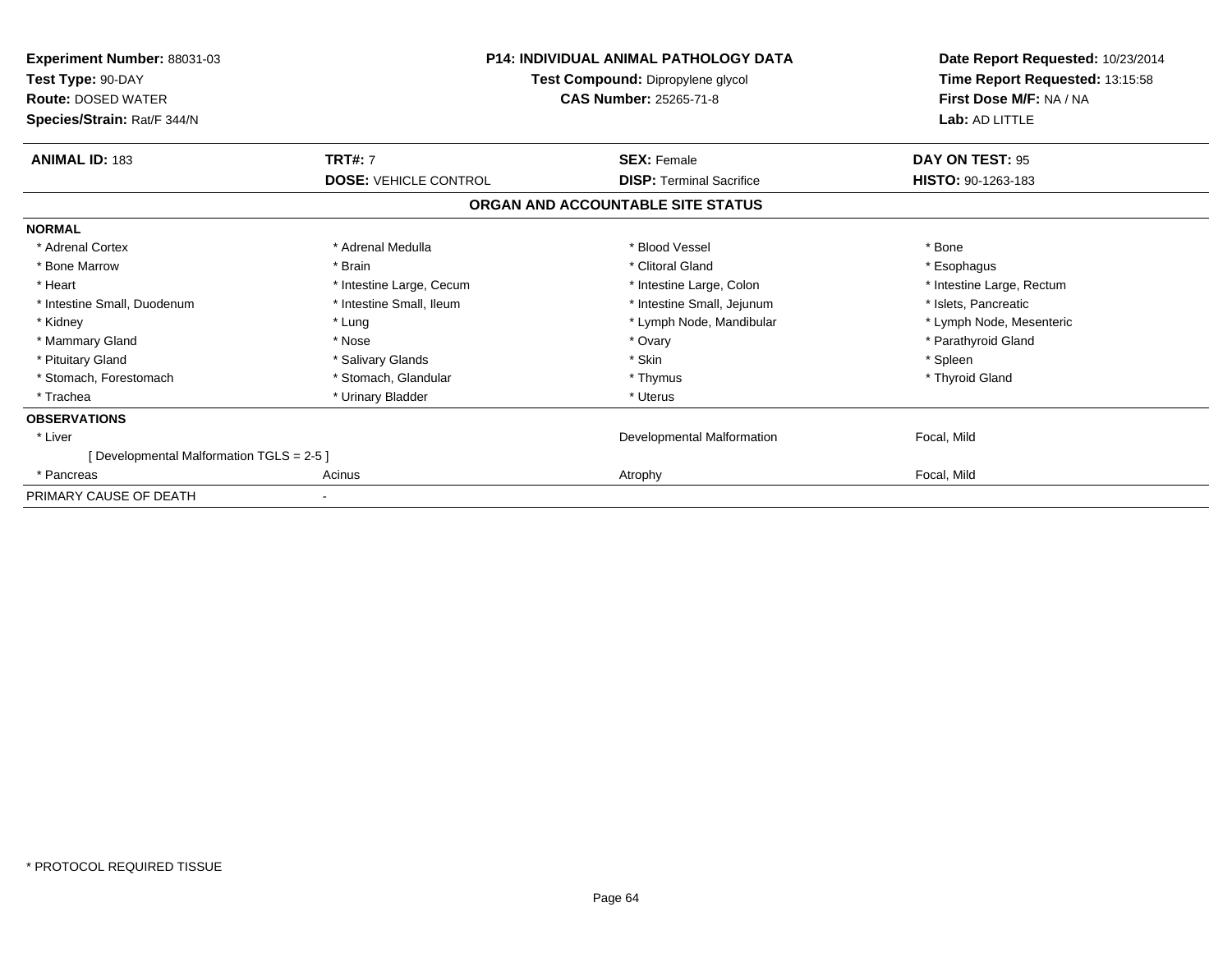**Experiment Number:** 88031-03
**Test Type:** 90-DAY
**Route:** DOSED WATER
**Species/Strain:** Rat/F 344/N

**P14: INDIVIDUAL ANIMAL PATHOLOGY DATA**
**Test Compound:** Dipropylene glycol
**CAS Number:** 25265-71-8

**Date Report Requested:** 10/23/2014
**Time Report Requested:** 13:15:58
**First Dose M/F:** NA / NA
**Lab:** AD LITTLE

| **ANIMAL ID:** 183 | **TRT#:** 7 | **SEX:** Female | **DAY ON TEST:** 95 |
|---|---|---|---|
| | **DOSE:** VEHICLE CONTROL | **DISP:** Terminal Sacrifice | **HISTO:** 90-1263-183 |

## ORGAN AND ACCOUNTABLE SITE STATUS

| | | | |
|---|---|---|---|
| **NORMAL** | | | |
| * Adrenal Cortex | * Adrenal Medulla | * Blood Vessel | * Bone |
| * Bone Marrow | * Brain | * Clitoral Gland | * Esophagus |
| * Heart | * Intestine Large, Cecum | * Intestine Large, Colon | * Intestine Large, Rectum |
| * Intestine Small, Duodenum | * Intestine Small, Ileum | * Intestine Small, Jejunum | * Islets, Pancreatic |
| * Kidney | * Lung | * Lymph Node, Mandibular | * Lymph Node, Mesenteric |
| * Mammary Gland | * Nose | * Ovary | * Parathyroid Gland |
| * Pituitary Gland | * Salivary Glands | * Skin | * Spleen |
| * Stomach, Forestomach | * Stomach, Glandular | * Thymus | * Thyroid Gland |
| * Trachea | * Urinary Bladder | * Uterus | |
| **OBSERVATIONS** | | | |
| * Liver | | Developmental Malformation | Focal, Mild |
| [ Developmental Malformation TGLS = 2-5 ] | | | |
| * Pancreas | Acinus | Atrophy | Focal, Mild |
| PRIMARY CAUSE OF DEATH | - | | |

* PROTOCOL REQUIRED TISSUE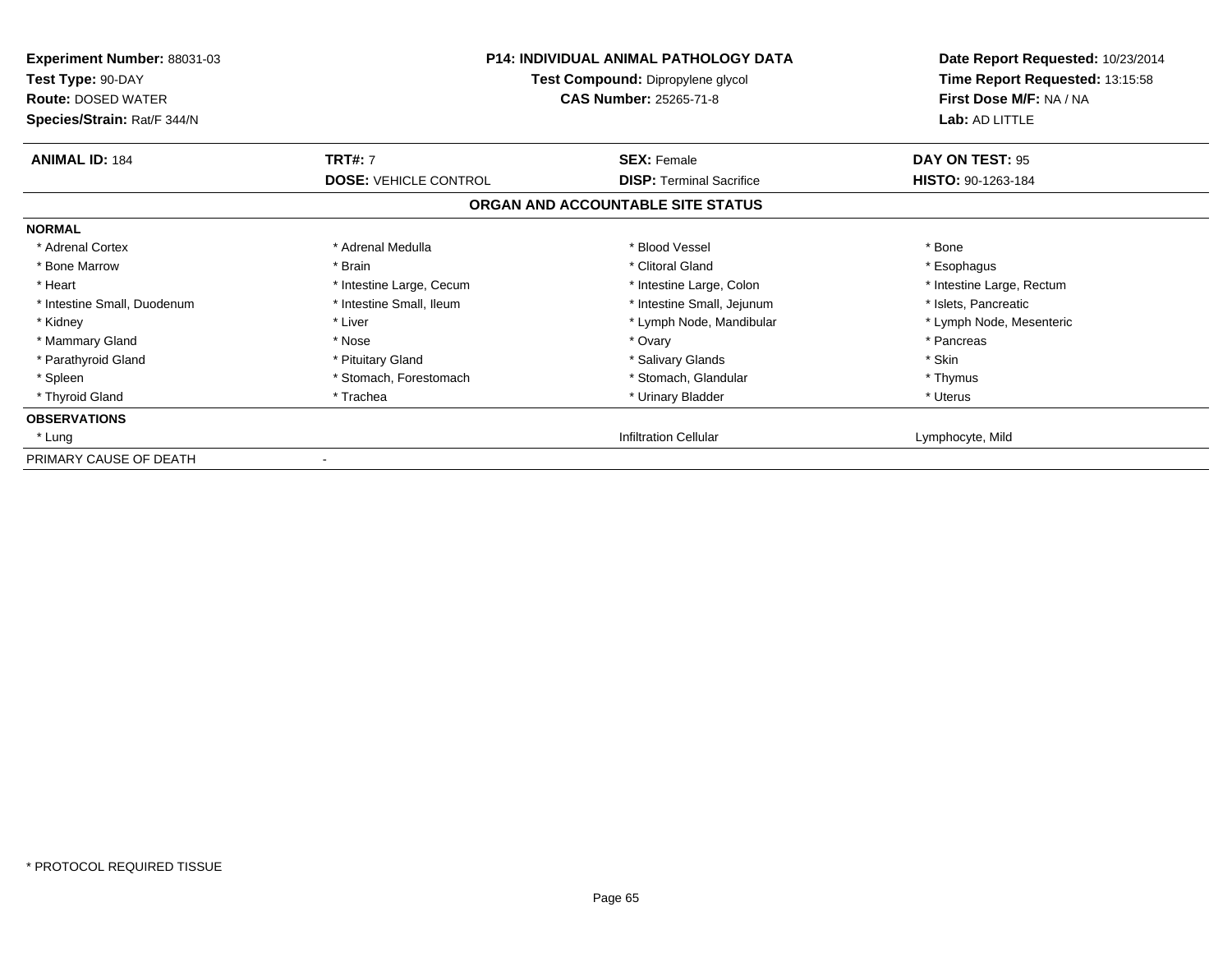**Experiment Number:** 88031-03
**Test Type:** 90-DAY
**Route:** DOSED WATER
**Species/Strain:** Rat/F 344/N

**P14: INDIVIDUAL ANIMAL PATHOLOGY DATA**
**Test Compound:** Dipropylene glycol
**CAS Number:** 25265-71-8

**Date Report Requested:** 10/23/2014
**Time Report Requested:** 13:15:58
**First Dose M/F:** NA / NA
**Lab:** AD LITTLE

| **ANIMAL ID:** 184 | **TRT#:** 7 | **SEX:** Female | **DAY ON TEST:** 95 |
|---|---|---|---|
| | **DOSE:** VEHICLE CONTROL | **DISP:** Terminal Sacrifice | **HISTO:** 90-1263-184 |

**ORGAN AND ACCOUNTABLE SITE STATUS**

| | | | |
|---|---|---|---|
| **NORMAL** | | | |
| * Adrenal Cortex | * Adrenal Medulla | * Blood Vessel | * Bone |
| * Bone Marrow | * Brain | * Clitoral Gland | * Esophagus |
| * Heart | * Intestine Large, Cecum | * Intestine Large, Colon | * Intestine Large, Rectum |
| * Intestine Small, Duodenum | * Intestine Small, Ileum | * Intestine Small, Jejunum | * Islets, Pancreatic |
| * Kidney | * Liver | * Lymph Node, Mandibular | * Lymph Node, Mesenteric |
| * Mammary Gland | * Nose | * Ovary | * Pancreas |
| * Parathyroid Gland | * Pituitary Gland | * Salivary Glands | * Skin |
| * Spleen | * Stomach, Forestomach | * Stomach, Glandular | * Thymus |
| * Thyroid Gland | * Trachea | * Urinary Bladder | * Uterus |
| **OBSERVATIONS** | | | |
| * Lung | | Infiltration Cellular | Lymphocyte, Mild |
| PRIMARY CAUSE OF DEATH | - | | |

* PROTOCOL REQUIRED TISSUE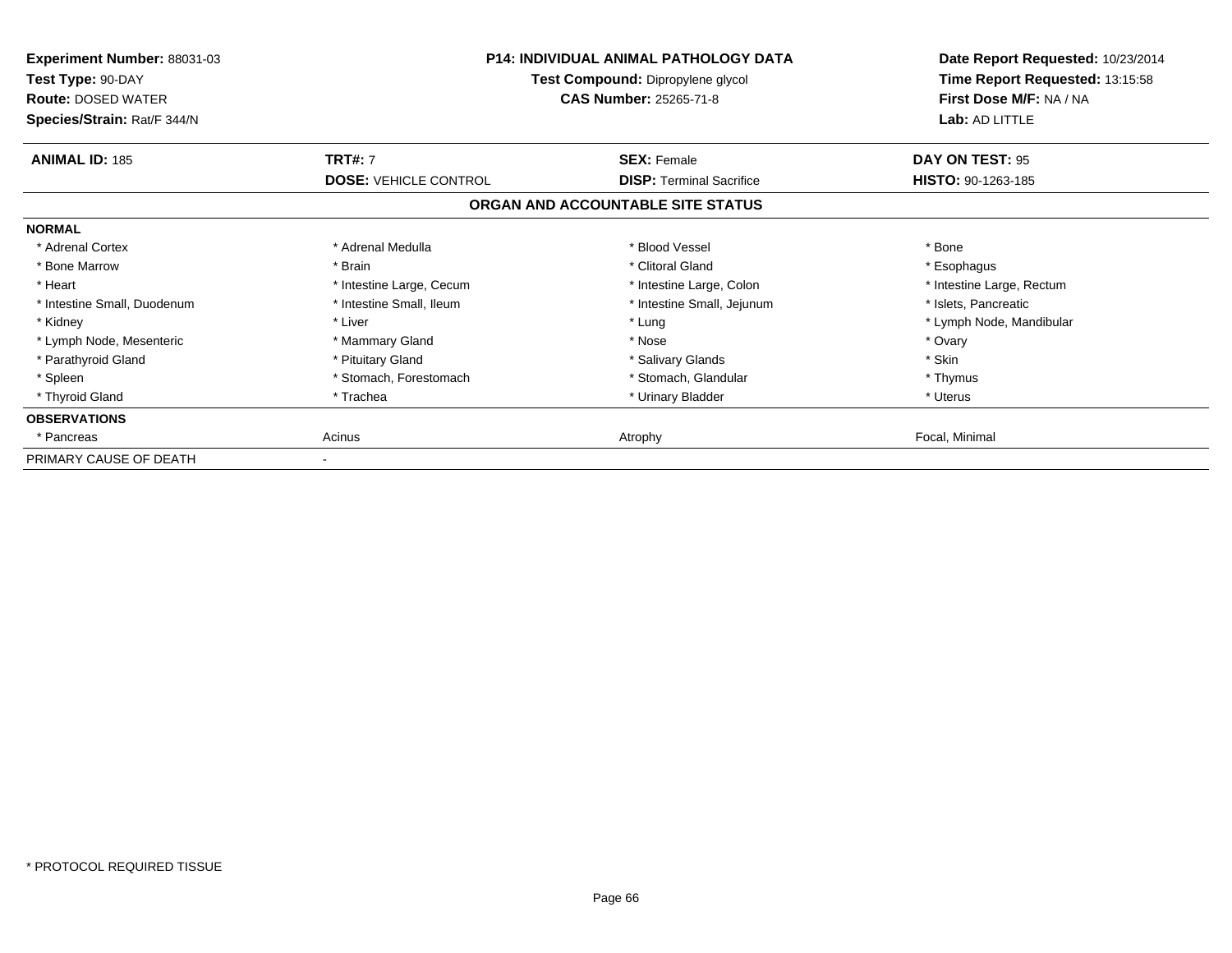**Experiment Number:** 88031-03
**Test Type:** 90-DAY
**Route:** DOSED WATER
**Species/Strain:** Rat/F 344/N

**P14: INDIVIDUAL ANIMAL PATHOLOGY DATA**
**Test Compound:** Dipropylene glycol
**CAS Number:** 25265-71-8

**Date Report Requested:** 10/23/2014
**Time Report Requested:** 13:15:58
**First Dose M/F:** NA / NA
**Lab:** AD LITTLE

| **ANIMAL ID:** 185 | **TRT#:** 7 | **SEX:** Female | **DAY ON TEST:** 95 |
|---|---|---|---|
| | **DOSE:** VEHICLE CONTROL | **DISP:** Terminal Sacrifice | **HISTO:** 90-1263-185 |

## ORGAN AND ACCOUNTABLE SITE STATUS

| **NORMAL** | | | |
|---|---|---|---|
| * Adrenal Cortex | * Adrenal Medulla | * Blood Vessel | * Bone |
| * Bone Marrow | * Brain | * Clitoral Gland | * Esophagus |
| * Heart | * Intestine Large, Cecum | * Intestine Large, Colon | * Intestine Large, Rectum |
| * Intestine Small, Duodenum | * Intestine Small, Ileum | * Intestine Small, Jejunum | * Islets, Pancreatic |
| * Kidney | * Liver | * Lung | * Lymph Node, Mandibular |
| * Lymph Node, Mesenteric | * Mammary Gland | * Nose | * Ovary |
| * Parathyroid Gland | * Pituitary Gland | * Salivary Glands | * Skin |
| * Spleen | * Stomach, Forestomach | * Stomach, Glandular | * Thymus |
| * Thyroid Gland | * Trachea | * Urinary Bladder | * Uterus |
| **OBSERVATIONS** | | | |
| * Pancreas | Acinus | Atrophy | Focal, Minimal |
| PRIMARY CAUSE OF DEATH | - | | |

* PROTOCOL REQUIRED TISSUE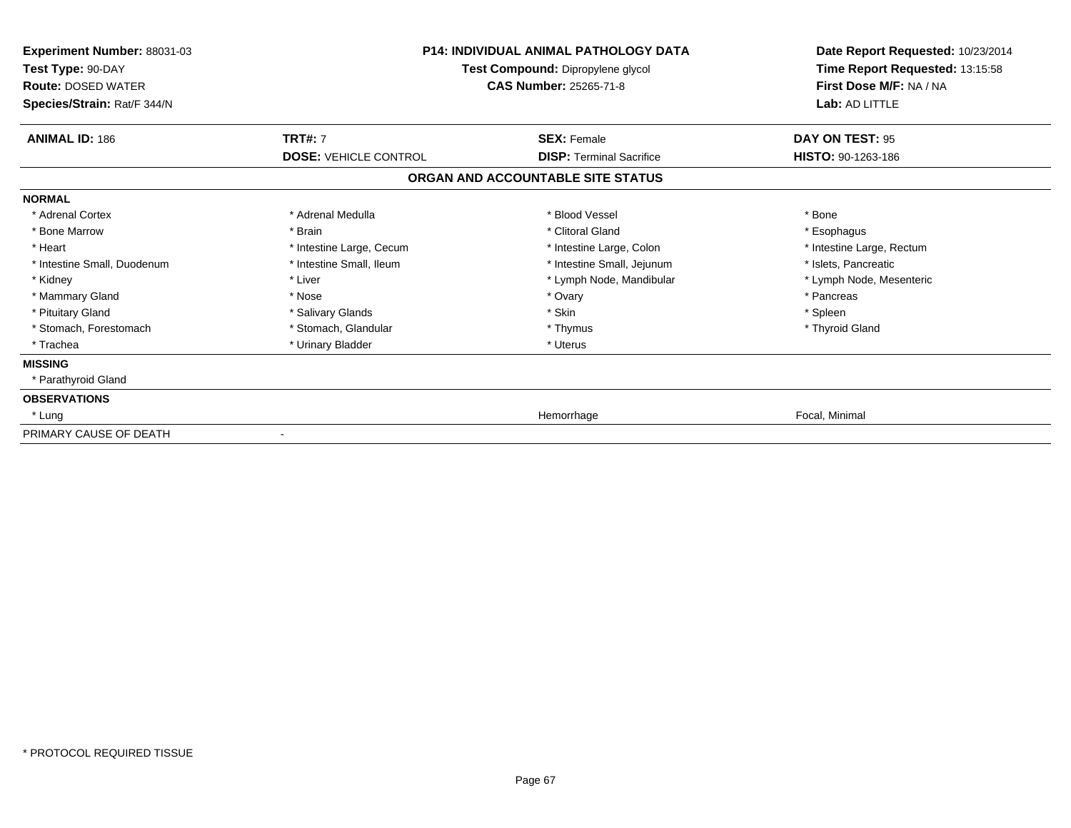**Experiment Number:** 88031-03
**Test Type:** 90-DAY
**Route:** DOSED WATER
**Species/Strain:** Rat/F 344/N

**P14: INDIVIDUAL ANIMAL PATHOLOGY DATA**
**Test Compound:** Dipropylene glycol
**CAS Number:** 25265-71-8

**Date Report Requested:** 10/23/2014
**Time Report Requested:** 13:15:58
**First Dose M/F:** NA / NA
**Lab:** AD LITTLE

| **ANIMAL ID:** 186 | **TRT#:** 7 | **SEX:** Female | **DAY ON TEST:** 95 |
|---|---|---|---|
| | **DOSE:** VEHICLE CONTROL | **DISP:** Terminal Sacrifice | **HISTO:** 90-1263-186 |

## ORGAN AND ACCOUNTABLE SITE STATUS

| | | | |
|---|---|---|---|
| **NORMAL** | | | |
| * Adrenal Cortex | * Adrenal Medulla | * Blood Vessel | * Bone |
| * Bone Marrow | * Brain | * Clitoral Gland | * Esophagus |
| * Heart | * Intestine Large, Cecum | * Intestine Large, Colon | * Intestine Large, Rectum |
| * Intestine Small, Duodenum | * Intestine Small, Ileum | * Intestine Small, Jejunum | * Islets, Pancreatic |
| * Kidney | * Liver | * Lymph Node, Mandibular | * Lymph Node, Mesenteric |
| * Mammary Gland | * Nose | * Ovary | * Pancreas |
| * Pituitary Gland | * Salivary Glands | * Skin | * Spleen |
| * Stomach, Forestomach | * Stomach, Glandular | * Thymus | * Thyroid Gland |
| * Trachea | * Urinary Bladder | * Uterus | |
| **MISSING** | | | |
| * Parathyroid Gland | | | |
| **OBSERVATIONS** | | | |
| * Lung | | Hemorrhage | Focal, Minimal |
| PRIMARY CAUSE OF DEATH | - | | |

* PROTOCOL REQUIRED TISSUE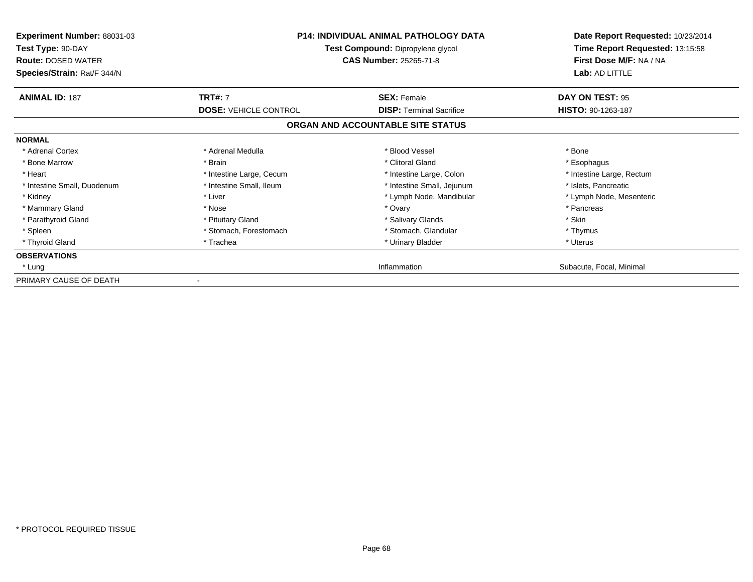**Experiment Number:** 88031-03
**Test Type:** 90-DAY
**Route:** DOSED WATER
**Species/Strain:** Rat/F 344/N

**P14: INDIVIDUAL ANIMAL PATHOLOGY DATA**
**Test Compound:** Dipropylene glycol
**CAS Number:** 25265-71-8

**Date Report Requested:** 10/23/2014
**Time Report Requested:** 13:15:58
**First Dose M/F:** NA / NA
**Lab:** AD LITTLE

| **ANIMAL ID:** 187 | **TRT#:** 7 | **SEX:** Female | **DAY ON TEST:** 95 |
|---|---|---|---|
| | **DOSE:** VEHICLE CONTROL | **DISP:** Terminal Sacrifice | **HISTO:** 90-1263-187 |

## ORGAN AND ACCOUNTABLE SITE STATUS

| | | | |
|---|---|---|---|
| **NORMAL** | | | |
| * Adrenal Cortex | * Adrenal Medulla | * Blood Vessel | * Bone |
| * Bone Marrow | * Brain | * Clitoral Gland | * Esophagus |
| * Heart | * Intestine Large, Cecum | * Intestine Large, Colon | * Intestine Large, Rectum |
| * Intestine Small, Duodenum | * Intestine Small, Ileum | * Intestine Small, Jejunum | * Islets, Pancreatic |
| * Kidney | * Liver | * Lymph Node, Mandibular | * Lymph Node, Mesenteric |
| * Mammary Gland | * Nose | * Ovary | * Pancreas |
| * Parathyroid Gland | * Pituitary Gland | * Salivary Glands | * Skin |
| * Spleen | * Stomach, Forestomach | * Stomach, Glandular | * Thymus |
| * Thyroid Gland | * Trachea | * Urinary Bladder | * Uterus |
| **OBSERVATIONS** | | | |
| * Lung | | Inflammation | Subacute, Focal, Minimal |
| PRIMARY CAUSE OF DEATH | - | | |

* PROTOCOL REQUIRED TISSUE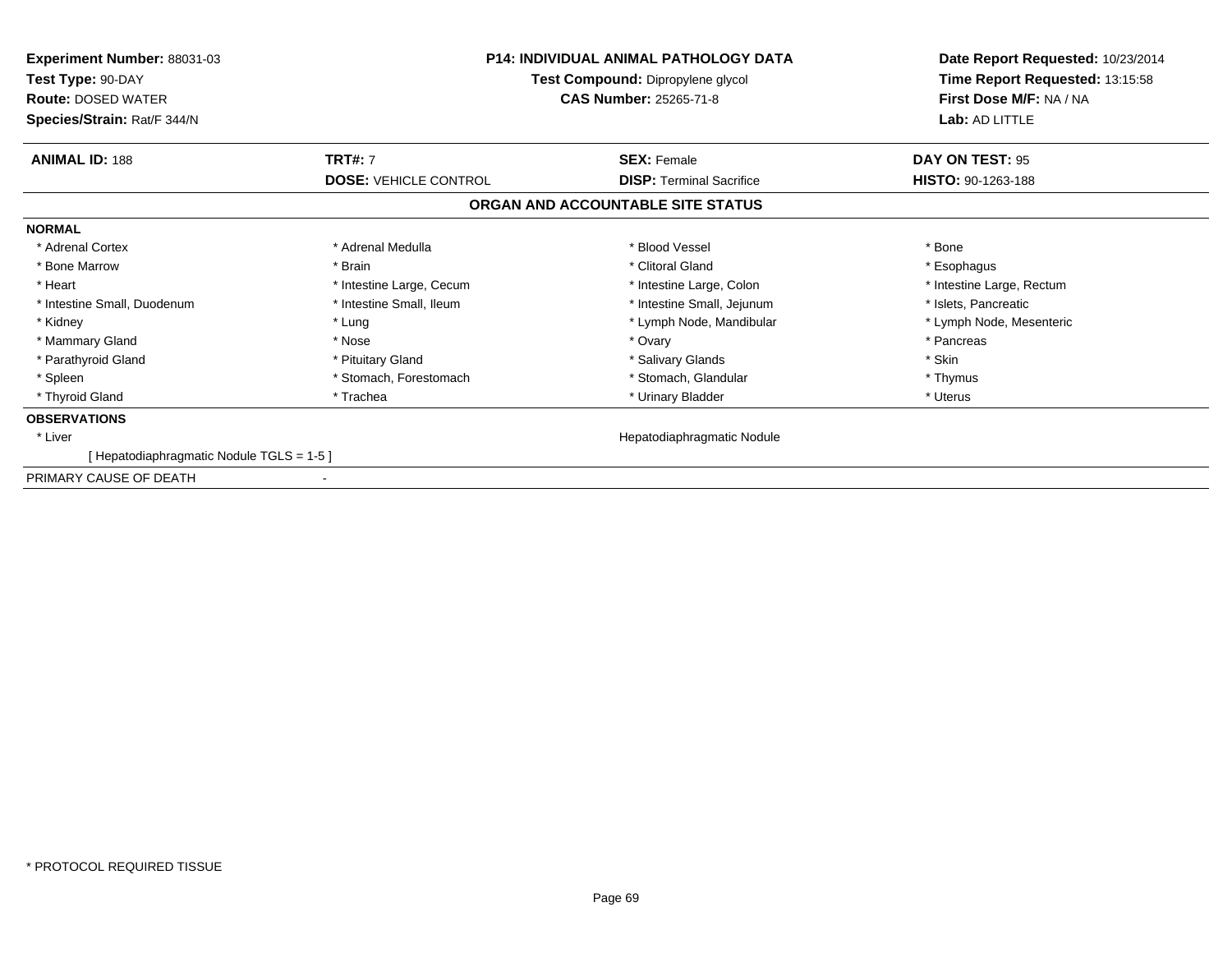**Experiment Number:** 88031-03
**Test Type:** 90-DAY
**Route:** DOSED WATER
**Species/Strain:** Rat/F 344/N

**P14: INDIVIDUAL ANIMAL PATHOLOGY DATA**
**Test Compound:** Dipropylene glycol
**CAS Number:** 25265-71-8

**Date Report Requested:** 10/23/2014
**Time Report Requested:** 13:15:58
**First Dose M/F:** NA / NA
**Lab:** AD LITTLE

| **ANIMAL ID:** 188 | **TRT#:** 7 | **SEX:** Female | **DAY ON TEST:** 95 |
|---|---|---|---|
| | **DOSE:** VEHICLE CONTROL | **DISP:** Terminal Sacrifice | **HISTO:** 90-1263-188 |

## ORGAN AND ACCOUNTABLE SITE STATUS

**NORMAL**

| | | | |
|---|---|---|---|
| * Adrenal Cortex | * Adrenal Medulla | * Blood Vessel | * Bone |
| * Bone Marrow | * Brain | * Clitoral Gland | * Esophagus |
| * Heart | * Intestine Large, Cecum | * Intestine Large, Colon | * Intestine Large, Rectum |
| * Intestine Small, Duodenum | * Intestine Small, Ileum | * Intestine Small, Jejunum | * Islets, Pancreatic |
| * Kidney | * Lung | * Lymph Node, Mandibular | * Lymph Node, Mesenteric |
| * Mammary Gland | * Nose | * Ovary | * Pancreas |
| * Parathyroid Gland | * Pituitary Gland | * Salivary Glands | * Skin |
| * Spleen | * Stomach, Forestomach | * Stomach, Glandular | * Thymus |
| * Thyroid Gland | * Trachea | * Urinary Bladder | * Uterus |

**OBSERVATIONS**

| | |
|---|---|
| * Liver | Hepatodiaphragmatic Nodule |
| [ Hepatodiaphragmatic Nodule TGLS = 1-5 ] | |

PRIMARY CAUSE OF DEATH -

* PROTOCOL REQUIRED TISSUE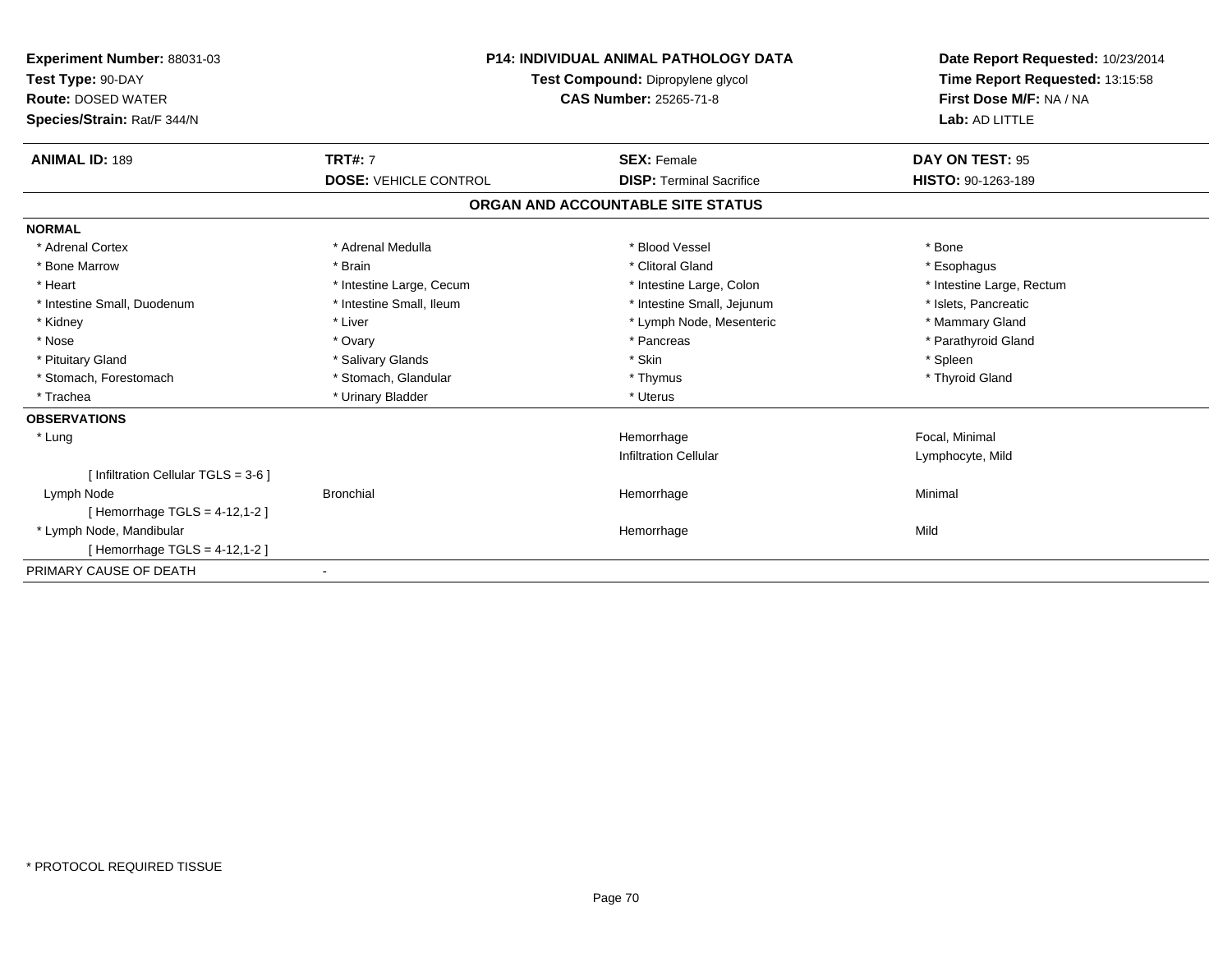**Experiment Number:** 88031-03
**Test Type:** 90-DAY
**Route:** DOSED WATER
**Species/Strain:** Rat/F 344/N

**P14: INDIVIDUAL ANIMAL PATHOLOGY DATA**
**Test Compound:** Dipropylene glycol
**CAS Number:** 25265-71-8

**Date Report Requested:** 10/23/2014
**Time Report Requested:** 13:15:58
**First Dose M/F:** NA / NA
**Lab:** AD LITTLE

| **ANIMAL ID:** 189 | **TRT#:** 7 | **SEX:** Female | **DAY ON TEST:** 95 |
|---|---|---|---|
| | **DOSE:** VEHICLE CONTROL | **DISP:** Terminal Sacrifice | **HISTO:** 90-1263-189 |

## ORGAN AND ACCOUNTABLE SITE STATUS

**NORMAL**

| | | | |
|---|---|---|---|
| * Adrenal Cortex | * Adrenal Medulla | * Blood Vessel | * Bone |
| * Bone Marrow | * Brain | * Clitoral Gland | * Esophagus |
| * Heart | * Intestine Large, Cecum | * Intestine Large, Colon | * Intestine Large, Rectum |
| * Intestine Small, Duodenum | * Intestine Small, Ileum | * Intestine Small, Jejunum | * Islets, Pancreatic |
| * Kidney | * Liver | * Lymph Node, Mesenteric | * Mammary Gland |
| * Nose | * Ovary | * Pancreas | * Parathyroid Gland |
| * Pituitary Gland | * Salivary Glands | * Skin | * Spleen |
| * Stomach, Forestomach | * Stomach, Glandular | * Thymus | * Thyroid Gland |
| * Trachea | * Urinary Bladder | * Uterus | |

**OBSERVATIONS**

| | | | |
|---|---|---|---|
| * Lung | | Hemorrhage | Focal, Minimal |
| | | Infiltration Cellular | Lymphocyte, Mild |
| [ Infiltration Cellular TGLS = 3-6 ] | | | |
| Lymph Node | Bronchial | Hemorrhage | Minimal |
| [ Hemorrhage TGLS = 4-12,1-2 ] | | | |
| * Lymph Node, Mandibular | | Hemorrhage | Mild |
| [ Hemorrhage TGLS = 4-12,1-2 ] | | | |

PRIMARY CAUSE OF DEATH -

* PROTOCOL REQUIRED TISSUE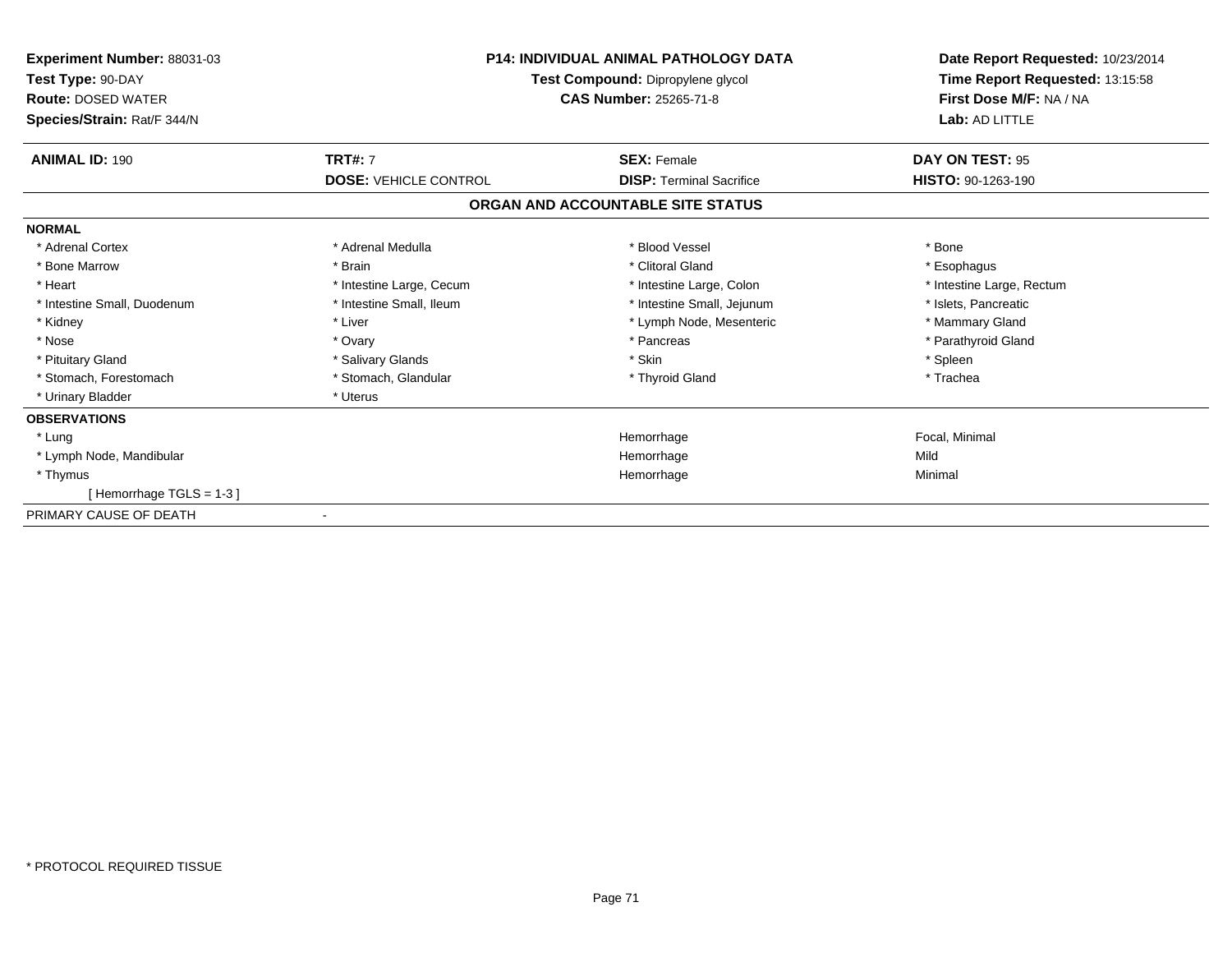**Experiment Number:** 88031-03
**Test Type:** 90-DAY
**Route:** DOSED WATER
**Species/Strain:** Rat/F 344/N

**P14: INDIVIDUAL ANIMAL PATHOLOGY DATA**
**Test Compound:** Dipropylene glycol
**CAS Number:** 25265-71-8

**Date Report Requested:** 10/23/2014
**Time Report Requested:** 13:15:58
**First Dose M/F:** NA / NA
**Lab:** AD LITTLE

| **ANIMAL ID:** 190 | **TRT#:** 7 | **SEX:** Female | **DAY ON TEST:** 95 |
|---|---|---|---|
| | **DOSE:** VEHICLE CONTROL | **DISP:** Terminal Sacrifice | **HISTO:** 90-1263-190 |

## ORGAN AND ACCOUNTABLE SITE STATUS

**NORMAL**

| | | | |
|---|---|---|---|
| * Adrenal Cortex | * Adrenal Medulla | * Blood Vessel | * Bone |
| * Bone Marrow | * Brain | * Clitoral Gland | * Esophagus |
| * Heart | * Intestine Large, Cecum | * Intestine Large, Colon | * Intestine Large, Rectum |
| * Intestine Small, Duodenum | * Intestine Small, Ileum | * Intestine Small, Jejunum | * Islets, Pancreatic |
| * Kidney | * Liver | * Lymph Node, Mesenteric | * Mammary Gland |
| * Nose | * Ovary | * Pancreas | * Parathyroid Gland |
| * Pituitary Gland | * Salivary Glands | * Skin | * Spleen |
| * Stomach, Forestomach | * Stomach, Glandular | * Thyroid Gland | * Trachea |
| * Urinary Bladder | * Uterus | | |

**OBSERVATIONS**

| | | |
|---|---|---|
| * Lung | Hemorrhage | Focal, Minimal |
| * Lymph Node, Mandibular | Hemorrhage | Mild |
| * Thymus | Hemorrhage | Minimal |
| [ Hemorrhage TGLS = 1-3 ] | | |

PRIMARY CAUSE OF DEATH -

* PROTOCOL REQUIRED TISSUE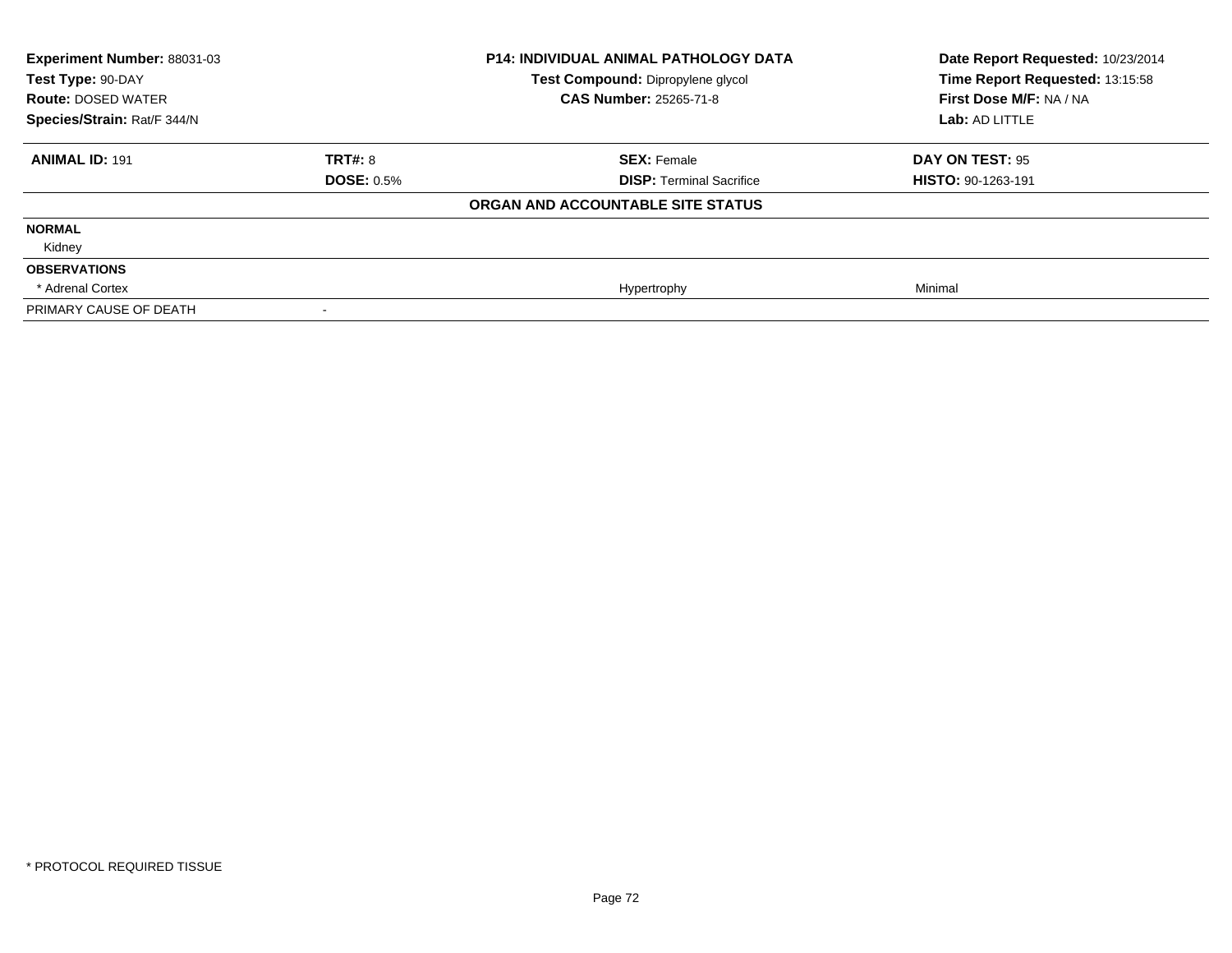| **Experiment Number:** 88031-03 | **P14: INDIVIDUAL ANIMAL PATHOLOGY DATA** | **Date Report Requested:** 10/23/2014 |
|---|---|---|
| **Test Type:** 90-DAY | **Test Compound:** Dipropylene glycol | **Time Report Requested:** 13:15:58 |
| **Route:** DOSED WATER | **CAS Number:** 25265-71-8 | **First Dose M/F:** NA / NA |
| **Species/Strain:** Rat/F 344/N | | **Lab:** AD LITTLE |

| **ANIMAL ID:** 191 | **TRT#:** 8 | **SEX:** Female | **DAY ON TEST:** 95 |
|---|---|---|---|
| | **DOSE:** 0.5% | **DISP:** Terminal Sacrifice | **HISTO:** 90-1263-191 |
| | | **ORGAN AND ACCOUNTABLE SITE STATUS** | |
| **NORMAL** | | | |
| Kidney | | | |
| **OBSERVATIONS** | | | |
| * Adrenal Cortex | | Hypertrophy | Minimal |
| PRIMARY CAUSE OF DEATH | - | | |

* PROTOCOL REQUIRED TISSUE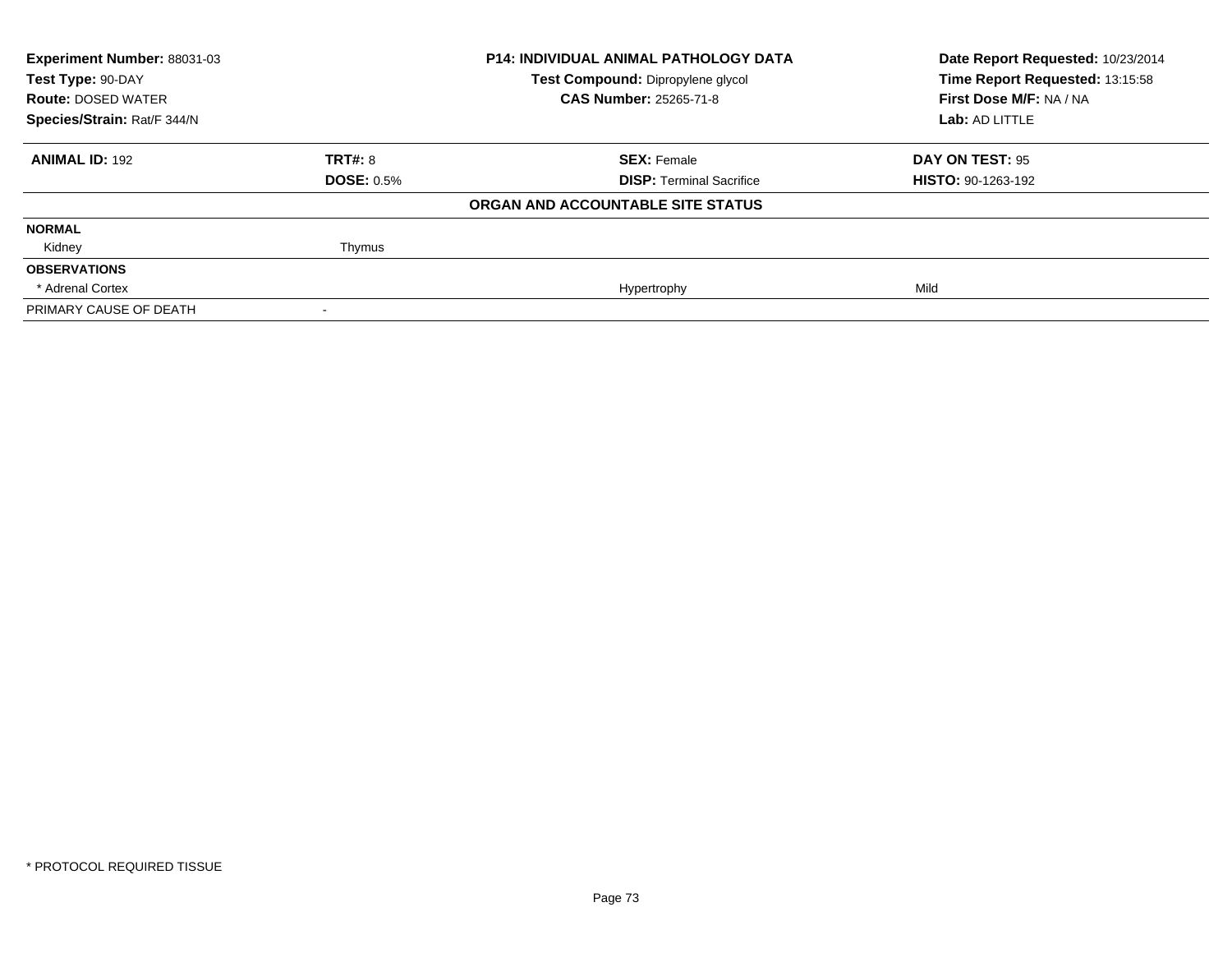**Experiment Number:** 88031-03
**Test Type:** 90-DAY
**Route:** DOSED WATER
**Species/Strain:** Rat/F 344/N

**P14: INDIVIDUAL ANIMAL PATHOLOGY DATA**
**Test Compound:** Dipropylene glycol
**CAS Number:** 25265-71-8

**Date Report Requested:** 10/23/2014
**Time Report Requested:** 13:15:58
**First Dose M/F:** NA / NA
**Lab:** AD LITTLE

| **ANIMAL ID:** 192 | **TRT#:** 8 | **SEX:** Female | **DAY ON TEST:** 95 |
|---|---|---|---|
| | **DOSE:** 0.5% | **DISP:** Terminal Sacrifice | **HISTO:** 90-1263-192 |

**ORGAN AND ACCOUNTABLE SITE STATUS**

| | | | |
|---|---|---|---|
| **NORMAL** | | | |
| Kidney | Thymus | | |
| **OBSERVATIONS** | | | |
| * Adrenal Cortex | | Hypertrophy | Mild |
| PRIMARY CAUSE OF DEATH | - | | |

* PROTOCOL REQUIRED TISSUE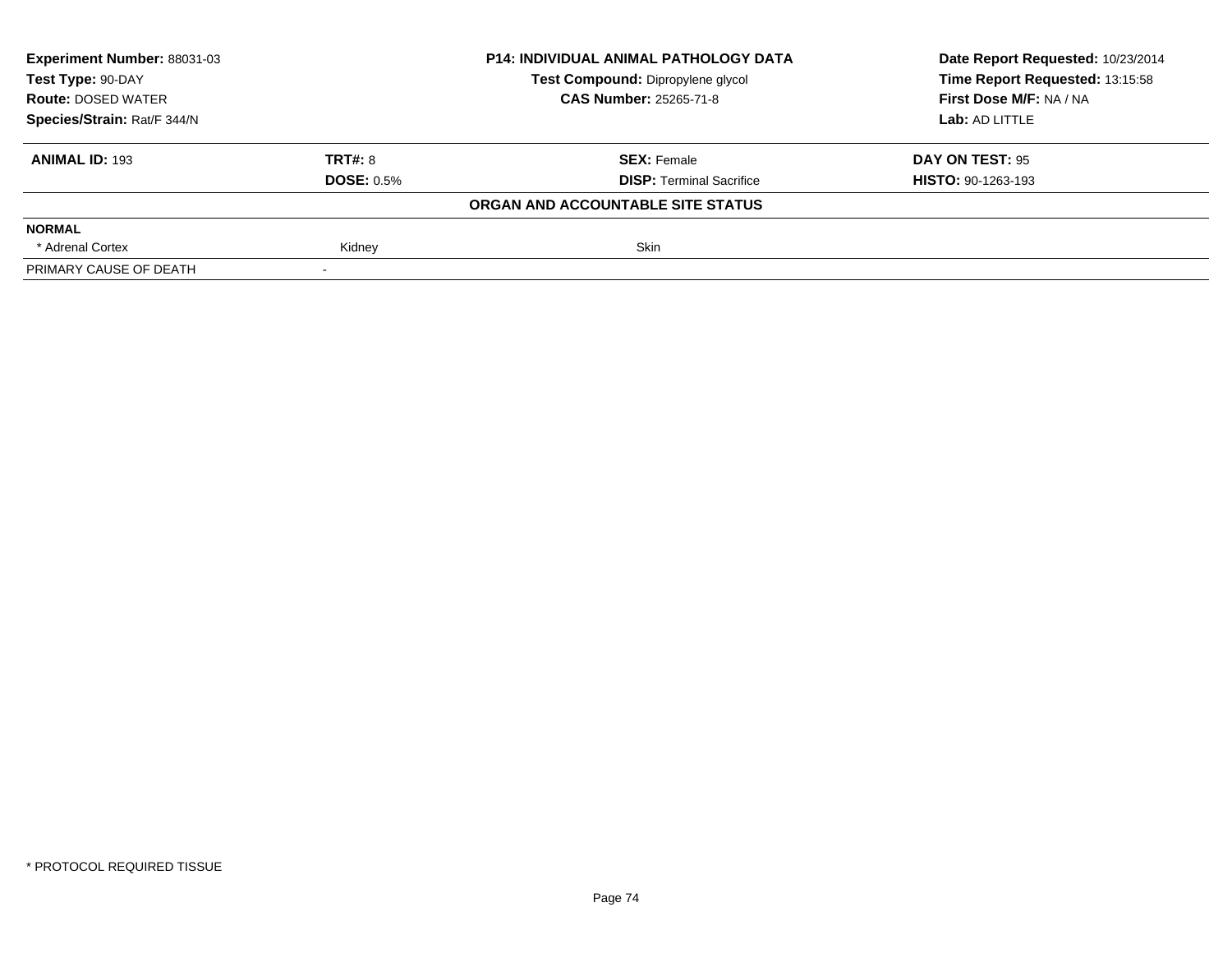| Experiment Number: 88031-03 | P14: INDIVIDUAL ANIMAL PATHOLOGY DATA | Date Report Requested: 10/23/2014 |
|---|---|---|
| Test Type: 90-DAY | Test Compound: Dipropylene glycol | Time Report Requested: 13:15:58 |
| Route: DOSED WATER | CAS Number: 25265-71-8 | First Dose M/F: NA / NA |
| Species/Strain: Rat/F 344/N | | Lab: AD LITTLE |

| ANIMAL ID: 193 | TRT#: 8 | SEX: Female | DAY ON TEST: 95 |
|---|---|---|---|
| | DOSE: 0.5% | DISP: Terminal Sacrifice | HISTO: 90-1263-193 |

**ORGAN AND ACCOUNTABLE SITE STATUS**

| NORMAL | | | |
|---|---|---|---|
| * Adrenal Cortex | Kidney | Skin | |
| PRIMARY CAUSE OF DEATH | - | | |

* PROTOCOL REQUIRED TISSUE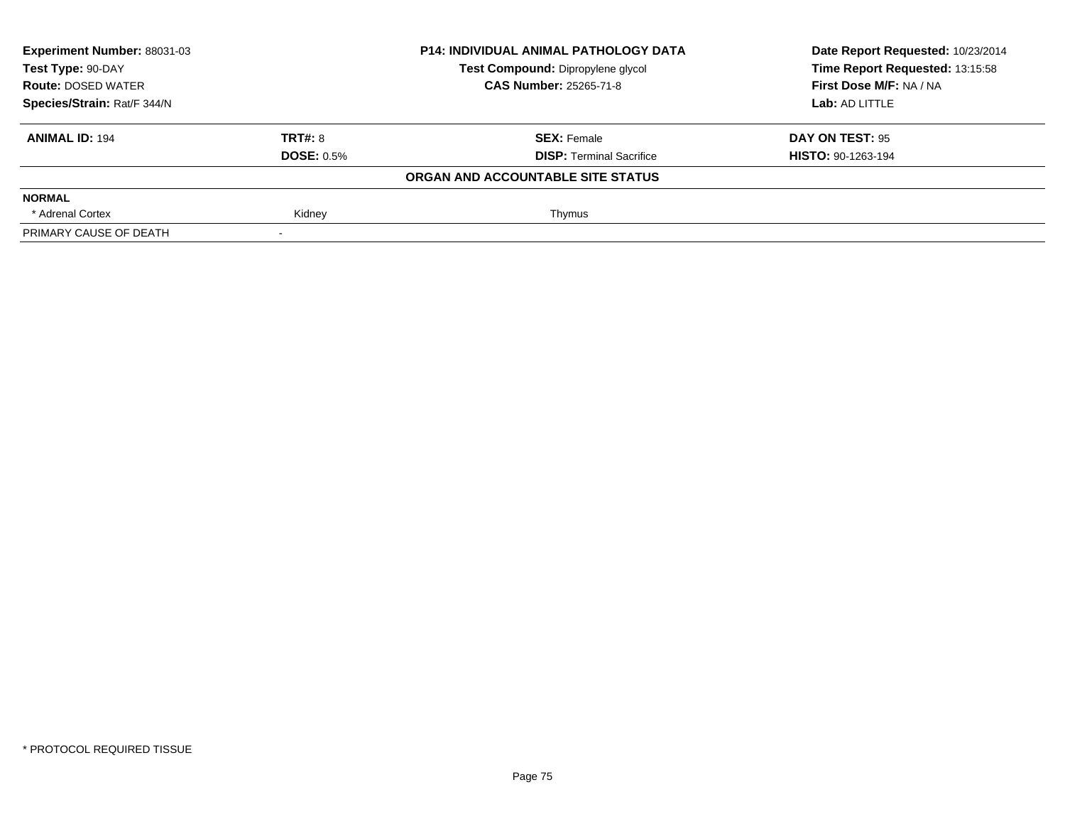| **Experiment Number:** 88031-03 | **P14: INDIVIDUAL ANIMAL PATHOLOGY DATA** | **Date Report Requested:** 10/23/2014 |
|---|---|---|
| **Test Type:** 90-DAY | **Test Compound:** Dipropylene glycol | **Time Report Requested:** 13:15:58 |
| **Route:** DOSED WATER | **CAS Number:** 25265-71-8 | **First Dose M/F:** NA / NA |
| **Species/Strain:** Rat/F 344/N | | **Lab:** AD LITTLE |

| **ANIMAL ID:** 194 | **TRT#:** 8 | **SEX:** Female | **DAY ON TEST:** 95 |
|---|---|---|---|
| | **DOSE:** 0.5% | **DISP:** Terminal Sacrifice | **HISTO:** 90-1263-194 |

**ORGAN AND ACCOUNTABLE SITE STATUS**

| **NORMAL** | | | |
|---|---|---|---|
| * Adrenal Cortex | Kidney | Thymus | |
| PRIMARY CAUSE OF DEATH | - | | |

* PROTOCOL REQUIRED TISSUE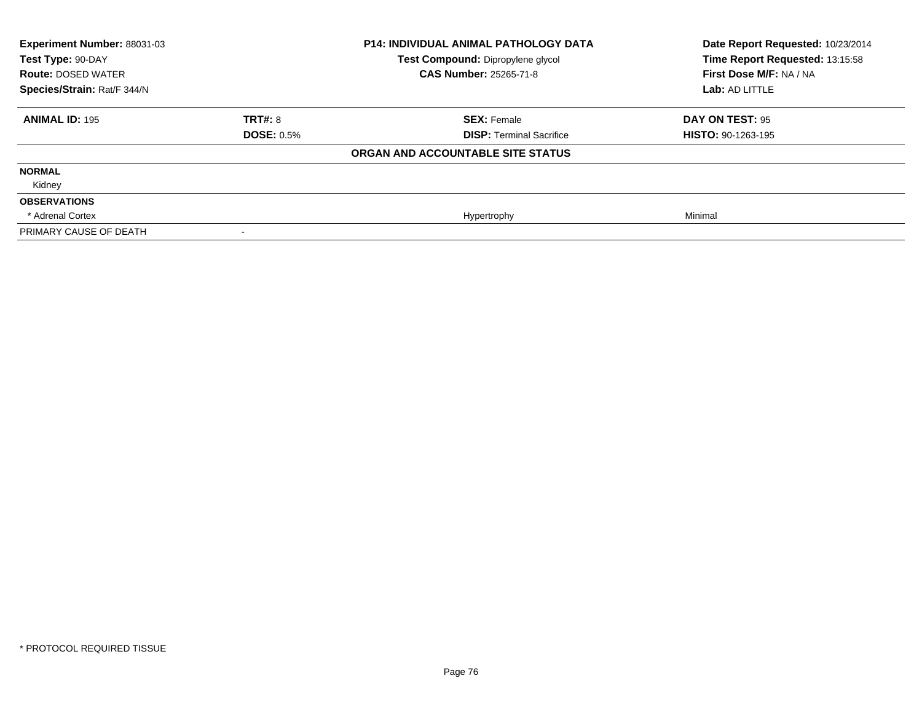| Experiment Number: 88031-03 | P14: INDIVIDUAL ANIMAL PATHOLOGY DATA | Date Report Requested: 10/23/2014 |
|---|---|---|
| Test Type: 90-DAY | Test Compound: Dipropylene glycol | Time Report Requested: 13:15:58 |
| Route: DOSED WATER | CAS Number: 25265-71-8 | First Dose M/F: NA / NA |
| Species/Strain: Rat/F 344/N | | Lab: AD LITTLE |

| ANIMAL ID: 195 | TRT#: 8 | SEX: Female | DAY ON TEST: 95 |
|---|---|---|---|
| | DOSE: 0.5% | DISP: Terminal Sacrifice | HISTO: 90-1263-195 |

**ORGAN AND ACCOUNTABLE SITE STATUS**

| | | | |
|---|---|---|---|
| **NORMAL** | | | |
| Kidney | | | |
| **OBSERVATIONS** | | | |
| * Adrenal Cortex | | Hypertrophy | Minimal |
| PRIMARY CAUSE OF DEATH | - | | |

* PROTOCOL REQUIRED TISSUE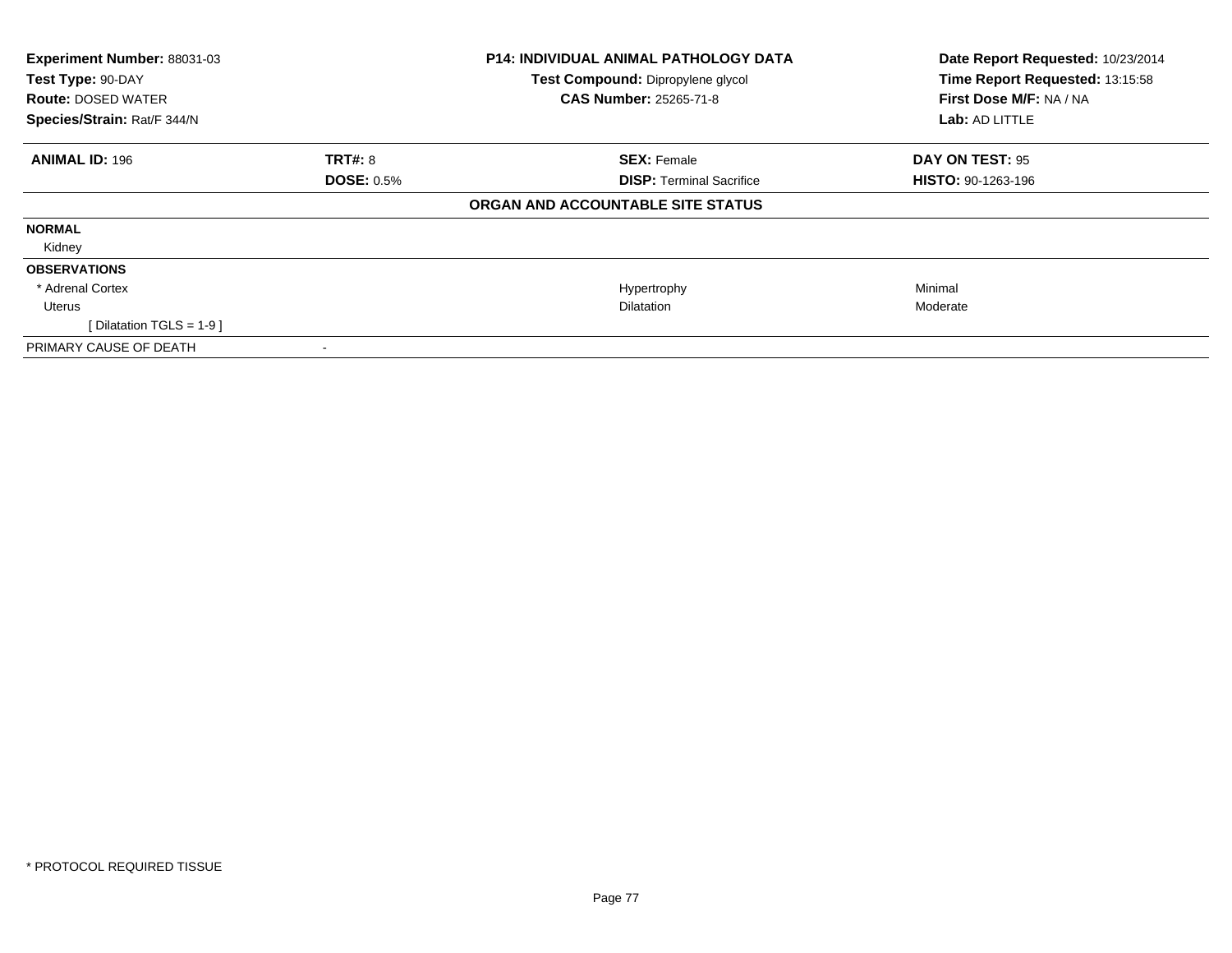**Experiment Number:** 88031-03
**Test Type:** 90-DAY
**Route:** DOSED WATER
**Species/Strain:** Rat/F 344/N

**P14: INDIVIDUAL ANIMAL PATHOLOGY DATA**
**Test Compound:** Dipropylene glycol
**CAS Number:** 25265-71-8

**Date Report Requested:** 10/23/2014
**Time Report Requested:** 13:15:58
**First Dose M/F:** NA / NA
**Lab:** AD LITTLE

| **ANIMAL ID:** 196 | **TRT#:** 8 | **SEX:** Female | **DAY ON TEST:** 95 |
|---|---|---|---|
| | **DOSE:** 0.5% | **DISP:** Terminal Sacrifice | **HISTO:** 90-1263-196 |

**ORGAN AND ACCOUNTABLE SITE STATUS**

| | | | |
|---|---|---|---|
| **NORMAL** | | | |
| Kidney | | | |
| **OBSERVATIONS** | | | |
| * Adrenal Cortex | | Hypertrophy | Minimal |
| Uterus | | Dilatation | Moderate |
| [ Dilatation TGLS = 1-9 ] | | | |
| PRIMARY CAUSE OF DEATH | - | | |

* PROTOCOL REQUIRED TISSUE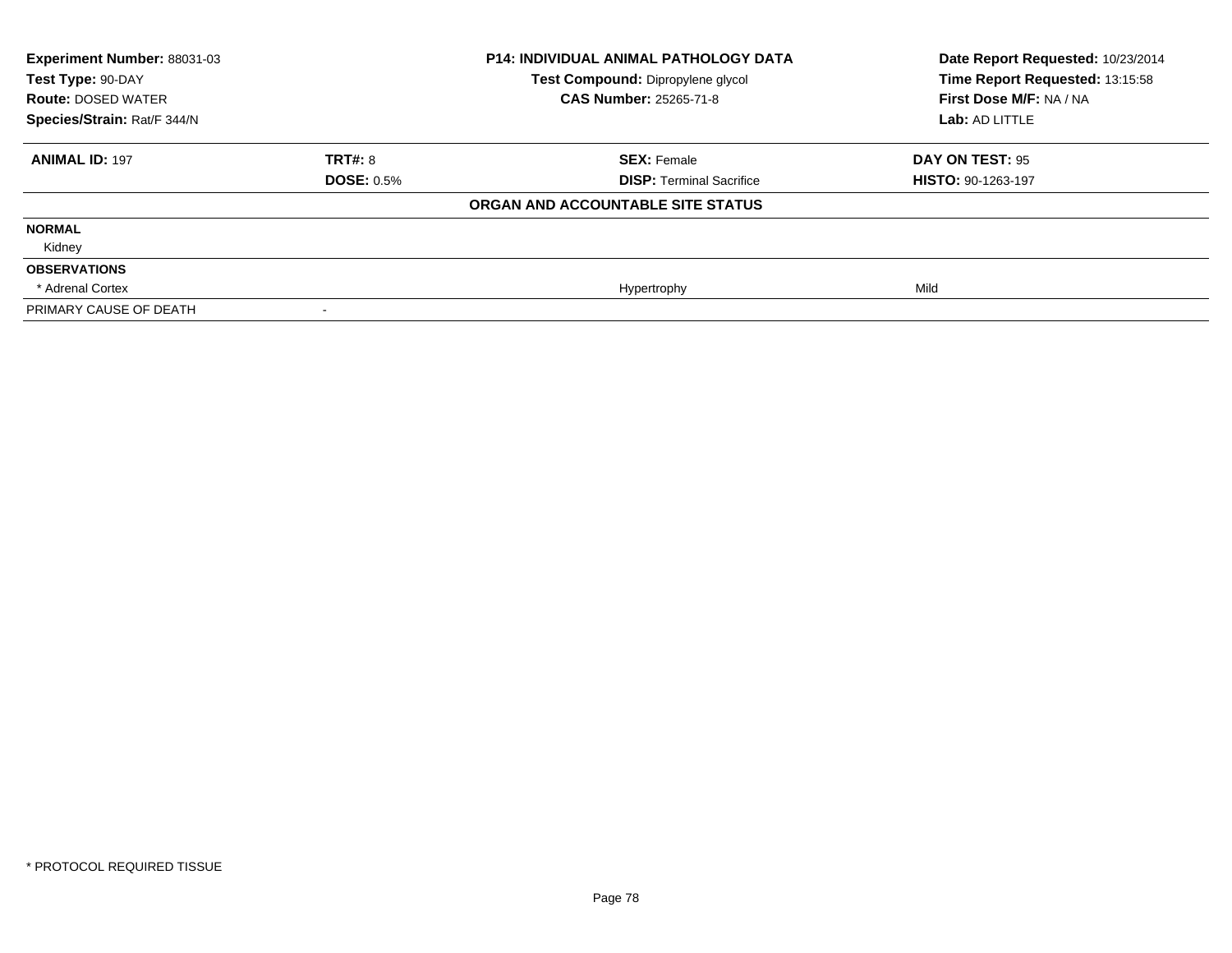**Experiment Number:** 88031-03
**Test Type:** 90-DAY
**Route:** DOSED WATER
**Species/Strain:** Rat/F 344/N

**P14: INDIVIDUAL ANIMAL PATHOLOGY DATA**
**Test Compound:** Dipropylene glycol
**CAS Number:** 25265-71-8

**Date Report Requested:** 10/23/2014
**Time Report Requested:** 13:15:58
**First Dose M/F:** NA / NA
**Lab:** AD LITTLE

| **ANIMAL ID:** 197 | **TRT#:** 8 | **SEX:** Female | **DAY ON TEST:** 95 |
|---|---|---|---|
| | **DOSE:** 0.5% | **DISP:** Terminal Sacrifice | **HISTO:** 90-1263-197 |

**ORGAN AND ACCOUNTABLE SITE STATUS**

| | | | |
|---|---|---|---|
| **NORMAL** | | | |
| Kidney | | | |
| **OBSERVATIONS** | | | |
| * Adrenal Cortex | | Hypertrophy | Mild |
| PRIMARY CAUSE OF DEATH | - | | |

* PROTOCOL REQUIRED TISSUE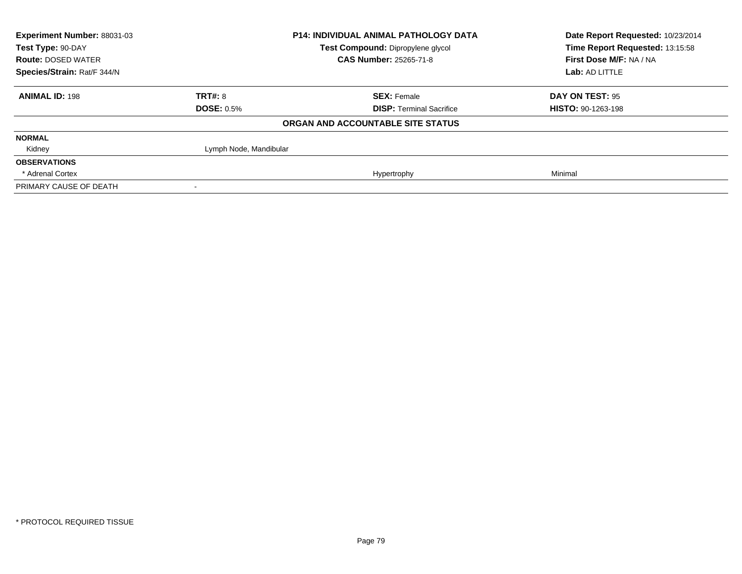| Experiment Number: 88031-03 | P14: INDIVIDUAL ANIMAL PATHOLOGY DATA | Date Report Requested: 10/23/2014 |
|---|---|---|
| Test Type: 90-DAY | Test Compound: Dipropylene glycol | Time Report Requested: 13:15:58 |
| Route: DOSED WATER | CAS Number: 25265-71-8 | First Dose M/F: NA / NA |
| Species/Strain: Rat/F 344/N | | Lab: AD LITTLE |

| ANIMAL ID: 198 | TRT#: 8 | SEX: Female | DAY ON TEST: 95 |
|---|---|---|---|
| | DOSE: 0.5% | DISP: Terminal Sacrifice | HISTO: 90-1263-198 |

**ORGAN AND ACCOUNTABLE SITE STATUS**

| | | | |
|---|---|---|---|
| **NORMAL** | | | |
| Kidney | Lymph Node, Mandibular | | |
| **OBSERVATIONS** | | | |
| * Adrenal Cortex | | Hypertrophy | Minimal |
| PRIMARY CAUSE OF DEATH | - | | |

\* PROTOCOL REQUIRED TISSUE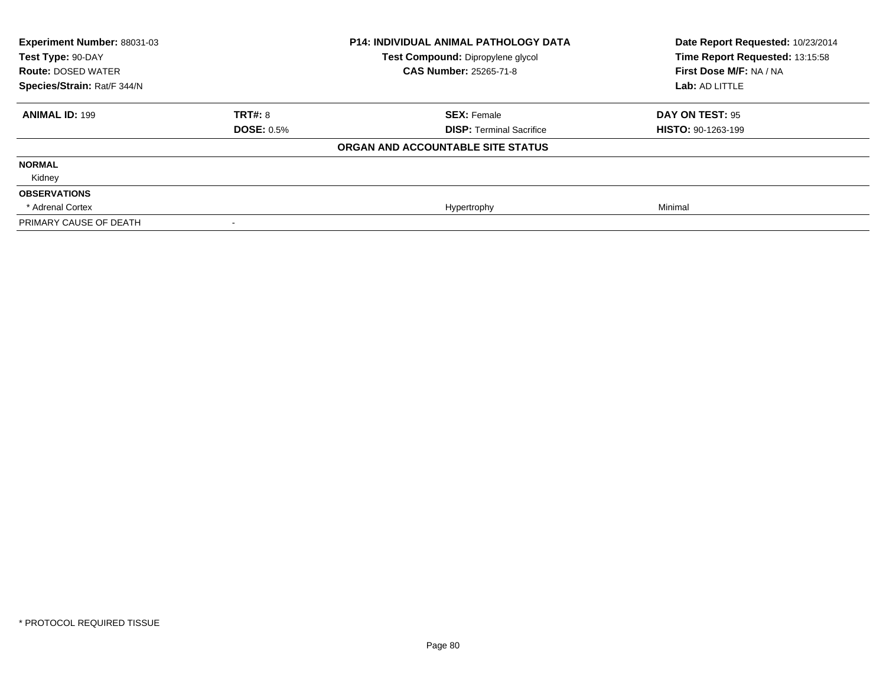**Experiment Number:** 88031-03
**Test Type:** 90-DAY
**Route:** DOSED WATER
**Species/Strain:** Rat/F 344/N

**P14: INDIVIDUAL ANIMAL PATHOLOGY DATA**
**Test Compound:** Dipropylene glycol
**CAS Number:** 25265-71-8

**Date Report Requested:** 10/23/2014
**Time Report Requested:** 13:15:58
**First Dose M/F:** NA / NA
**Lab:** AD LITTLE

| **ANIMAL ID:** 199 | **TRT#:** 8 | **SEX:** Female | **DAY ON TEST:** 95 |
|---|---|---|---|
| | **DOSE:** 0.5% | **DISP:** Terminal Sacrifice | **HISTO:** 90-1263-199 |

**ORGAN AND ACCOUNTABLE SITE STATUS**

| | | | |
|---|---|---|---|
| **NORMAL** | | | |
| Kidney | | | |
| **OBSERVATIONS** | | | |
| * Adrenal Cortex | | Hypertrophy | Minimal |
| PRIMARY CAUSE OF DEATH | - | | |

* PROTOCOL REQUIRED TISSUE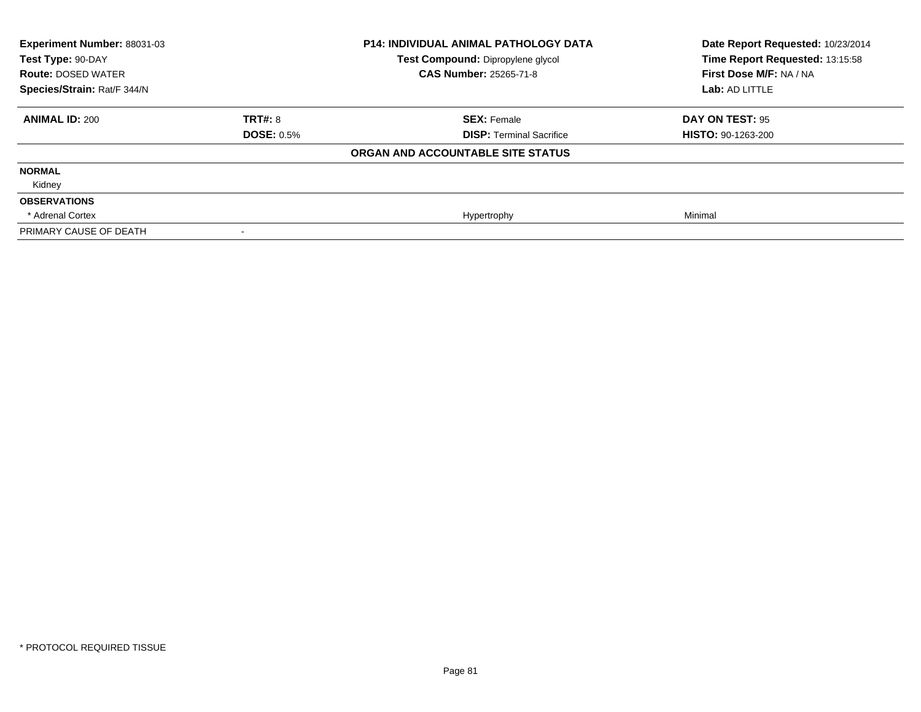| **Experiment Number:** 88031-03 | **P14: INDIVIDUAL ANIMAL PATHOLOGY DATA** | **Date Report Requested:** 10/23/2014 |
|---|---|---|
| **Test Type:** 90-DAY | **Test Compound:** Dipropylene glycol | **Time Report Requested:** 13:15:58 |
| **Route:** DOSED WATER | **CAS Number:** 25265-71-8 | **First Dose M/F:** NA / NA |
| **Species/Strain:** Rat/F 344/N | | **Lab:** AD LITTLE |

| **ANIMAL ID:** 200 | **TRT#:** 8 | **SEX:** Female | **DAY ON TEST:** 95 |
|---|---|---|---|
| | **DOSE:** 0.5% | **DISP:** Terminal Sacrifice | **HISTO:** 90-1263-200 |

**ORGAN AND ACCOUNTABLE SITE STATUS**

| | | | |
|---|---|---|---|
| **NORMAL** | | | |
| Kidney | | | |
| **OBSERVATIONS** | | | |
| * Adrenal Cortex | | Hypertrophy | Minimal |
| PRIMARY CAUSE OF DEATH | - | | |

* PROTOCOL REQUIRED TISSUE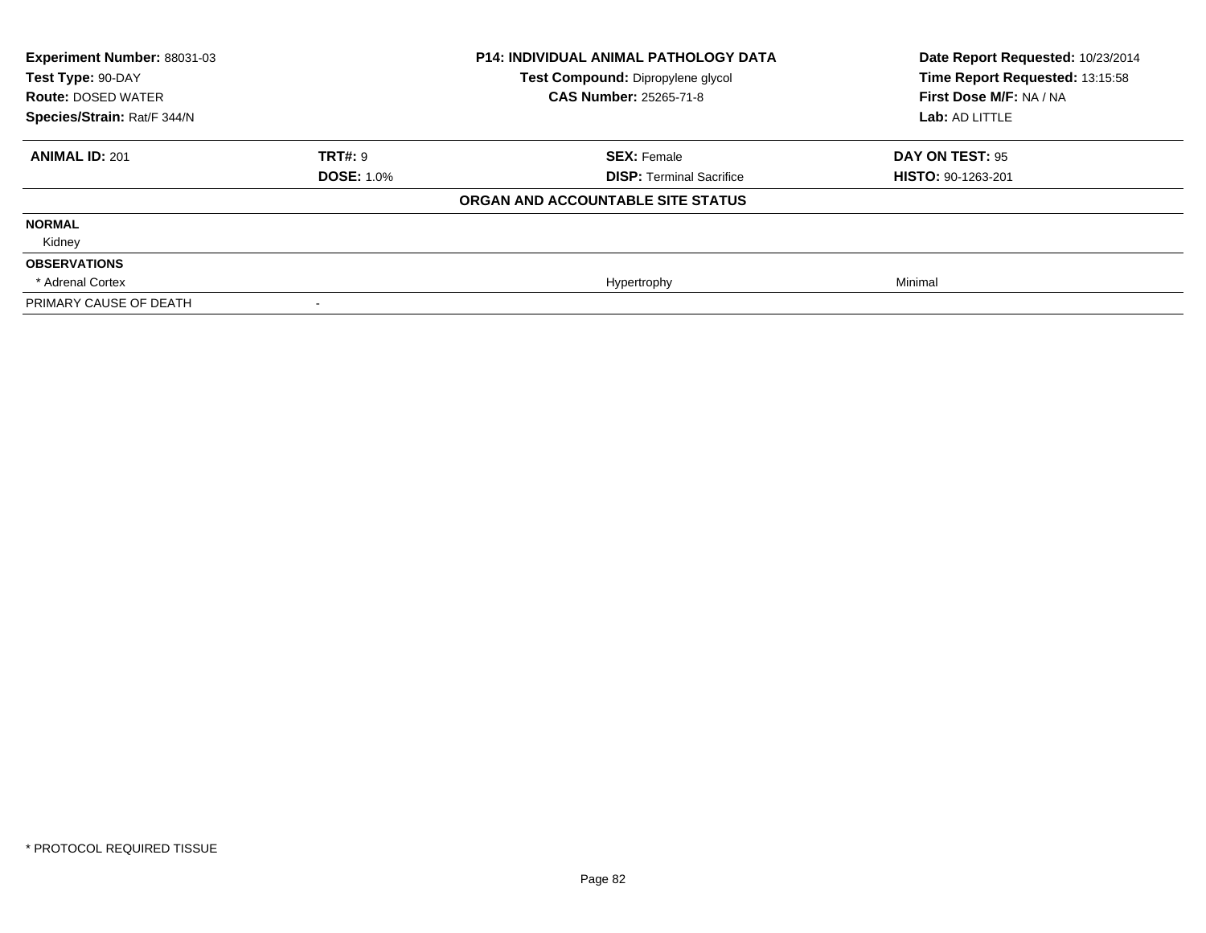| Experiment Number: 88031-03 | P14: INDIVIDUAL ANIMAL PATHOLOGY DATA | Date Report Requested: 10/23/2014 |
|---|---|---|
| Test Type: 90-DAY | Test Compound: Dipropylene glycol | Time Report Requested: 13:15:58 |
| Route: DOSED WATER | CAS Number: 25265-71-8 | First Dose M/F: NA / NA |
| Species/Strain: Rat/F 344/N | | Lab: AD LITTLE |

| ANIMAL ID: 201 | TRT#: 9 | SEX: Female | DAY ON TEST: 95 |
|---|---|---|---|
| | DOSE: 1.0% | DISP: Terminal Sacrifice | HISTO: 90-1263-201 |

**ORGAN AND ACCOUNTABLE SITE STATUS**

| | | | |
|---|---|---|---|
| **NORMAL** | | | |
| Kidney | | | |
| **OBSERVATIONS** | | | |
| * Adrenal Cortex | | Hypertrophy | Minimal |
| PRIMARY CAUSE OF DEATH | - | | |

\* PROTOCOL REQUIRED TISSUE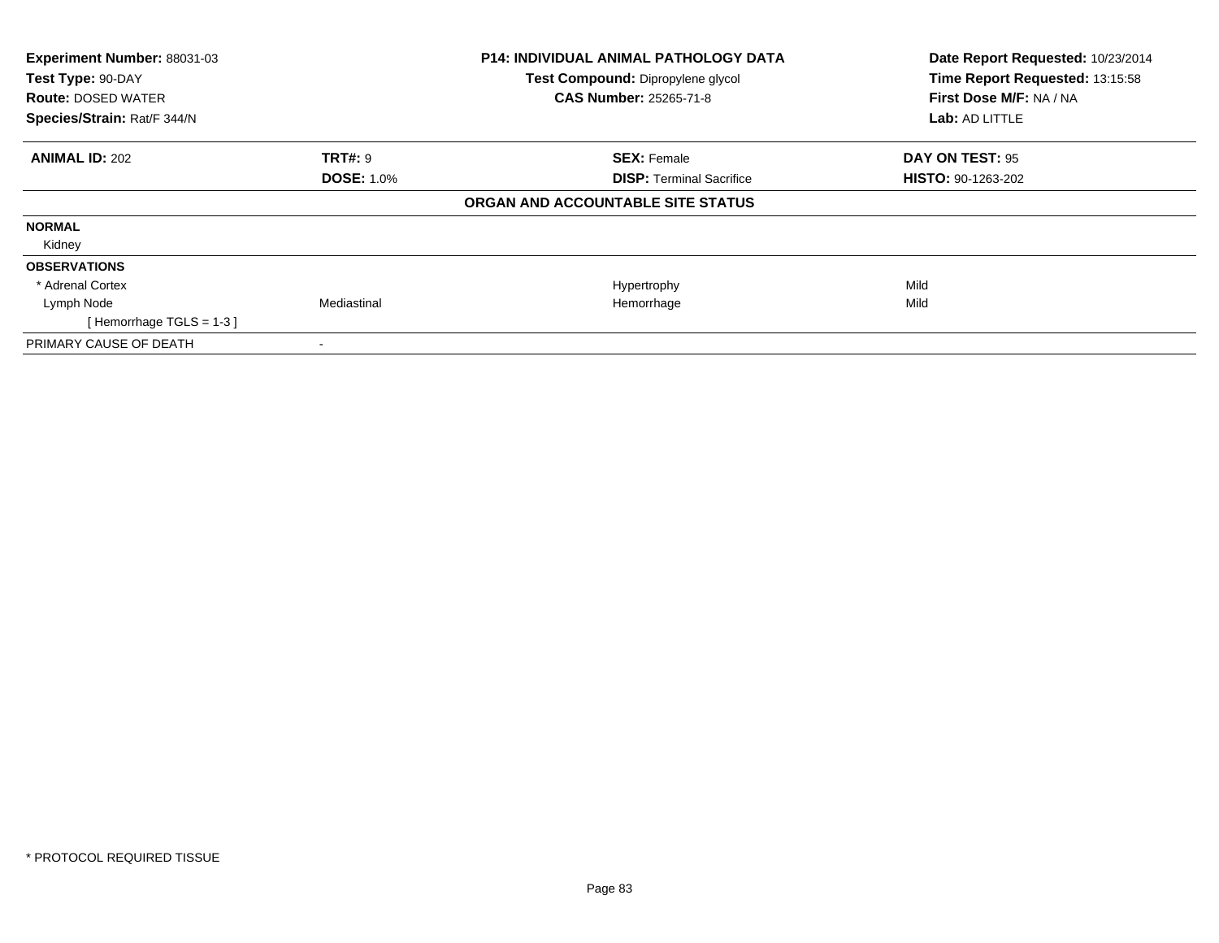| Experiment Number: 88031-03 | P14: INDIVIDUAL ANIMAL PATHOLOGY DATA | Date Report Requested: 10/23/2014 |
|---|---|---|
| Test Type: 90-DAY | Test Compound: Dipropylene glycol | Time Report Requested: 13:15:58 |
| Route: DOSED WATER | CAS Number: 25265-71-8 | First Dose M/F: NA / NA |
| Species/Strain: Rat/F 344/N | | Lab: AD LITTLE |

| ANIMAL ID: 202 | TRT#: 9 | SEX: Female | DAY ON TEST: 95 |
|---|---|---|---|
| | DOSE: 1.0% | DISP: Terminal Sacrifice | HISTO: 90-1263-202 |

**ORGAN AND ACCOUNTABLE SITE STATUS**

| | | | |
|---|---|---|---|
| **NORMAL** | | | |
| Kidney | | | |
| **OBSERVATIONS** | | | |
| * Adrenal Cortex | | Hypertrophy | Mild |
| Lymph Node | Mediastinal | Hemorrhage | Mild |
| [ Hemorrhage TGLS = 1-3 ] | | | |
| PRIMARY CAUSE OF DEATH | - | | |

* PROTOCOL REQUIRED TISSUE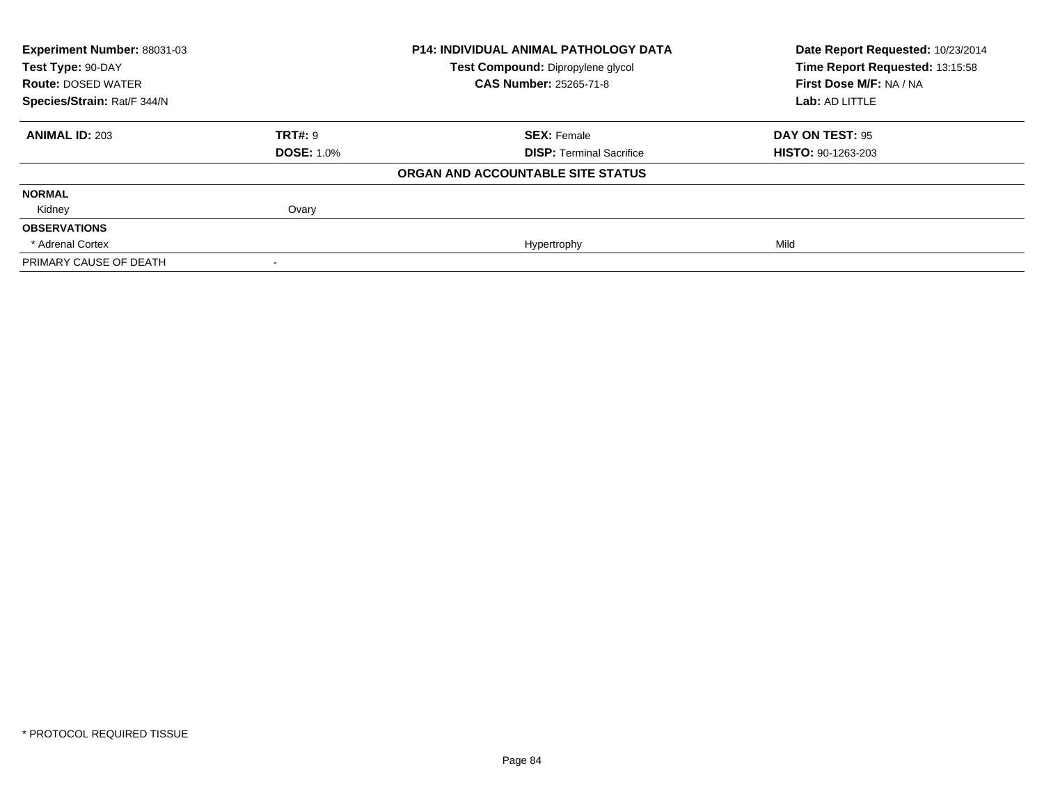| Experiment Number: 88031-03 | P14: INDIVIDUAL ANIMAL PATHOLOGY DATA | Date Report Requested: 10/23/2014 |
|---|---|---|
| Test Type: 90-DAY | Test Compound: Dipropylene glycol | Time Report Requested: 13:15:58 |
| Route: DOSED WATER | CAS Number: 25265-71-8 | First Dose M/F: NA / NA |
| Species/Strain: Rat/F 344/N | | Lab: AD LITTLE |

| ANIMAL ID: 203 | TRT#: 9 | SEX: Female | DAY ON TEST: 95 |
|---|---|---|---|
| | DOSE: 1.0% | DISP: Terminal Sacrifice | HISTO: 90-1263-203 |

**ORGAN AND ACCOUNTABLE SITE STATUS**

| | | | |
|---|---|---|---|
| **NORMAL** | | | |
| Kidney | Ovary | | |
| **OBSERVATIONS** | | | |
| * Adrenal Cortex | | Hypertrophy | Mild |
| PRIMARY CAUSE OF DEATH | - | | |

* PROTOCOL REQUIRED TISSUE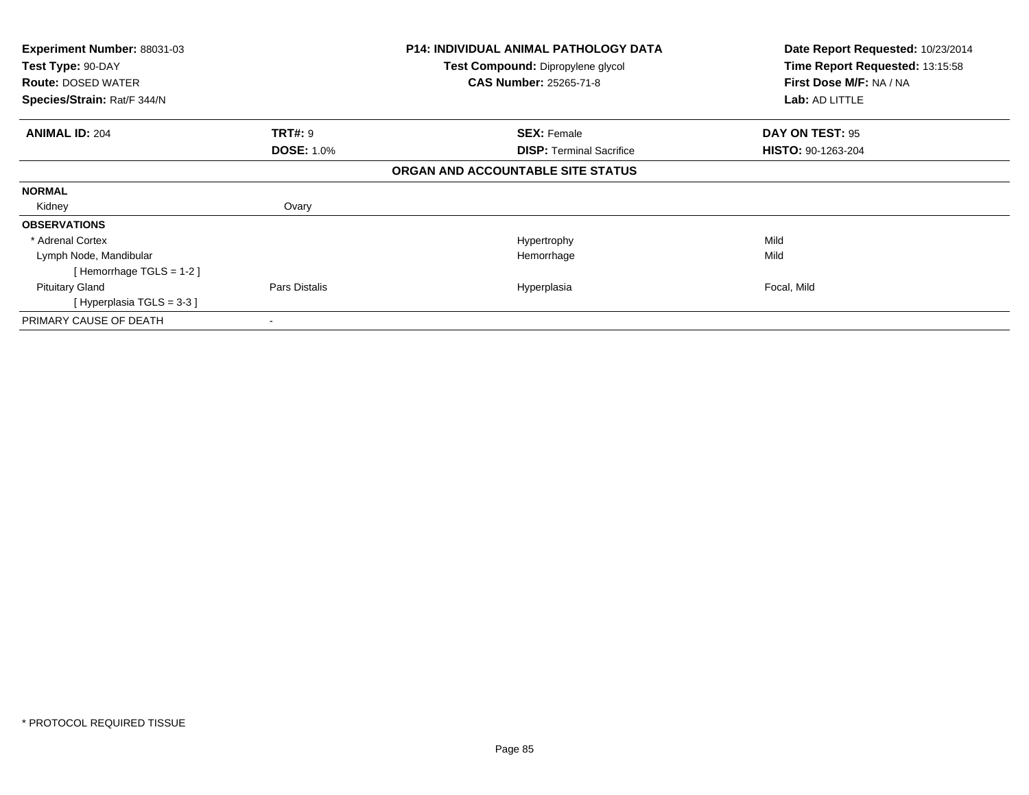**Experiment Number:** 88031-03
**Test Type:** 90-DAY
**Route:** DOSED WATER
**Species/Strain:** Rat/F 344/N

**P14: INDIVIDUAL ANIMAL PATHOLOGY DATA**
**Test Compound:** Dipropylene glycol
**CAS Number:** 25265-71-8

**Date Report Requested:** 10/23/2014
**Time Report Requested:** 13:15:58
**First Dose M/F:** NA / NA
**Lab:** AD LITTLE

| **ANIMAL ID:** 204 | **TRT#:** 9 | **SEX:** Female | **DAY ON TEST:** 95 |
|---|---|---|---|
| | **DOSE:** 1.0% | **DISP:** Terminal Sacrifice | **HISTO:** 90-1263-204 |

**ORGAN AND ACCOUNTABLE SITE STATUS**

| | | | |
|---|---|---|---|
| **NORMAL** | | | |
| Kidney | Ovary | | |
| **OBSERVATIONS** | | | |
| * Adrenal Cortex | | Hypertrophy | Mild |
| Lymph Node, Mandibular | | Hemorrhage | Mild |
| [ Hemorrhage TGLS = 1-2 ] | | | |
| Pituitary Gland | Pars Distalis | Hyperplasia | Focal, Mild |
| [ Hyperplasia TGLS = 3-3 ] | | | |
| PRIMARY CAUSE OF DEATH | - | | |

* PROTOCOL REQUIRED TISSUE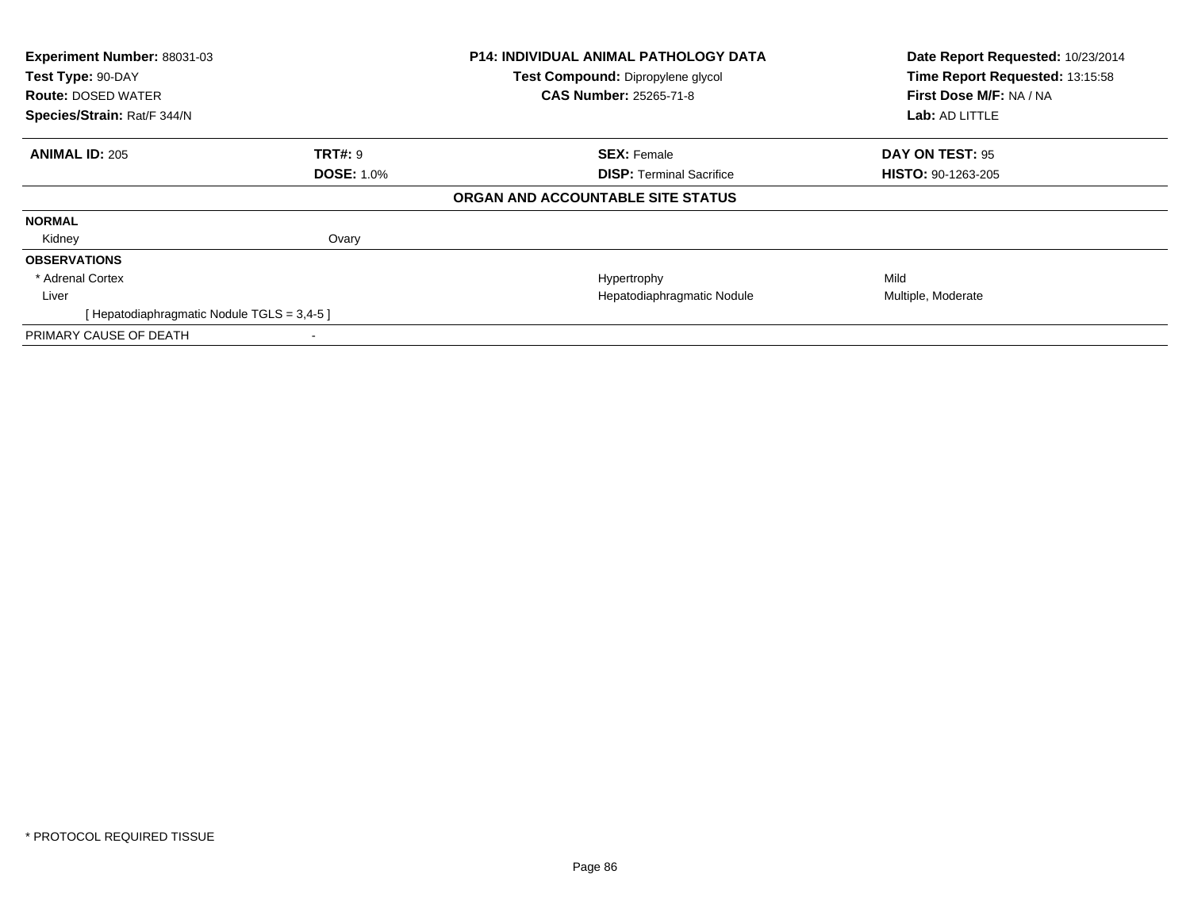| **Experiment Number:** 88031-03 | **P14: INDIVIDUAL ANIMAL PATHOLOGY DATA** | **Date Report Requested:** 10/23/2014 |
|---|---|---|
| **Test Type:** 90-DAY | **Test Compound:** Dipropylene glycol | **Time Report Requested:** 13:15:58 |
| **Route:** DOSED WATER | **CAS Number:** 25265-71-8 | **First Dose M/F:** NA / NA |
| **Species/Strain:** Rat/F 344/N | | **Lab:** AD LITTLE |

| **ANIMAL ID:** 205 | **TRT#:** 9 | **SEX:** Female | **DAY ON TEST:** 95 |
|---|---|---|---|
| | **DOSE:** 1.0% | **DISP:** Terminal Sacrifice | **HISTO:** 90-1263-205 |

**ORGAN AND ACCOUNTABLE SITE STATUS**

| | | | |
|---|---|---|---|
| **NORMAL** | | | |
| Kidney | Ovary | | |
| **OBSERVATIONS** | | | |
| * Adrenal Cortex | | Hypertrophy | Mild |
| Liver | | Hepatodiaphragmatic Nodule | Multiple, Moderate |
| [ Hepatodiaphragmatic Nodule TGLS = 3,4-5 ] | | | |
| PRIMARY CAUSE OF DEATH | - | | |

* PROTOCOL REQUIRED TISSUE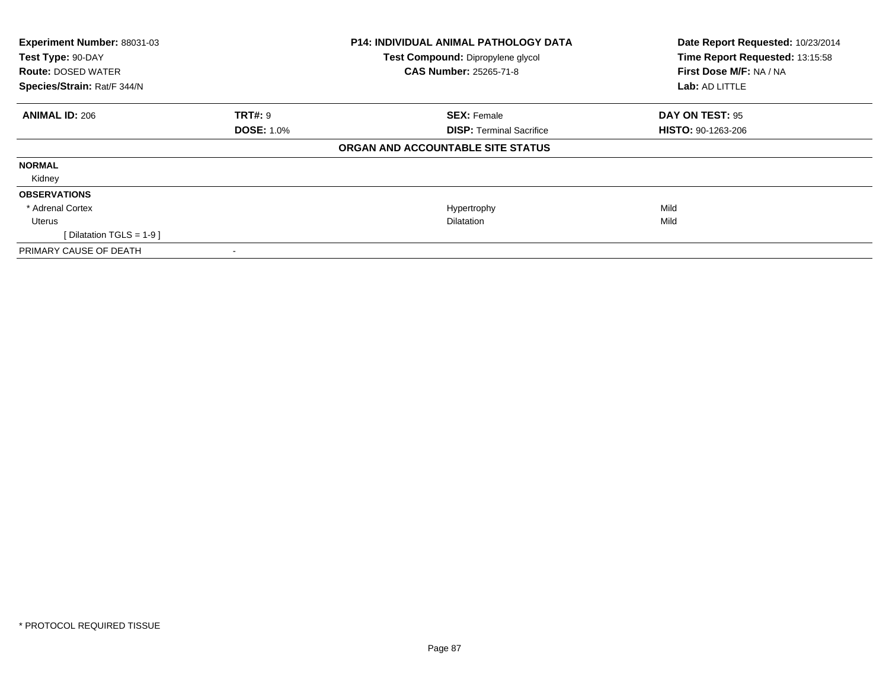| **Experiment Number:** 88031-03 | **P14: INDIVIDUAL ANIMAL PATHOLOGY DATA** | **Date Report Requested:** 10/23/2014 |
|---|---|---|
| **Test Type:** 90-DAY | **Test Compound:** Dipropylene glycol | **Time Report Requested:** 13:15:58 |
| **Route:** DOSED WATER | **CAS Number:** 25265-71-8 | **First Dose M/F:** NA / NA |
| **Species/Strain:** Rat/F 344/N | | **Lab:** AD LITTLE |

| **ANIMAL ID:** 206 | **TRT#:** 9 | **SEX:** Female | **DAY ON TEST:** 95 |
|---|---|---|---|
| | **DOSE:** 1.0% | **DISP:** Terminal Sacrifice | **HISTO:** 90-1263-206 |

**ORGAN AND ACCOUNTABLE SITE STATUS**

| | | | |
|---|---|---|---|
| **NORMAL** | | | |
| Kidney | | | |
| **OBSERVATIONS** | | | |
| * Adrenal Cortex | | Hypertrophy | Mild |
| Uterus | | Dilatation | Mild |
| [ Dilatation TGLS = 1-9 ] | | | |
| PRIMARY CAUSE OF DEATH | - | | |

* PROTOCOL REQUIRED TISSUE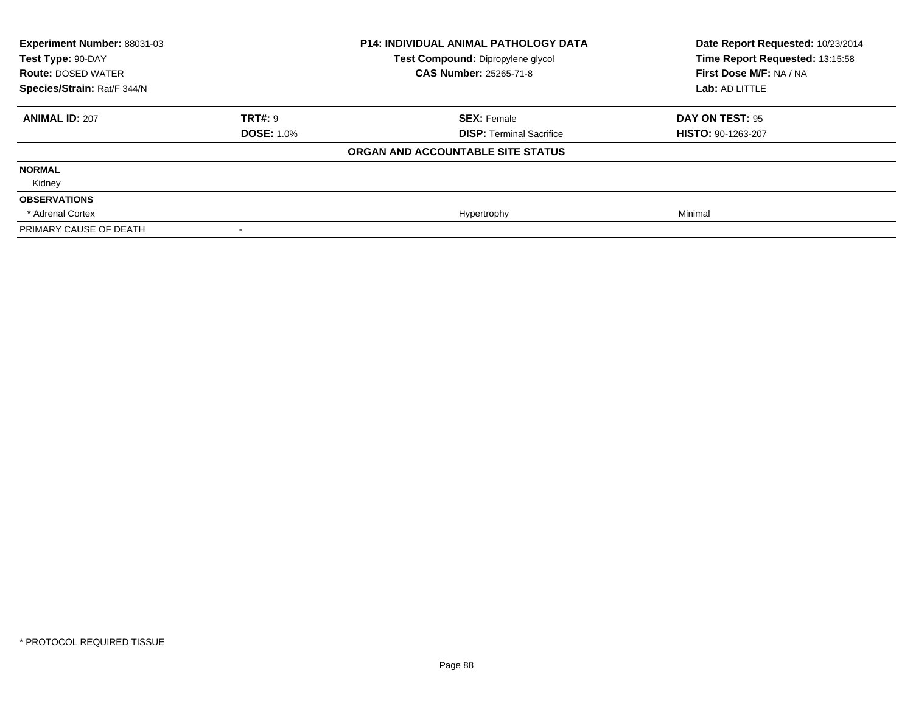| Experiment Number: 88031-03 | P14: INDIVIDUAL ANIMAL PATHOLOGY DATA | Date Report Requested: 10/23/2014 |
|---|---|---|
| Test Type: 90-DAY | Test Compound: Dipropylene glycol | Time Report Requested: 13:15:58 |
| Route: DOSED WATER | CAS Number: 25265-71-8 | First Dose M/F: NA / NA |
| Species/Strain: Rat/F 344/N | | Lab: AD LITTLE |

| ANIMAL ID: 207 | TRT#: 9 | SEX: Female | DAY ON TEST: 95 |
|---|---|---|---|
| | DOSE: 1.0% | DISP: Terminal Sacrifice | HISTO: 90-1263-207 |

**ORGAN AND ACCOUNTABLE SITE STATUS**

| | | | |
|---|---|---|---|
| **NORMAL** | | | |
| Kidney | | | |
| **OBSERVATIONS** | | | |
| * Adrenal Cortex | | Hypertrophy | Minimal |
| PRIMARY CAUSE OF DEATH | - | | |

* PROTOCOL REQUIRED TISSUE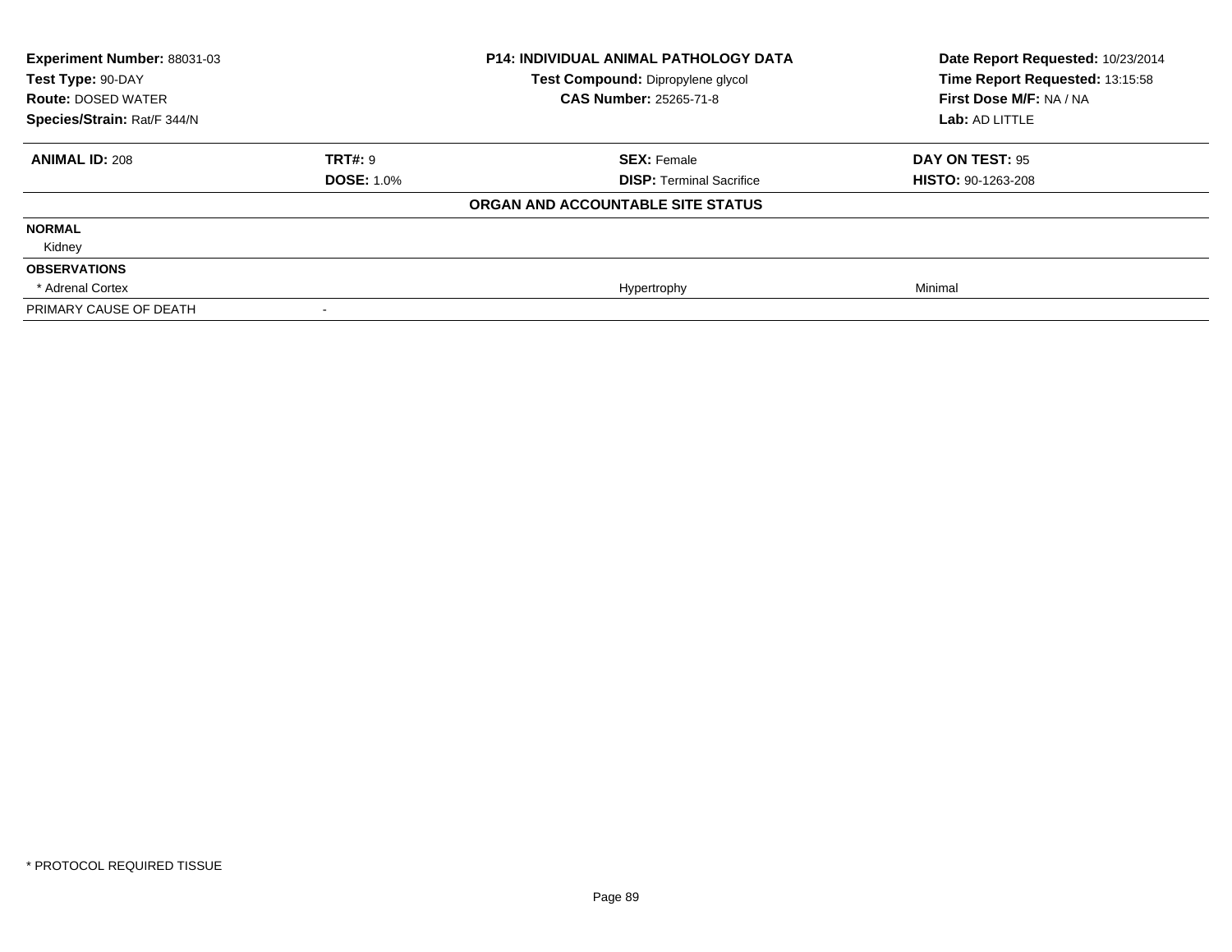| Experiment Number: 88031-03 | P14: INDIVIDUAL ANIMAL PATHOLOGY DATA | Date Report Requested: 10/23/2014 |
|---|---|---|
| Test Type: 90-DAY | Test Compound: Dipropylene glycol | Time Report Requested: 13:15:58 |
| Route: DOSED WATER | CAS Number: 25265-71-8 | First Dose M/F: NA / NA |
| Species/Strain: Rat/F 344/N | | Lab: AD LITTLE |

| ANIMAL ID: 208 | TRT#: 9 | SEX: Female | DAY ON TEST: 95 |
|---|---|---|---|
| | DOSE: 1.0% | DISP: Terminal Sacrifice | HISTO: 90-1263-208 |

**ORGAN AND ACCOUNTABLE SITE STATUS**

| | | | |
|---|---|---|---|
| **NORMAL** | | | |
| Kidney | | | |
| **OBSERVATIONS** | | | |
| * Adrenal Cortex | | Hypertrophy | Minimal |
| PRIMARY CAUSE OF DEATH | - | | |

* PROTOCOL REQUIRED TISSUE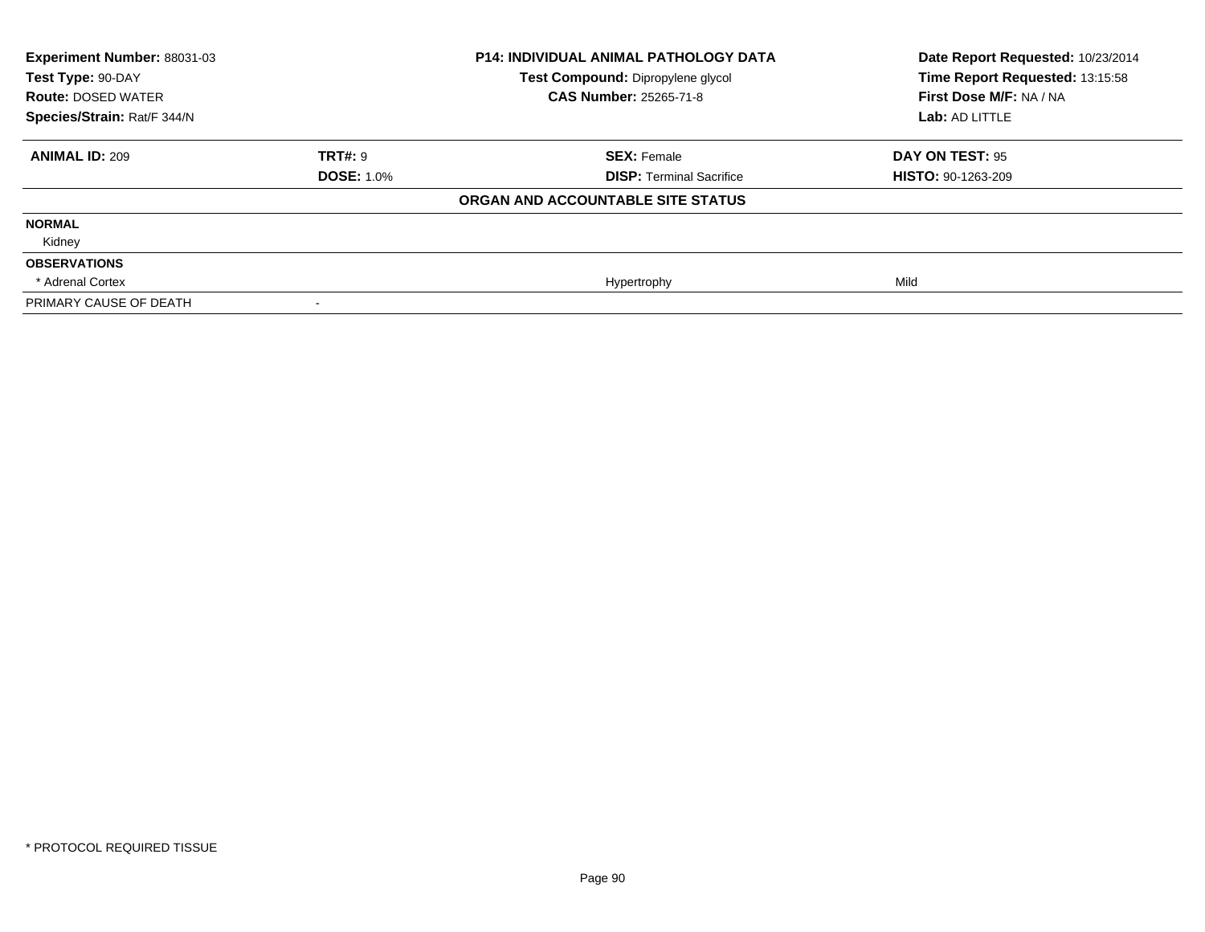**Experiment Number:** 88031-03
**Test Type:** 90-DAY
**Route:** DOSED WATER
**Species/Strain:** Rat/F 344/N

**P14: INDIVIDUAL ANIMAL PATHOLOGY DATA**
**Test Compound:** Dipropylene glycol
**CAS Number:** 25265-71-8

**Date Report Requested:** 10/23/2014
**Time Report Requested:** 13:15:58
**First Dose M/F:** NA / NA
**Lab:** AD LITTLE

| **ANIMAL ID:** 209 | **TRT#:** 9 | **SEX:** Female | **DAY ON TEST:** 95 |
|---|---|---|---|
| | **DOSE:** 1.0% | **DISP:** Terminal Sacrifice | **HISTO:** 90-1263-209 |
| | | **ORGAN AND ACCOUNTABLE SITE STATUS** | |
| **NORMAL** | | | |
| Kidney | | | |
| **OBSERVATIONS** | | | |
| * Adrenal Cortex | | Hypertrophy | Mild |
| PRIMARY CAUSE OF DEATH | - | | |

* PROTOCOL REQUIRED TISSUE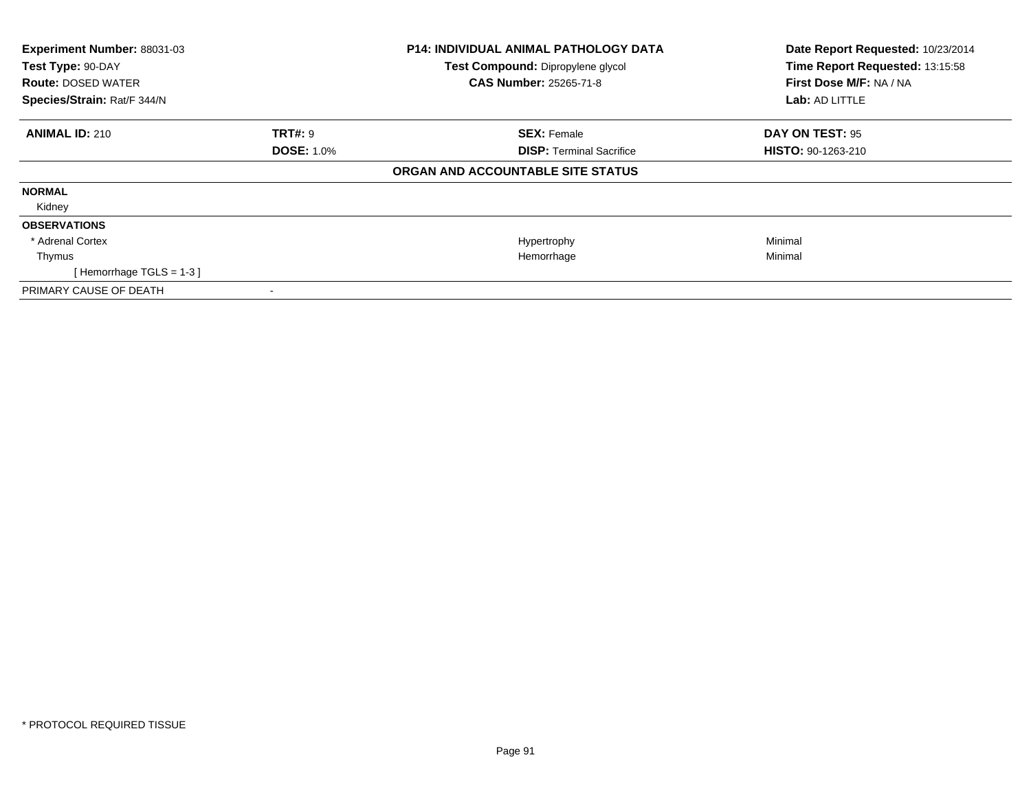| | | | |
|---|---|---|---|
| **Experiment Number:** 88031-03 | | **P14: INDIVIDUAL ANIMAL PATHOLOGY DATA** | **Date Report Requested:** 10/23/2014 |
| **Test Type:** 90-DAY | | **Test Compound:** Dipropylene glycol | **Time Report Requested:** 13:15:58 |
| **Route:** DOSED WATER | | **CAS Number:** 25265-71-8 | **First Dose M/F:** NA / NA |
| **Species/Strain:** Rat/F 344/N | | | **Lab:** AD LITTLE |

| **ANIMAL ID:** 210 | **TRT#:** 9 | **SEX:** Female | **DAY ON TEST:** 95 |
|---|---|---|---|
| | **DOSE:** 1.0% | **DISP:** Terminal Sacrifice | **HISTO:** 90-1263-210 |

**ORGAN AND ACCOUNTABLE SITE STATUS**

| | | | |
|---|---|---|---|
| **NORMAL** | | | |
| Kidney | | | |
| **OBSERVATIONS** | | | |
| * Adrenal Cortex | | Hypertrophy | Minimal |
| Thymus | | Hemorrhage | Minimal |
| [ Hemorrhage TGLS = 1-3 ] | | | |
| PRIMARY CAUSE OF DEATH | - | | |

* PROTOCOL REQUIRED TISSUE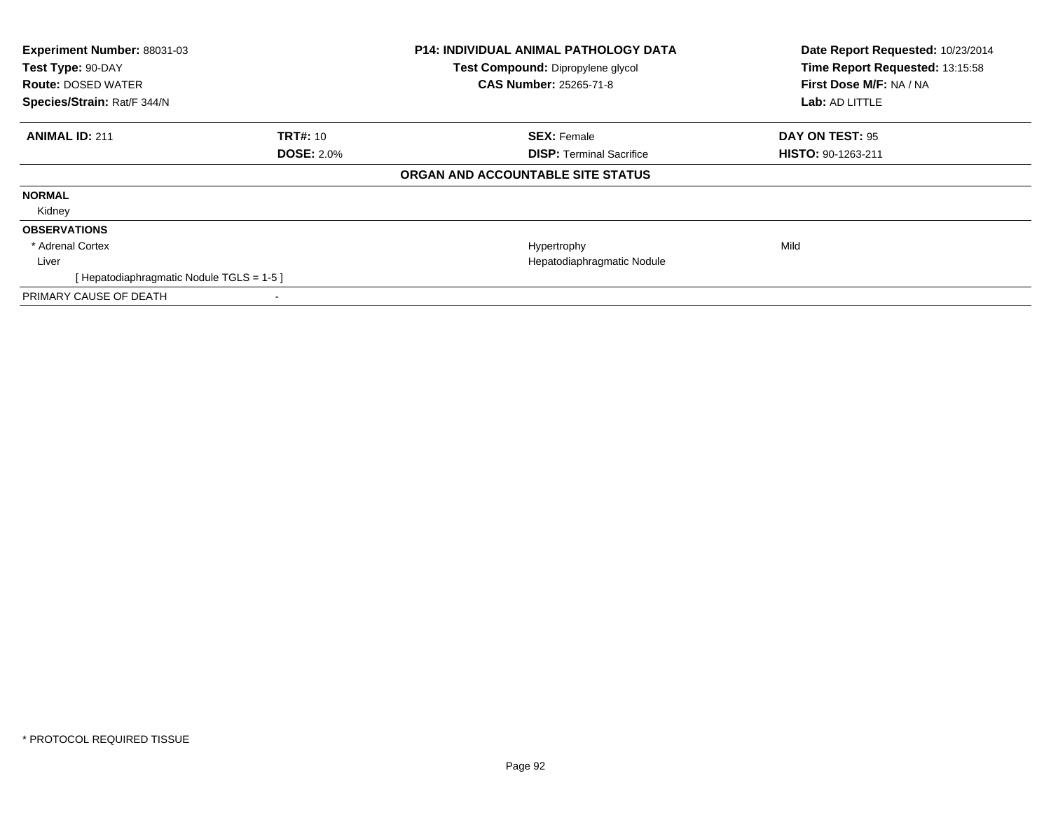**Experiment Number:** 88031-03
**Test Type:** 90-DAY
**Route:** DOSED WATER
**Species/Strain:** Rat/F 344/N

**P14: INDIVIDUAL ANIMAL PATHOLOGY DATA**
**Test Compound:** Dipropylene glycol
**CAS Number:** 25265-71-8

**Date Report Requested:** 10/23/2014
**Time Report Requested:** 13:15:58
**First Dose M/F:** NA / NA
**Lab:** AD LITTLE

| **ANIMAL ID:** 211 | **TRT#:** 10 | **SEX:** Female | **DAY ON TEST:** 95 |
|---|---|---|---|
| | **DOSE:** 2.0% | **DISP:** Terminal Sacrifice | **HISTO:** 90-1263-211 |

**ORGAN AND ACCOUNTABLE SITE STATUS**

| | | | |
|---|---|---|---|
| **NORMAL** | | | |
| Kidney | | | |
| **OBSERVATIONS** | | | |
| * Adrenal Cortex | | Hypertrophy | Mild |
| Liver | | Hepatodiaphragmatic Nodule | |
| [ Hepatodiaphragmatic Nodule TGLS = 1-5 ] | | | |
| PRIMARY CAUSE OF DEATH | - | | |

* PROTOCOL REQUIRED TISSUE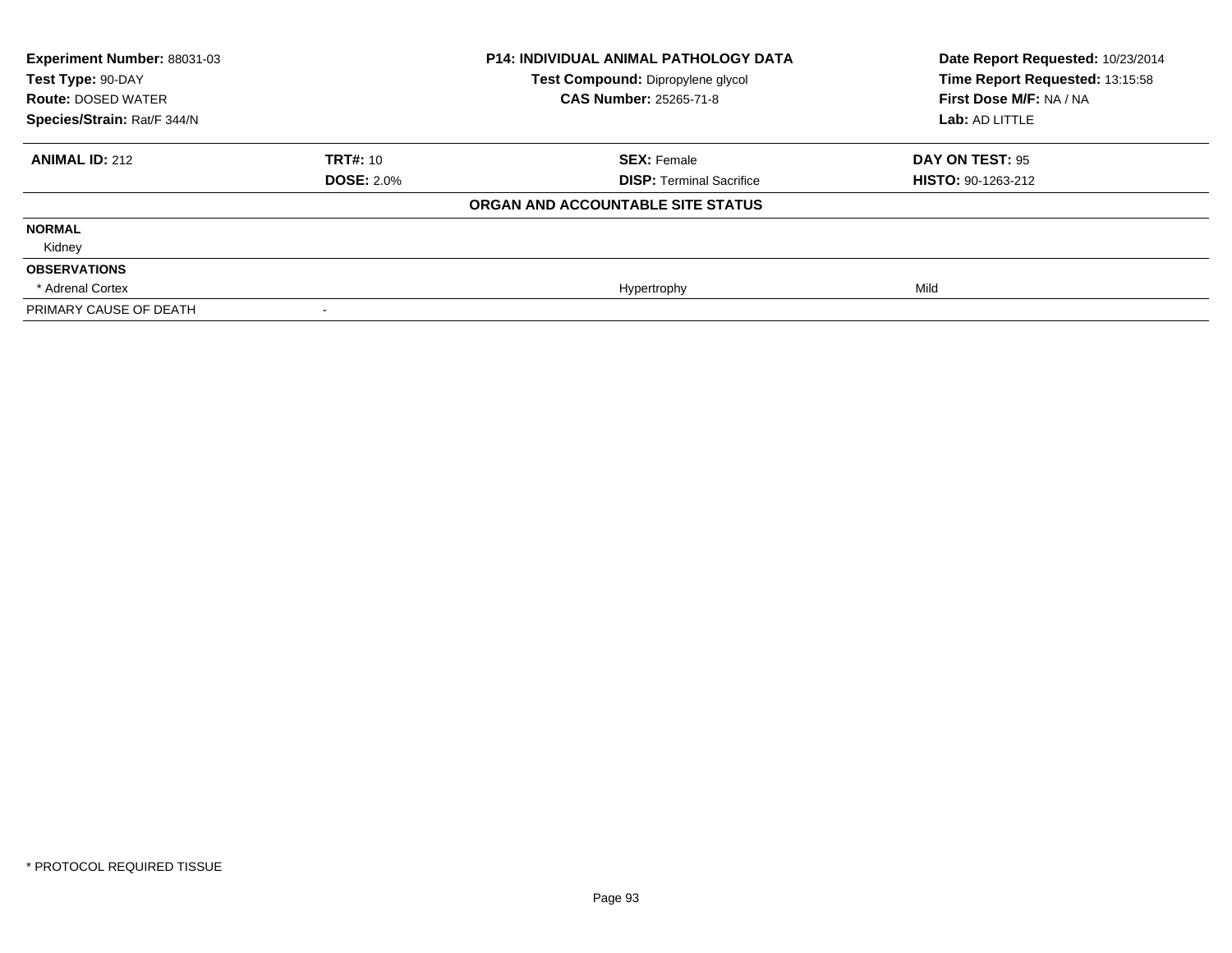**Experiment Number:** 88031-03
**Test Type:** 90-DAY
**Route:** DOSED WATER
**Species/Strain:** Rat/F 344/N

**P14: INDIVIDUAL ANIMAL PATHOLOGY DATA**
**Test Compound:** Dipropylene glycol
**CAS Number:** 25265-71-8

**Date Report Requested:** 10/23/2014
**Time Report Requested:** 13:15:58
**First Dose M/F:** NA / NA
**Lab:** AD LITTLE

| **ANIMAL ID:** 212 | **TRT#:** 10 | **SEX:** Female | **DAY ON TEST:** 95 |
|---|---|---|---|
| | **DOSE:** 2.0% | **DISP:** Terminal Sacrifice | **HISTO:** 90-1263-212 |
| | | **ORGAN AND ACCOUNTABLE SITE STATUS** | |
| **NORMAL** | | | |
| Kidney | | | |
| **OBSERVATIONS** | | | |
| * Adrenal Cortex | | Hypertrophy | Mild |
| PRIMARY CAUSE OF DEATH | - | | |

* PROTOCOL REQUIRED TISSUE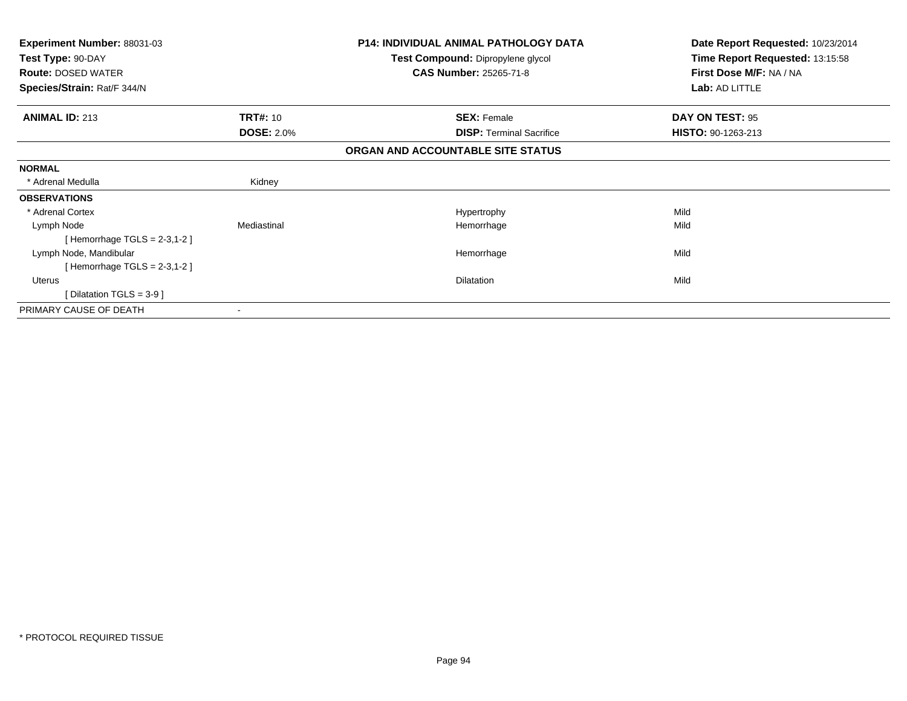**Experiment Number:** 88031-03
**Test Type:** 90-DAY
**Route:** DOSED WATER
**Species/Strain:** Rat/F 344/N

**P14: INDIVIDUAL ANIMAL PATHOLOGY DATA**
**Test Compound:** Dipropylene glycol
**CAS Number:** 25265-71-8

**Date Report Requested:** 10/23/2014
**Time Report Requested:** 13:15:58
**First Dose M/F:** NA / NA
**Lab:** AD LITTLE

| **ANIMAL ID:** 213 | **TRT#:** 10 | **SEX:** Female | **DAY ON TEST:** 95 |
|---|---|---|---|
| | **DOSE:** 2.0% | **DISP:** Terminal Sacrifice | **HISTO:** 90-1263-213 |

**ORGAN AND ACCOUNTABLE SITE STATUS**

| | | | |
|---|---|---|---|
| **NORMAL** | | | |
| * Adrenal Medulla | Kidney | | |
| **OBSERVATIONS** | | | |
| * Adrenal Cortex | | Hypertrophy | Mild |
| Lymph Node | Mediastinal | Hemorrhage | Mild |
| [ Hemorrhage TGLS = 2-3,1-2 ] | | | |
| Lymph Node, Mandibular | | Hemorrhage | Mild |
| [ Hemorrhage TGLS = 2-3,1-2 ] | | | |
| Uterus | | Dilatation | Mild |
| [ Dilatation TGLS = 3-9 ] | | | |
| PRIMARY CAUSE OF DEATH | - | | |

* PROTOCOL REQUIRED TISSUE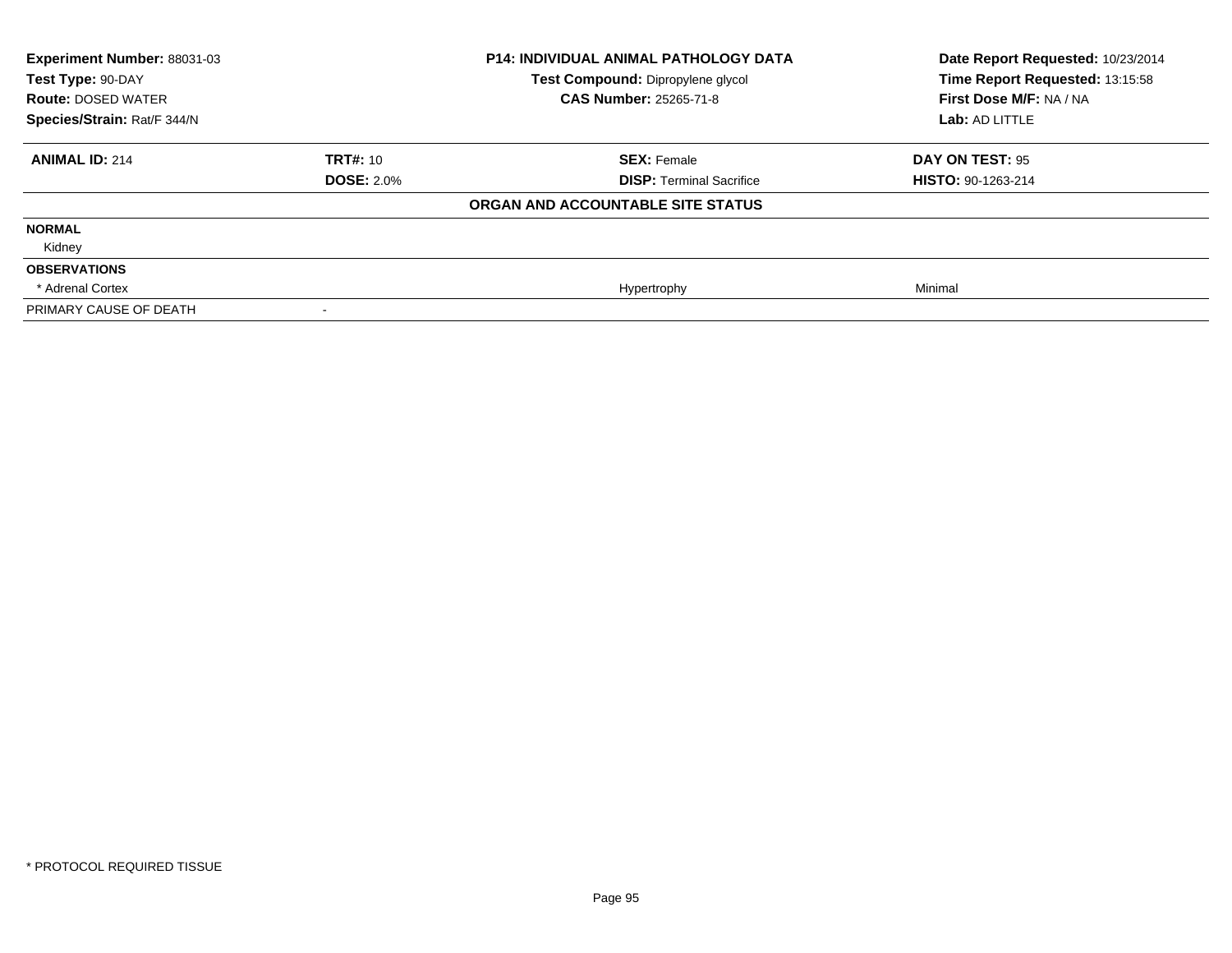| Experiment Number: 88031-03 | P14: INDIVIDUAL ANIMAL PATHOLOGY DATA | Date Report Requested: 10/23/2014 |
|---|---|---|
| Test Type: 90-DAY | Test Compound: Dipropylene glycol | Time Report Requested: 13:15:58 |
| Route: DOSED WATER | CAS Number: 25265-71-8 | First Dose M/F: NA / NA |
| Species/Strain: Rat/F 344/N | | Lab: AD LITTLE |

| ANIMAL ID: 214 | TRT#: 10 | SEX: Female | DAY ON TEST: 95 |
|---|---|---|---|
| | DOSE: 2.0% | DISP: Terminal Sacrifice | HISTO: 90-1263-214 |

**ORGAN AND ACCOUNTABLE SITE STATUS**

| | | | |
|---|---|---|---|
| **NORMAL** | | | |
| Kidney | | | |
| **OBSERVATIONS** | | | |
| * Adrenal Cortex | | Hypertrophy | Minimal |
| PRIMARY CAUSE OF DEATH | - | | |

\* PROTOCOL REQUIRED TISSUE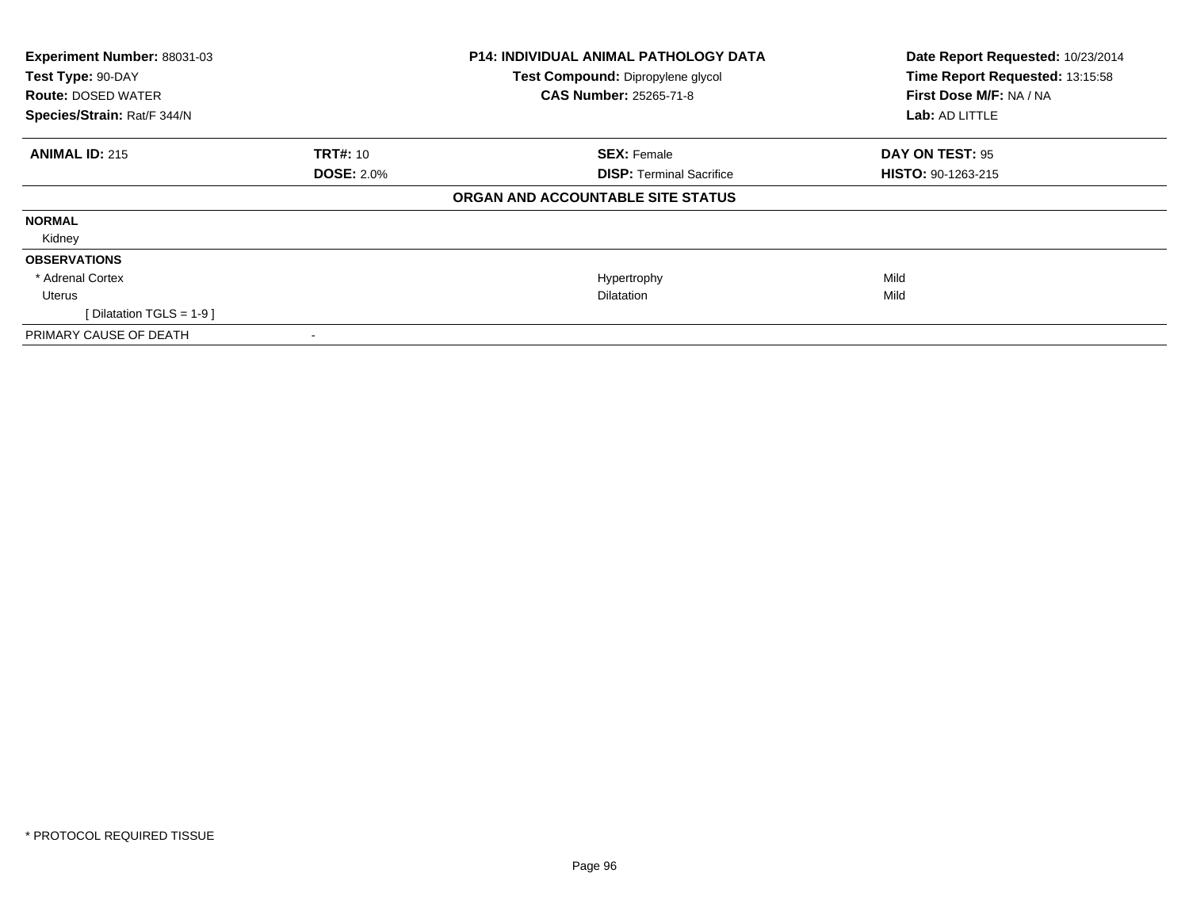| **Experiment Number:** 88031-03 | **P14: INDIVIDUAL ANIMAL PATHOLOGY DATA** | **Date Report Requested:** 10/23/2014 |
|---|---|---|
| **Test Type:** 90-DAY | **Test Compound:** Dipropylene glycol | **Time Report Requested:** 13:15:58 |
| **Route:** DOSED WATER | **CAS Number:** 25265-71-8 | **First Dose M/F:** NA / NA |
| **Species/Strain:** Rat/F 344/N | | **Lab:** AD LITTLE |

| **ANIMAL ID:** 215 | **TRT#:** 10 | **SEX:** Female | **DAY ON TEST:** 95 |
|---|---|---|---|
| | **DOSE:** 2.0% | **DISP:** Terminal Sacrifice | **HISTO:** 90-1263-215 |

**ORGAN AND ACCOUNTABLE SITE STATUS**

| | | | |
|---|---|---|---|
| **NORMAL** | | | |
| Kidney | | | |
| **OBSERVATIONS** | | | |
| * Adrenal Cortex | | Hypertrophy | Mild |
| Uterus | | Dilatation | Mild |
| [ Dilatation TGLS = 1-9 ] | | | |
| PRIMARY CAUSE OF DEATH | - | | |

* PROTOCOL REQUIRED TISSUE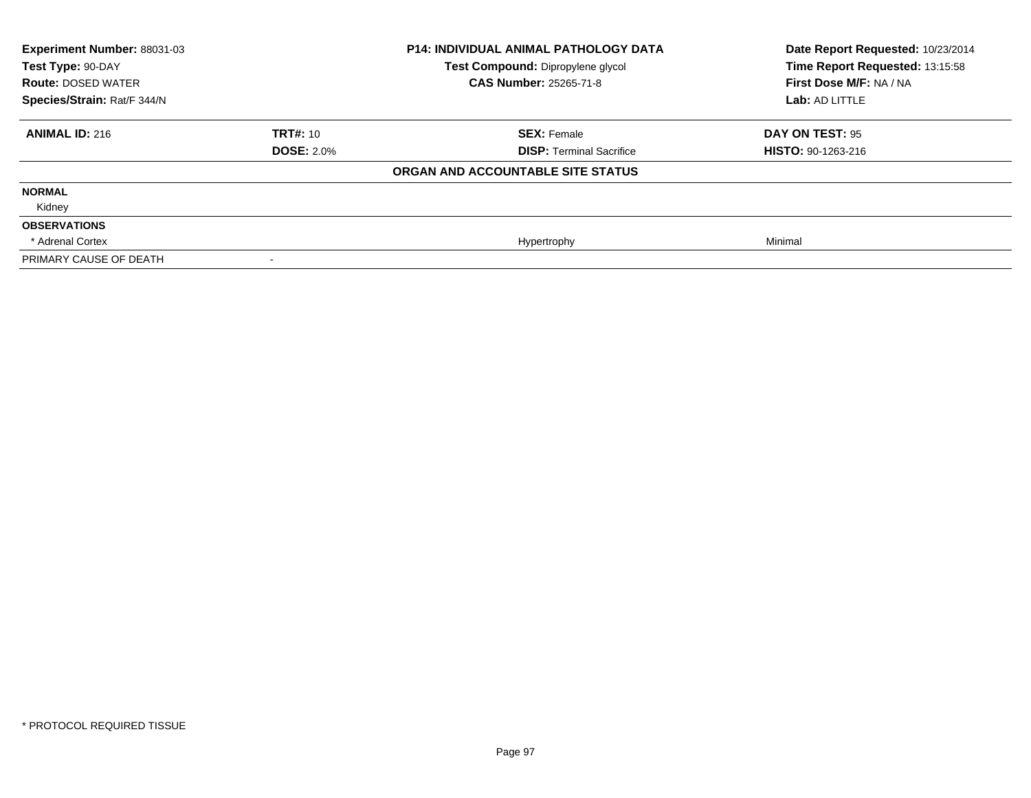| **Experiment Number:** 88031-03 | **P14: INDIVIDUAL ANIMAL PATHOLOGY DATA** | **Date Report Requested:** 10/23/2014 |
|---|---|---|
| **Test Type:** 90-DAY | **Test Compound:** Dipropylene glycol | **Time Report Requested:** 13:15:58 |
| **Route:** DOSED WATER | **CAS Number:** 25265-71-8 | **First Dose M/F:** NA / NA |
| **Species/Strain:** Rat/F 344/N | | **Lab:** AD LITTLE |

| **ANIMAL ID:** 216 | **TRT#:** 10 | **SEX:** Female | **DAY ON TEST:** 95 |
|---|---|---|---|
| | **DOSE:** 2.0% | **DISP:** Terminal Sacrifice | **HISTO:** 90-1263-216 |

**ORGAN AND ACCOUNTABLE SITE STATUS**

| | | | |
|---|---|---|---|
| **NORMAL** | | | |
| Kidney | | | |
| **OBSERVATIONS** | | | |
| * Adrenal Cortex | | Hypertrophy | Minimal |
| PRIMARY CAUSE OF DEATH | - | | |

* PROTOCOL REQUIRED TISSUE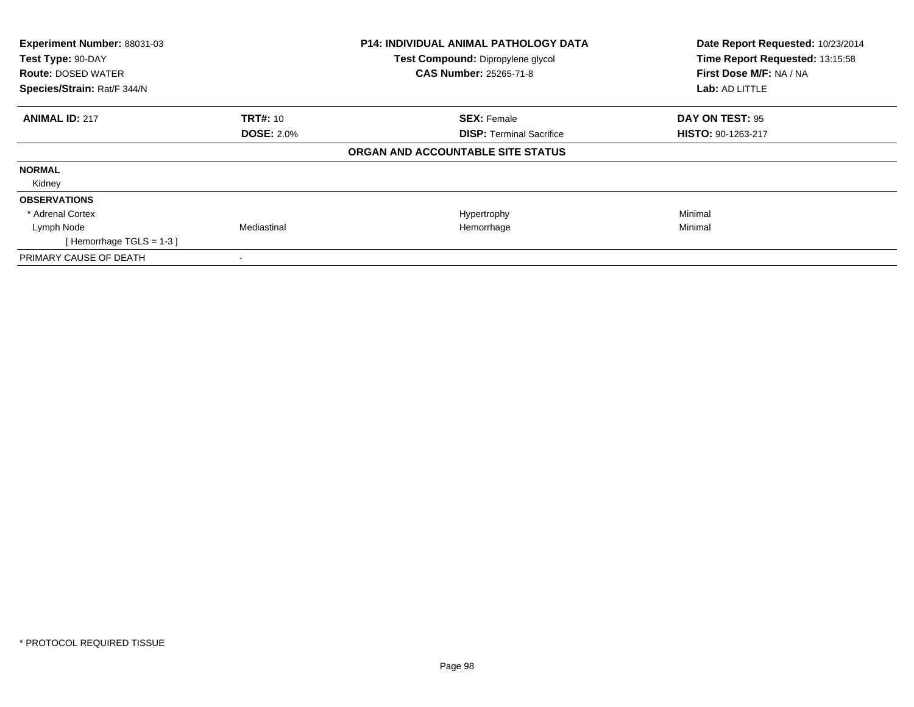| **Experiment Number:** 88031-03 | **P14: INDIVIDUAL ANIMAL PATHOLOGY DATA** | **Date Report Requested:** 10/23/2014 |
|---|---|---|
| **Test Type:** 90-DAY | **Test Compound:** Dipropylene glycol | **Time Report Requested:** 13:15:58 |
| **Route:** DOSED WATER | **CAS Number:** 25265-71-8 | **First Dose M/F:** NA / NA |
| **Species/Strain:** Rat/F 344/N | | **Lab:** AD LITTLE |

| **ANIMAL ID:** 217 | **TRT#:** 10 | **SEX:** Female | **DAY ON TEST:** 95 |
|---|---|---|---|
| | **DOSE:** 2.0% | **DISP:** Terminal Sacrifice | **HISTO:** 90-1263-217 |

**ORGAN AND ACCOUNTABLE SITE STATUS**

| | | | |
|---|---|---|---|
| **NORMAL** | | | |
| Kidney | | | |
| **OBSERVATIONS** | | | |
| * Adrenal Cortex | | Hypertrophy | Minimal |
| Lymph Node | Mediastinal | Hemorrhage | Minimal |
| [ Hemorrhage TGLS = 1-3 ] | | | |
| PRIMARY CAUSE OF DEATH | - | | |

* PROTOCOL REQUIRED TISSUE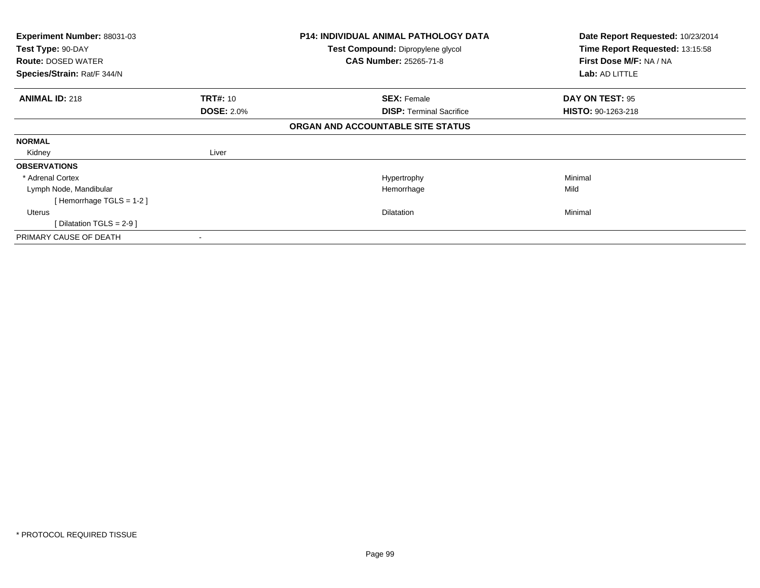**Experiment Number:** 88031-03
**Test Type:** 90-DAY
**Route:** DOSED WATER
**Species/Strain:** Rat/F 344/N

**P14: INDIVIDUAL ANIMAL PATHOLOGY DATA**
**Test Compound:** Dipropylene glycol
**CAS Number:** 25265-71-8

**Date Report Requested:** 10/23/2014
**Time Report Requested:** 13:15:58
**First Dose M/F:** NA / NA
**Lab:** AD LITTLE

| **ANIMAL ID:** 218 | **TRT#:** 10 | **SEX:** Female | **DAY ON TEST:** 95 |
|---|---|---|---|
| | **DOSE:** 2.0% | **DISP:** Terminal Sacrifice | **HISTO:** 90-1263-218 |

**ORGAN AND ACCOUNTABLE SITE STATUS**

| | | | |
|---|---|---|---|
| **NORMAL** | | | |
| Kidney | Liver | | |
| **OBSERVATIONS** | | | |
| * Adrenal Cortex | | Hypertrophy | Minimal |
| Lymph Node, Mandibular | | Hemorrhage | Mild |
| [ Hemorrhage TGLS = 1-2 ] | | | |
| Uterus | | Dilatation | Minimal |
| [ Dilatation TGLS = 2-9 ] | | | |
| PRIMARY CAUSE OF DEATH | - | | |

* PROTOCOL REQUIRED TISSUE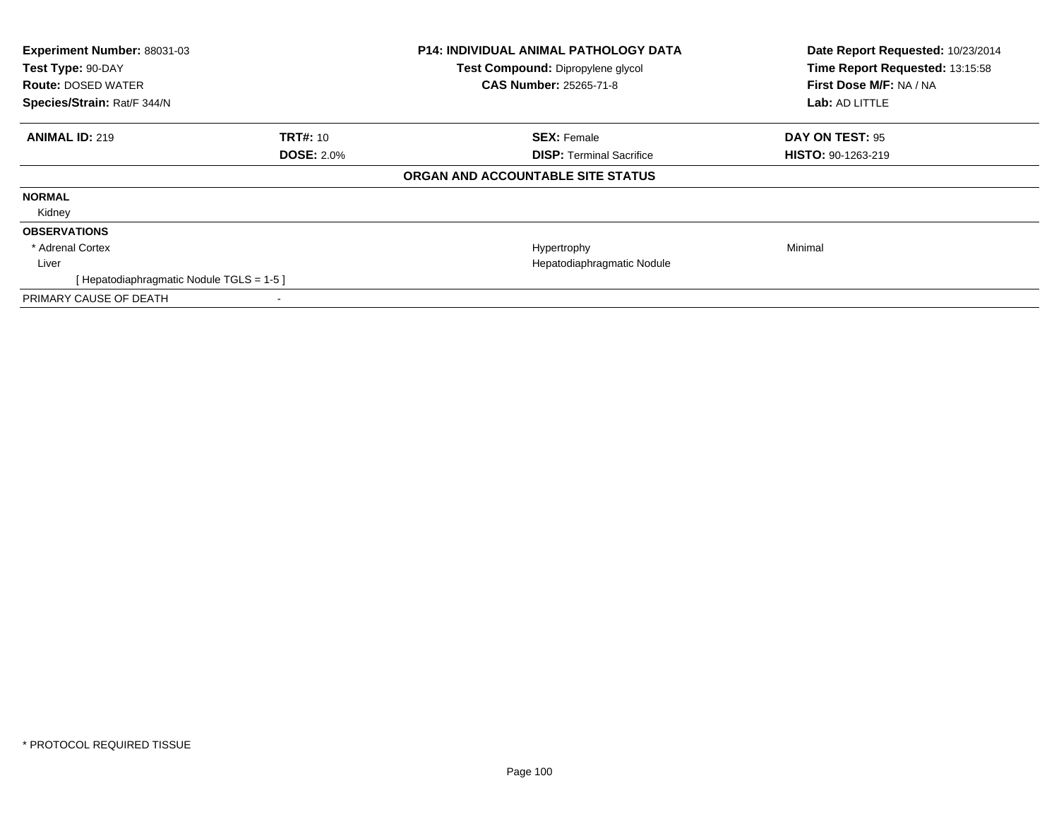**Experiment Number:** 88031-03
**Test Type:** 90-DAY
**Route:** DOSED WATER
**Species/Strain:** Rat/F 344/N

**P14: INDIVIDUAL ANIMAL PATHOLOGY DATA**
**Test Compound:** Dipropylene glycol
**CAS Number:** 25265-71-8

**Date Report Requested:** 10/23/2014
**Time Report Requested:** 13:15:58
**First Dose M/F:** NA / NA
**Lab:** AD LITTLE

| **ANIMAL ID:** 219 | **TRT#:** 10 | **SEX:** Female | **DAY ON TEST:** 95 |
|---|---|---|---|
| | **DOSE:** 2.0% | **DISP:** Terminal Sacrifice | **HISTO:** 90-1263-219 |

**ORGAN AND ACCOUNTABLE SITE STATUS**

| | | | |
|---|---|---|---|
| **NORMAL** | | | |
| Kidney | | | |
| **OBSERVATIONS** | | | |
| * Adrenal Cortex | | Hypertrophy | Minimal |
| Liver | | Hepatodiaphragmatic Nodule | |
| [ Hepatodiaphragmatic Nodule TGLS = 1-5 ] | | | |
| PRIMARY CAUSE OF DEATH | - | | |

* PROTOCOL REQUIRED TISSUE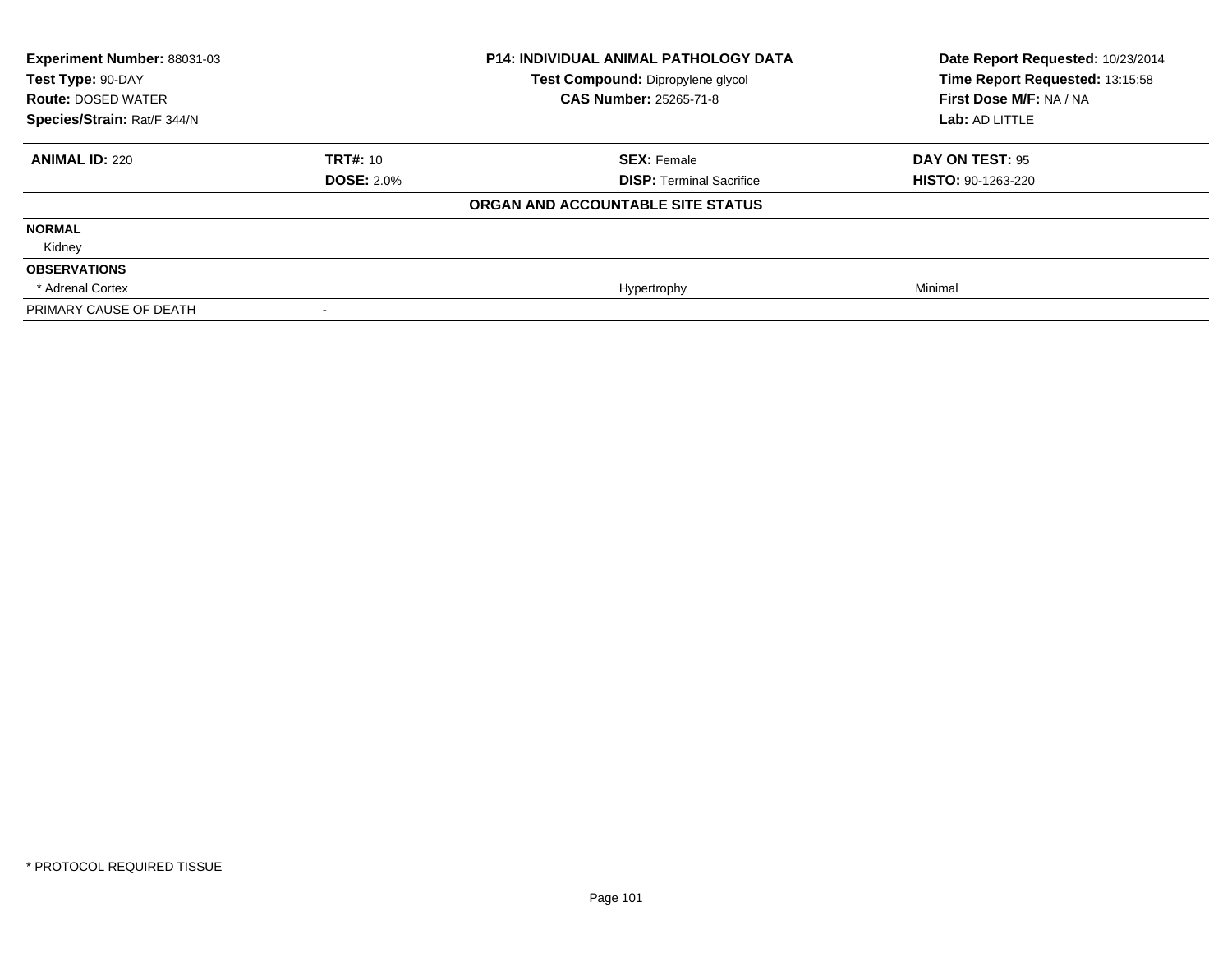**Experiment Number:** 88031-03
**Test Type:** 90-DAY
**Route:** DOSED WATER
**Species/Strain:** Rat/F 344/N

**P14: INDIVIDUAL ANIMAL PATHOLOGY DATA**
**Test Compound:** Dipropylene glycol
**CAS Number:** 25265-71-8

**Date Report Requested:** 10/23/2014
**Time Report Requested:** 13:15:58
**First Dose M/F:** NA / NA
**Lab:** AD LITTLE

| **ANIMAL ID:** 220 | **TRT#:** 10 | **SEX:** Female | **DAY ON TEST:** 95 |
|---|---|---|---|
| | **DOSE:** 2.0% | **DISP:** Terminal Sacrifice | **HISTO:** 90-1263-220 |
| | | **ORGAN AND ACCOUNTABLE SITE STATUS** | |
| **NORMAL** | | | |
| Kidney | | | |
| **OBSERVATIONS** | | | |
| * Adrenal Cortex | | Hypertrophy | Minimal |
| PRIMARY CAUSE OF DEATH | - | | |

* PROTOCOL REQUIRED TISSUE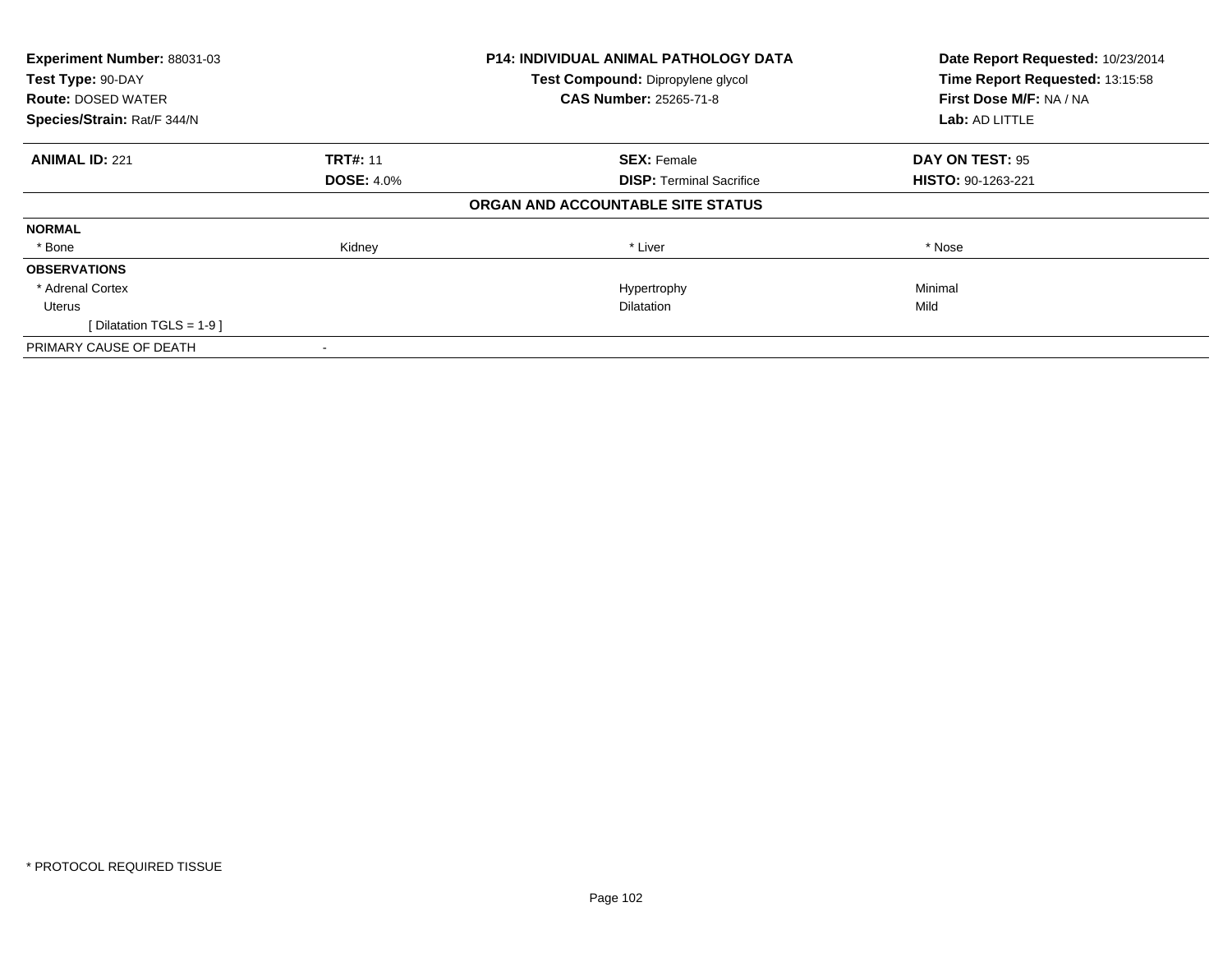**Experiment Number:** 88031-03
**Test Type:** 90-DAY
**Route:** DOSED WATER
**Species/Strain:** Rat/F 344/N

**P14: INDIVIDUAL ANIMAL PATHOLOGY DATA**
**Test Compound:** Dipropylene glycol
**CAS Number:** 25265-71-8

**Date Report Requested:** 10/23/2014
**Time Report Requested:** 13:15:58
**First Dose M/F:** NA / NA
**Lab:** AD LITTLE

| **ANIMAL ID:** 221 | **TRT#:** 11 | **SEX:** Female | **DAY ON TEST:** 95 |
|---|---|---|---|
| | **DOSE:** 4.0% | **DISP:** Terminal Sacrifice | **HISTO:** 90-1263-221 |
| | | **ORGAN AND ACCOUNTABLE SITE STATUS** | |
| **NORMAL** | | | |
| * Bone | Kidney | * Liver | * Nose |
| **OBSERVATIONS** | | | |
| * Adrenal Cortex | | Hypertrophy | Minimal |
| Uterus | | Dilatation | Mild |
| [ Dilatation TGLS = 1-9 ] | | | |
| PRIMARY CAUSE OF DEATH | - | | |

* PROTOCOL REQUIRED TISSUE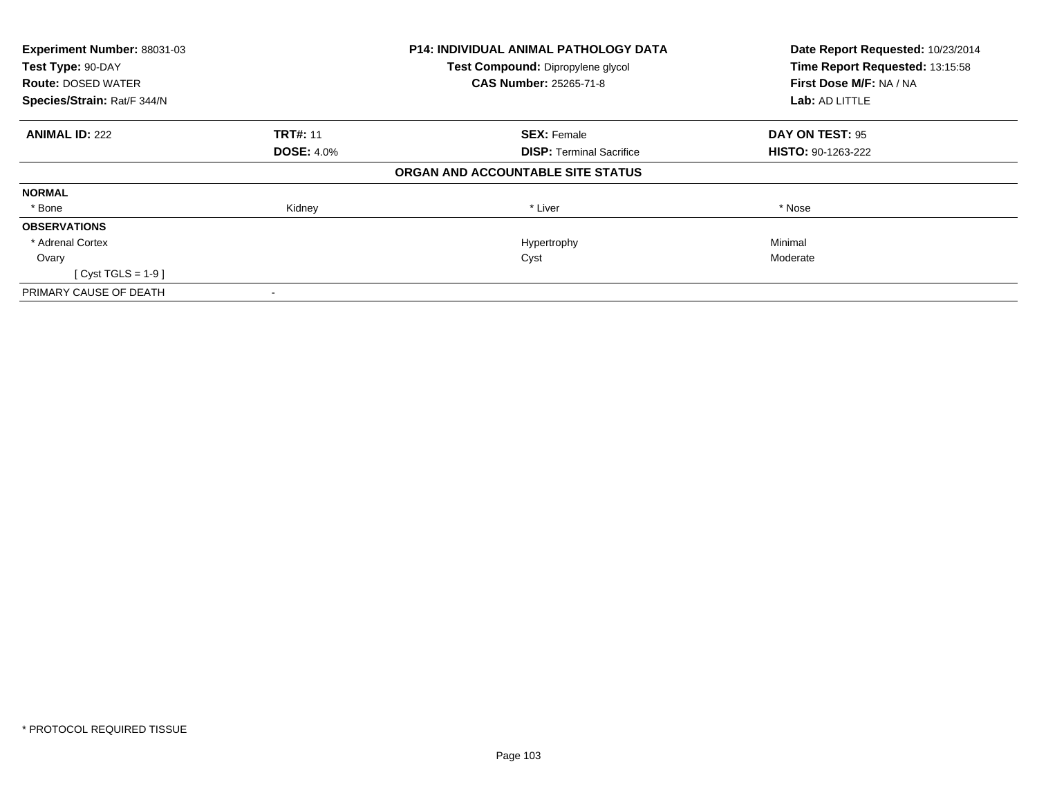**Experiment Number:** 88031-03
**Test Type:** 90-DAY
**Route:** DOSED WATER
**Species/Strain:** Rat/F 344/N

**P14: INDIVIDUAL ANIMAL PATHOLOGY DATA**
**Test Compound:** Dipropylene glycol
**CAS Number:** 25265-71-8

**Date Report Requested:** 10/23/2014
**Time Report Requested:** 13:15:58
**First Dose M/F:** NA / NA
**Lab:** AD LITTLE

| **ANIMAL ID:** 222 | **TRT#:** 11 | **SEX:** Female | **DAY ON TEST:** 95 |
|---|---|---|---|
| | **DOSE:** 4.0% | **DISP:** Terminal Sacrifice | **HISTO:** 90-1263-222 |
| | | **ORGAN AND ACCOUNTABLE SITE STATUS** | |
| **NORMAL** | | | |
| * Bone | Kidney | * Liver | * Nose |
| **OBSERVATIONS** | | | |
| * Adrenal Cortex | | Hypertrophy | Minimal |
| Ovary | | Cyst | Moderate |
| [ Cyst TGLS = 1-9 ] | | | |
| PRIMARY CAUSE OF DEATH | - | | |

* PROTOCOL REQUIRED TISSUE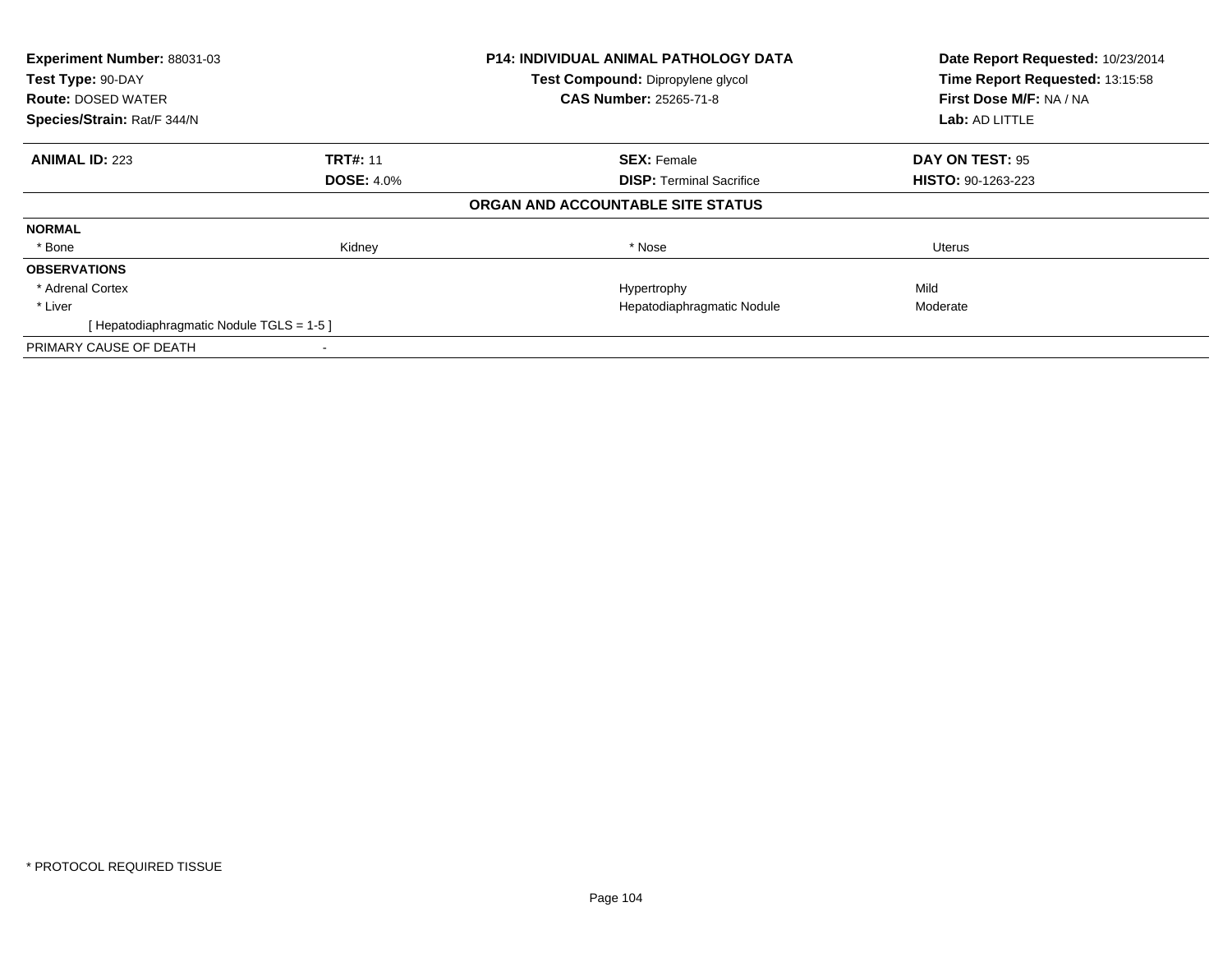| **Experiment Number:** 88031-03 | **P14: INDIVIDUAL ANIMAL PATHOLOGY DATA** | **Date Report Requested:** 10/23/2014 |
|---|---|---|
| **Test Type:** 90-DAY | **Test Compound:** Dipropylene glycol | **Time Report Requested:** 13:15:58 |
| **Route:** DOSED WATER | **CAS Number:** 25265-71-8 | **First Dose M/F:** NA / NA |
| **Species/Strain:** Rat/F 344/N | | **Lab:** AD LITTLE |

| **ANIMAL ID:** 223 | **TRT#:** 11 | **SEX:** Female | **DAY ON TEST:** 95 |
|---|---|---|---|
| | **DOSE:** 4.0% | **DISP:** Terminal Sacrifice | **HISTO:** 90-1263-223 |

**ORGAN AND ACCOUNTABLE SITE STATUS**

| | | | |
|---|---|---|---|
| **NORMAL** | | | |
| * Bone | Kidney | * Nose | Uterus |
| **OBSERVATIONS** | | | |
| * Adrenal Cortex | | Hypertrophy | Mild |
| * Liver | | Hepatodiaphragmatic Nodule | Moderate |
| [ Hepatodiaphragmatic Nodule TGLS = 1-5 ] | | | |
| PRIMARY CAUSE OF DEATH | - | | |

* PROTOCOL REQUIRED TISSUE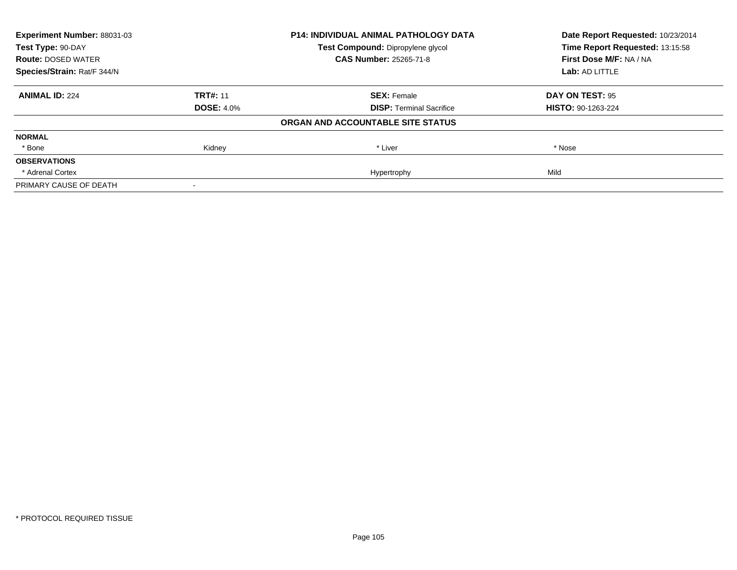| **Experiment Number:** 88031-03 | **P14: INDIVIDUAL ANIMAL PATHOLOGY DATA** | **Date Report Requested:** 10/23/2014 |
|---|---|---|
| **Test Type:** 90-DAY | **Test Compound:** Dipropylene glycol | **Time Report Requested:** 13:15:58 |
| **Route:** DOSED WATER | **CAS Number:** 25265-71-8 | **First Dose M/F:** NA / NA |
| **Species/Strain:** Rat/F 344/N | | **Lab:** AD LITTLE |

| **ANIMAL ID:** 224 | **TRT#:** 11 | **SEX:** Female | **DAY ON TEST:** 95 |
|---|---|---|---|
| | **DOSE:** 4.0% | **DISP:** Terminal Sacrifice | **HISTO:** 90-1263-224 |

**ORGAN AND ACCOUNTABLE SITE STATUS**

| **NORMAL** | | | |
|---|---|---|---|
| * Bone | Kidney | * Liver | * Nose |
| **OBSERVATIONS** | | | |
| * Adrenal Cortex | | Hypertrophy | Mild |
| PRIMARY CAUSE OF DEATH | - | | |

* PROTOCOL REQUIRED TISSUE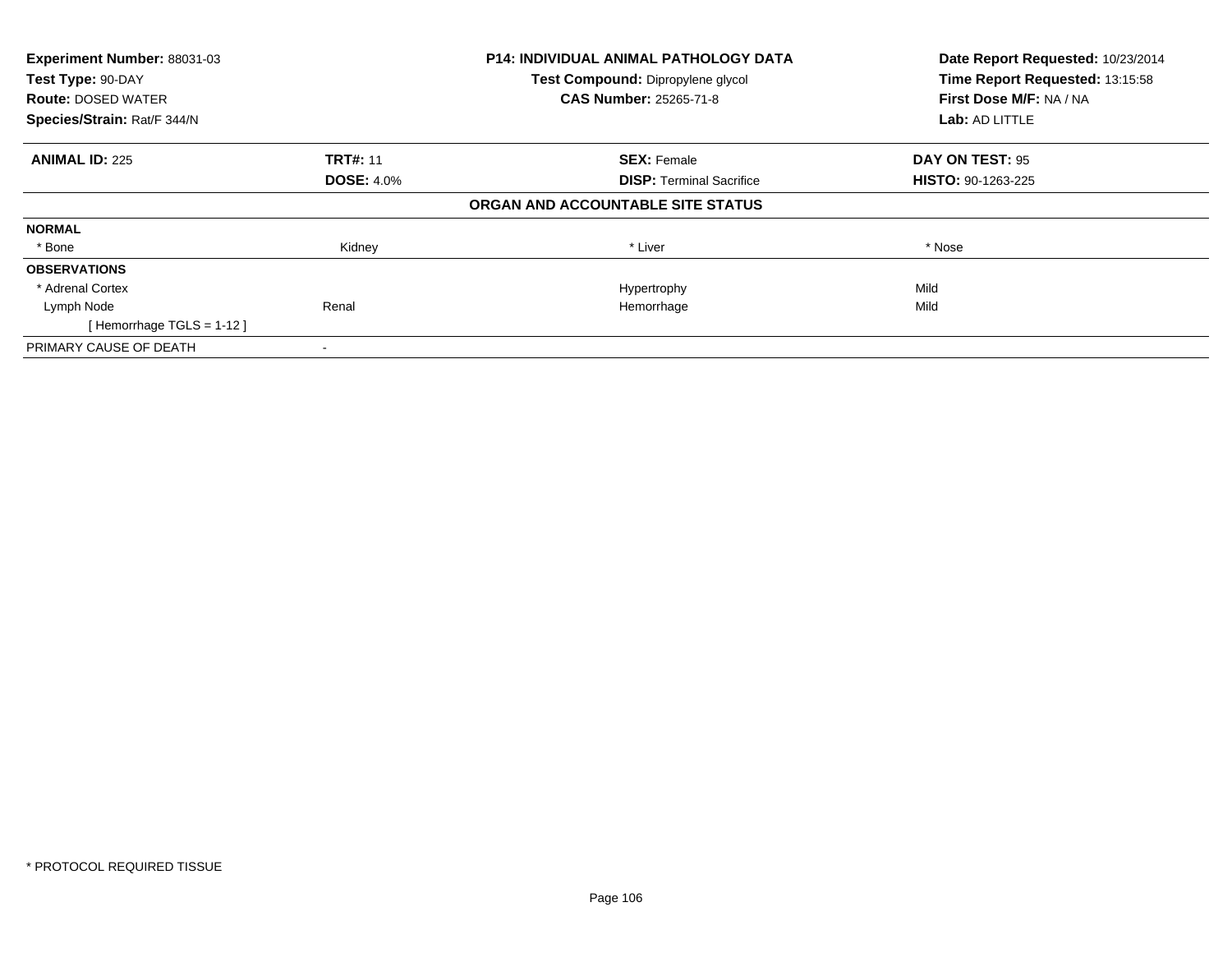| **Experiment Number:** 88031-03 | **P14: INDIVIDUAL ANIMAL PATHOLOGY DATA** | **Date Report Requested:** 10/23/2014 |
|---|---|---|
| **Test Type:** 90-DAY | **Test Compound:** Dipropylene glycol | **Time Report Requested:** 13:15:58 |
| **Route:** DOSED WATER | **CAS Number:** 25265-71-8 | **First Dose M/F:** NA / NA |
| **Species/Strain:** Rat/F 344/N | | **Lab:** AD LITTLE |

| **ANIMAL ID:** 225 | **TRT#:** 11 | **SEX:** Female | **DAY ON TEST:** 95 |
|---|---|---|---|
| | **DOSE:** 4.0% | **DISP:** Terminal Sacrifice | **HISTO:** 90-1263-225 |

**ORGAN AND ACCOUNTABLE SITE STATUS**

| | | | |
|---|---|---|---|
| **NORMAL** | | | |
| * Bone | Kidney | * Liver | * Nose |
| **OBSERVATIONS** | | | |
| * Adrenal Cortex | | Hypertrophy | Mild |
| Lymph Node | Renal | Hemorrhage | Mild |
| [ Hemorrhage TGLS = 1-12 ] | | | |
| PRIMARY CAUSE OF DEATH | - | | |

* PROTOCOL REQUIRED TISSUE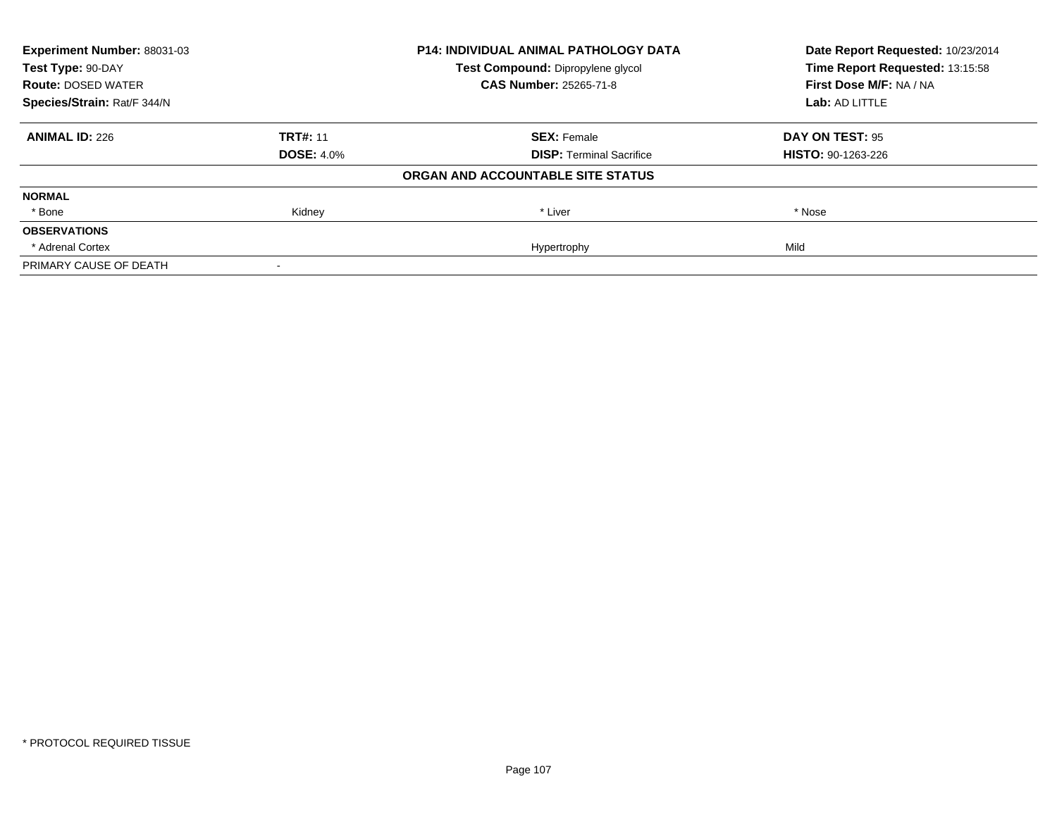| Experiment Number: 88031-03 | P14: INDIVIDUAL ANIMAL PATHOLOGY DATA | Date Report Requested: 10/23/2014 |
|---|---|---|
| Test Type: 90-DAY | Test Compound: Dipropylene glycol | Time Report Requested: 13:15:58 |
| Route: DOSED WATER | CAS Number: 25265-71-8 | First Dose M/F: NA / NA |
| Species/Strain: Rat/F 344/N | | Lab: AD LITTLE |

| ANIMAL ID: 226 | TRT#: 11 | SEX: Female | DAY ON TEST: 95 |
|---|---|---|---|
| | DOSE: 4.0% | DISP: Terminal Sacrifice | HISTO: 90-1263-226 |
| **ORGAN AND ACCOUNTABLE SITE STATUS** | | | |
| **NORMAL** | | | |
| * Bone | Kidney | * Liver | * Nose |
| **OBSERVATIONS** | | | |
| * Adrenal Cortex | | Hypertrophy | Mild |
| PRIMARY CAUSE OF DEATH | - | | |

* PROTOCOL REQUIRED TISSUE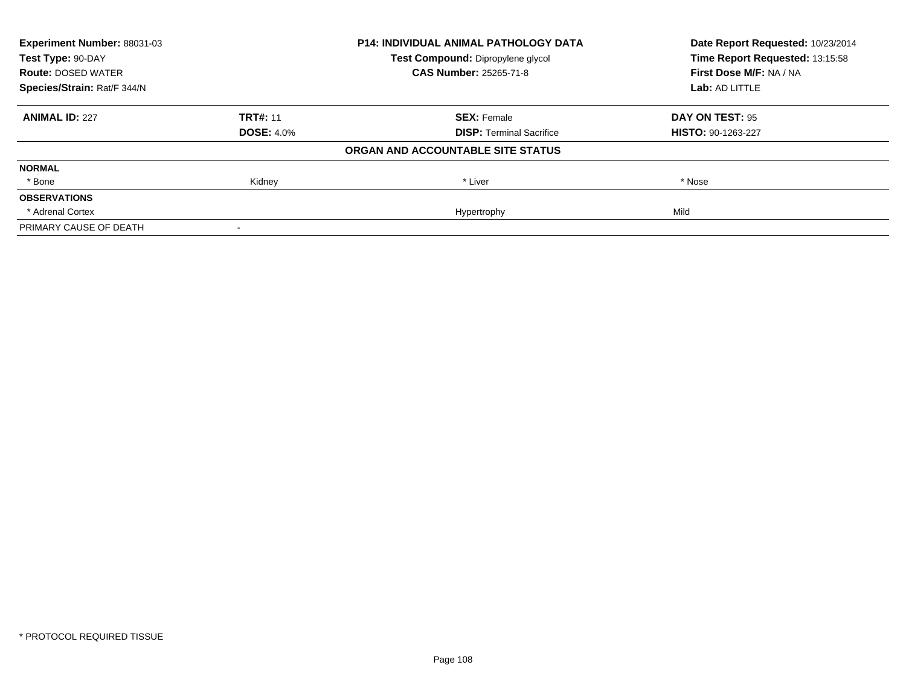| Experiment Number: 88031-03 | P14: INDIVIDUAL ANIMAL PATHOLOGY DATA | Date Report Requested: 10/23/2014 |
|---|---|---|
| Test Type: 90-DAY | Test Compound: Dipropylene glycol | Time Report Requested: 13:15:58 |
| Route: DOSED WATER | CAS Number: 25265-71-8 | First Dose M/F: NA / NA |
| Species/Strain: Rat/F 344/N | | Lab: AD LITTLE |

| ANIMAL ID: 227 | TRT#: 11 | SEX: Female | DAY ON TEST: 95 |
|---|---|---|---|
| | DOSE: 4.0% | DISP: Terminal Sacrifice | HISTO: 90-1263-227 |

**ORGAN AND ACCOUNTABLE SITE STATUS**

| | | | |
|---|---|---|---|
| **NORMAL** | | | |
| * Bone | Kidney | * Liver | * Nose |
| **OBSERVATIONS** | | | |
| * Adrenal Cortex | | Hypertrophy | Mild |
| PRIMARY CAUSE OF DEATH | - | | |

* PROTOCOL REQUIRED TISSUE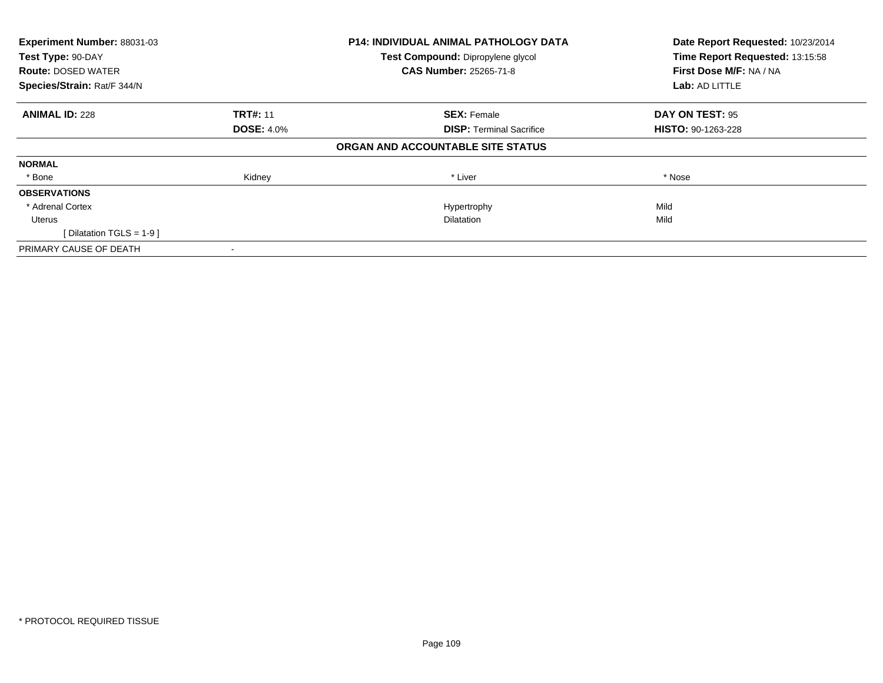**Experiment Number:** 88031-03
**Test Type:** 90-DAY
**Route:** DOSED WATER
**Species/Strain:** Rat/F 344/N

**P14: INDIVIDUAL ANIMAL PATHOLOGY DATA**
**Test Compound:** Dipropylene glycol
**CAS Number:** 25265-71-8

**Date Report Requested:** 10/23/2014
**Time Report Requested:** 13:15:58
**First Dose M/F:** NA / NA
**Lab:** AD LITTLE

| **ANIMAL ID:** 228 | **TRT#:** 11 | **SEX:** Female | **DAY ON TEST:** 95 |
|---|---|---|---|
| | **DOSE:** 4.0% | **DISP:** Terminal Sacrifice | **HISTO:** 90-1263-228 |

**ORGAN AND ACCOUNTABLE SITE STATUS**

| | | | |
|---|---|---|---|
| **NORMAL** | | | |
| * Bone | Kidney | * Liver | * Nose |
| **OBSERVATIONS** | | | |
| * Adrenal Cortex | | Hypertrophy | Mild |
| Uterus | | Dilatation | Mild |
| [ Dilatation TGLS = 1-9 ] | | | |
| PRIMARY CAUSE OF DEATH | - | | |

* PROTOCOL REQUIRED TISSUE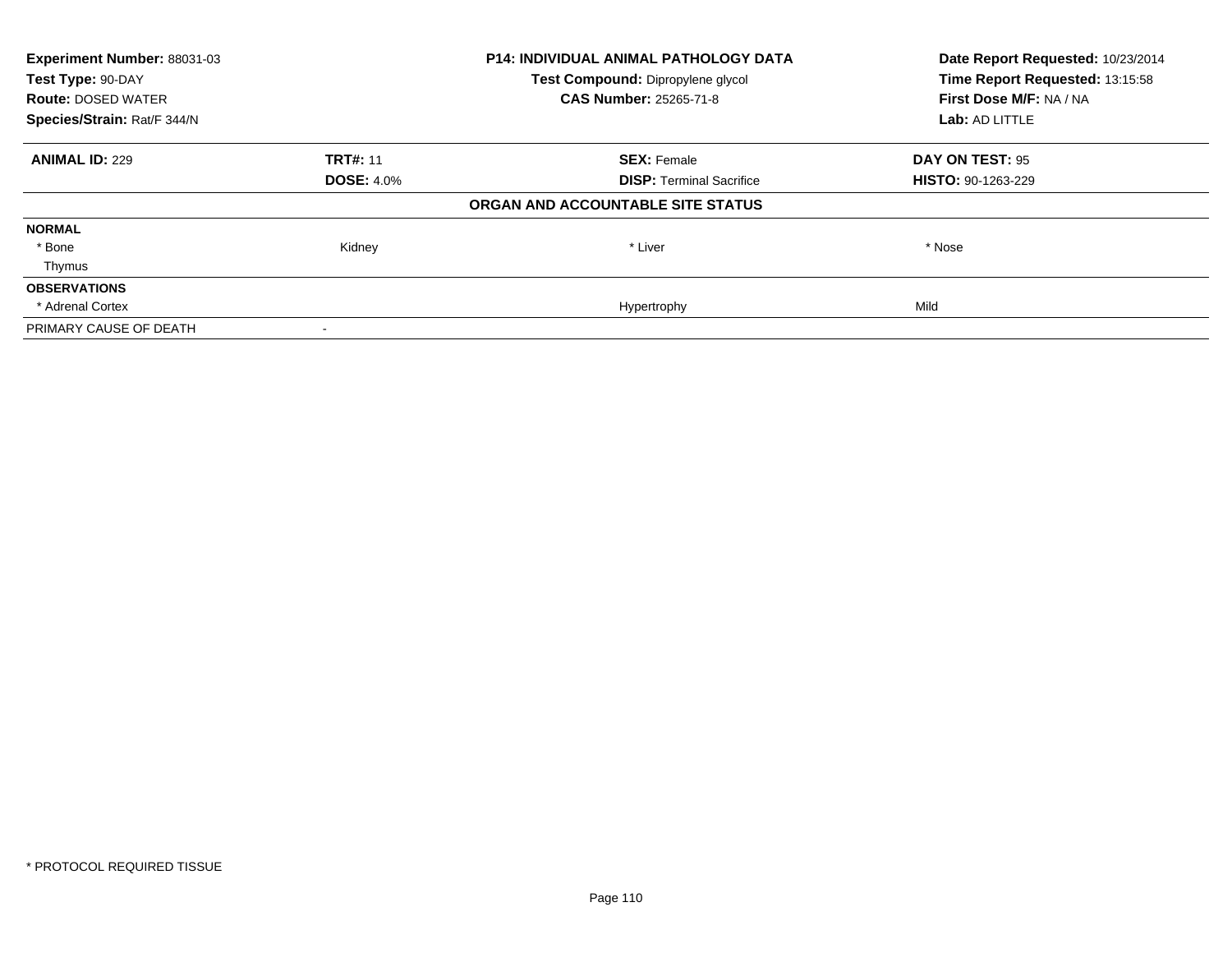| **Experiment Number:** 88031-03 | **P14: INDIVIDUAL ANIMAL PATHOLOGY DATA** | **Date Report Requested:** 10/23/2014 |
|---|---|---|
| **Test Type:** 90-DAY | **Test Compound:** Dipropylene glycol | **Time Report Requested:** 13:15:58 |
| **Route:** DOSED WATER | **CAS Number:** 25265-71-8 | **First Dose M/F:** NA / NA |
| **Species/Strain:** Rat/F 344/N | | **Lab:** AD LITTLE |

| **ANIMAL ID:** 229 | **TRT#:** 11 | **SEX:** Female | **DAY ON TEST:** 95 |
|---|---|---|---|
| | **DOSE:** 4.0% | **DISP:** Terminal Sacrifice | **HISTO:** 90-1263-229 |

**ORGAN AND ACCOUNTABLE SITE STATUS**

| | | | |
|---|---|---|---|
| **NORMAL** | | | |
| * Bone | Kidney | * Liver | * Nose |
| Thymus | | | |
| **OBSERVATIONS** | | | |
| * Adrenal Cortex | | Hypertrophy | Mild |
| PRIMARY CAUSE OF DEATH | - | | |

* PROTOCOL REQUIRED TISSUE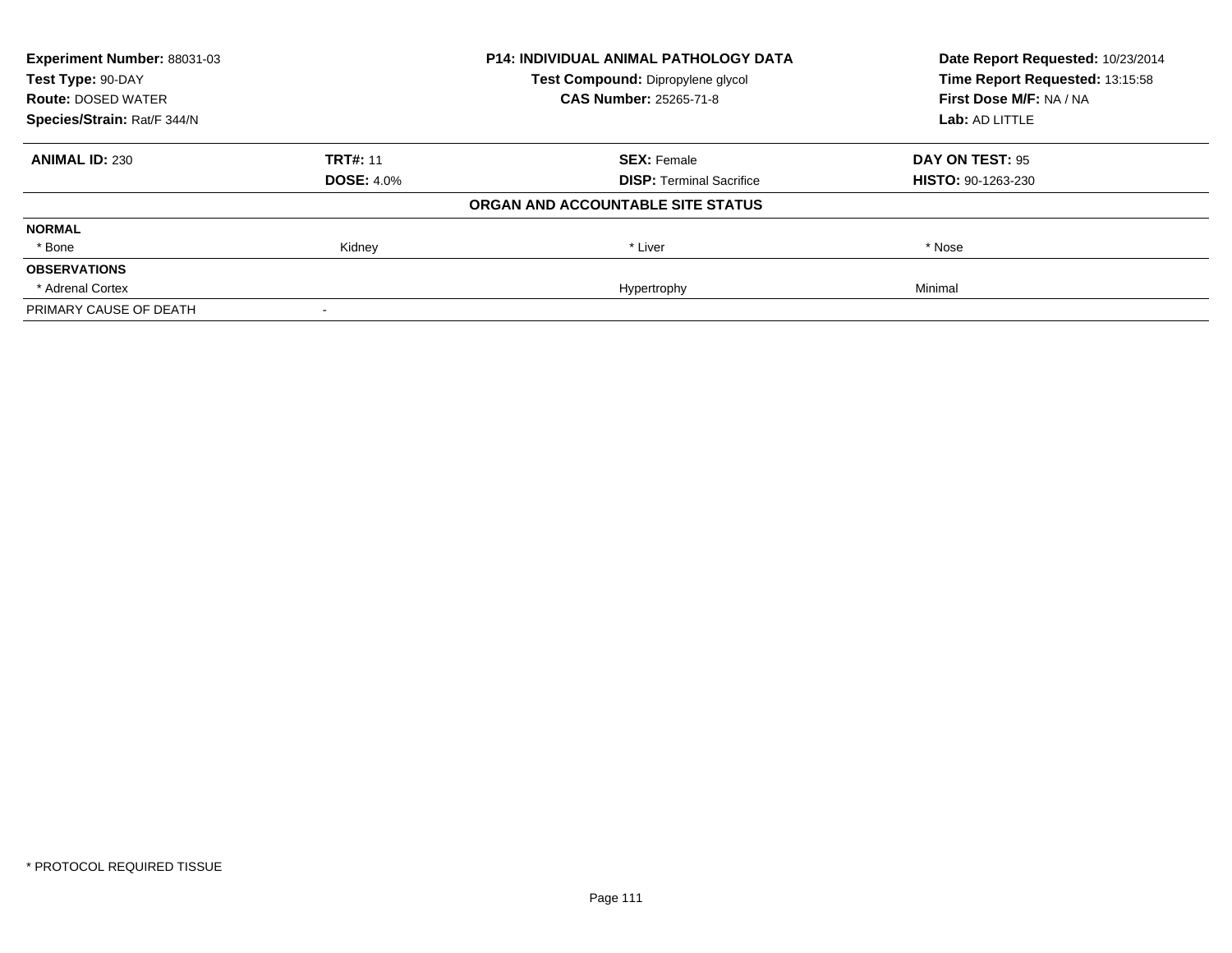| Experiment Number: 88031-03 | P14: INDIVIDUAL ANIMAL PATHOLOGY DATA | Date Report Requested: 10/23/2014 |
|---|---|---|
| Test Type: 90-DAY | Test Compound: Dipropylene glycol | Time Report Requested: 13:15:58 |
| Route: DOSED WATER | CAS Number: 25265-71-8 | First Dose M/F: NA / NA |
| Species/Strain: Rat/F 344/N | | Lab: AD LITTLE |

| ANIMAL ID: 230 | TRT#: 11 | SEX: Female | DAY ON TEST: 95 |
|---|---|---|---|
| | DOSE: 4.0% | DISP: Terminal Sacrifice | HISTO: 90-1263-230 |

**ORGAN AND ACCOUNTABLE SITE STATUS**

| | | | |
|---|---|---|---|
| **NORMAL** | | | |
| * Bone | Kidney | * Liver | * Nose |
| **OBSERVATIONS** | | | |
| * Adrenal Cortex | | Hypertrophy | Minimal |
| PRIMARY CAUSE OF DEATH | - | | |

* PROTOCOL REQUIRED TISSUE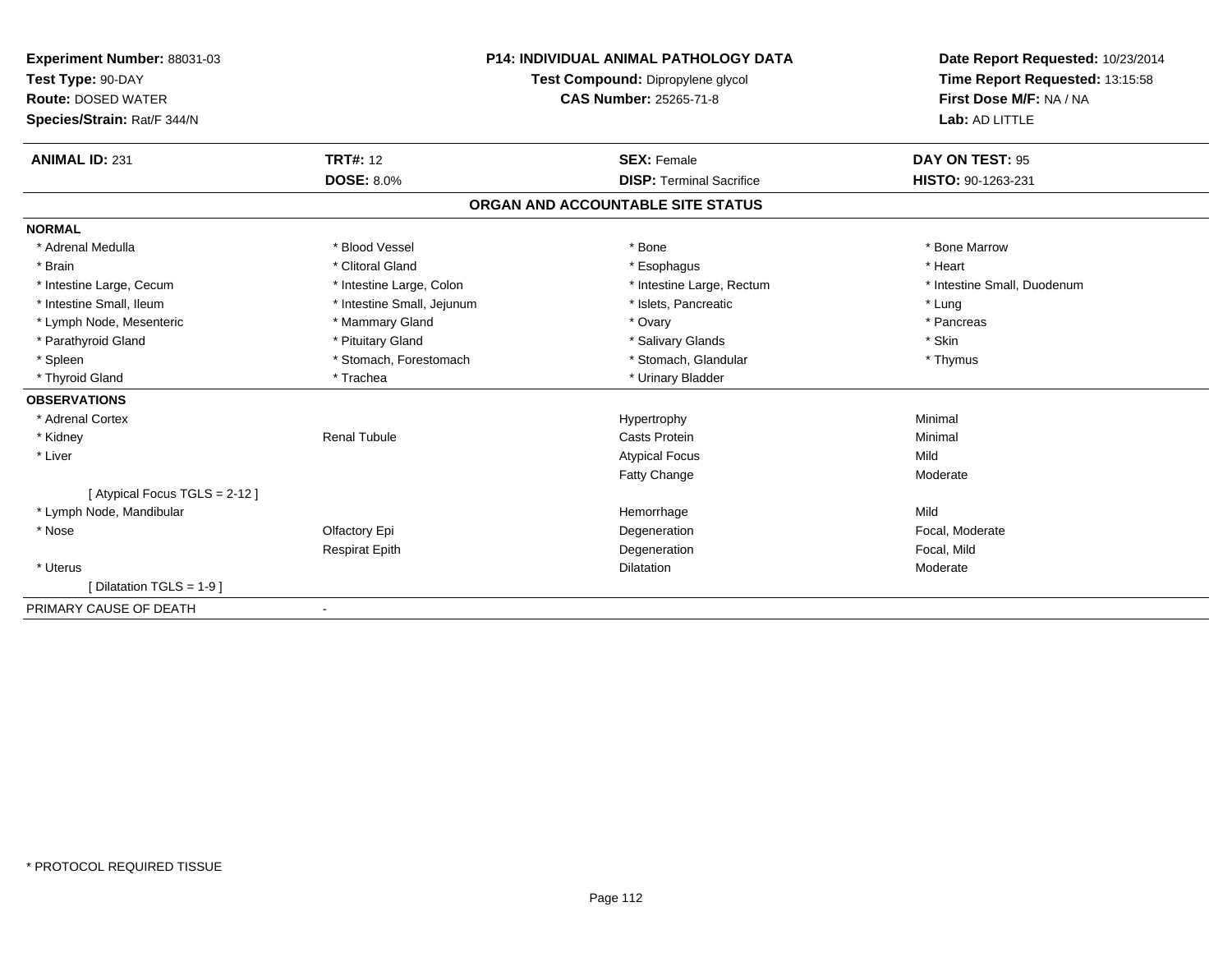**Experiment Number:** 88031-03
**Test Type:** 90-DAY
**Route:** DOSED WATER
**Species/Strain:** Rat/F 344/N

**P14: INDIVIDUAL ANIMAL PATHOLOGY DATA**
**Test Compound:** Dipropylene glycol
**CAS Number:** 25265-71-8

**Date Report Requested:** 10/23/2014
**Time Report Requested:** 13:15:58
**First Dose M/F:** NA / NA
**Lab:** AD LITTLE

| **ANIMAL ID:** 231 | **TRT#:** 12 | **SEX:** Female | **DAY ON TEST:** 95 |
|---|---|---|---|
| | **DOSE:** 8.0% | **DISP:** Terminal Sacrifice | **HISTO:** 90-1263-231 |

## ORGAN AND ACCOUNTABLE SITE STATUS

**NORMAL**

| | | | |
|---|---|---|---|
| * Adrenal Medulla | * Blood Vessel | * Bone | * Bone Marrow |
| * Brain | * Clitoral Gland | * Esophagus | * Heart |
| * Intestine Large, Cecum | * Intestine Large, Colon | * Intestine Large, Rectum | * Intestine Small, Duodenum |
| * Intestine Small, Ileum | * Intestine Small, Jejunum | * Islets, Pancreatic | * Lung |
| * Lymph Node, Mesenteric | * Mammary Gland | * Ovary | * Pancreas |
| * Parathyroid Gland | * Pituitary Gland | * Salivary Glands | * Skin |
| * Spleen | * Stomach, Forestomach | * Stomach, Glandular | * Thymus |
| * Thyroid Gland | * Trachea | * Urinary Bladder | |

**OBSERVATIONS**

| | | | |
|---|---|---|---|
| * Adrenal Cortex | | Hypertrophy | Minimal |
| * Kidney | Renal Tubule | Casts Protein | Minimal |
| * Liver | | Atypical Focus | Mild |
| | | Fatty Change | Moderate |
| [ Atypical Focus TGLS = 2-12 ] | | | |
| * Lymph Node, Mandibular | | Hemorrhage | Mild |
| * Nose | Olfactory Epi | Degeneration | Focal, Moderate |
| | Respirat Epith | Degeneration | Focal, Mild |
| * Uterus | | Dilatation | Moderate |
| [ Dilatation TGLS = 1-9 ] | | | |

PRIMARY CAUSE OF DEATH -

* PROTOCOL REQUIRED TISSUE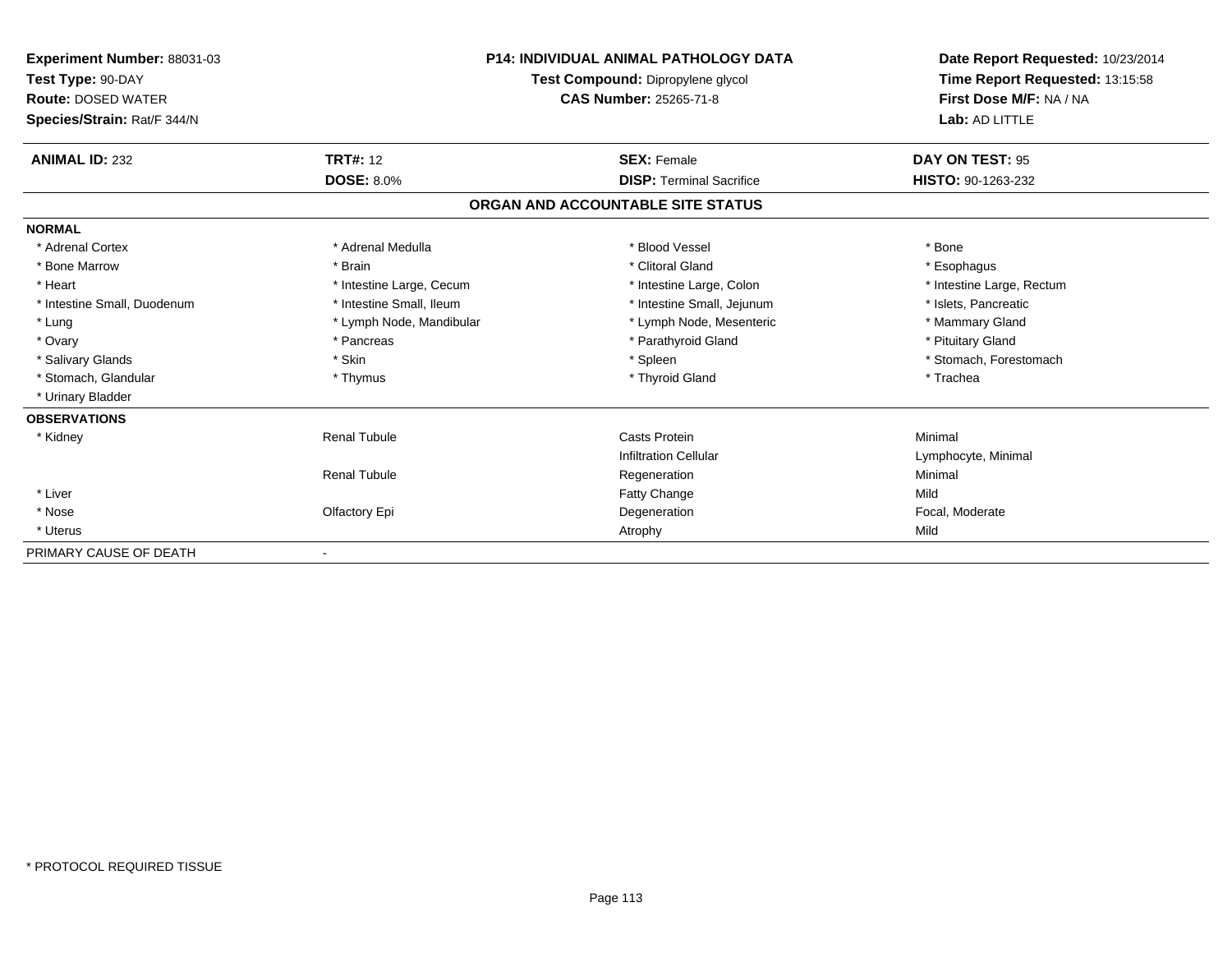| | | | |
|---|---|---|---|
| **Experiment Number:** 88031-03 | **P14: INDIVIDUAL ANIMAL PATHOLOGY DATA** | | **Date Report Requested:** 10/23/2014 |
| **Test Type:** 90-DAY | **Test Compound:** Dipropylene glycol | | **Time Report Requested:** 13:15:58 |
| **Route:** DOSED WATER | **CAS Number:** 25265-71-8 | | **First Dose M/F:** NA / NA |
| **Species/Strain:** Rat/F 344/N | | | **Lab:** AD LITTLE |

| | | | |
|---|---|---|---|
| **ANIMAL ID:** 232 | **TRT#:** 12 | **SEX:** Female | **DAY ON TEST:** 95 |
| | **DOSE:** 8.0% | **DISP:** Terminal Sacrifice | **HISTO:** 90-1263-232 |

## ORGAN AND ACCOUNTABLE SITE STATUS

**NORMAL**

| | | | |
|---|---|---|---|
| * Adrenal Cortex | * Adrenal Medulla | * Blood Vessel | * Bone |
| * Bone Marrow | * Brain | * Clitoral Gland | * Esophagus |
| * Heart | * Intestine Large, Cecum | * Intestine Large, Colon | * Intestine Large, Rectum |
| * Intestine Small, Duodenum | * Intestine Small, Ileum | * Intestine Small, Jejunum | * Islets, Pancreatic |
| * Lung | * Lymph Node, Mandibular | * Lymph Node, Mesenteric | * Mammary Gland |
| * Ovary | * Pancreas | * Parathyroid Gland | * Pituitary Gland |
| * Salivary Glands | * Skin | * Spleen | * Stomach, Forestomach |
| * Stomach, Glandular | * Thymus | * Thyroid Gland | * Trachea |
| * Urinary Bladder | | | |

**OBSERVATIONS**

| | | | |
|---|---|---|---|
| * Kidney | Renal Tubule | Casts Protein | Minimal |
| | | Infiltration Cellular | Lymphocyte, Minimal |
| | Renal Tubule | Regeneration | Minimal |
| * Liver | | Fatty Change | Mild |
| * Nose | Olfactory Epi | Degeneration | Focal, Moderate |
| * Uterus | | Atrophy | Mild |

PRIMARY CAUSE OF DEATH -

* PROTOCOL REQUIRED TISSUE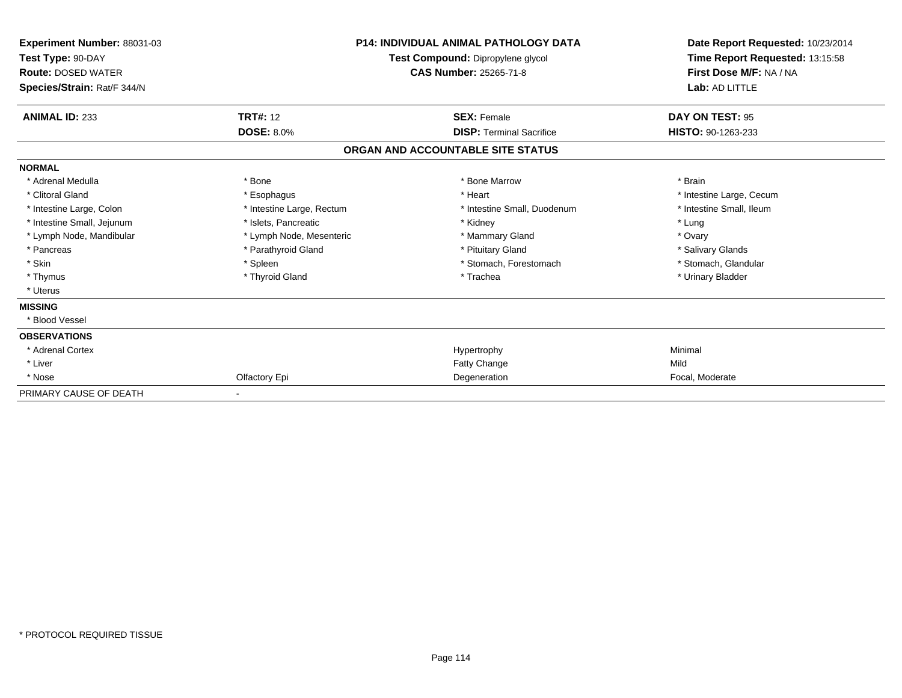**Experiment Number:** 88031-03
**Test Type:** 90-DAY
**Route:** DOSED WATER
**Species/Strain:** Rat/F 344/N

**P14: INDIVIDUAL ANIMAL PATHOLOGY DATA**
**Test Compound:** Dipropylene glycol
**CAS Number:** 25265-71-8

**Date Report Requested:** 10/23/2014
**Time Report Requested:** 13:15:58
**First Dose M/F:** NA / NA
**Lab:** AD LITTLE

| **ANIMAL ID:** 233 | **TRT#:** 12 | **SEX:** Female | **DAY ON TEST:** 95 |
|---|---|---|---|
| | **DOSE:** 8.0% | **DISP:** Terminal Sacrifice | **HISTO:** 90-1263-233 |

## ORGAN AND ACCOUNTABLE SITE STATUS

| | | | |
|---|---|---|---|
| **NORMAL** | | | |
| * Adrenal Medulla | * Bone | * Bone Marrow | * Brain |
| * Clitoral Gland | * Esophagus | * Heart | * Intestine Large, Cecum |
| * Intestine Large, Colon | * Intestine Large, Rectum | * Intestine Small, Duodenum | * Intestine Small, Ileum |
| * Intestine Small, Jejunum | * Islets, Pancreatic | * Kidney | * Lung |
| * Lymph Node, Mandibular | * Lymph Node, Mesenteric | * Mammary Gland | * Ovary |
| * Pancreas | * Parathyroid Gland | * Pituitary Gland | * Salivary Glands |
| * Skin | * Spleen | * Stomach, Forestomach | * Stomach, Glandular |
| * Thymus | * Thyroid Gland | * Trachea | * Urinary Bladder |
| * Uterus | | | |
| **MISSING** | | | |
| * Blood Vessel | | | |
| **OBSERVATIONS** | | | |
| * Adrenal Cortex | | Hypertrophy | Minimal |
| * Liver | | Fatty Change | Mild |
| * Nose | Olfactory Epi | Degeneration | Focal, Moderate |
| PRIMARY CAUSE OF DEATH | - | | |

* PROTOCOL REQUIRED TISSUE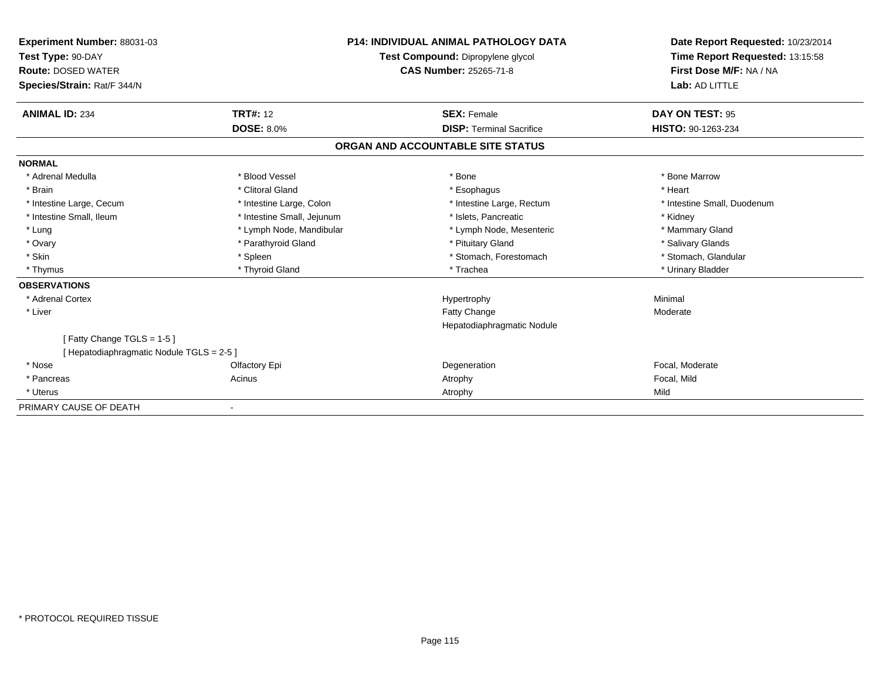**Experiment Number:** 88031-03
**Test Type:** 90-DAY
**Route:** DOSED WATER
**Species/Strain:** Rat/F 344/N

**P14: INDIVIDUAL ANIMAL PATHOLOGY DATA**
**Test Compound:** Dipropylene glycol
**CAS Number:** 25265-71-8

**Date Report Requested:** 10/23/2014
**Time Report Requested:** 13:15:58
**First Dose M/F:** NA / NA
**Lab:** AD LITTLE

| **ANIMAL ID:** 234 | **TRT#:** 12 | **SEX:** Female | **DAY ON TEST:** 95 |
|---|---|---|---|
| | **DOSE:** 8.0% | **DISP:** Terminal Sacrifice | **HISTO:** 90-1263-234 |

## ORGAN AND ACCOUNTABLE SITE STATUS

**NORMAL**

| | | | |
|---|---|---|---|
| * Adrenal Medulla | * Blood Vessel | * Bone | * Bone Marrow |
| * Brain | * Clitoral Gland | * Esophagus | * Heart |
| * Intestine Large, Cecum | * Intestine Large, Colon | * Intestine Large, Rectum | * Intestine Small, Duodenum |
| * Intestine Small, Ileum | * Intestine Small, Jejunum | * Islets, Pancreatic | * Kidney |
| * Lung | * Lymph Node, Mandibular | * Lymph Node, Mesenteric | * Mammary Gland |
| * Ovary | * Parathyroid Gland | * Pituitary Gland | * Salivary Glands |
| * Skin | * Spleen | * Stomach, Forestomach | * Stomach, Glandular |
| * Thymus | * Thyroid Gland | * Trachea | * Urinary Bladder |

**OBSERVATIONS**

| | | | |
|---|---|---|---|
| * Adrenal Cortex | | Hypertrophy | Minimal |
| * Liver | | Fatty Change | Moderate |
| | | Hepatodiaphragmatic Nodule | |
| [ Fatty Change TGLS = 1-5 ] | | | |
| [ Hepatodiaphragmatic Nodule TGLS = 2-5 ] | | | |
| * Nose | Olfactory Epi | Degeneration | Focal, Moderate |
| * Pancreas | Acinus | Atrophy | Focal, Mild |
| * Uterus | | Atrophy | Mild |

PRIMARY CAUSE OF DEATH -

* PROTOCOL REQUIRED TISSUE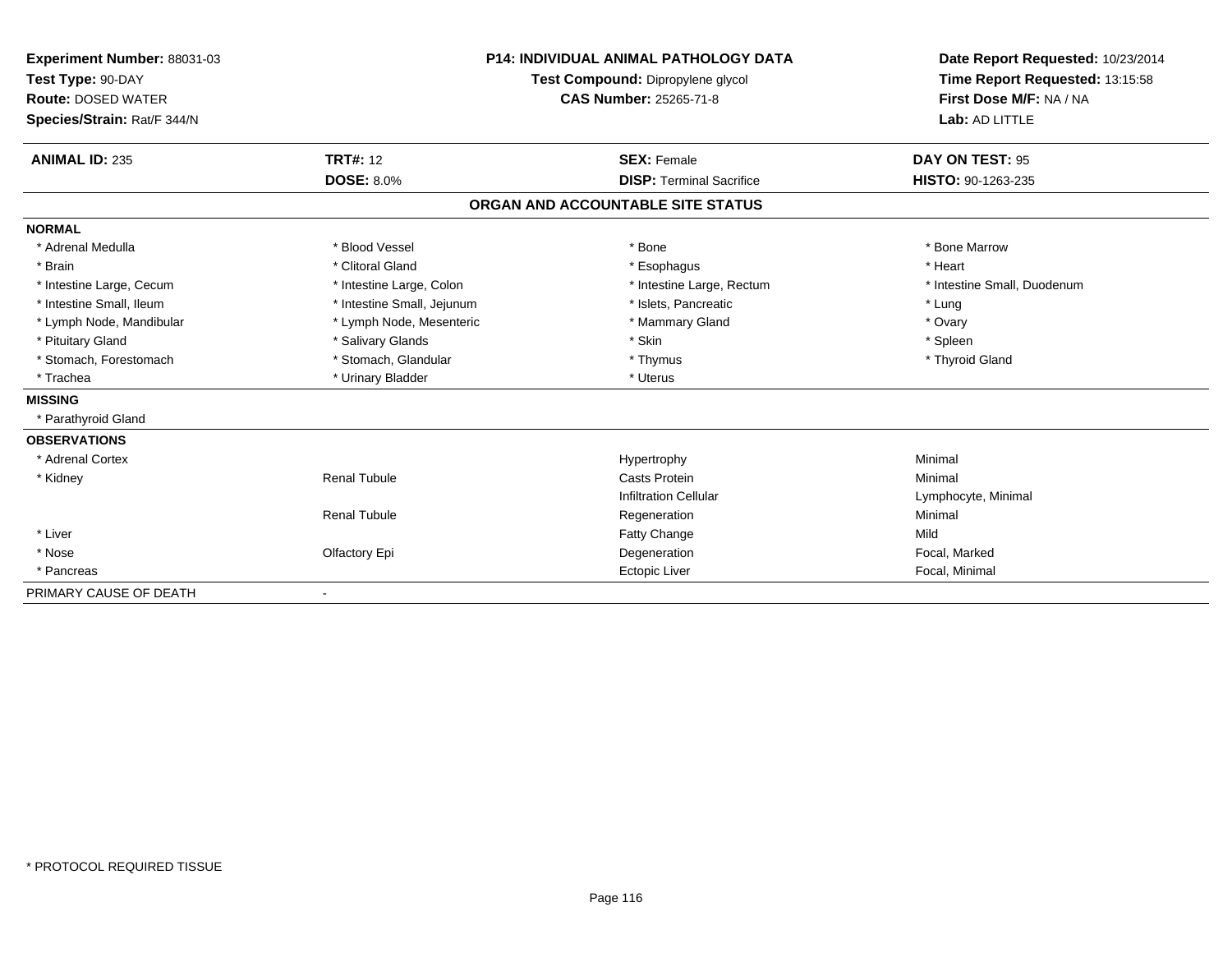**Experiment Number:** 88031-03
**Test Type:** 90-DAY
**Route:** DOSED WATER
**Species/Strain:** Rat/F 344/N

**P14: INDIVIDUAL ANIMAL PATHOLOGY DATA**
**Test Compound:** Dipropylene glycol
**CAS Number:** 25265-71-8

**Date Report Requested:** 10/23/2014
**Time Report Requested:** 13:15:58
**First Dose M/F:** NA / NA
**Lab:** AD LITTLE

| **ANIMAL ID:** 235 | **TRT#:** 12 | **SEX:** Female | **DAY ON TEST:** 95 |
|---|---|---|---|
| | **DOSE:** 8.0% | **DISP:** Terminal Sacrifice | **HISTO:** 90-1263-235 |

## ORGAN AND ACCOUNTABLE SITE STATUS

**NORMAL**

| | | | |
|---|---|---|---|
| * Adrenal Medulla | * Blood Vessel | * Bone | * Bone Marrow |
| * Brain | * Clitoral Gland | * Esophagus | * Heart |
| * Intestine Large, Cecum | * Intestine Large, Colon | * Intestine Large, Rectum | * Intestine Small, Duodenum |
| * Intestine Small, Ileum | * Intestine Small, Jejunum | * Islets, Pancreatic | * Lung |
| * Lymph Node, Mandibular | * Lymph Node, Mesenteric | * Mammary Gland | * Ovary |
| * Pituitary Gland | * Salivary Glands | * Skin | * Spleen |
| * Stomach, Forestomach | * Stomach, Glandular | * Thymus | * Thyroid Gland |
| * Trachea | * Urinary Bladder | * Uterus | |

**MISSING**

* Parathyroid Gland

**OBSERVATIONS**

| | | | |
|---|---|---|---|
| * Adrenal Cortex | | Hypertrophy | Minimal |
| * Kidney | Renal Tubule | Casts Protein | Minimal |
| | | Infiltration Cellular | Lymphocyte, Minimal |
| | Renal Tubule | Regeneration | Minimal |
| * Liver | | Fatty Change | Mild |
| * Nose | Olfactory Epi | Degeneration | Focal, Marked |
| * Pancreas | | Ectopic Liver | Focal, Minimal |

PRIMARY CAUSE OF DEATH -

* PROTOCOL REQUIRED TISSUE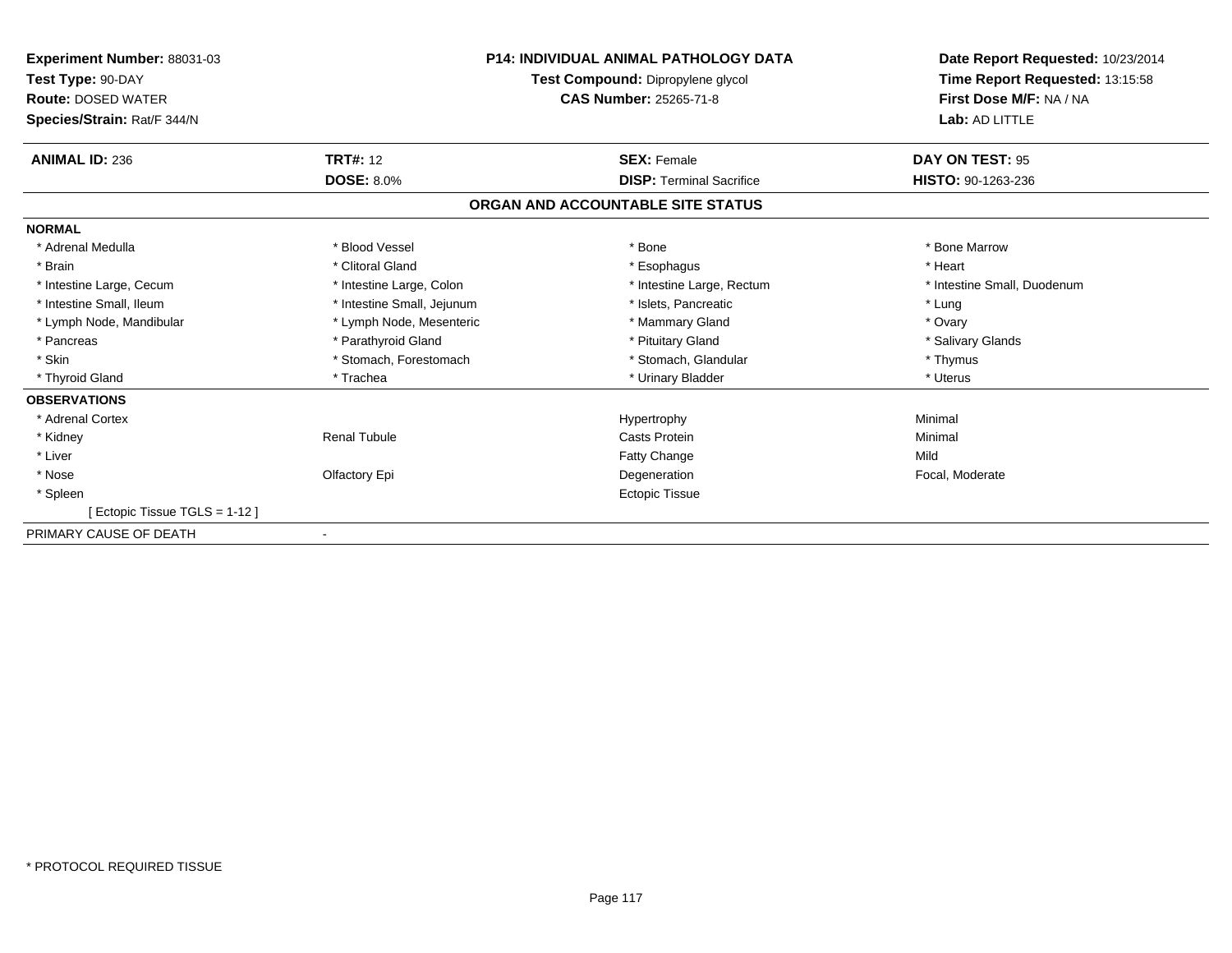**Experiment Number:** 88031-03
**Test Type:** 90-DAY
**Route:** DOSED WATER
**Species/Strain:** Rat/F 344/N

**P14: INDIVIDUAL ANIMAL PATHOLOGY DATA**
**Test Compound:** Dipropylene glycol
**CAS Number:** 25265-71-8

**Date Report Requested:** 10/23/2014
**Time Report Requested:** 13:15:58
**First Dose M/F:** NA / NA
**Lab:** AD LITTLE

| **ANIMAL ID:** 236 | **TRT#:** 12 | **SEX:** Female | **DAY ON TEST:** 95 |
|---|---|---|---|
| | **DOSE:** 8.0% | **DISP:** Terminal Sacrifice | **HISTO:** 90-1263-236 |

**ORGAN AND ACCOUNTABLE SITE STATUS**

| | | | |
|---|---|---|---|
| **NORMAL** | | | |
| * Adrenal Medulla | * Blood Vessel | * Bone | * Bone Marrow |
| * Brain | * Clitoral Gland | * Esophagus | * Heart |
| * Intestine Large, Cecum | * Intestine Large, Colon | * Intestine Large, Rectum | * Intestine Small, Duodenum |
| * Intestine Small, Ileum | * Intestine Small, Jejunum | * Islets, Pancreatic | * Lung |
| * Lymph Node, Mandibular | * Lymph Node, Mesenteric | * Mammary Gland | * Ovary |
| * Pancreas | * Parathyroid Gland | * Pituitary Gland | * Salivary Glands |
| * Skin | * Stomach, Forestomach | * Stomach, Glandular | * Thymus |
| * Thyroid Gland | * Trachea | * Urinary Bladder | * Uterus |
| **OBSERVATIONS** | | | |
| * Adrenal Cortex | | Hypertrophy | Minimal |
| * Kidney | Renal Tubule | Casts Protein | Minimal |
| * Liver | | Fatty Change | Mild |
| * Nose | Olfactory Epi | Degeneration | Focal, Moderate |
| * Spleen | | Ectopic Tissue | |
| [ Ectopic Tissue TGLS = 1-12 ] | | | |
| PRIMARY CAUSE OF DEATH | - | | |

* PROTOCOL REQUIRED TISSUE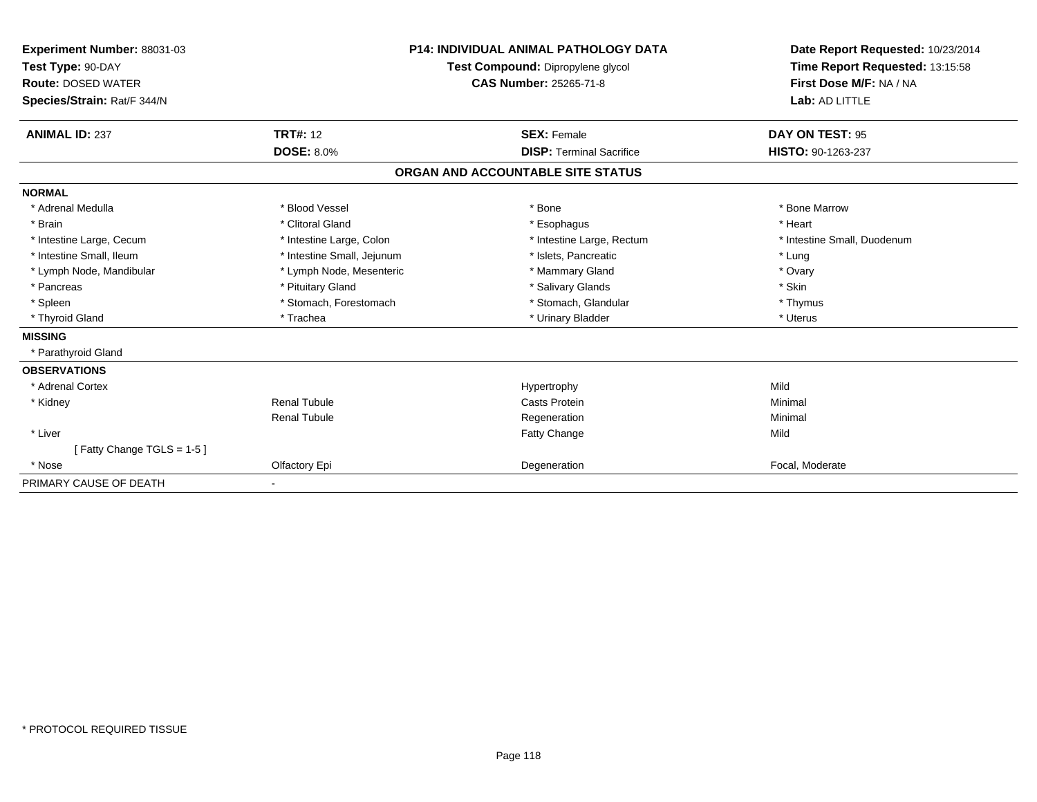**Experiment Number:** 88031-03
**Test Type:** 90-DAY
**Route:** DOSED WATER
**Species/Strain:** Rat/F 344/N

**P14: INDIVIDUAL ANIMAL PATHOLOGY DATA**
**Test Compound:** Dipropylene glycol
**CAS Number:** 25265-71-8

**Date Report Requested:** 10/23/2014
**Time Report Requested:** 13:15:58
**First Dose M/F:** NA / NA
**Lab:** AD LITTLE

| **ANIMAL ID:** 237 | **TRT#:** 12 | **SEX:** Female | **DAY ON TEST:** 95 |
|---|---|---|---|
| | **DOSE:** 8.0% | **DISP:** Terminal Sacrifice | **HISTO:** 90-1263-237 |

## ORGAN AND ACCOUNTABLE SITE STATUS

**NORMAL**

| | | | |
|---|---|---|---|
| * Adrenal Medulla | * Blood Vessel | * Bone | * Bone Marrow |
| * Brain | * Clitoral Gland | * Esophagus | * Heart |
| * Intestine Large, Cecum | * Intestine Large, Colon | * Intestine Large, Rectum | * Intestine Small, Duodenum |
| * Intestine Small, Ileum | * Intestine Small, Jejunum | * Islets, Pancreatic | * Lung |
| * Lymph Node, Mandibular | * Lymph Node, Mesenteric | * Mammary Gland | * Ovary |
| * Pancreas | * Pituitary Gland | * Salivary Glands | * Skin |
| * Spleen | * Stomach, Forestomach | * Stomach, Glandular | * Thymus |
| * Thyroid Gland | * Trachea | * Urinary Bladder | * Uterus |

**MISSING**

* Parathyroid Gland

**OBSERVATIONS**

| | | | |
|---|---|---|---|
| * Adrenal Cortex | | Hypertrophy | Mild |
| * Kidney | Renal Tubule | Casts Protein | Minimal |
| | Renal Tubule | Regeneration | Minimal |
| * Liver | | Fatty Change | Mild |
| [ Fatty Change TGLS = 1-5 ] | | | |
| * Nose | Olfactory Epi | Degeneration | Focal, Moderate |

PRIMARY CAUSE OF DEATH -

* PROTOCOL REQUIRED TISSUE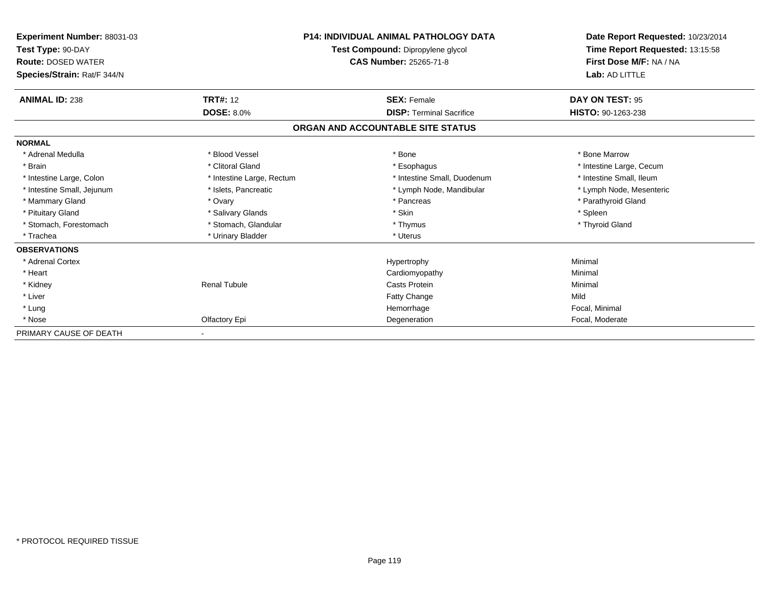**Experiment Number:** 88031-03
**Test Type:** 90-DAY
**Route:** DOSED WATER
**Species/Strain:** Rat/F 344/N

**P14: INDIVIDUAL ANIMAL PATHOLOGY DATA**
**Test Compound:** Dipropylene glycol
**CAS Number:** 25265-71-8

**Date Report Requested:** 10/23/2014
**Time Report Requested:** 13:15:58
**First Dose M/F:** NA / NA
**Lab:** AD LITTLE

| **ANIMAL ID:** 238 | **TRT#:** 12 | **SEX:** Female | **DAY ON TEST:** 95 |
|---|---|---|---|
| | **DOSE:** 8.0% | **DISP:** Terminal Sacrifice | **HISTO:** 90-1263-238 |

## ORGAN AND ACCOUNTABLE SITE STATUS

| | | | |
|---|---|---|---|
| **NORMAL** | | | |
| * Adrenal Medulla | * Blood Vessel | * Bone | * Bone Marrow |
| * Brain | * Clitoral Gland | * Esophagus | * Intestine Large, Cecum |
| * Intestine Large, Colon | * Intestine Large, Rectum | * Intestine Small, Duodenum | * Intestine Small, Ileum |
| * Intestine Small, Jejunum | * Islets, Pancreatic | * Lymph Node, Mandibular | * Lymph Node, Mesenteric |
| * Mammary Gland | * Ovary | * Pancreas | * Parathyroid Gland |
| * Pituitary Gland | * Salivary Glands | * Skin | * Spleen |
| * Stomach, Forestomach | * Stomach, Glandular | * Thymus | * Thyroid Gland |
| * Trachea | * Urinary Bladder | * Uterus | |
| **OBSERVATIONS** | | | |
| * Adrenal Cortex | | Hypertrophy | Minimal |
| * Heart | | Cardiomyopathy | Minimal |
| * Kidney | Renal Tubule | Casts Protein | Minimal |
| * Liver | | Fatty Change | Mild |
| * Lung | | Hemorrhage | Focal, Minimal |
| * Nose | Olfactory Epi | Degeneration | Focal, Moderate |
| PRIMARY CAUSE OF DEATH | - | | |

* PROTOCOL REQUIRED TISSUE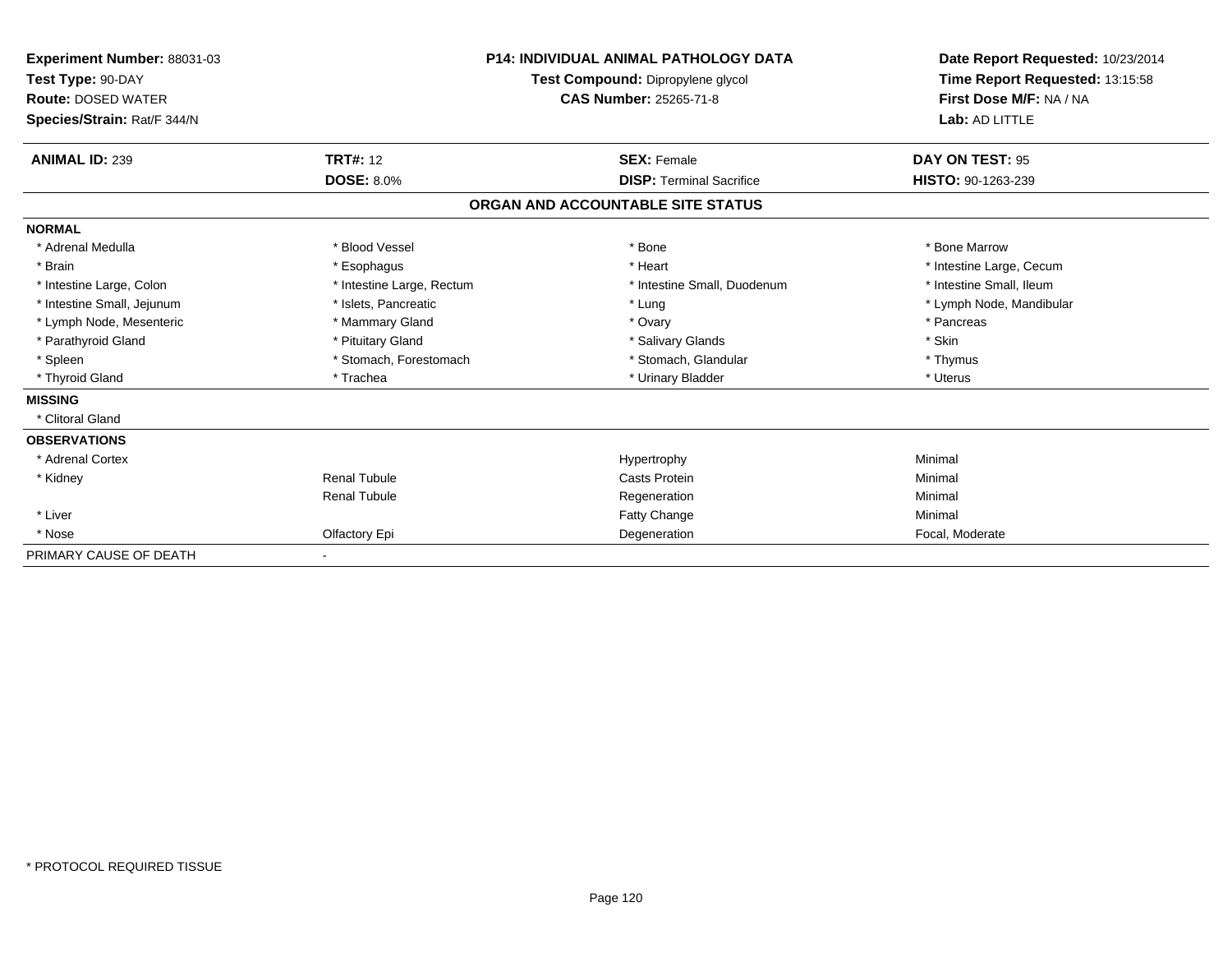**Experiment Number:** 88031-03
**Test Type:** 90-DAY
**Route:** DOSED WATER
**Species/Strain:** Rat/F 344/N

**P14: INDIVIDUAL ANIMAL PATHOLOGY DATA**
**Test Compound:** Dipropylene glycol
**CAS Number:** 25265-71-8

**Date Report Requested:** 10/23/2014
**Time Report Requested:** 13:15:58
**First Dose M/F:** NA / NA
**Lab:** AD LITTLE

| **ANIMAL ID:** 239 | **TRT#:** 12 | **SEX:** Female | **DAY ON TEST:** 95 |
|---|---|---|---|
| | **DOSE:** 8.0% | **DISP:** Terminal Sacrifice | **HISTO:** 90-1263-239 |

## ORGAN AND ACCOUNTABLE SITE STATUS

| | | | |
|---|---|---|---|
| **NORMAL** | | | |
| * Adrenal Medulla | * Blood Vessel | * Bone | * Bone Marrow |
| * Brain | * Esophagus | * Heart | * Intestine Large, Cecum |
| * Intestine Large, Colon | * Intestine Large, Rectum | * Intestine Small, Duodenum | * Intestine Small, Ileum |
| * Intestine Small, Jejunum | * Islets, Pancreatic | * Lung | * Lymph Node, Mandibular |
| * Lymph Node, Mesenteric | * Mammary Gland | * Ovary | * Pancreas |
| * Parathyroid Gland | * Pituitary Gland | * Salivary Glands | * Skin |
| * Spleen | * Stomach, Forestomach | * Stomach, Glandular | * Thymus |
| * Thyroid Gland | * Trachea | * Urinary Bladder | * Uterus |
| **MISSING** | | | |
| * Clitoral Gland | | | |
| **OBSERVATIONS** | | | |
| * Adrenal Cortex | | Hypertrophy | Minimal |
| * Kidney | Renal Tubule | Casts Protein | Minimal |
| | Renal Tubule | Regeneration | Minimal |
| * Liver | | Fatty Change | Minimal |
| * Nose | Olfactory Epi | Degeneration | Focal, Moderate |
| PRIMARY CAUSE OF DEATH | - | | |

* PROTOCOL REQUIRED TISSUE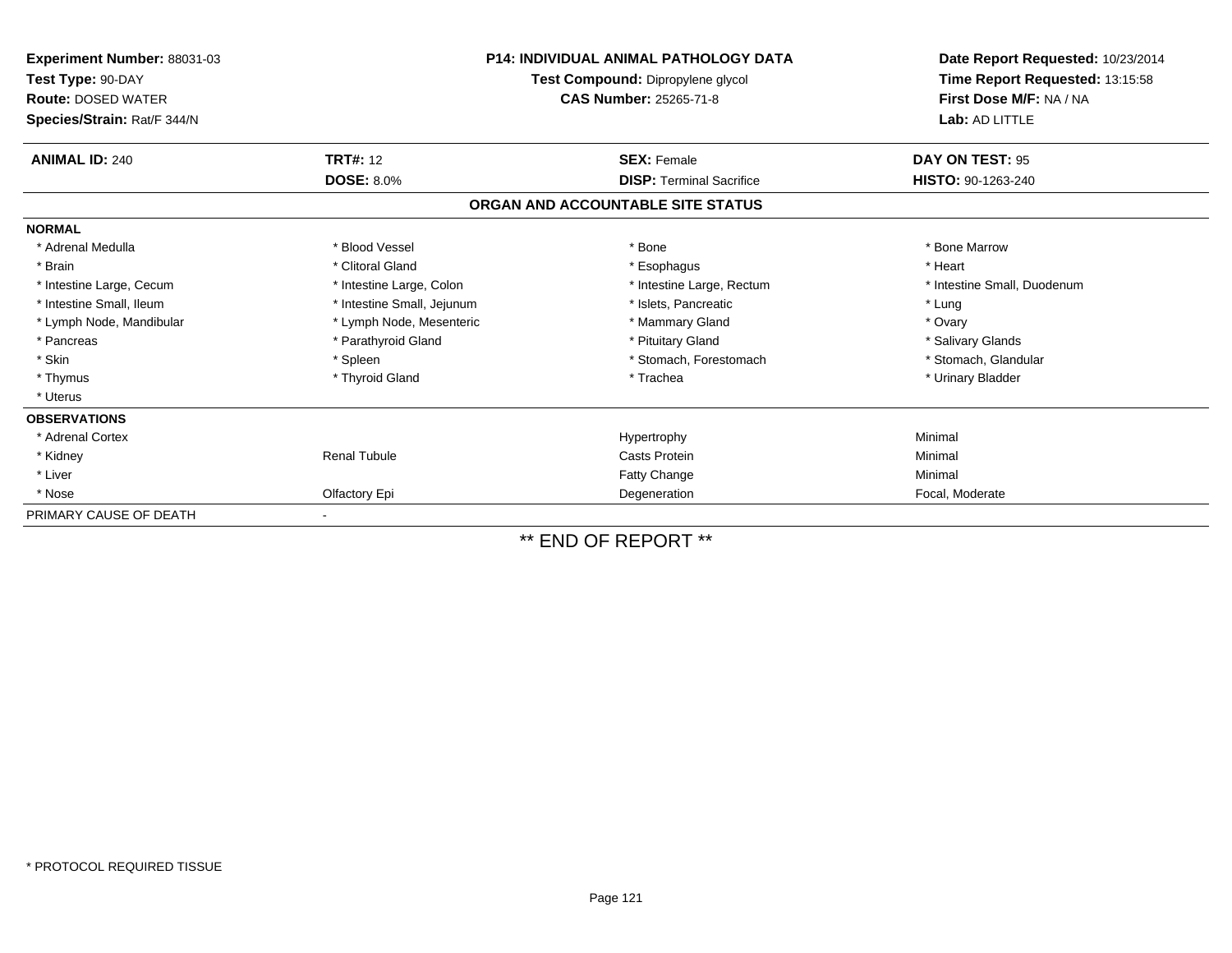**Experiment Number:** 88031-03
**Test Type:** 90-DAY
**Route:** DOSED WATER
**Species/Strain:** Rat/F 344/N

**P14: INDIVIDUAL ANIMAL PATHOLOGY DATA**
**Test Compound:** Dipropylene glycol
**CAS Number:** 25265-71-8

**Date Report Requested:** 10/23/2014
**Time Report Requested:** 13:15:58
**First Dose M/F:** NA / NA
**Lab:** AD LITTLE

| | | | |
|---|---|---|---|
| **ANIMAL ID:** 240 | **TRT#:** 12 | **SEX:** Female | **DAY ON TEST:** 95 |
| | **DOSE:** 8.0% | **DISP:** Terminal Sacrifice | **HISTO:** 90-1263-240 |

**ORGAN AND ACCOUNTABLE SITE STATUS**

**NORMAL**

| | | | |
|---|---|---|---|
| * Adrenal Medulla | * Blood Vessel | * Bone | * Bone Marrow |
| * Brain | * Clitoral Gland | * Esophagus | * Heart |
| * Intestine Large, Cecum | * Intestine Large, Colon | * Intestine Large, Rectum | * Intestine Small, Duodenum |
| * Intestine Small, Ileum | * Intestine Small, Jejunum | * Islets, Pancreatic | * Lung |
| * Lymph Node, Mandibular | * Lymph Node, Mesenteric | * Mammary Gland | * Ovary |
| * Pancreas | * Parathyroid Gland | * Pituitary Gland | * Salivary Glands |
| * Skin | * Spleen | * Stomach, Forestomach | * Stomach, Glandular |
| * Thymus | * Thyroid Gland | * Trachea | * Urinary Bladder |
| * Uterus | | | |

**OBSERVATIONS**

| | | | |
|---|---|---|---|
| * Adrenal Cortex | | Hypertrophy | Minimal |
| * Kidney | Renal Tubule | Casts Protein | Minimal |
| * Liver | | Fatty Change | Minimal |
| * Nose | Olfactory Epi | Degeneration | Focal, Moderate |

PRIMARY CAUSE OF DEATH -

** END OF REPORT **

* PROTOCOL REQUIRED TISSUE